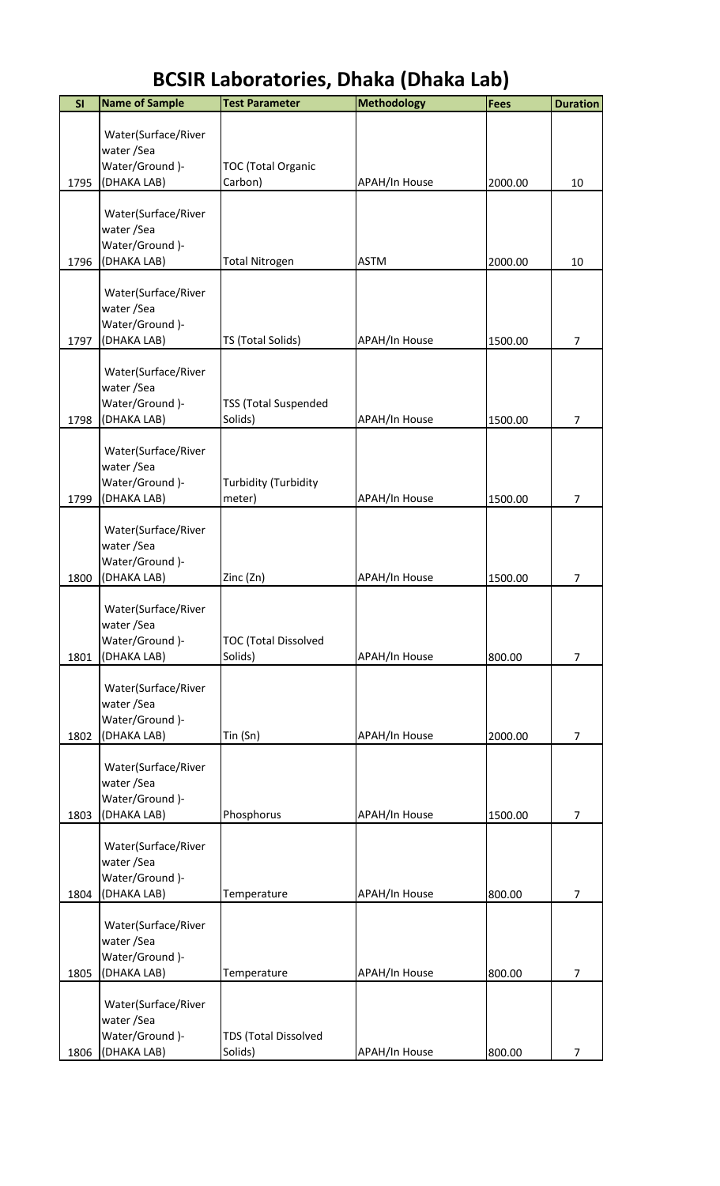# BCSIR Laboratories, Dhaka (Dhaka Lab)

| Sl | Name of Sample | Test Parameter | Methodology | Fees | Duration |
|---|---|---|---|---|---|
| 1795 | Water(Surface/River water /Sea Water/Ground )-(DHAKA LAB) | TOC (Total Organic Carbon) | APAH/In House | 2000.00 | 10 |
| 1796 | Water(Surface/River water /Sea Water/Ground )-(DHAKA LAB) | Total Nitrogen | ASTM | 2000.00 | 10 |
| 1797 | Water(Surface/River water /Sea Water/Ground )-(DHAKA LAB) | TS (Total Solids) | APAH/In House | 1500.00 | 7 |
| 1798 | Water(Surface/River water /Sea Water/Ground )-(DHAKA LAB) | TSS (Total Suspended Solids) | APAH/In House | 1500.00 | 7 |
| 1799 | Water(Surface/River water /Sea Water/Ground )-(DHAKA LAB) | Turbidity (Turbidity meter) | APAH/In House | 1500.00 | 7 |
| 1800 | Water(Surface/River water /Sea Water/Ground )-(DHAKA LAB) | Zinc (Zn) | APAH/In House | 1500.00 | 7 |
| 1801 | Water(Surface/River water /Sea Water/Ground )-(DHAKA LAB) | TOC (Total Dissolved Solids) | APAH/In House | 800.00 | 7 |
| 1802 | Water(Surface/River water /Sea Water/Ground )-(DHAKA LAB) | Tin (Sn) | APAH/In House | 2000.00 | 7 |
| 1803 | Water(Surface/River water /Sea Water/Ground )-(DHAKA LAB) | Phosphorus | APAH/In House | 1500.00 | 7 |
| 1804 | Water(Surface/River water /Sea Water/Ground )-(DHAKA LAB) | Temperature | APAH/In House | 800.00 | 7 |
| 1805 | Water(Surface/River water /Sea Water/Ground )-(DHAKA LAB) | Temperature | APAH/In House | 800.00 | 7 |
| 1806 | Water(Surface/River water /Sea Water/Ground )-(DHAKA LAB) | TDS (Total Dissolved Solids) | APAH/In House | 800.00 | 7 |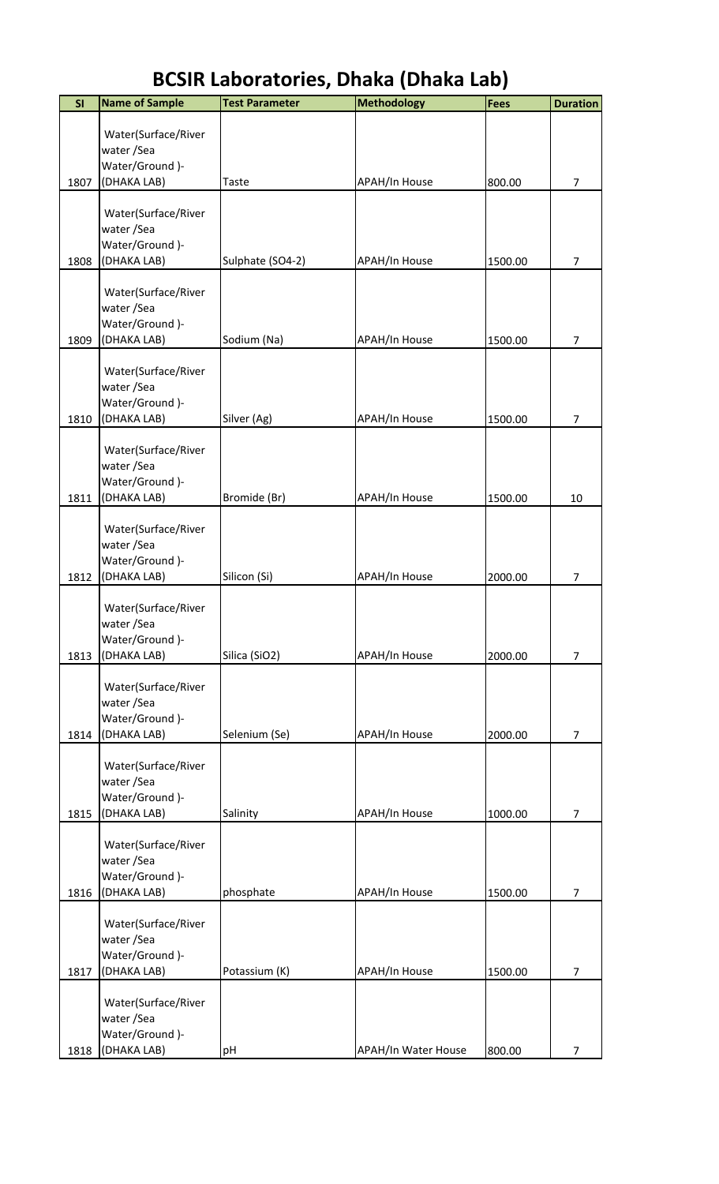# BCSIR Laboratories, Dhaka (Dhaka Lab)

| Sl | Name of Sample | Test Parameter | Methodology | Fees | Duration |
|---|---|---|---|---|---|
| 1807 | Water(Surface/River water /Sea Water/Ground )-(DHAKA LAB) | Taste | APAH/In House | 800.00 | 7 |
| 1808 | Water(Surface/River water /Sea Water/Ground )-(DHAKA LAB) | Sulphate (SO4-2) | APAH/In House | 1500.00 | 7 |
| 1809 | Water(Surface/River water /Sea Water/Ground )-(DHAKA LAB) | Sodium (Na) | APAH/In House | 1500.00 | 7 |
| 1810 | Water(Surface/River water /Sea Water/Ground )-(DHAKA LAB) | Silver (Ag) | APAH/In House | 1500.00 | 7 |
| 1811 | Water(Surface/River water /Sea Water/Ground )-(DHAKA LAB) | Bromide (Br) | APAH/In House | 1500.00 | 10 |
| 1812 | Water(Surface/River water /Sea Water/Ground )-(DHAKA LAB) | Silicon (Si) | APAH/In House | 2000.00 | 7 |
| 1813 | Water(Surface/River water /Sea Water/Ground )-(DHAKA LAB) | Silica (SiO2) | APAH/In House | 2000.00 | 7 |
| 1814 | Water(Surface/River water /Sea Water/Ground )-(DHAKA LAB) | Selenium (Se) | APAH/In House | 2000.00 | 7 |
| 1815 | Water(Surface/River water /Sea Water/Ground )-(DHAKA LAB) | Salinity | APAH/In House | 1000.00 | 7 |
| 1816 | Water(Surface/River water /Sea Water/Ground )-(DHAKA LAB) | phosphate | APAH/In House | 1500.00 | 7 |
| 1817 | Water(Surface/River water /Sea Water/Ground )-(DHAKA LAB) | Potassium (K) | APAH/In House | 1500.00 | 7 |
| 1818 | Water(Surface/River water /Sea Water/Ground )-(DHAKA LAB) | pH | APAH/In Water House | 800.00 | 7 |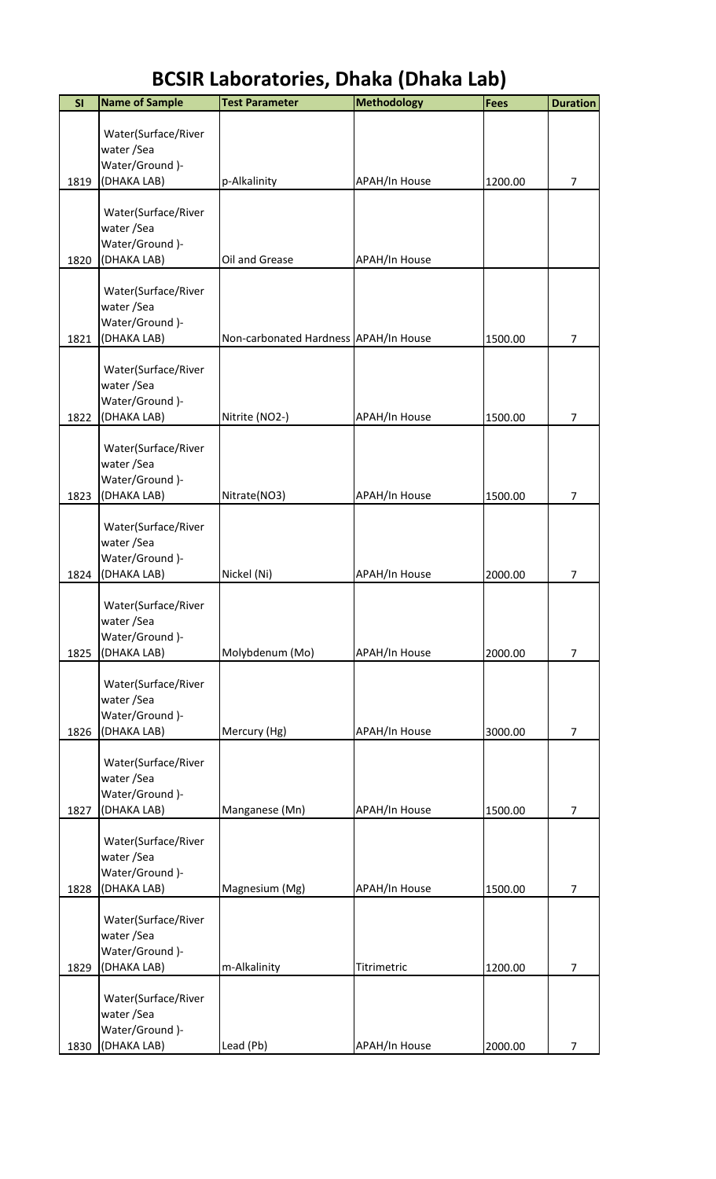# BCSIR Laboratories, Dhaka (Dhaka Lab)

| Sl | Name of Sample | Test Parameter | Methodology | Fees | Duration |
|---|---|---|---|---|---|
| 1819 | Water(Surface/River water /Sea Water/Ground )-(DHAKA LAB) | p-Alkalinity | APAH/In House | 1200.00 | 7 |
| 1820 | Water(Surface/River water /Sea Water/Ground )-(DHAKA LAB) | Oil and Grease | APAH/In House | | |
| 1821 | Water(Surface/River water /Sea Water/Ground )-(DHAKA LAB) | Non-carbonated Hardness | APAH/In House | 1500.00 | 7 |
| 1822 | Water(Surface/River water /Sea Water/Ground )-(DHAKA LAB) | Nitrite (NO2-) | APAH/In House | 1500.00 | 7 |
| 1823 | Water(Surface/River water /Sea Water/Ground )-(DHAKA LAB) | Nitrate(NO3) | APAH/In House | 1500.00 | 7 |
| 1824 | Water(Surface/River water /Sea Water/Ground )-(DHAKA LAB) | Nickel (Ni) | APAH/In House | 2000.00 | 7 |
| 1825 | Water(Surface/River water /Sea Water/Ground )-(DHAKA LAB) | Molybdenum (Mo) | APAH/In House | 2000.00 | 7 |
| 1826 | Water(Surface/River water /Sea Water/Ground )-(DHAKA LAB) | Mercury (Hg) | APAH/In House | 3000.00 | 7 |
| 1827 | Water(Surface/River water /Sea Water/Ground )-(DHAKA LAB) | Manganese (Mn) | APAH/In House | 1500.00 | 7 |
| 1828 | Water(Surface/River water /Sea Water/Ground )-(DHAKA LAB) | Magnesium (Mg) | APAH/In House | 1500.00 | 7 |
| 1829 | Water(Surface/River water /Sea Water/Ground )-(DHAKA LAB) | m-Alkalinity | Titrimetric | 1200.00 | 7 |
| 1830 | Water(Surface/River water /Sea Water/Ground )-(DHAKA LAB) | Lead (Pb) | APAH/In House | 2000.00 | 7 |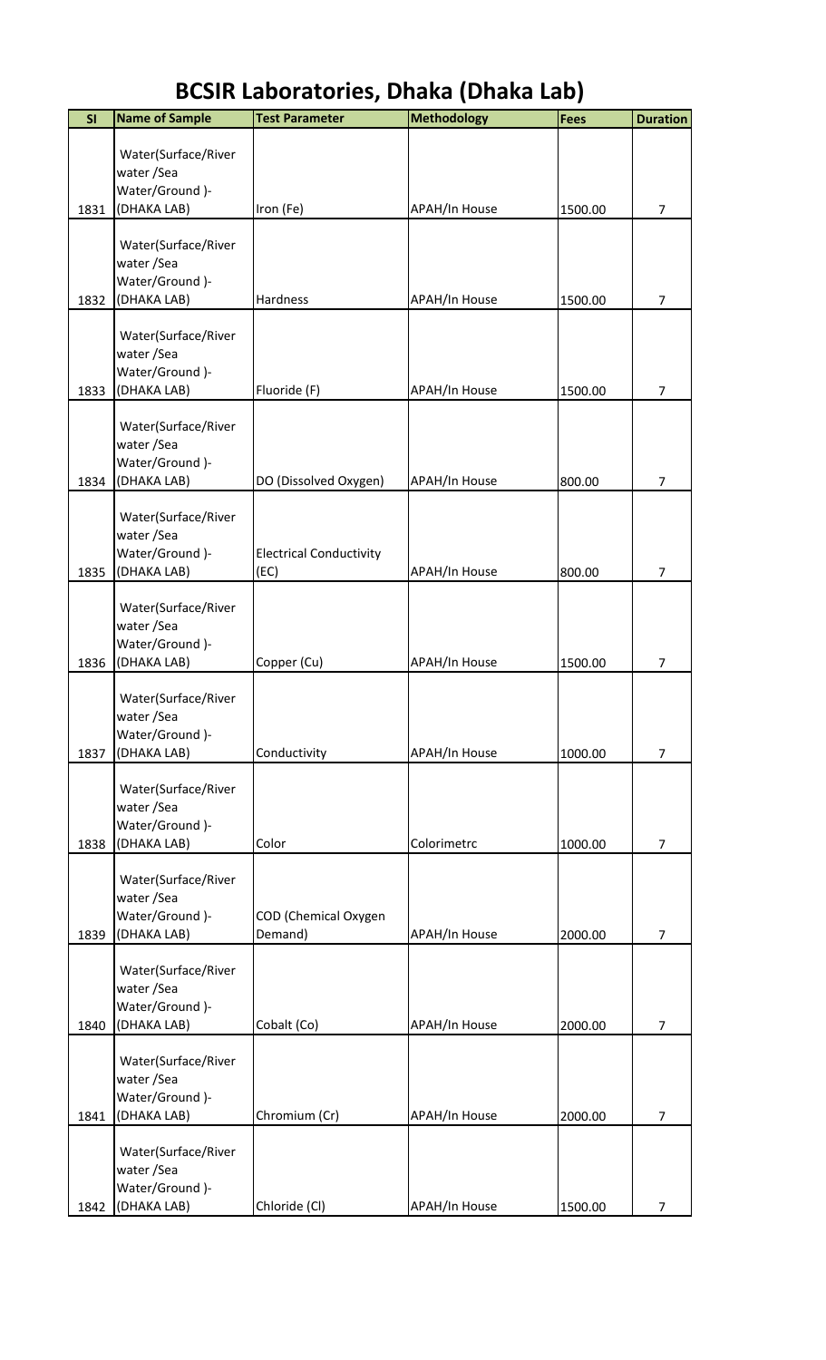# BCSIR Laboratories, Dhaka (Dhaka Lab)

| Sl | Name of Sample | Test Parameter | Methodology | Fees | Duration |
|---|---|---|---|---|---|
| 1831 | Water(Surface/River water /Sea Water/Ground )-(DHAKA LAB) | Iron (Fe) | APAH/In House | 1500.00 | 7 |
| 1832 | Water(Surface/River water /Sea Water/Ground )-(DHAKA LAB) | Hardness | APAH/In House | 1500.00 | 7 |
| 1833 | Water(Surface/River water /Sea Water/Ground )-(DHAKA LAB) | Fluoride (F) | APAH/In House | 1500.00 | 7 |
| 1834 | Water(Surface/River water /Sea Water/Ground )-(DHAKA LAB) | DO (Dissolved Oxygen) | APAH/In House | 800.00 | 7 |
| 1835 | Water(Surface/River water /Sea Water/Ground )-(DHAKA LAB) | Electrical Conductivity (EC) | APAH/In House | 800.00 | 7 |
| 1836 | Water(Surface/River water /Sea Water/Ground )-(DHAKA LAB) | Copper (Cu) | APAH/In House | 1500.00 | 7 |
| 1837 | Water(Surface/River water /Sea Water/Ground )-(DHAKA LAB) | Conductivity | APAH/In House | 1000.00 | 7 |
| 1838 | Water(Surface/River water /Sea Water/Ground )-(DHAKA LAB) | Color | Colorimetrc | 1000.00 | 7 |
| 1839 | Water(Surface/River water /Sea Water/Ground )-(DHAKA LAB) | COD (Chemical Oxygen Demand) | APAH/In House | 2000.00 | 7 |
| 1840 | Water(Surface/River water /Sea Water/Ground )-(DHAKA LAB) | Cobalt (Co) | APAH/In House | 2000.00 | 7 |
| 1841 | Water(Surface/River water /Sea Water/Ground )-(DHAKA LAB) | Chromium (Cr) | APAH/In House | 2000.00 | 7 |
| 1842 | Water(Surface/River water /Sea Water/Ground )-(DHAKA LAB) | Chloride (Cl) | APAH/In House | 1500.00 | 7 |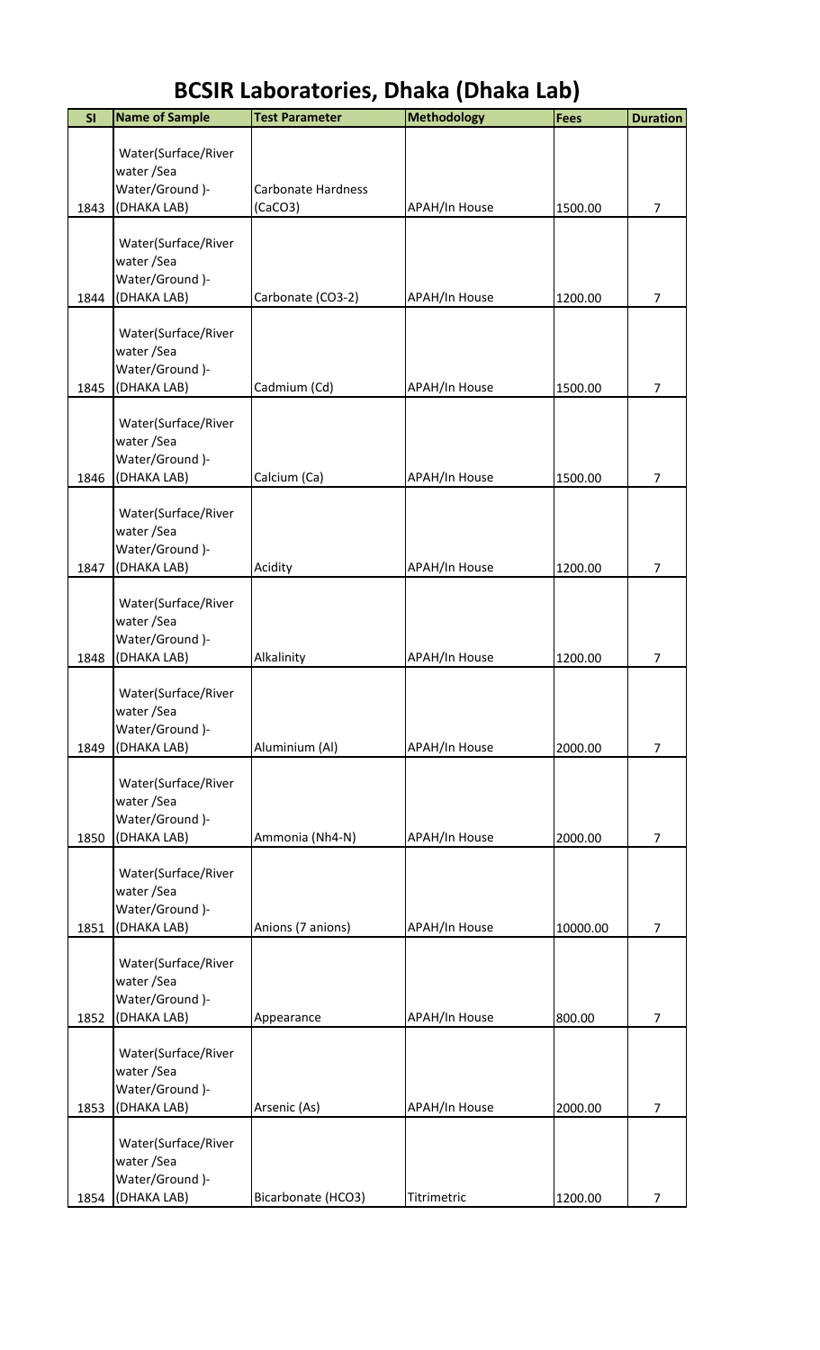# BCSIR Laboratories, Dhaka (Dhaka Lab)

| Sl | Name of Sample | Test Parameter | Methodology | Fees | Duration |
|---|---|---|---|---|---|
| 1843 | Water(Surface/River water /Sea Water/Ground )-(DHAKA LAB) | Carbonate Hardness ($CaCO_3$) | APAH/In House | 1500.00 | 7 |
| 1844 | Water(Surface/River water /Sea Water/Ground )-(DHAKA LAB) | Carbonate ($CO_3$-2) | APAH/In House | 1200.00 | 7 |
| 1845 | Water(Surface/River water /Sea Water/Ground )-(DHAKA LAB) | Cadmium (Cd) | APAH/In House | 1500.00 | 7 |
| 1846 | Water(Surface/River water /Sea Water/Ground )-(DHAKA LAB) | Calcium (Ca) | APAH/In House | 1500.00 | 7 |
| 1847 | Water(Surface/River water /Sea Water/Ground )-(DHAKA LAB) | Acidity | APAH/In House | 1200.00 | 7 |
| 1848 | Water(Surface/River water /Sea Water/Ground )-(DHAKA LAB) | Alkalinity | APAH/In House | 1200.00 | 7 |
| 1849 | Water(Surface/River water /Sea Water/Ground )-(DHAKA LAB) | Aluminium (Al) | APAH/In House | 2000.00 | 7 |
| 1850 | Water(Surface/River water /Sea Water/Ground )-(DHAKA LAB) | Ammonia (Nh4-N) | APAH/In House | 2000.00 | 7 |
| 1851 | Water(Surface/River water /Sea Water/Ground )-(DHAKA LAB) | Anions (7 anions) | APAH/In House | 10000.00 | 7 |
| 1852 | Water(Surface/River water /Sea Water/Ground )-(DHAKA LAB) | Appearance | APAH/In House | 800.00 | 7 |
| 1853 | Water(Surface/River water /Sea Water/Ground )-(DHAKA LAB) | Arsenic (As) | APAH/In House | 2000.00 | 7 |
| 1854 | Water(Surface/River water /Sea Water/Ground )-(DHAKA LAB) | Bicarbonate ($HCO_3$) | Titrimetric | 1200.00 | 7 |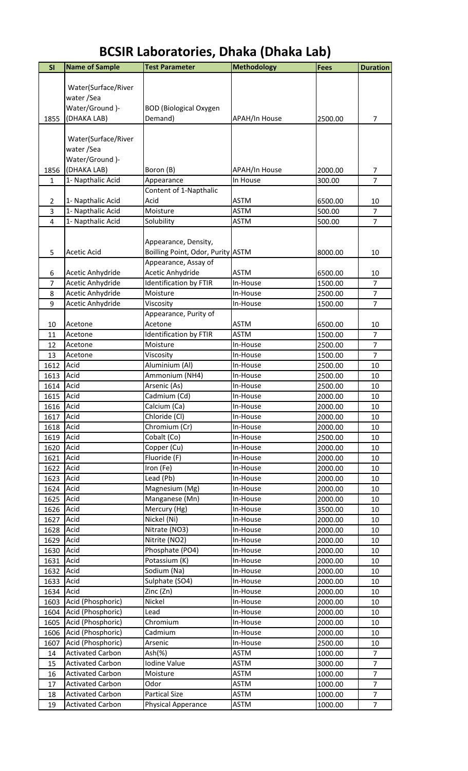# BCSIR Laboratories, Dhaka (Dhaka Lab)

| Sl | Name of Sample | Test Parameter | Methodology | Fees | Duration |
|---|---|---|---|---|---|
| 1855 | Water(Surface/River water /Sea Water/Ground )-(DHAKA LAB) | BOD (Biological Oxygen Demand) | APAH/In House | 2500.00 | 7 |
| 1856 | Water(Surface/River water /Sea Water/Ground )-(DHAKA LAB) | Boron (B) | APAH/In House | 2000.00 | 7 |
| 1 | 1- Napthalic Acid | Appearance | In House | 300.00 | 7 |
| 2 | 1- Napthalic Acid | Content of 1-Napthalic Acid | ASTM | 6500.00 | 10 |
| 3 | 1- Napthalic Acid | Moisture | ASTM | 500.00 | 7 |
| 4 | 1- Napthalic Acid | Solubility | ASTM | 500.00 | 7 |
| 5 | Acetic Acid | Appearance, Density, Boilling Point, Odor, Purity | ASTM | 8000.00 | 10 |
| 6 | Acetic Anhydride | Appearance, Assay of Acetic Anhydride | ASTM | 6500.00 | 10 |
| 7 | Acetic Anhydride | Identification by FTIR | In-House | 1500.00 | 7 |
| 8 | Acetic Anhydride | Moisture | In-House | 2500.00 | 7 |
| 9 | Acetic Anhydride | Viscosity | In-House | 1500.00 | 7 |
| 10 | Acetone | Appearance, Purity of Acetone | ASTM | 6500.00 | 10 |
| 11 | Acetone | Identification by FTIR | ASTM | 1500.00 | 7 |
| 12 | Acetone | Moisture | In-House | 2500.00 | 7 |
| 13 | Acetone | Viscosity | In-House | 1500.00 | 7 |
| 1612 | Acid | Aluminium (Al) | In-House | 2500.00 | 10 |
| 1613 | Acid | Ammonium ($NH_4$) | In-House | 2500.00 | 10 |
| 1614 | Acid | Arsenic (As) | In-House | 2500.00 | 10 |
| 1615 | Acid | Cadmium (Cd) | In-House | 2000.00 | 10 |
| 1616 | Acid | Calcium (Ca) | In-House | 2000.00 | 10 |
| 1617 | Acid | Chloride (Cl) | In-House | 2000.00 | 10 |
| 1618 | Acid | Chromium (Cr) | In-House | 2000.00 | 10 |
| 1619 | Acid | Cobalt (Co) | In-House | 2500.00 | 10 |
| 1620 | Acid | Copper (Cu) | In-House | 2000.00 | 10 |
| 1621 | Acid | Fluoride (F) | In-House | 2000.00 | 10 |
| 1622 | Acid | Iron (Fe) | In-House | 2000.00 | 10 |
| 1623 | Acid | Lead (Pb) | In-House | 2000.00 | 10 |
| 1624 | Acid | Magnesium (Mg) | In-House | 2000.00 | 10 |
| 1625 | Acid | Manganese (Mn) | In-House | 2000.00 | 10 |
| 1626 | Acid | Mercury (Hg) | In-House | 3500.00 | 10 |
| 1627 | Acid | Nickel (Ni) | In-House | 2000.00 | 10 |
| 1628 | Acid | Nitrate ($NO_3$) | In-House | 2000.00 | 10 |
| 1629 | Acid | Nitrite ($NO_2$) | In-House | 2000.00 | 10 |
| 1630 | Acid | Phosphate ($PO_4$) | In-House | 2000.00 | 10 |
| 1631 | Acid | Potassium (K) | In-House | 2000.00 | 10 |
| 1632 | Acid | Sodium (Na) | In-House | 2000.00 | 10 |
| 1633 | Acid | Sulphate ($SO_4$) | In-House | 2000.00 | 10 |
| 1634 | Acid | Zinc (Zn) | In-House | 2000.00 | 10 |
| 1603 | Acid (Phosphoric) | Nickel | In-House | 2000.00 | 10 |
| 1604 | Acid (Phosphoric) | Lead | In-House | 2000.00 | 10 |
| 1605 | Acid (Phosphoric) | Chromium | In-House | 2000.00 | 10 |
| 1606 | Acid (Phosphoric) | Cadmium | In-House | 2000.00 | 10 |
| 1607 | Acid (Phosphoric) | Arsenic | In-House | 2500.00 | 10 |
| 14 | Activated Carbon | Ash(%) | ASTM | 1000.00 | 7 |
| 15 | Activated Carbon | Iodine Value | ASTM | 3000.00 | 7 |
| 16 | Activated Carbon | Moisture | ASTM | 1000.00 | 7 |
| 17 | Activated Carbon | Odor | ASTM | 1000.00 | 7 |
| 18 | Activated Carbon | Partical Size | ASTM | 1000.00 | 7 |
| 19 | Activated Carbon | Physical Apperance | ASTM | 1000.00 | 7 |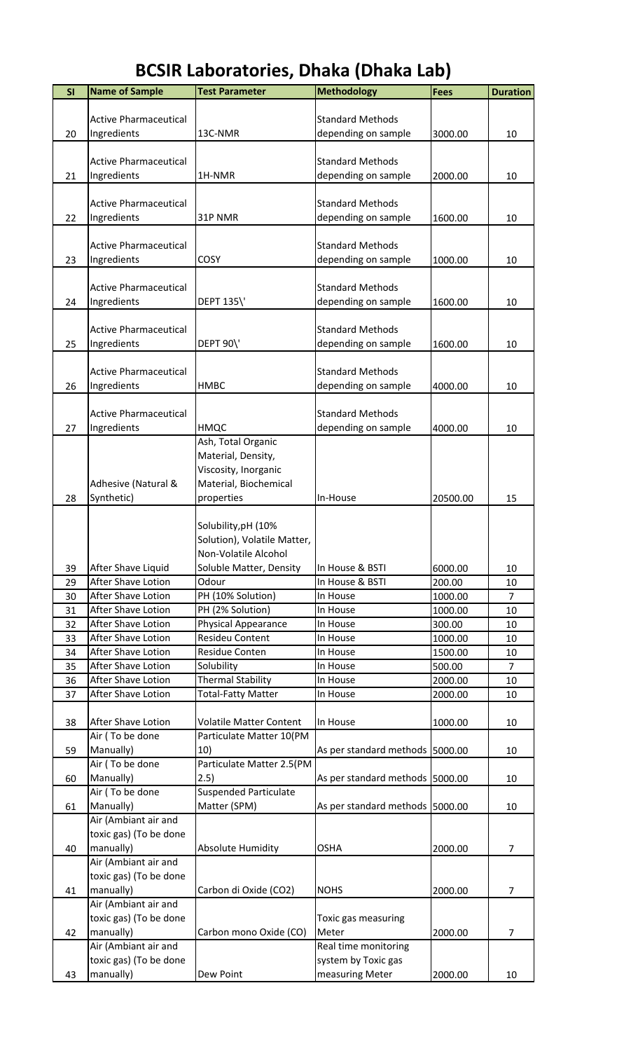# BCSIR Laboratories, Dhaka (Dhaka Lab)

| Sl | Name of Sample | Test Parameter | Methodology | Fees | Duration |
|---|---|---|---|---|---|
| 20 | Active Pharmaceutical Ingredients | 13C-NMR | Standard Methods depending on sample | 3000.00 | 10 |
| 21 | Active Pharmaceutical Ingredients | 1H-NMR | Standard Methods depending on sample | 2000.00 | 10 |
| 22 | Active Pharmaceutical Ingredients | 31P NMR | Standard Methods depending on sample | 1600.00 | 10 |
| 23 | Active Pharmaceutical Ingredients | COSY | Standard Methods depending on sample | 1000.00 | 10 |
| 24 | Active Pharmaceutical Ingredients | DEPT 135\' | Standard Methods depending on sample | 1600.00 | 10 |
| 25 | Active Pharmaceutical Ingredients | DEPT 90\' | Standard Methods depending on sample | 1600.00 | 10 |
| 26 | Active Pharmaceutical Ingredients | HMBC | Standard Methods depending on sample | 4000.00 | 10 |
| 27 | Active Pharmaceutical Ingredients | HMQC | Standard Methods depending on sample | 4000.00 | 10 |
| 28 | Adhesive (Natural & Synthetic) | Ash, Total Organic Material, Density, Viscosity, Inorganic Material, Biochemical properties | In-House | 20500.00 | 15 |
| 39 | After Shave Liquid | Solubility,pH (10% Solution), Volatile Matter, Non-Volatile Alcohol Soluble Matter, Density | In House & BSTI | 6000.00 | 10 |
| 29 | After Shave Lotion | Odour | In House & BSTI | 200.00 | 10 |
| 30 | After Shave Lotion | PH (10% Solution) | In House | 1000.00 | 7 |
| 31 | After Shave Lotion | PH (2% Solution) | In House | 1000.00 | 10 |
| 32 | After Shave Lotion | Physical Appearance | In House | 300.00 | 10 |
| 33 | After Shave Lotion | Resideu Content | In House | 1000.00 | 10 |
| 34 | After Shave Lotion | Residue Conten | In House | 1500.00 | 10 |
| 35 | After Shave Lotion | Solubility | In House | 500.00 | 7 |
| 36 | After Shave Lotion | Thermal Stability | In House | 2000.00 | 10 |
| 37 | After Shave Lotion | Total-Fatty Matter | In House | 2000.00 | 10 |
| 38 | After Shave Lotion | Volatile Matter Content | In House | 1000.00 | 10 |
| 59 | Air ( To be done Manually) | Particulate Matter 10(PM 10) | As per standard methods | 5000.00 | 10 |
| 60 | Air ( To be done Manually) | Particulate Matter 2.5(PM 2.5) | As per standard methods | 5000.00 | 10 |
| 61 | Air ( To be done Manually) | Suspended Particulate Matter (SPM) | As per standard methods | 5000.00 | 10 |
| 40 | Air (Ambiant air and toxic gas) (To be done manually) | Absolute Humidity | OSHA | 2000.00 | 7 |
| 41 | Air (Ambiant air and toxic gas) (To be done manually) | Carbon di Oxide (CO2) | NOHS | 2000.00 | 7 |
| 42 | Air (Ambiant air and toxic gas) (To be done manually) | Carbon mono Oxide (CO) | Toxic gas measuring Meter | 2000.00 | 7 |
| 43 | Air (Ambiant air and toxic gas) (To be done manually) | Dew Point | Real time monitoring system by Toxic gas measuring Meter | 2000.00 | 10 |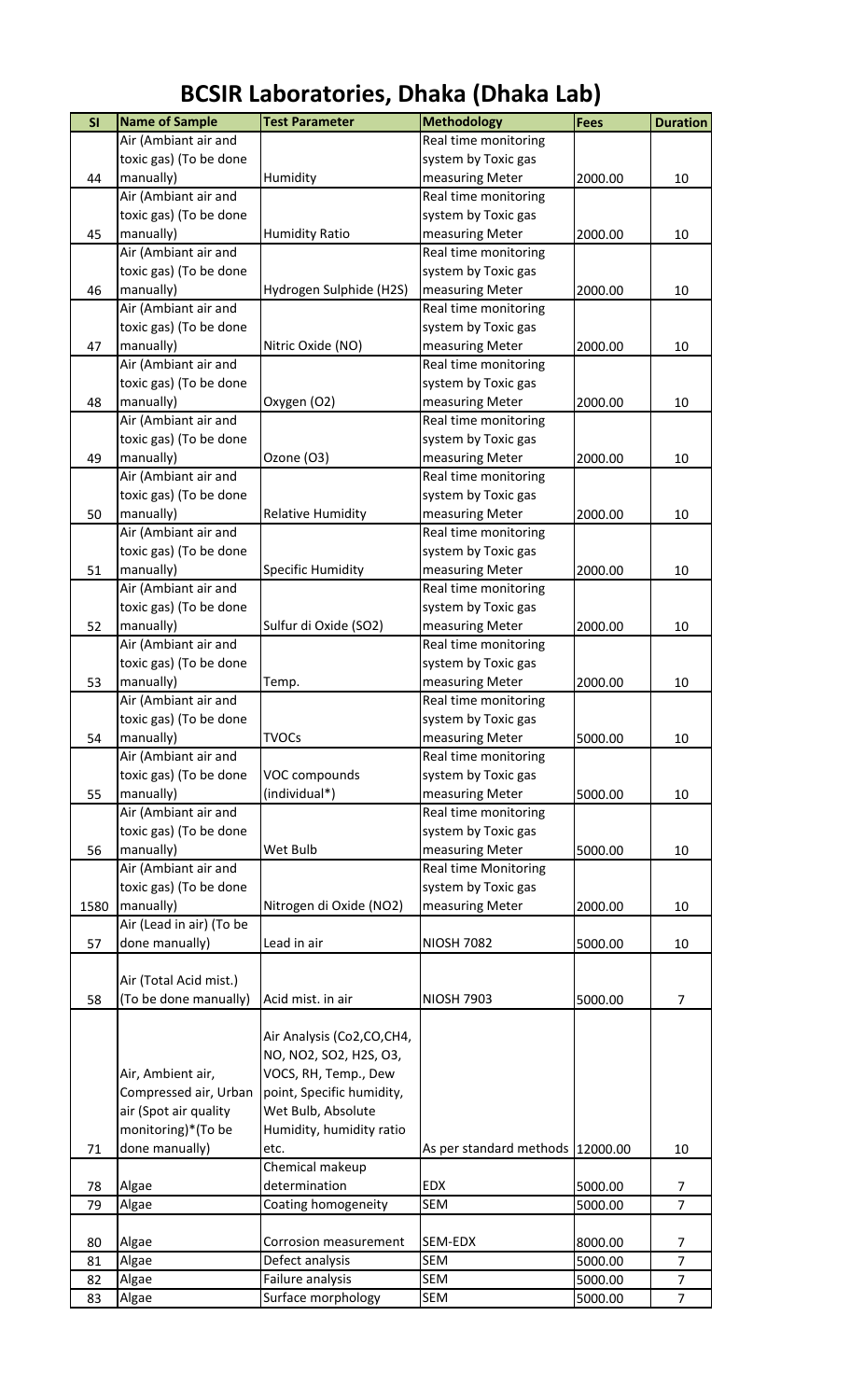# BCSIR Laboratories, Dhaka (Dhaka Lab)

| Sl | Name of Sample | Test Parameter | Methodology | Fees | Duration |
|---|---|---|---|---|---|
| 44 | Air (Ambiant air and toxic gas) (To be done manually) | Humidity | Real time monitoring system by Toxic gas measuring Meter | 2000.00 | 10 |
| 45 | Air (Ambiant air and toxic gas) (To be done manually) | Humidity Ratio | Real time monitoring system by Toxic gas measuring Meter | 2000.00 | 10 |
| 46 | Air (Ambiant air and toxic gas) (To be done manually) | Hydrogen Sulphide (H2S) | Real time monitoring system by Toxic gas measuring Meter | 2000.00 | 10 |
| 47 | Air (Ambiant air and toxic gas) (To be done manually) | Nitric Oxide (NO) | Real time monitoring system by Toxic gas measuring Meter | 2000.00 | 10 |
| 48 | Air (Ambiant air and toxic gas) (To be done manually) | Oxygen (O2) | Real time monitoring system by Toxic gas measuring Meter | 2000.00 | 10 |
| 49 | Air (Ambiant air and toxic gas) (To be done manually) | Ozone (O3) | Real time monitoring system by Toxic gas measuring Meter | 2000.00 | 10 |
| 50 | Air (Ambiant air and toxic gas) (To be done manually) | Relative Humidity | Real time monitoring system by Toxic gas measuring Meter | 2000.00 | 10 |
| 51 | Air (Ambiant air and toxic gas) (To be done manually) | Specific Humidity | Real time monitoring system by Toxic gas measuring Meter | 2000.00 | 10 |
| 52 | Air (Ambiant air and toxic gas) (To be done manually) | Sulfur di Oxide (SO2) | Real time monitoring system by Toxic gas measuring Meter | 2000.00 | 10 |
| 53 | Air (Ambiant air and toxic gas) (To be done manually) | Temp. | Real time monitoring system by Toxic gas measuring Meter | 2000.00 | 10 |
| 54 | Air (Ambiant air and toxic gas) (To be done manually) | TVOCs | Real time monitoring system by Toxic gas measuring Meter | 5000.00 | 10 |
| 55 | Air (Ambiant air and toxic gas) (To be done manually) | VOC compounds (individual*) | Real time monitoring system by Toxic gas measuring Meter | 5000.00 | 10 |
| 56 | Air (Ambiant air and toxic gas) (To be done manually) | Wet Bulb | Real time monitoring system by Toxic gas measuring Meter | 5000.00 | 10 |
| 1580 | Air (Ambiant air and toxic gas) (To be done manually) | Nitrogen di Oxide (NO2) | Real time Monitoring system by Toxic gas measuring Meter | 2000.00 | 10 |
| 57 | Air (Lead in air) (To be done manually) | Lead in air | NIOSH 7082 | 5000.00 | 10 |
| 58 | Air (Total Acid mist.) (To be done manually) | Acid mist. in air | NIOSH 7903 | 5000.00 | 7 |
| 71 | Air, Ambient air, Compressed air, Urban air (Spot air quality monitoring)*(To be done manually) | Air Analysis (Co2,CO,CH4, NO, NO2, SO2, H2S, O3, VOCS, RH, Temp., Dew point, Specific humidity, Wet Bulb, Absolute Humidity, humidity ratio etc. | As per standard methods | 12000.00 | 10 |
| 78 | Algae | Chemical makeup determination | EDX | 5000.00 | 7 |
| 79 | Algae | Coating homogeneity | SEM | 5000.00 | 7 |
| 80 | Algae | Corrosion measurement | SEM-EDX | 8000.00 | 7 |
| 81 | Algae | Defect analysis | SEM | 5000.00 | 7 |
| 82 | Algae | Failure analysis | SEM | 5000.00 | 7 |
| 83 | Algae | Surface morphology | SEM | 5000.00 | 7 |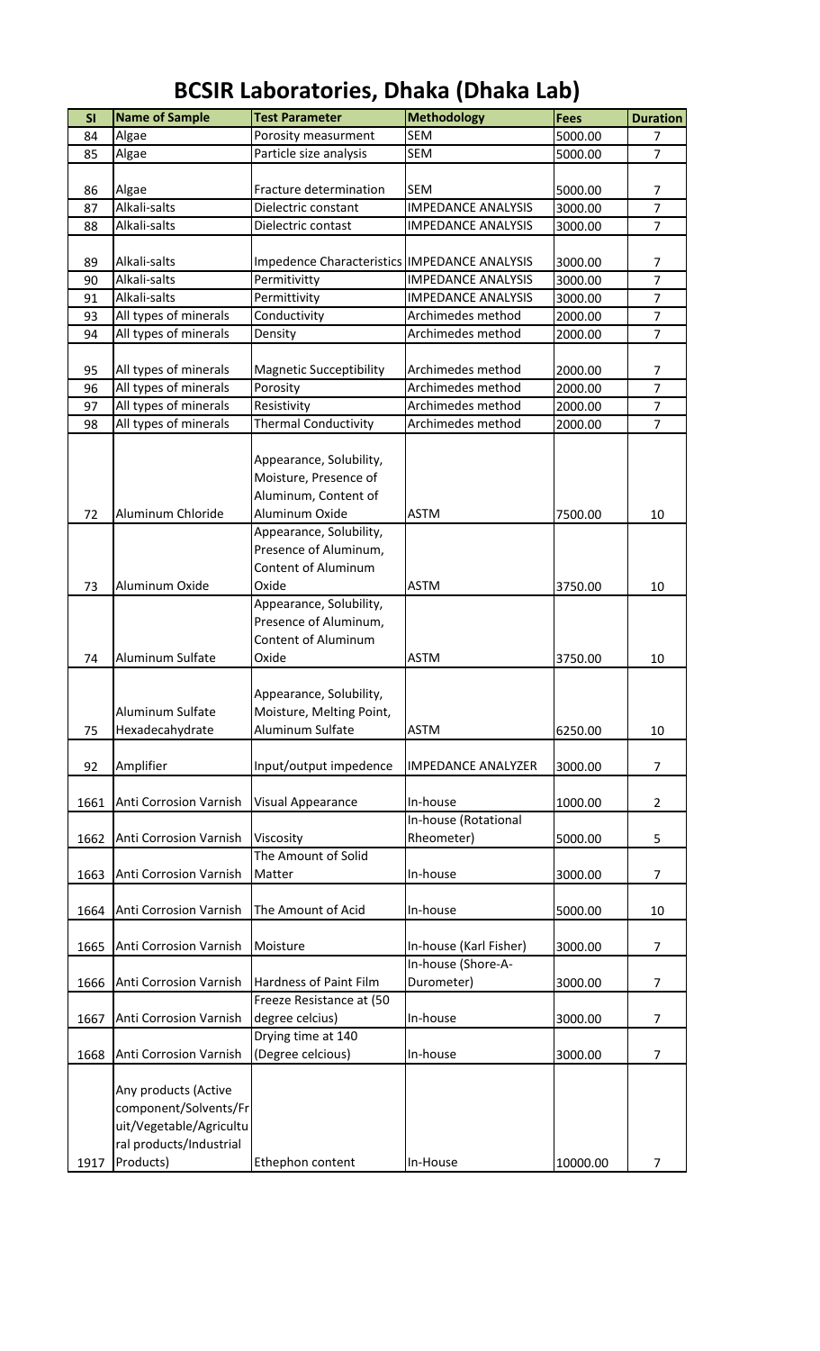# BCSIR Laboratories, Dhaka (Dhaka Lab)

| Sl | Name of Sample | Test Parameter | Methodology | Fees | Duration |
|---|---|---|---|---|---|
| 84 | Algae | Porosity measurment | SEM | 5000.00 | 7 |
| 85 | Algae | Particle size analysis | SEM | 5000.00 | 7 |
| 86 | Algae | Fracture determination | SEM | 5000.00 | 7 |
| 87 | Alkali-salts | Dielectric constant | IMPEDANCE ANALYSIS | 3000.00 | 7 |
| 88 | Alkali-salts | Dielectric contast | IMPEDANCE ANALYSIS | 3000.00 | 7 |
| 89 | Alkali-salts | Impedence Characteristics | IMPEDANCE ANALYSIS | 3000.00 | 7 |
| 90 | Alkali-salts | Permitivitty | IMPEDANCE ANALYSIS | 3000.00 | 7 |
| 91 | Alkali-salts | Permittivity | IMPEDANCE ANALYSIS | 3000.00 | 7 |
| 93 | All types of minerals | Conductivity | Archimedes method | 2000.00 | 7 |
| 94 | All types of minerals | Density | Archimedes method | 2000.00 | 7 |
| 95 | All types of minerals | Magnetic Succeptibility | Archimedes method | 2000.00 | 7 |
| 96 | All types of minerals | Porosity | Archimedes method | 2000.00 | 7 |
| 97 | All types of minerals | Resistivity | Archimedes method | 2000.00 | 7 |
| 98 | All types of minerals | Thermal Conductivity | Archimedes method | 2000.00 | 7 |
| 72 | Aluminum Chloride | Appearance, Solubility, Moisture, Presence of Aluminum, Content of Aluminum Oxide | ASTM | 7500.00 | 10 |
| 73 | Aluminum Oxide | Appearance, Solubility, Presence of Aluminum, Content of Aluminum Oxide | ASTM | 3750.00 | 10 |
| 74 | Aluminum Sulfate | Appearance, Solubility, Presence of Aluminum, Content of Aluminum Oxide | ASTM | 3750.00 | 10 |
| 75 | Aluminum Sulfate Hexadecahydrate | Appearance, Solubility, Moisture, Melting Point, Aluminum Sulfate | ASTM | 6250.00 | 10 |
| 92 | Amplifier | Input/output impedence | IMPEDANCE ANALYZER | 3000.00 | 7 |
| 1661 | Anti Corrosion Varnish | Visual Appearance | In-house | 1000.00 | 2 |
| 1662 | Anti Corrosion Varnish | Viscosity | In-house (Rotational Rheometer) | 5000.00 | 5 |
| 1663 | Anti Corrosion Varnish | The Amount of Solid Matter | In-house | 3000.00 | 7 |
| 1664 | Anti Corrosion Varnish | The Amount of Acid | In-house | 5000.00 | 10 |
| 1665 | Anti Corrosion Varnish | Moisture | In-house (Karl Fisher) | 3000.00 | 7 |
| 1666 | Anti Corrosion Varnish | Hardness of Paint Film | In-house (Shore-A-Durometer) | 3000.00 | 7 |
| 1667 | Anti Corrosion Varnish | Freeze Resistance at (50 degree celcius) | In-house | 3000.00 | 7 |
| 1668 | Anti Corrosion Varnish | Drying time at 140 (Degree celcious) | In-house | 3000.00 | 7 |
| 1917 | Any products (Active component/Solvents/Fruit/Vegetable/Agricultural products/Industrial Products) | Ethephon content | In-House | 10000.00 | 7 |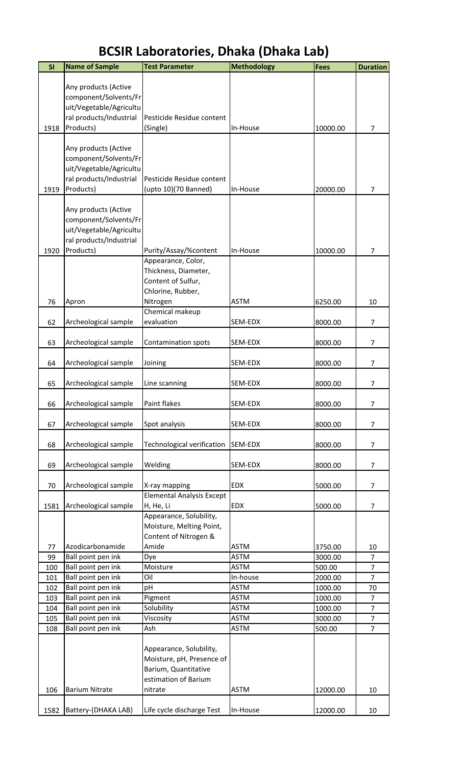# BCSIR Laboratories, Dhaka (Dhaka Lab)

| Sl | Name of Sample | Test Parameter | Methodology | Fees | Duration |
|---|---|---|---|---|---|
| 1918 | Any products (Active component/Solvents/Fruit/Vegetable/Agricultural products/Industrial Products) | Pesticide Residue content (Single) | In-House | 10000.00 | 7 |
| 1919 | Any products (Active component/Solvents/Fruit/Vegetable/Agricultural products/Industrial Products) | Pesticide Residue content (upto 10)(70 Banned) | In-House | 20000.00 | 7 |
| 1920 | Any products (Active component/Solvents/Fruit/Vegetable/Agricultural products/Industrial Products) | Purity/Assay/%content | In-House | 10000.00 | 7 |
| 76 | Apron | Appearance, Color, Thickness, Diameter, Content of Sulfur, Chlorine, Rubber, Nitrogen | ASTM | 6250.00 | 10 |
| 62 | Archeological sample | Chemical makeup evaluation | SEM-EDX | 8000.00 | 7 |
| 63 | Archeological sample | Contamination spots | SEM-EDX | 8000.00 | 7 |
| 64 | Archeological sample | Joining | SEM-EDX | 8000.00 | 7 |
| 65 | Archeological sample | Line scanning | SEM-EDX | 8000.00 | 7 |
| 66 | Archeological sample | Paint flakes | SEM-EDX | 8000.00 | 7 |
| 67 | Archeological sample | Spot analysis | SEM-EDX | 8000.00 | 7 |
| 68 | Archeological sample | Technological verification | SEM-EDX | 8000.00 | 7 |
| 69 | Archeological sample | Welding | SEM-EDX | 8000.00 | 7 |
| 70 | Archeological sample | X-ray mapping | EDX | 5000.00 | 7 |
| 1581 | Archeological sample | Elemental Analysis Except H, He, Li | EDX | 5000.00 | 7 |
| 77 | Azodicarbonamide | Appearance, Solubility, Moisture, Melting Point, Content of Nitrogen & Amide | ASTM | 3750.00 | 10 |
| 99 | Ball point pen ink | Dye | ASTM | 3000.00 | 7 |
| 100 | Ball point pen ink | Moisture | ASTM | 500.00 | 7 |
| 101 | Ball point pen ink | Oil | In-house | 2000.00 | 7 |
| 102 | Ball point pen ink | pH | ASTM | 1000.00 | 70 |
| 103 | Ball point pen ink | Pigment | ASTM | 1000.00 | 7 |
| 104 | Ball point pen ink | Solubility | ASTM | 1000.00 | 7 |
| 105 | Ball point pen ink | Viscosity | ASTM | 3000.00 | 7 |
| 108 | Ball point pen ink | Ash | ASTM | 500.00 | 7 |
| 106 | Barium Nitrate | Appearance, Solubility, Moisture, pH, Presence of Barium, Quantitative estimation of Barium nitrate | ASTM | 12000.00 | 10 |
| 1582 | Battery-(DHAKA LAB) | Life cycle discharge Test | In-House | 12000.00 | 10 |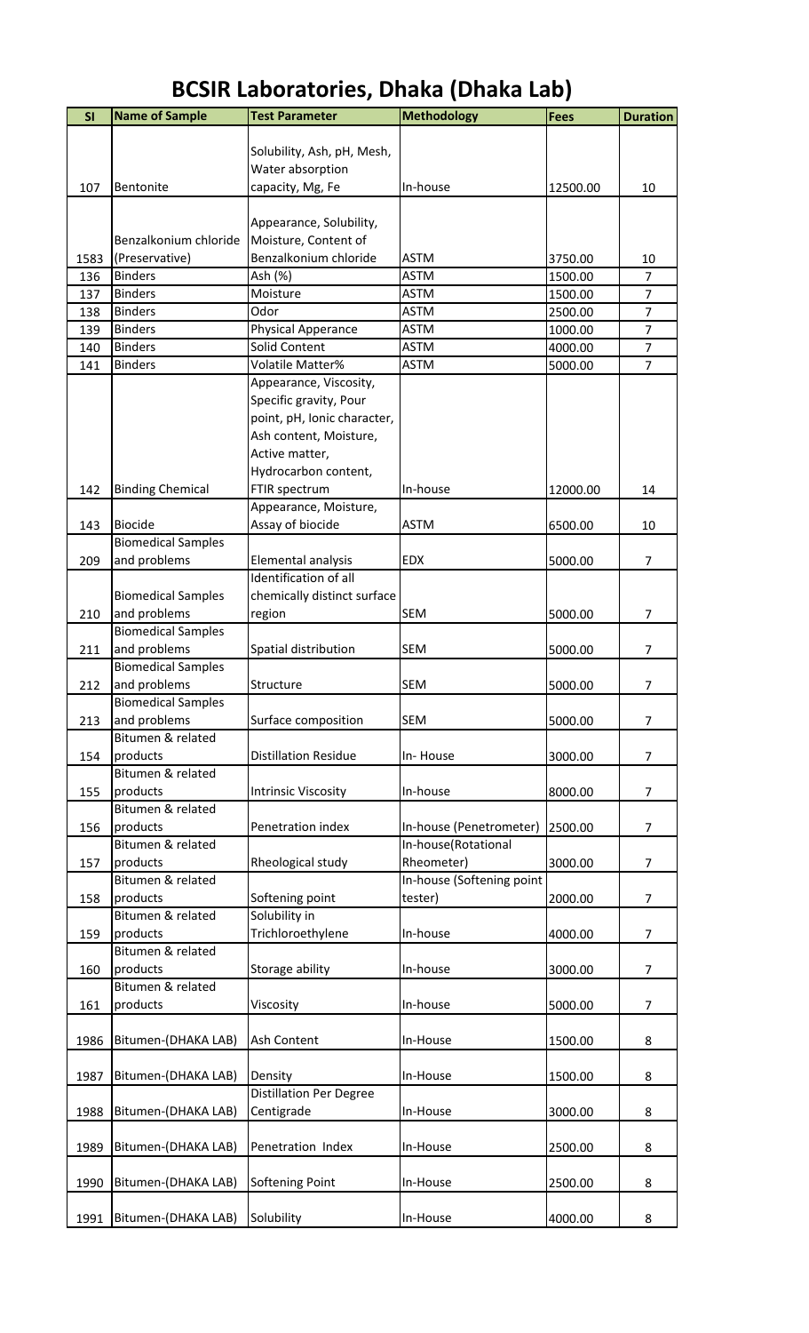# BCSIR Laboratories, Dhaka (Dhaka Lab)

| Sl | Name of Sample | Test Parameter | Methodology | Fees | Duration |
|---|---|---|---|---|---|
| 107 | Bentonite | Solubility, Ash, pH, Mesh, Water absorption capacity, Mg, Fe | In-house | 12500.00 | 10 |
| 1583 | Benzalkonium chloride (Preservative) | Appearance, Solubility, Moisture, Content of Benzalkonium chloride | ASTM | 3750.00 | 10 |
| 136 | Binders | Ash (%) | ASTM | 1500.00 | 7 |
| 137 | Binders | Moisture | ASTM | 1500.00 | 7 |
| 138 | Binders | Odor | ASTM | 2500.00 | 7 |
| 139 | Binders | Physical Apperance | ASTM | 1000.00 | 7 |
| 140 | Binders | Solid Content | ASTM | 4000.00 | 7 |
| 141 | Binders | Volatile Matter% | ASTM | 5000.00 | 7 |
| 142 | Binding Chemical | Appearance, Viscosity, Specific gravity, Pour point, pH, Ionic character, Ash content, Moisture, Active matter, Hydrocarbon content, FTIR spectrum | In-house | 12000.00 | 14 |
| 143 | Biocide | Appearance, Moisture, Assay of biocide | ASTM | 6500.00 | 10 |
| 209 | Biomedical Samples and problems | Elemental analysis | EDX | 5000.00 | 7 |
| 210 | Biomedical Samples and problems | Identification of all chemically distinct surface region | SEM | 5000.00 | 7 |
| 211 | Biomedical Samples and problems | Spatial distribution | SEM | 5000.00 | 7 |
| 212 | Biomedical Samples and problems | Structure | SEM | 5000.00 | 7 |
| 213 | Biomedical Samples and problems | Surface composition | SEM | 5000.00 | 7 |
| 154 | Bitumen & related products | Distillation Residue | In- House | 3000.00 | 7 |
| 155 | Bitumen & related products | Intrinsic Viscosity | In-house | 8000.00 | 7 |
| 156 | Bitumen & related products | Penetration index | In-house (Penetrometer) | 2500.00 | 7 |
| 157 | Bitumen & related products | Rheological study | In-house(Rotational Rheometer) | 3000.00 | 7 |
| 158 | Bitumen & related products | Softening point | In-house (Softening point tester) | 2000.00 | 7 |
| 159 | Bitumen & related products | Solubility in Trichloroethylene | In-house | 4000.00 | 7 |
| 160 | Bitumen & related products | Storage ability | In-house | 3000.00 | 7 |
| 161 | Bitumen & related products | Viscosity | In-house | 5000.00 | 7 |
| 1986 | Bitumen-(DHAKA LAB) | Ash Content | In-House | 1500.00 | 8 |
| 1987 | Bitumen-(DHAKA LAB) | Density | In-House | 1500.00 | 8 |
| 1988 | Bitumen-(DHAKA LAB) | Distillation Per Degree Centigrade | In-House | 3000.00 | 8 |
| 1989 | Bitumen-(DHAKA LAB) | Penetration Index | In-House | 2500.00 | 8 |
| 1990 | Bitumen-(DHAKA LAB) | Softening Point | In-House | 2500.00 | 8 |
| 1991 | Bitumen-(DHAKA LAB) | Solubility | In-House | 4000.00 | 8 |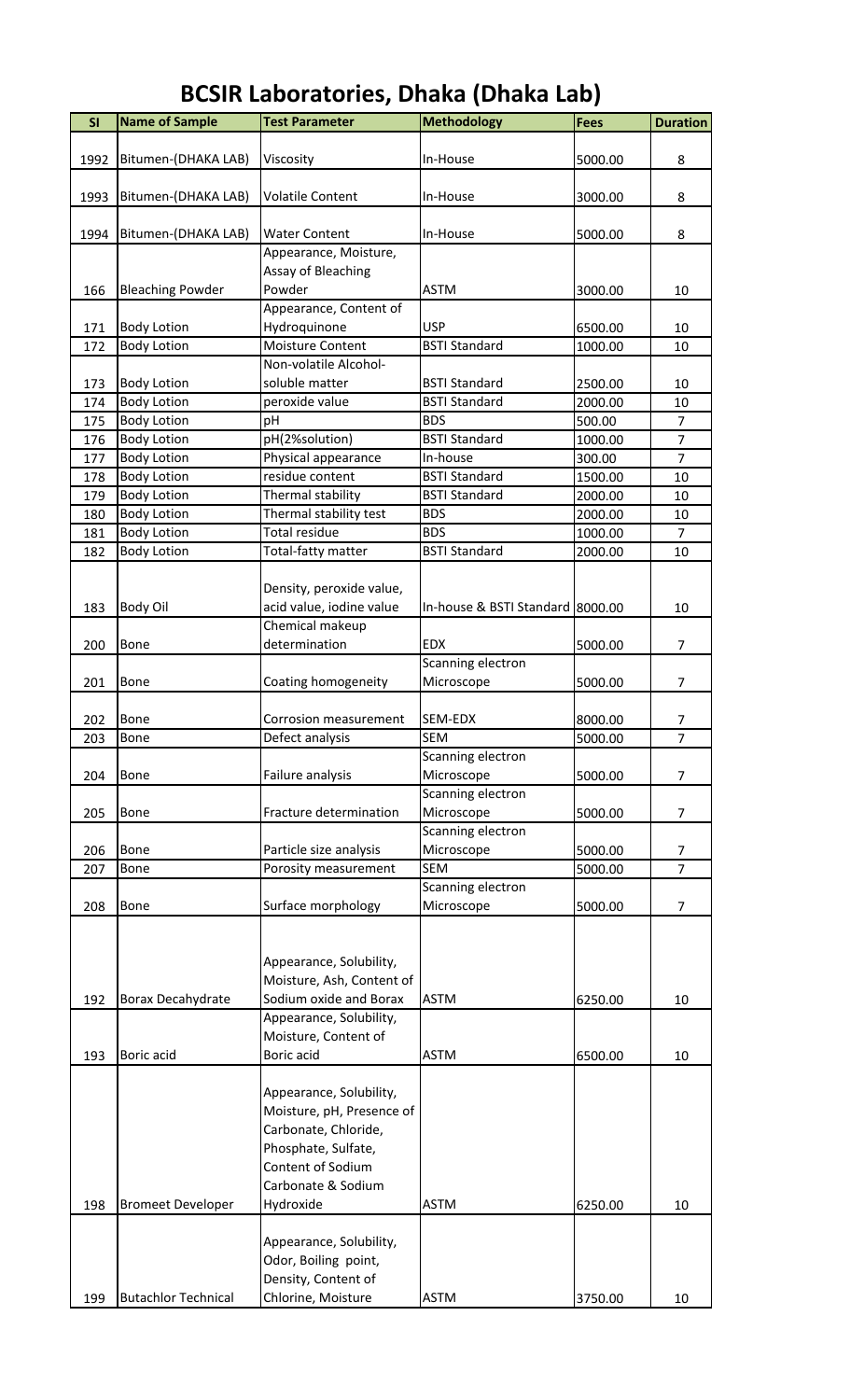# BCSIR Laboratories, Dhaka (Dhaka Lab)

| Sl | Name of Sample | Test Parameter | Methodology | Fees | Duration |
|---|---|---|---|---|---|
| 1992 | Bitumen-(DHAKA LAB) | Viscosity | In-House | 5000.00 | 8 |
| 1993 | Bitumen-(DHAKA LAB) | Volatile Content | In-House | 3000.00 | 8 |
| 1994 | Bitumen-(DHAKA LAB) | Water Content | In-House | 5000.00 | 8 |
| 166 | Bleaching Powder | Appearance, Moisture, Assay of Bleaching Powder | ASTM | 3000.00 | 10 |
| 171 | Body Lotion | Appearance, Content of Hydroquinone | USP | 6500.00 | 10 |
| 172 | Body Lotion | Moisture Content | BSTI Standard | 1000.00 | 10 |
| 173 | Body Lotion | Non-volatile Alcohol-soluble matter | BSTI Standard | 2500.00 | 10 |
| 174 | Body Lotion | peroxide value | BSTI Standard | 2000.00 | 10 |
| 175 | Body Lotion | pH | BDS | 500.00 | 7 |
| 176 | Body Lotion | pH(2%solution) | BSTI Standard | 1000.00 | 7 |
| 177 | Body Lotion | Physical appearance | In-house | 300.00 | 7 |
| 178 | Body Lotion | residue content | BSTI Standard | 1500.00 | 10 |
| 179 | Body Lotion | Thermal stability | BSTI Standard | 2000.00 | 10 |
| 180 | Body Lotion | Thermal stability test | BDS | 2000.00 | 10 |
| 181 | Body Lotion | Total residue | BDS | 1000.00 | 7 |
| 182 | Body Lotion | Total-fatty matter | BSTI Standard | 2000.00 | 10 |
| 183 | Body Oil | Density, peroxide value, acid value, iodine value | In-house & BSTI Standard | 8000.00 | 10 |
| 200 | Bone | Chemical makeup determination | EDX | 5000.00 | 7 |
| 201 | Bone | Coating homogeneity | Scanning electron Microscope | 5000.00 | 7 |
| 202 | Bone | Corrosion measurement | SEM-EDX | 8000.00 | 7 |
| 203 | Bone | Defect analysis | SEM | 5000.00 | 7 |
| 204 | Bone | Failure analysis | Scanning electron Microscope | 5000.00 | 7 |
| 205 | Bone | Fracture determination | Scanning electron Microscope | 5000.00 | 7 |
| 206 | Bone | Particle size analysis | Scanning electron Microscope | 5000.00 | 7 |
| 207 | Bone | Porosity measurement | SEM | 5000.00 | 7 |
| 208 | Bone | Surface morphology | Scanning electron Microscope | 5000.00 | 7 |
| 192 | Borax Decahydrate | Appearance, Solubility, Moisture, Ash, Content of Sodium oxide and Borax | ASTM | 6250.00 | 10 |
| 193 | Boric acid | Appearance, Solubility, Moisture, Content of Boric acid | ASTM | 6500.00 | 10 |
| 198 | Bromeet Developer | Appearance, Solubility, Moisture, pH, Presence of Carbonate, Chloride, Phosphate, Sulfate, Content of Sodium Carbonate & Sodium Hydroxide | ASTM | 6250.00 | 10 |
| 199 | Butachlor Technical | Appearance, Solubility, Odor, Boiling point, Density, Content of Chlorine, Moisture | ASTM | 3750.00 | 10 |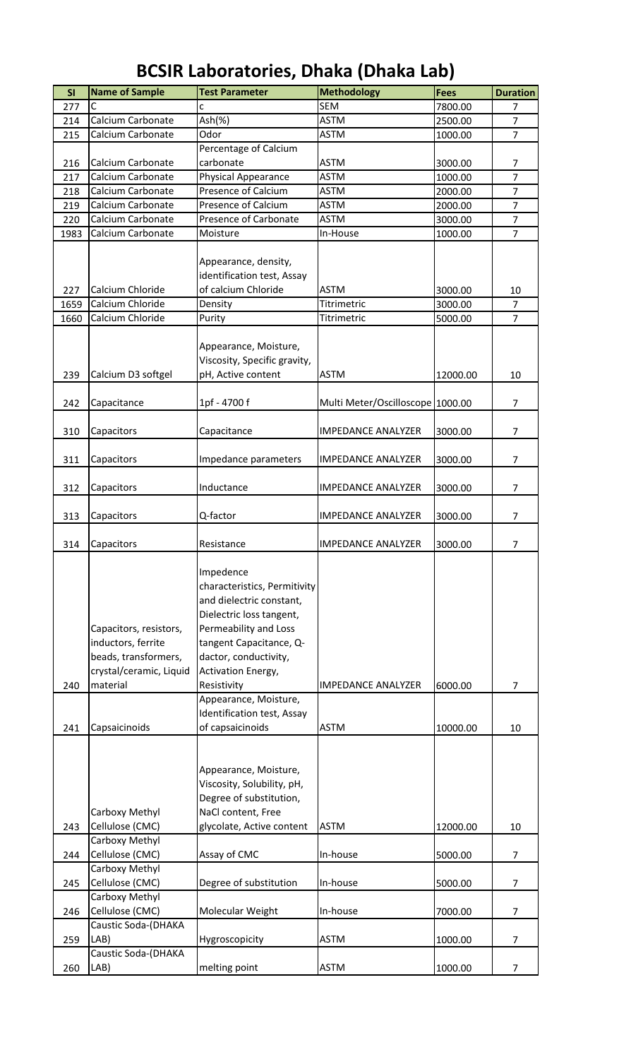# BCSIR Laboratories, Dhaka (Dhaka Lab)

| Sl | Name of Sample | Test Parameter | Methodology | Fees | Duration |
|---|---|---|---|---|---|
| 277 | C | c | SEM | 7800.00 | 7 |
| 214 | Calcium Carbonate | Ash(%) | ASTM | 2500.00 | 7 |
| 215 | Calcium Carbonate | Odor | ASTM | 1000.00 | 7 |
| 216 | Calcium Carbonate | Percentage of Calcium carbonate | ASTM | 3000.00 | 7 |
| 217 | Calcium Carbonate | Physical Appearance | ASTM | 1000.00 | 7 |
| 218 | Calcium Carbonate | Presence of Calcium | ASTM | 2000.00 | 7 |
| 219 | Calcium Carbonate | Presence of Calcium | ASTM | 2000.00 | 7 |
| 220 | Calcium Carbonate | Presence of Carbonate | ASTM | 3000.00 | 7 |
| 1983 | Calcium Carbonate | Moisture | In-House | 1000.00 | 7 |
| 227 | Calcium Chloride | Appearance, density, identification test, Assay of calcium Chloride | ASTM | 3000.00 | 10 |
| 1659 | Calcium Chloride | Density | Titrimetric | 3000.00 | 7 |
| 1660 | Calcium Chloride | Purity | Titrimetric | 5000.00 | 7 |
| 239 | Calcium D3 softgel | Appearance, Moisture, Viscosity, Specific gravity, pH, Active content | ASTM | 12000.00 | 10 |
| 242 | Capacitance | 1pf - 4700 f | Multi Meter/Oscilloscope | 1000.00 | 7 |
| 310 | Capacitors | Capacitance | IMPEDANCE ANALYZER | 3000.00 | 7 |
| 311 | Capacitors | Impedance parameters | IMPEDANCE ANALYZER | 3000.00 | 7 |
| 312 | Capacitors | Inductance | IMPEDANCE ANALYZER | 3000.00 | 7 |
| 313 | Capacitors | Q-factor | IMPEDANCE ANALYZER | 3000.00 | 7 |
| 314 | Capacitors | Resistance | IMPEDANCE ANALYZER | 3000.00 | 7 |
| 240 | Capacitors, resistors, inductors, ferrite beads, transformers, crystal/ceramic, Liquid material | Impedence characteristics, Permitivity and dielectric constant, Dielectric loss tangent, Permeability and Loss tangent Capacitance, Q-dactor, conductivity, Activation Energy, Resistivity | IMPEDANCE ANALYZER | 6000.00 | 7 |
| 241 | Capsaicinoids | Appearance, Moisture, Identification test, Assay of capsaicinoids | ASTM | 10000.00 | 10 |
| 243 | Carboxy Methyl Cellulose (CMC) | Appearance, Moisture, Viscosity, Solubility, pH, Degree of substitution, NaCl content, Free glycolate, Active content | ASTM | 12000.00 | 10 |
| 244 | Carboxy Methyl Cellulose (CMC) | Assay of CMC | In-house | 5000.00 | 7 |
| 245 | Carboxy Methyl Cellulose (CMC) | Degree of substitution | In-house | 5000.00 | 7 |
| 246 | Carboxy Methyl Cellulose (CMC) | Molecular Weight | In-house | 7000.00 | 7 |
| 259 | Caustic Soda-(DHAKA LAB) | Hygroscopicity | ASTM | 1000.00 | 7 |
| 260 | Caustic Soda-(DHAKA LAB) | melting point | ASTM | 1000.00 | 7 |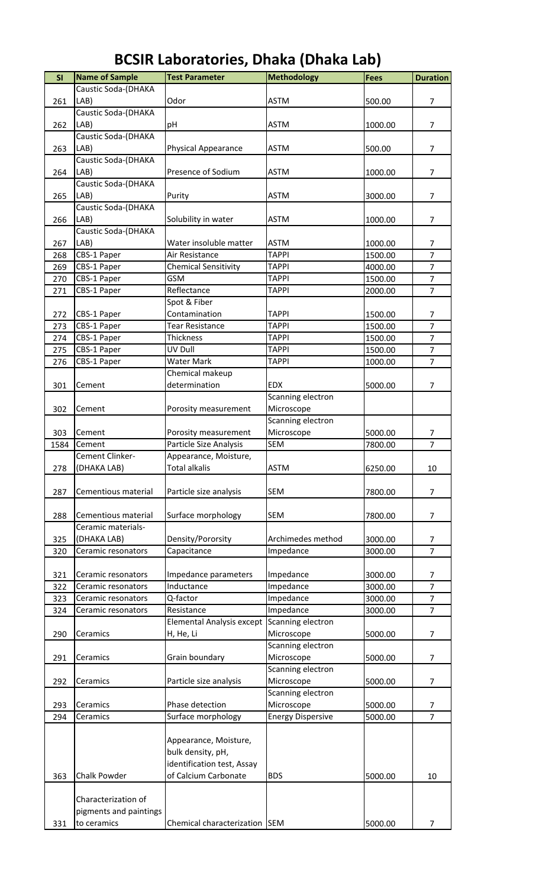# BCSIR Laboratories, Dhaka (Dhaka Lab)

| Sl | Name of Sample | Test Parameter | Methodology | Fees | Duration |
|---|---|---|---|---|---|
| 261 | Caustic Soda-(DHAKA LAB) | Odor | ASTM | 500.00 | 7 |
| 262 | Caustic Soda-(DHAKA LAB) | pH | ASTM | 1000.00 | 7 |
| 263 | Caustic Soda-(DHAKA LAB) | Physical Appearance | ASTM | 500.00 | 7 |
| 264 | Caustic Soda-(DHAKA LAB) | Presence of Sodium | ASTM | 1000.00 | 7 |
| 265 | Caustic Soda-(DHAKA LAB) | Purity | ASTM | 3000.00 | 7 |
| 266 | Caustic Soda-(DHAKA LAB) | Solubility in water | ASTM | 1000.00 | 7 |
| 267 | Caustic Soda-(DHAKA LAB) | Water insoluble matter | ASTM | 1000.00 | 7 |
| 268 | CBS-1 Paper | Air Resistance | TAPPI | 1500.00 | 7 |
| 269 | CBS-1 Paper | Chemical Sensitivity | TAPPI | 4000.00 | 7 |
| 270 | CBS-1 Paper | GSM | TAPPI | 1500.00 | 7 |
| 271 | CBS-1 Paper | Reflectance | TAPPI | 2000.00 | 7 |
| 272 | CBS-1 Paper | Spot & Fiber Contamination | TAPPI | 1500.00 | 7 |
| 273 | CBS-1 Paper | Tear Resistance | TAPPI | 1500.00 | 7 |
| 274 | CBS-1 Paper | Thickness | TAPPI | 1500.00 | 7 |
| 275 | CBS-1 Paper | UV Dull | TAPPI | 1500.00 | 7 |
| 276 | CBS-1 Paper | Water Mark | TAPPI | 1000.00 | 7 |
| 301 | Cement | Chemical makeup determination | EDX | 5000.00 | 7 |
| 302 | Cement | Porosity measurement | Scanning electron Microscope | | |
| 303 | Cement | Porosity measurement | Scanning electron Microscope | 5000.00 | 7 |
| 1584 | Cement | Particle Size Analysis | SEM | 7800.00 | 7 |
| 278 | Cement Clinker-(DHAKA LAB) | Appearance, Moisture, Total alkalis | ASTM | 6250.00 | 10 |
| 287 | Cementious material | Particle size analysis | SEM | 7800.00 | 7 |
| 288 | Cementious material | Surface morphology | SEM | 7800.00 | 7 |
| 325 | Ceramic materials-(DHAKA LAB) | Density/Pororsity | Archimedes method | 3000.00 | 7 |
| 320 | Ceramic resonators | Capacitance | Impedance | 3000.00 | 7 |
| 321 | Ceramic resonators | Impedance parameters | Impedance | 3000.00 | 7 |
| 322 | Ceramic resonators | Inductance | Impedance | 3000.00 | 7 |
| 323 | Ceramic resonators | Q-factor | Impedance | 3000.00 | 7 |
| 324 | Ceramic resonators | Resistance | Impedance | 3000.00 | 7 |
| 290 | Ceramics | Elemental Analysis except H, He, Li | Scanning electron Microscope | 5000.00 | 7 |
| 291 | Ceramics | Grain boundary | Scanning electron Microscope | 5000.00 | 7 |
| 292 | Ceramics | Particle size analysis | Scanning electron Microscope | 5000.00 | 7 |
| 293 | Ceramics | Phase detection | Scanning electron Microscope | 5000.00 | 7 |
| 294 | Ceramics | Surface morphology | Energy Dispersive | 5000.00 | 7 |
| 363 | Chalk Powder | Appearance, Moisture, bulk density, pH, identification test, Assay of Calcium Carbonate | BDS | 5000.00 | 10 |
| 331 | Characterization of pigments and paintings to ceramics | Chemical characterization | SEM | 5000.00 | 7 |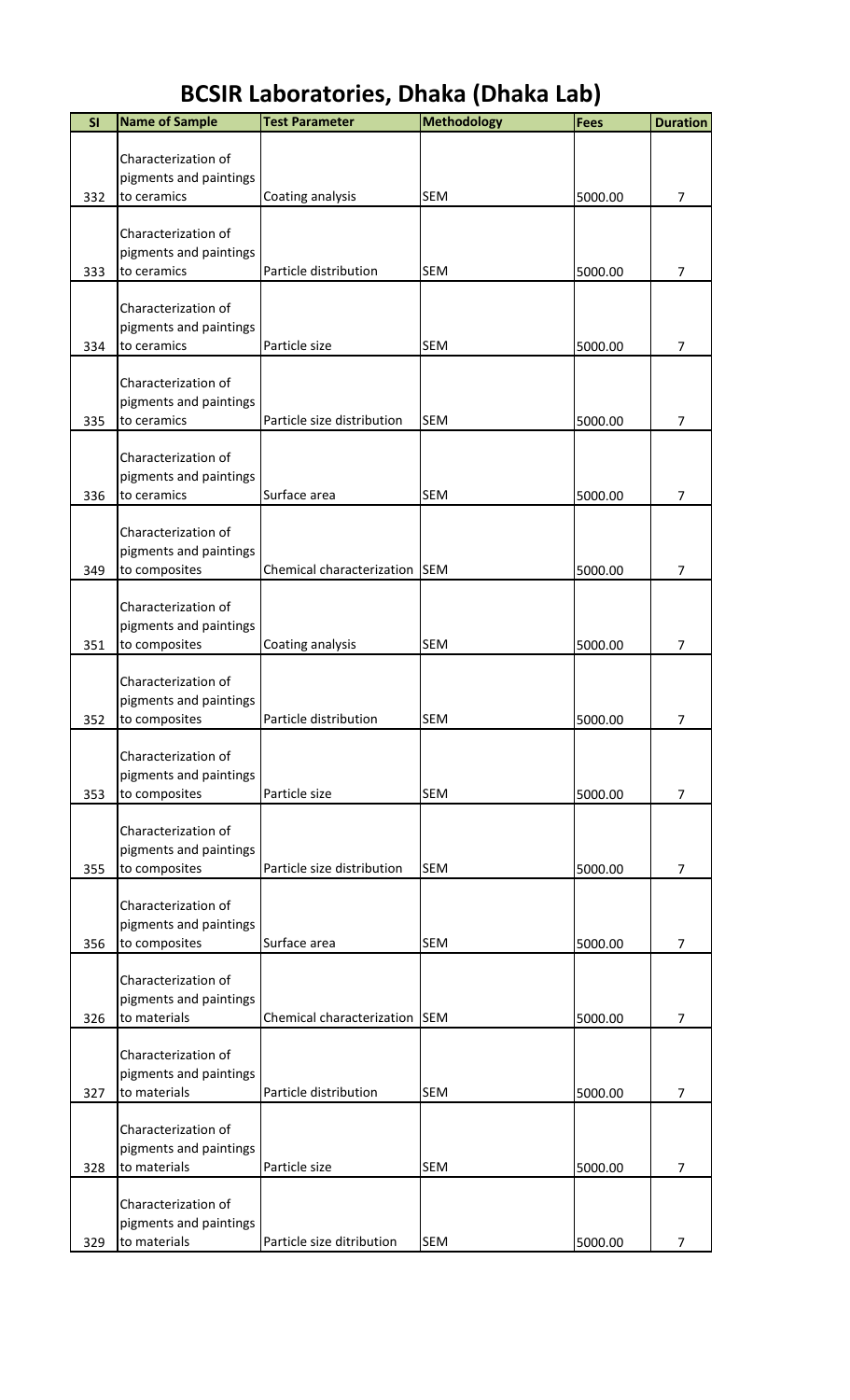# BCSIR Laboratories, Dhaka (Dhaka Lab)

| Sl | Name of Sample | Test Parameter | Methodology | Fees | Duration |
|---|---|---|---|---|---|
| 332 | Characterization of pigments and paintings to ceramics | Coating analysis | SEM | 5000.00 | 7 |
| 333 | Characterization of pigments and paintings to ceramics | Particle distribution | SEM | 5000.00 | 7 |
| 334 | Characterization of pigments and paintings to ceramics | Particle size | SEM | 5000.00 | 7 |
| 335 | Characterization of pigments and paintings to ceramics | Particle size distribution | SEM | 5000.00 | 7 |
| 336 | Characterization of pigments and paintings to ceramics | Surface area | SEM | 5000.00 | 7 |
| 349 | Characterization of pigments and paintings to composites | Chemical characterization | SEM | 5000.00 | 7 |
| 351 | Characterization of pigments and paintings to composites | Coating analysis | SEM | 5000.00 | 7 |
| 352 | Characterization of pigments and paintings to composites | Particle distribution | SEM | 5000.00 | 7 |
| 353 | Characterization of pigments and paintings to composites | Particle size | SEM | 5000.00 | 7 |
| 355 | Characterization of pigments and paintings to composites | Particle size distribution | SEM | 5000.00 | 7 |
| 356 | Characterization of pigments and paintings to composites | Surface area | SEM | 5000.00 | 7 |
| 326 | Characterization of pigments and paintings to materials | Chemical characterization | SEM | 5000.00 | 7 |
| 327 | Characterization of pigments and paintings to materials | Particle distribution | SEM | 5000.00 | 7 |
| 328 | Characterization of pigments and paintings to materials | Particle size | SEM | 5000.00 | 7 |
| 329 | Characterization of pigments and paintings to materials | Particle size ditribution | SEM | 5000.00 | 7 |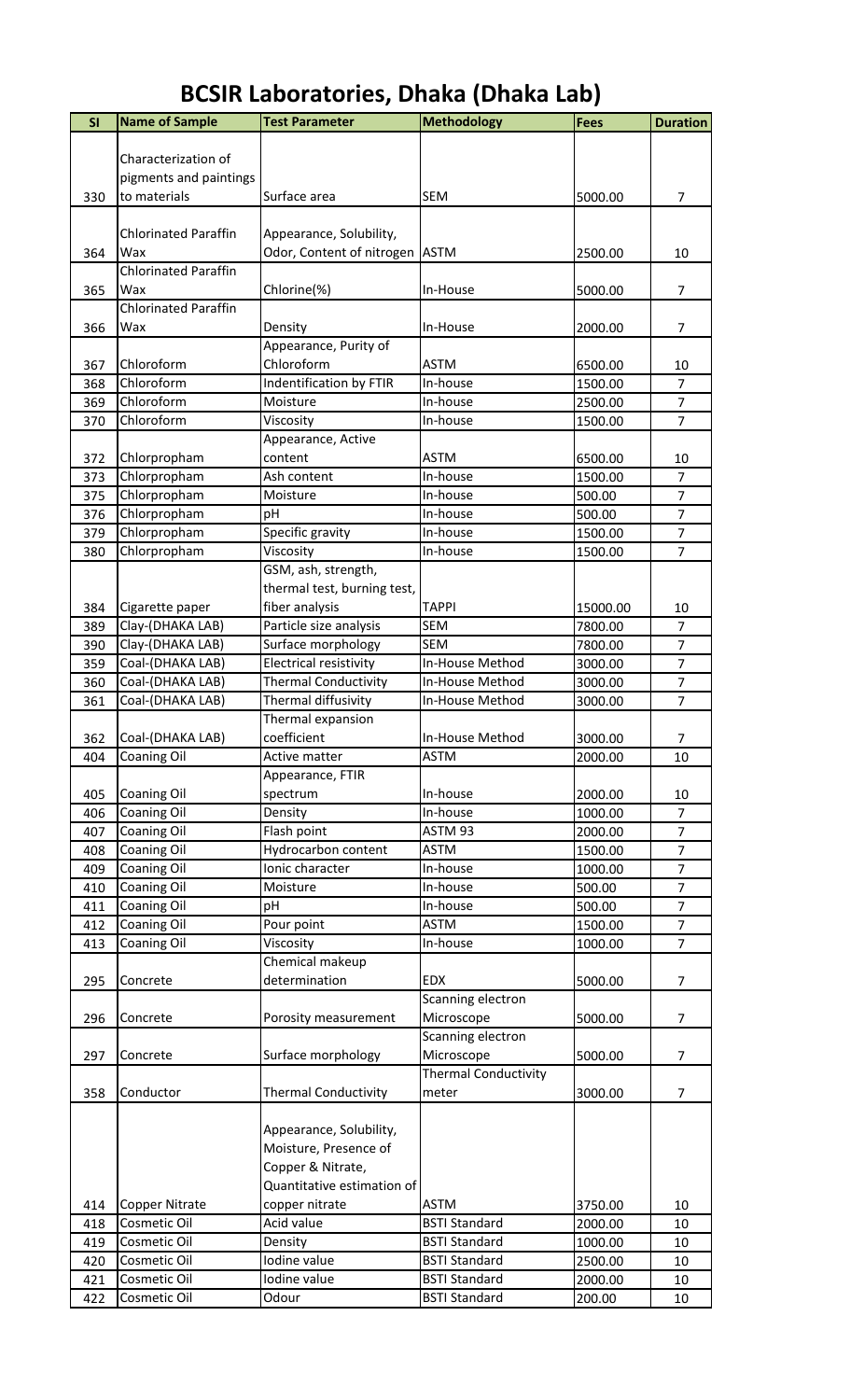# BCSIR Laboratories, Dhaka (Dhaka Lab)

| Sl | Name of Sample | Test Parameter | Methodology | Fees | Duration |
|---|---|---|---|---|---|
| 330 | Characterization of pigments and paintings to materials | Surface area | SEM | 5000.00 | 7 |
| 364 | Chlorinated Paraffin Wax | Appearance, Solubility, Odor, Content of nitrogen | ASTM | 2500.00 | 10 |
| 365 | Chlorinated Paraffin Wax | Chlorine(%) | In-House | 5000.00 | 7 |
| 366 | Chlorinated Paraffin Wax | Density | In-House | 2000.00 | 7 |
| 367 | Chloroform | Appearance, Purity of Chloroform | ASTM | 6500.00 | 10 |
| 368 | Chloroform | Indentification by FTIR | In-house | 1500.00 | 7 |
| 369 | Chloroform | Moisture | In-house | 2500.00 | 7 |
| 370 | Chloroform | Viscosity | In-house | 1500.00 | 7 |
| 372 | Chlorpropham | Appearance, Active content | ASTM | 6500.00 | 10 |
| 373 | Chlorpropham | Ash content | In-house | 1500.00 | 7 |
| 375 | Chlorpropham | Moisture | In-house | 500.00 | 7 |
| 376 | Chlorpropham | pH | In-house | 500.00 | 7 |
| 379 | Chlorpropham | Specific gravity | In-house | 1500.00 | 7 |
| 380 | Chlorpropham | Viscosity | In-house | 1500.00 | 7 |
| 384 | Cigarette paper | GSM, ash, strength, thermal test, burning test, fiber analysis | TAPPI | 15000.00 | 10 |
| 389 | Clay-(DHAKA LAB) | Particle size analysis | SEM | 7800.00 | 7 |
| 390 | Clay-(DHAKA LAB) | Surface morphology | SEM | 7800.00 | 7 |
| 359 | Coal-(DHAKA LAB) | Electrical resistivity | In-House Method | 3000.00 | 7 |
| 360 | Coal-(DHAKA LAB) | Thermal Conductivity | In-House Method | 3000.00 | 7 |
| 361 | Coal-(DHAKA LAB) | Thermal diffusivity | In-House Method | 3000.00 | 7 |
| 362 | Coal-(DHAKA LAB) | Thermal expansion coefficient | In-House Method | 3000.00 | 7 |
| 404 | Coaning Oil | Active matter | ASTM | 2000.00 | 10 |
| 405 | Coaning Oil | Appearance, FTIR spectrum | In-house | 2000.00 | 10 |
| 406 | Coaning Oil | Density | In-house | 1000.00 | 7 |
| 407 | Coaning Oil | Flash point | ASTM 93 | 2000.00 | 7 |
| 408 | Coaning Oil | Hydrocarbon content | ASTM | 1500.00 | 7 |
| 409 | Coaning Oil | Ionic character | In-house | 1000.00 | 7 |
| 410 | Coaning Oil | Moisture | In-house | 500.00 | 7 |
| 411 | Coaning Oil | pH | In-house | 500.00 | 7 |
| 412 | Coaning Oil | Pour point | ASTM | 1500.00 | 7 |
| 413 | Coaning Oil | Viscosity | In-house | 1000.00 | 7 |
| 295 | Concrete | Chemical makeup determination | EDX | 5000.00 | 7 |
| 296 | Concrete | Porosity measurement | Scanning electron Microscope | 5000.00 | 7 |
| 297 | Concrete | Surface morphology | Scanning electron Microscope | 5000.00 | 7 |
| 358 | Conductor | Thermal Conductivity | Thermal Conductivity meter | 3000.00 | 7 |
| 414 | Copper Nitrate | Appearance, Solubility, Moisture, Presence of Copper & Nitrate, Quantitative estimation of copper nitrate | ASTM | 3750.00 | 10 |
| 418 | Cosmetic Oil | Acid value | BSTI Standard | 2000.00 | 10 |
| 419 | Cosmetic Oil | Density | BSTI Standard | 1000.00 | 10 |
| 420 | Cosmetic Oil | Iodine value | BSTI Standard | 2500.00 | 10 |
| 421 | Cosmetic Oil | Iodine value | BSTI Standard | 2000.00 | 10 |
| 422 | Cosmetic Oil | Odour | BSTI Standard | 200.00 | 10 |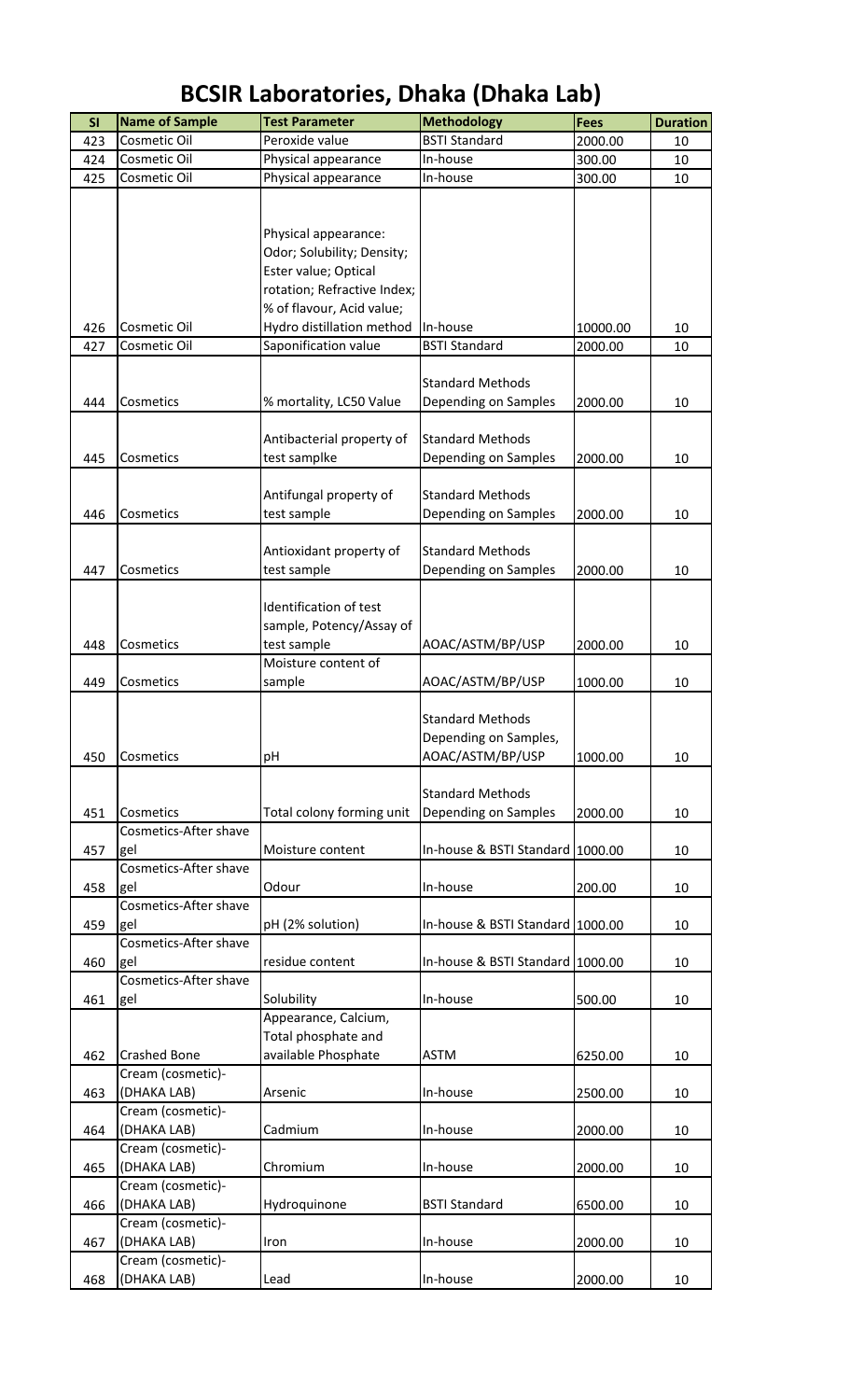# BCSIR Laboratories, Dhaka (Dhaka Lab)

| Sl | Name of Sample | Test Parameter | Methodology | Fees | Duration |
|---|---|---|---|---|---|
| 423 | Cosmetic Oil | Peroxide value | BSTI Standard | 2000.00 | 10 |
| 424 | Cosmetic Oil | Physical appearance | In-house | 300.00 | 10 |
| 425 | Cosmetic Oil | Physical appearance | In-house | 300.00 | 10 |
| 426 | Cosmetic Oil | Physical appearance: Odor; Solubility; Density; Ester value; Optical rotation; Refractive Index; % of flavour, Acid value; Hydro distillation method | In-house | 10000.00 | 10 |
| 427 | Cosmetic Oil | Saponification value | BSTI Standard | 2000.00 | 10 |
| 444 | Cosmetics | % mortality, LC50 Value | Standard Methods Depending on Samples | 2000.00 | 10 |
| 445 | Cosmetics | Antibacterial property of test samplke | Standard Methods Depending on Samples | 2000.00 | 10 |
| 446 | Cosmetics | Antifungal property of test sample | Standard Methods Depending on Samples | 2000.00 | 10 |
| 447 | Cosmetics | Antioxidant property of test sample | Standard Methods Depending on Samples | 2000.00 | 10 |
| 448 | Cosmetics | Identification of test sample, Potency/Assay of test sample | AOAC/ASTM/BP/USP | 2000.00 | 10 |
| 449 | Cosmetics | Moisture content of sample | AOAC/ASTM/BP/USP | 1000.00 | 10 |
| 450 | Cosmetics | pH | Standard Methods Depending on Samples, AOAC/ASTM/BP/USP | 1000.00 | 10 |
| 451 | Cosmetics | Total colony forming unit | Standard Methods Depending on Samples | 2000.00 | 10 |
| 457 | Cosmetics-After shave gel | Moisture content | In-house & BSTI Standard | 1000.00 | 10 |
| 458 | Cosmetics-After shave gel | Odour | In-house | 200.00 | 10 |
| 459 | Cosmetics-After shave gel | pH (2% solution) | In-house & BSTI Standard | 1000.00 | 10 |
| 460 | Cosmetics-After shave gel | residue content | In-house & BSTI Standard | 1000.00 | 10 |
| 461 | Cosmetics-After shave gel | Solubility | In-house | 500.00 | 10 |
| 462 | Crashed Bone | Appearance, Calcium, Total phosphate and available Phosphate | ASTM | 6250.00 | 10 |
| 463 | Cream (cosmetic)-(DHAKA LAB) | Arsenic | In-house | 2500.00 | 10 |
| 464 | Cream (cosmetic)-(DHAKA LAB) | Cadmium | In-house | 2000.00 | 10 |
| 465 | Cream (cosmetic)-(DHAKA LAB) | Chromium | In-house | 2000.00 | 10 |
| 466 | Cream (cosmetic)-(DHAKA LAB) | Hydroquinone | BSTI Standard | 6500.00 | 10 |
| 467 | Cream (cosmetic)-(DHAKA LAB) | Iron | In-house | 2000.00 | 10 |
| 468 | Cream (cosmetic)-(DHAKA LAB) | Lead | In-house | 2000.00 | 10 |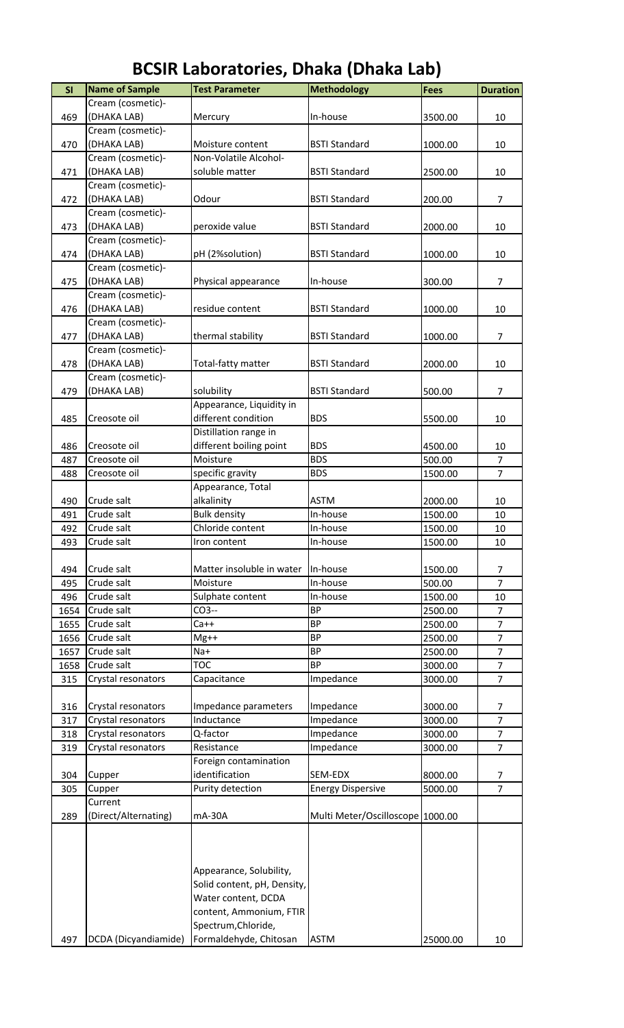# BCSIR Laboratories, Dhaka (Dhaka Lab)

| Sl | Name of Sample | Test Parameter | Methodology | Fees | Duration |
|---|---|---|---|---|---|
| 469 | Cream (cosmetic)-(DHAKA LAB) | Mercury | In-house | 3500.00 | 10 |
| 470 | Cream (cosmetic)-(DHAKA LAB) | Moisture content | BSTI Standard | 1000.00 | 10 |
| 471 | Cream (cosmetic)-(DHAKA LAB) | Non-Volatile Alcohol-soluble matter | BSTI Standard | 2500.00 | 10 |
| 472 | Cream (cosmetic)-(DHAKA LAB) | Odour | BSTI Standard | 200.00 | 7 |
| 473 | Cream (cosmetic)-(DHAKA LAB) | peroxide value | BSTI Standard | 2000.00 | 10 |
| 474 | Cream (cosmetic)-(DHAKA LAB) | pH (2%solution) | BSTI Standard | 1000.00 | 10 |
| 475 | Cream (cosmetic)-(DHAKA LAB) | Physical appearance | In-house | 300.00 | 7 |
| 476 | Cream (cosmetic)-(DHAKA LAB) | residue content | BSTI Standard | 1000.00 | 10 |
| 477 | Cream (cosmetic)-(DHAKA LAB) | thermal stability | BSTI Standard | 1000.00 | 7 |
| 478 | Cream (cosmetic)-(DHAKA LAB) | Total-fatty matter | BSTI Standard | 2000.00 | 10 |
| 479 | Cream (cosmetic)-(DHAKA LAB) | solubility | BSTI Standard | 500.00 | 7 |
| 485 | Creosote oil | Appearance, Liquidity in different condition | BDS | 5500.00 | 10 |
| 486 | Creosote oil | Distillation range in different boiling point | BDS | 4500.00 | 10 |
| 487 | Creosote oil | Moisture | BDS | 500.00 | 7 |
| 488 | Creosote oil | specific gravity | BDS | 1500.00 | 7 |
| 490 | Crude salt | Appearance, Total alkalinity | ASTM | 2000.00 | 10 |
| 491 | Crude salt | Bulk density | In-house | 1500.00 | 10 |
| 492 | Crude salt | Chloride content | In-house | 1500.00 | 10 |
| 493 | Crude salt | Iron content | In-house | 1500.00 | 10 |
| 494 | Crude salt | Matter insoluble in water | In-house | 1500.00 | 7 |
| 495 | Crude salt | Moisture | In-house | 500.00 | 7 |
| 496 | Crude salt | Sulphate content | In-house | 1500.00 | 10 |
| 1654 | Crude salt | CO3-- | BP | 2500.00 | 7 |
| 1655 | Crude salt | Ca++ | BP | 2500.00 | 7 |
| 1656 | Crude salt | Mg++ | BP | 2500.00 | 7 |
| 1657 | Crude salt | Na+ | BP | 2500.00 | 7 |
| 1658 | Crude salt | TOC | BP | 3000.00 | 7 |
| 315 | Crystal resonators | Capacitance | Impedance | 3000.00 | 7 |
| 316 | Crystal resonators | Impedance parameters | Impedance | 3000.00 | 7 |
| 317 | Crystal resonators | Inductance | Impedance | 3000.00 | 7 |
| 318 | Crystal resonators | Q-factor | Impedance | 3000.00 | 7 |
| 319 | Crystal resonators | Resistance | Impedance | 3000.00 | 7 |
| 304 | Cupper | Foreign contamination identification | SEM-EDX | 8000.00 | 7 |
| 305 | Cupper | Purity detection | Energy Dispersive | 5000.00 | 7 |
| 289 | Current (Direct/Alternating) | mA-30A | Multi Meter/Oscilloscope | 1000.00 | |
| 497 | DCDA (Dicyandiamide) | Appearance, Solubility, Solid content, pH, Density, Water content, DCDA content, Ammonium, FTIR Spectrum,Chloride, Formaldehyde, Chitosan | ASTM | 25000.00 | 10 |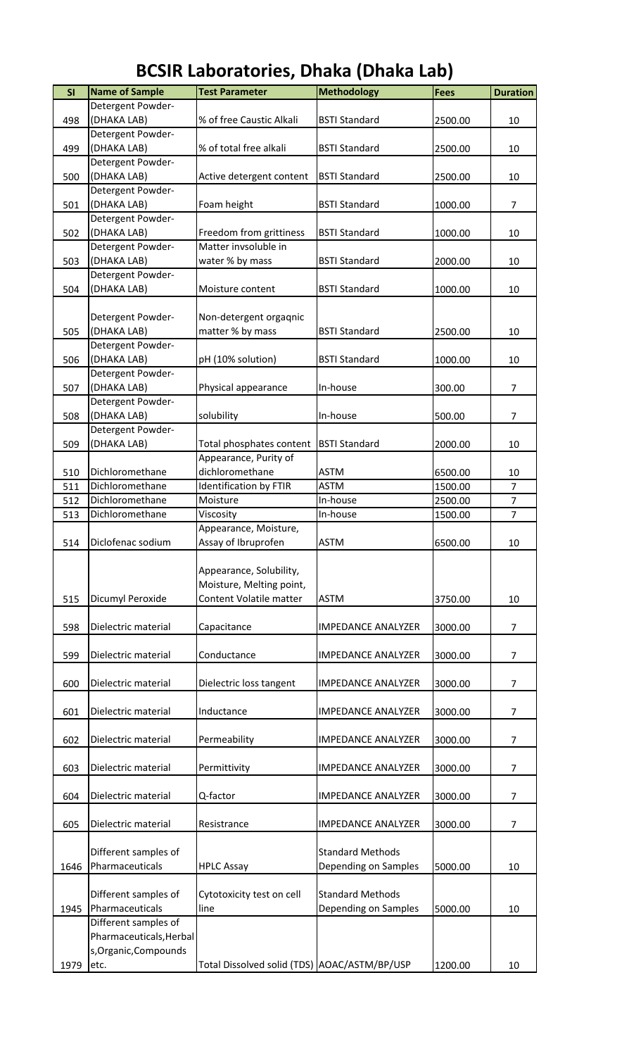# BCSIR Laboratories, Dhaka (Dhaka Lab)

| Sl | Name of Sample | Test Parameter | Methodology | Fees | Duration |
|---|---|---|---|---|---|
| 498 | Detergent Powder-(DHAKA LAB) | % of free Caustic Alkali | BSTI Standard | 2500.00 | 10 |
| 499 | Detergent Powder-(DHAKA LAB) | % of total free alkali | BSTI Standard | 2500.00 | 10 |
| 500 | Detergent Powder-(DHAKA LAB) | Active detergent content | BSTI Standard | 2500.00 | 10 |
| 501 | Detergent Powder-(DHAKA LAB) | Foam height | BSTI Standard | 1000.00 | 7 |
| 502 | Detergent Powder-(DHAKA LAB) | Freedom from grittiness | BSTI Standard | 1000.00 | 10 |
| 503 | Detergent Powder-(DHAKA LAB) | Matter invsoluble in water % by mass | BSTI Standard | 2000.00 | 10 |
| 504 | Detergent Powder-(DHAKA LAB) | Moisture content | BSTI Standard | 1000.00 | 10 |
| 505 | Detergent Powder-(DHAKA LAB) | Non-detergent orgaqnic matter % by mass | BSTI Standard | 2500.00 | 10 |
| 506 | Detergent Powder-(DHAKA LAB) | pH (10% solution) | BSTI Standard | 1000.00 | 10 |
| 507 | Detergent Powder-(DHAKA LAB) | Physical appearance | In-house | 300.00 | 7 |
| 508 | Detergent Powder-(DHAKA LAB) | solubility | In-house | 500.00 | 7 |
| 509 | Detergent Powder-(DHAKA LAB) | Total phosphates content | BSTI Standard | 2000.00 | 10 |
| 510 | Dichloromethane | Appearance, Purity of dichloromethane | ASTM | 6500.00 | 10 |
| 511 | Dichloromethane | Identification by FTIR | ASTM | 1500.00 | 7 |
| 512 | Dichloromethane | Moisture | In-house | 2500.00 | 7 |
| 513 | Dichloromethane | Viscosity | In-house | 1500.00 | 7 |
| 514 | Diclofenac sodium | Appearance, Moisture, Assay of Ibruprofen | ASTM | 6500.00 | 10 |
| 515 | Dicumyl Peroxide | Appearance, Solubility, Moisture, Melting point, Content Volatile matter | ASTM | 3750.00 | 10 |
| 598 | Dielectric material | Capacitance | IMPEDANCE ANALYZER | 3000.00 | 7 |
| 599 | Dielectric material | Conductance | IMPEDANCE ANALYZER | 3000.00 | 7 |
| 600 | Dielectric material | Dielectric loss tangent | IMPEDANCE ANALYZER | 3000.00 | 7 |
| 601 | Dielectric material | Inductance | IMPEDANCE ANALYZER | 3000.00 | 7 |
| 602 | Dielectric material | Permeability | IMPEDANCE ANALYZER | 3000.00 | 7 |
| 603 | Dielectric material | Permittivity | IMPEDANCE ANALYZER | 3000.00 | 7 |
| 604 | Dielectric material | Q-factor | IMPEDANCE ANALYZER | 3000.00 | 7 |
| 605 | Dielectric material | Resistrance | IMPEDANCE ANALYZER | 3000.00 | 7 |
| 1646 | Different samples of Pharmaceuticals | HPLC Assay | Standard Methods Depending on Samples | 5000.00 | 10 |
| 1945 | Different samples of Pharmaceuticals | Cytotoxicity test on cell line | Standard Methods Depending on Samples | 5000.00 | 10 |
| 1979 | Different samples of Pharmaceuticals,Herbals,Organic,Compounds etc. | Total Dissolved solid (TDS) | AOAC/ASTM/BP/USP | 1200.00 | 10 |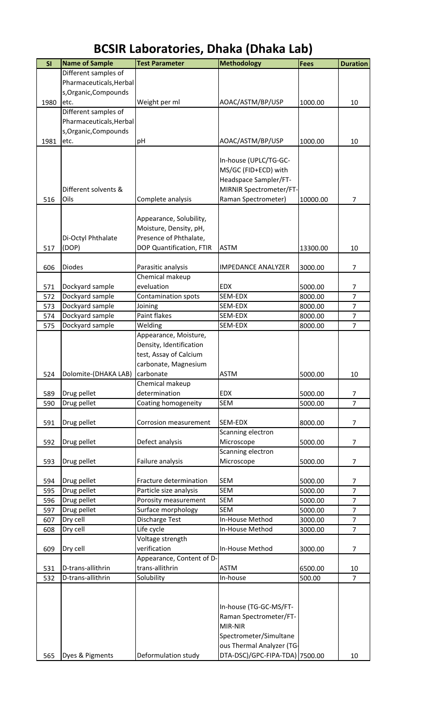# BCSIR Laboratories, Dhaka (Dhaka Lab)

| Sl | Name of Sample | Test Parameter | Methodology | Fees | Duration |
|---|---|---|---|---|---|
| 1980 | Different samples of Pharmaceuticals,Herbals,Organic,Compounds etc. | Weight per ml | AOAC/ASTM/BP/USP | 1000.00 | 10 |
| 1981 | Different samples of Pharmaceuticals,Herbals,Organic,Compounds etc. | pH | AOAC/ASTM/BP/USP | 1000.00 | 10 |
| 516 | Different solvents & Oils | Complete analysis | In-house (UPLC/TG-GC-MS/GC (FID+ECD) with Headspace Sampler/FT-MIRNIR Spectrometer/FT-Raman Spectrometer) | 10000.00 | 7 |
| 517 | Di-Octyl Phthalate (DOP) | Appearance, Solubility, Moisture, Density, pH, Presence of Phthalate, DOP Quantification, FTIR | ASTM | 13300.00 | 10 |
| 606 | Diodes | Parasitic analysis | IMPEDANCE ANALYZER | 3000.00 | 7 |
| 571 | Dockyard sample | Chemical makeup eveluation | EDX | 5000.00 | 7 |
| 572 | Dockyard sample | Contamination spots | SEM-EDX | 8000.00 | 7 |
| 573 | Dockyard sample | Joining | SEM-EDX | 8000.00 | 7 |
| 574 | Dockyard sample | Paint flakes | SEM-EDX | 8000.00 | 7 |
| 575 | Dockyard sample | Welding | SEM-EDX | 8000.00 | 7 |
| 524 | Dolomite-(DHAKA LAB) | Appearance, Moisture, Density, Identification test, Assay of Calcium carbonate, Magnesium carbonate | ASTM | 5000.00 | 10 |
| 589 | Drug pellet | Chemical makeup determination | EDX | 5000.00 | 7 |
| 590 | Drug pellet | Coating homogeneity | SEM | 5000.00 | 7 |
| 591 | Drug pellet | Corrosion measurement | SEM-EDX | 8000.00 | 7 |
| 592 | Drug pellet | Defect analysis | Scanning electron Microscope | 5000.00 | 7 |
| 593 | Drug pellet | Failure analysis | Scanning electron Microscope | 5000.00 | 7 |
| 594 | Drug pellet | Fracture determination | SEM | 5000.00 | 7 |
| 595 | Drug pellet | Particle size analysis | SEM | 5000.00 | 7 |
| 596 | Drug pellet | Porosity measurement | SEM | 5000.00 | 7 |
| 597 | Drug pellet | Surface morphology | SEM | 5000.00 | 7 |
| 607 | Dry cell | Discharge Test | In-House Method | 3000.00 | 7 |
| 608 | Dry cell | Life cycle | In-House Method | 3000.00 | 7 |
| 609 | Dry cell | Voltage strength verification | In-House Method | 3000.00 | 7 |
| 531 | D-trans-allithrin | Appearance, Content of D-trans-allithrin | ASTM | 6500.00 | 10 |
| 532 | D-trans-allithrin | Solubility | In-house | 500.00 | 7 |
| 565 | Dyes & Pigments | Deformulation study | In-house (TG-GC-MS/FT-Raman Spectrometer/FT-MIR-NIR Spectrometer/Simultaneous Thermal Analyzer (TG-DTA-DSC)/GPC-FIPA-TDA) | 7500.00 | 10 |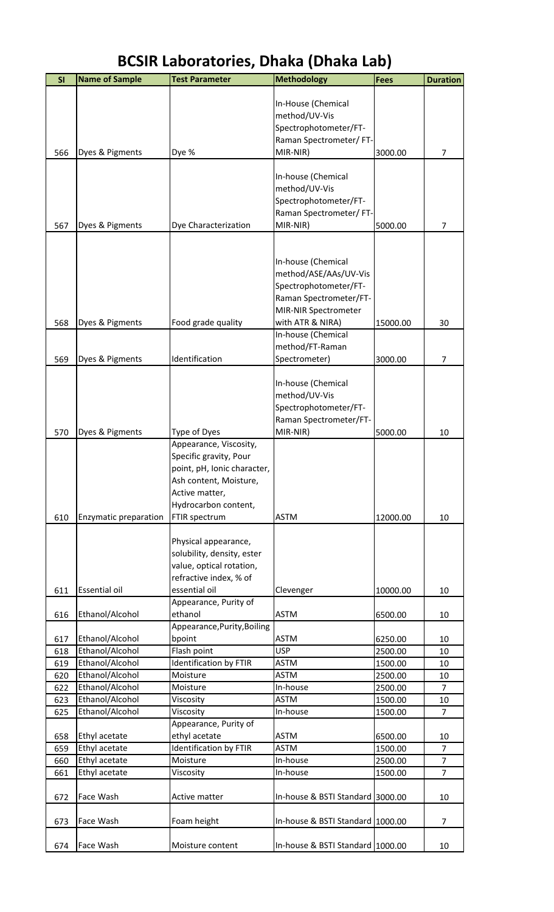# BCSIR Laboratories, Dhaka (Dhaka Lab)

| Sl | Name of Sample | Test Parameter | Methodology | Fees | Duration |
|---|---|---|---|---|---|
| 566 | Dyes & Pigments | Dye % | In-House (Chemical method/UV-Vis Spectrophotometer/FT-Raman Spectrometer/ FT-MIR-NIR) | 3000.00 | 7 |
| 567 | Dyes & Pigments | Dye Characterization | In-house (Chemical method/UV-Vis Spectrophotometer/FT-Raman Spectrometer/ FT-MIR-NIR) | 5000.00 | 7 |
| 568 | Dyes & Pigments | Food grade quality | In-house (Chemical method/ASE/AAs/UV-Vis Spectrophotometer/FT-Raman Spectrometer/FT-MIR-NIR Spectrometer with ATR & NIRA) | 15000.00 | 30 |
| 569 | Dyes & Pigments | Identification | In-house (Chemical method/FT-Raman Spectrometer) | 3000.00 | 7 |
| 570 | Dyes & Pigments | Type of Dyes | In-house (Chemical method/UV-Vis Spectrophotometer/FT-Raman Spectrometer/FT-MIR-NIR) | 5000.00 | 10 |
| 610 | Enzymatic preparation | Appearance, Viscosity, Specific gravity, Pour point, pH, Ionic character, Ash content, Moisture, Active matter, Hydrocarbon content, FTIR spectrum | ASTM | 12000.00 | 10 |
| 611 | Essential oil | Physical appearance, solubility, density, ester value, optical rotation, refractive index, % of essential oil | Clevenger | 10000.00 | 10 |
| 616 | Ethanol/Alcohol | Appearance, Purity of ethanol | ASTM | 6500.00 | 10 |
| 617 | Ethanol/Alcohol | Appearance,Purity,Boiling bpoint | ASTM | 6250.00 | 10 |
| 618 | Ethanol/Alcohol | Flash point | USP | 2500.00 | 10 |
| 619 | Ethanol/Alcohol | Identification by FTIR | ASTM | 1500.00 | 10 |
| 620 | Ethanol/Alcohol | Moisture | ASTM | 2500.00 | 10 |
| 622 | Ethanol/Alcohol | Moisture | In-house | 2500.00 | 7 |
| 623 | Ethanol/Alcohol | Viscosity | ASTM | 1500.00 | 10 |
| 625 | Ethanol/Alcohol | Viscosity | In-house | 1500.00 | 7 |
| 658 | Ethyl acetate | Appearance, Purity of ethyl acetate | ASTM | 6500.00 | 10 |
| 659 | Ethyl acetate | Identification by FTIR | ASTM | 1500.00 | 7 |
| 660 | Ethyl acetate | Moisture | In-house | 2500.00 | 7 |
| 661 | Ethyl acetate | Viscosity | In-house | 1500.00 | 7 |
| 672 | Face Wash | Active matter | In-house & BSTI Standard | 3000.00 | 10 |
| 673 | Face Wash | Foam height | In-house & BSTI Standard | 1000.00 | 7 |
| 674 | Face Wash | Moisture content | In-house & BSTI Standard | 1000.00 | 10 |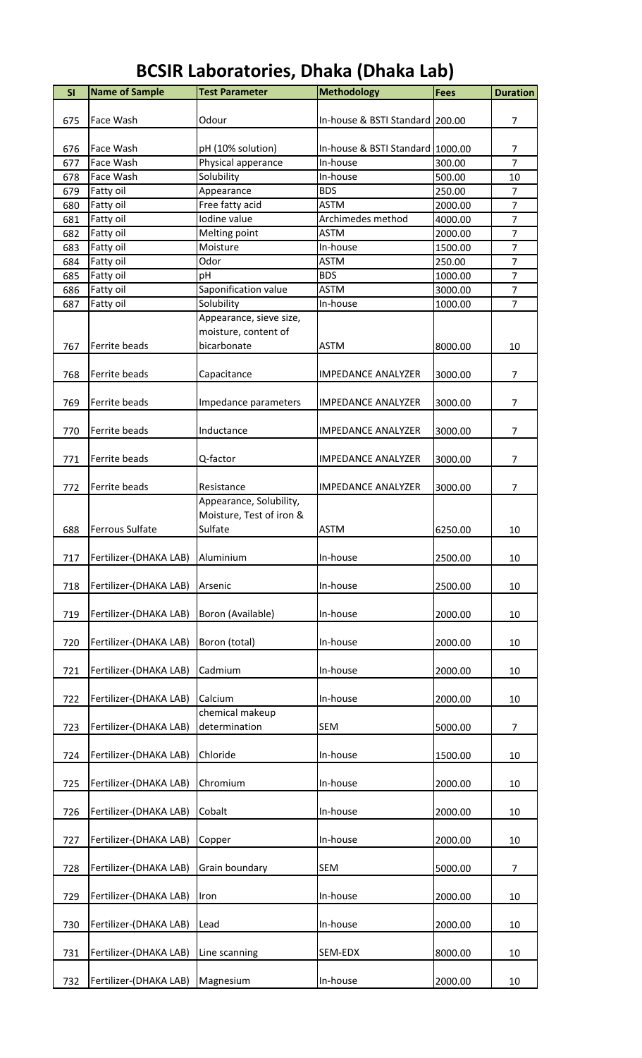# BCSIR Laboratories, Dhaka (Dhaka Lab)

| Sl | Name of Sample | Test Parameter | Methodology | Fees | Duration |
|---|---|---|---|---|---|
| 675 | Face Wash | Odour | In-house & BSTI Standard | 200.00 | 7 |
| 676 | Face Wash | pH (10% solution) | In-house & BSTI Standard | 1000.00 | 7 |
| 677 | Face Wash | Physical apperance | In-house | 300.00 | 7 |
| 678 | Face Wash | Solubility | In-house | 500.00 | 10 |
| 679 | Fatty oil | Appearance | BDS | 250.00 | 7 |
| 680 | Fatty oil | Free fatty acid | ASTM | 2000.00 | 7 |
| 681 | Fatty oil | Iodine value | Archimedes method | 4000.00 | 7 |
| 682 | Fatty oil | Melting point | ASTM | 2000.00 | 7 |
| 683 | Fatty oil | Moisture | In-house | 1500.00 | 7 |
| 684 | Fatty oil | Odor | ASTM | 250.00 | 7 |
| 685 | Fatty oil | pH | BDS | 1000.00 | 7 |
| 686 | Fatty oil | Saponification value | ASTM | 3000.00 | 7 |
| 687 | Fatty oil | Solubility | In-house | 1000.00 | 7 |
| 767 | Ferrite beads | Appearance, sieve size, moisture, content of bicarbonate | ASTM | 8000.00 | 10 |
| 768 | Ferrite beads | Capacitance | IMPEDANCE ANALYZER | 3000.00 | 7 |
| 769 | Ferrite beads | Impedance parameters | IMPEDANCE ANALYZER | 3000.00 | 7 |
| 770 | Ferrite beads | Inductance | IMPEDANCE ANALYZER | 3000.00 | 7 |
| 771 | Ferrite beads | Q-factor | IMPEDANCE ANALYZER | 3000.00 | 7 |
| 772 | Ferrite beads | Resistance | IMPEDANCE ANALYZER | 3000.00 | 7 |
| 688 | Ferrous Sulfate | Appearance, Solubility, Moisture, Test of iron & Sulfate | ASTM | 6250.00 | 10 |
| 717 | Fertilizer-(DHAKA LAB) | Aluminium | In-house | 2500.00 | 10 |
| 718 | Fertilizer-(DHAKA LAB) | Arsenic | In-house | 2500.00 | 10 |
| 719 | Fertilizer-(DHAKA LAB) | Boron (Available) | In-house | 2000.00 | 10 |
| 720 | Fertilizer-(DHAKA LAB) | Boron (total) | In-house | 2000.00 | 10 |
| 721 | Fertilizer-(DHAKA LAB) | Cadmium | In-house | 2000.00 | 10 |
| 722 | Fertilizer-(DHAKA LAB) | Calcium | In-house | 2000.00 | 10 |
| 723 | Fertilizer-(DHAKA LAB) | chemical makeup determination | SEM | 5000.00 | 7 |
| 724 | Fertilizer-(DHAKA LAB) | Chloride | In-house | 1500.00 | 10 |
| 725 | Fertilizer-(DHAKA LAB) | Chromium | In-house | 2000.00 | 10 |
| 726 | Fertilizer-(DHAKA LAB) | Cobalt | In-house | 2000.00 | 10 |
| 727 | Fertilizer-(DHAKA LAB) | Copper | In-house | 2000.00 | 10 |
| 728 | Fertilizer-(DHAKA LAB) | Grain boundary | SEM | 5000.00 | 7 |
| 729 | Fertilizer-(DHAKA LAB) | Iron | In-house | 2000.00 | 10 |
| 730 | Fertilizer-(DHAKA LAB) | Lead | In-house | 2000.00 | 10 |
| 731 | Fertilizer-(DHAKA LAB) | Line scanning | SEM-EDX | 8000.00 | 10 |
| 732 | Fertilizer-(DHAKA LAB) | Magnesium | In-house | 2000.00 | 10 |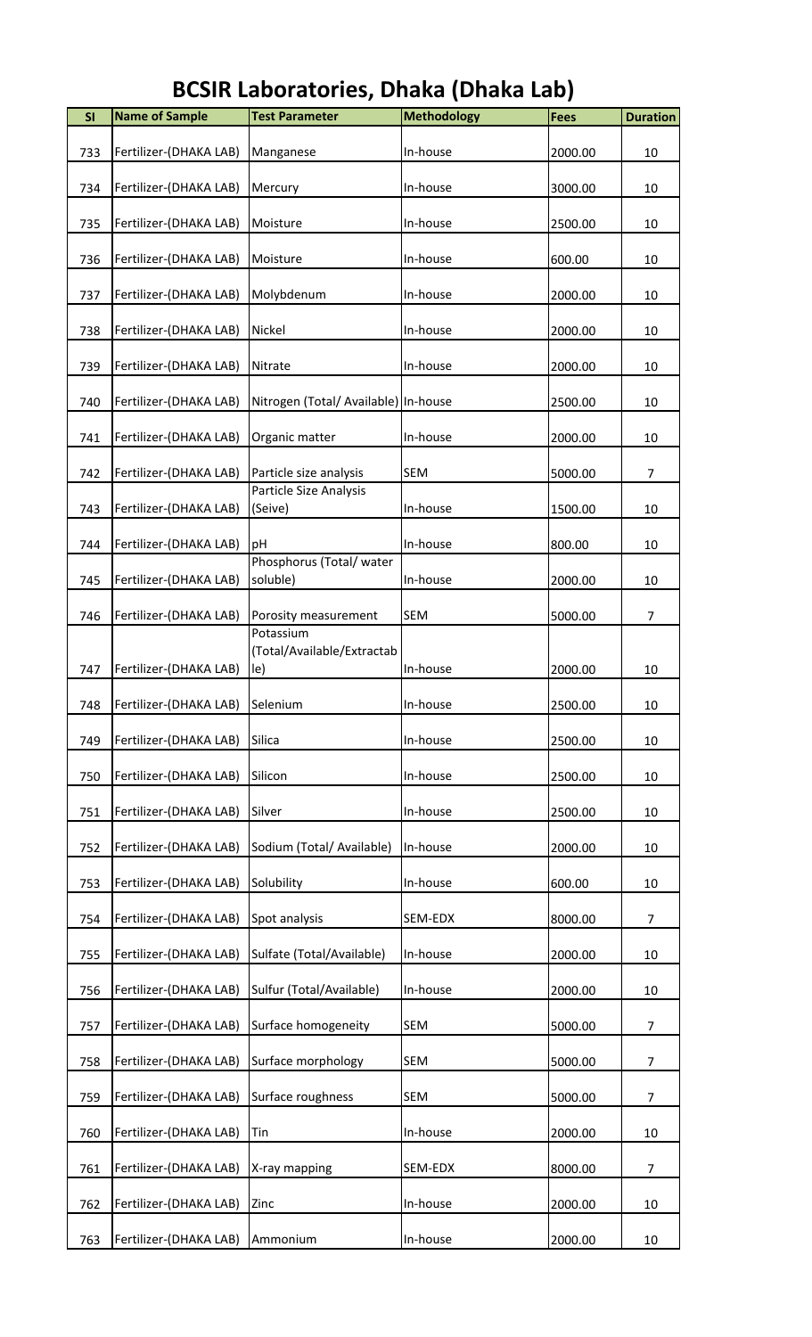# BCSIR Laboratories, Dhaka (Dhaka Lab)

| Sl | Name of Sample | Test Parameter | Methodology | Fees | Duration |
|---|---|---|---|---|---|
| 733 | Fertilizer-(DHAKA LAB) | Manganese | In-house | 2000.00 | 10 |
| 734 | Fertilizer-(DHAKA LAB) | Mercury | In-house | 3000.00 | 10 |
| 735 | Fertilizer-(DHAKA LAB) | Moisture | In-house | 2500.00 | 10 |
| 736 | Fertilizer-(DHAKA LAB) | Moisture | In-house | 600.00 | 10 |
| 737 | Fertilizer-(DHAKA LAB) | Molybdenum | In-house | 2000.00 | 10 |
| 738 | Fertilizer-(DHAKA LAB) | Nickel | In-house | 2000.00 | 10 |
| 739 | Fertilizer-(DHAKA LAB) | Nitrate | In-house | 2000.00 | 10 |
| 740 | Fertilizer-(DHAKA LAB) | Nitrogen (Total/ Available) | In-house | 2500.00 | 10 |
| 741 | Fertilizer-(DHAKA LAB) | Organic matter | In-house | 2000.00 | 10 |
| 742 | Fertilizer-(DHAKA LAB) | Particle size analysis | SEM | 5000.00 | 7 |
| 743 | Fertilizer-(DHAKA LAB) | Particle Size Analysis (Seive) | In-house | 1500.00 | 10 |
| 744 | Fertilizer-(DHAKA LAB) | pH | In-house | 800.00 | 10 |
| 745 | Fertilizer-(DHAKA LAB) | Phosphorus (Total/ water soluble) | In-house | 2000.00 | 10 |
| 746 | Fertilizer-(DHAKA LAB) | Porosity measurement | SEM | 5000.00 | 7 |
| 747 | Fertilizer-(DHAKA LAB) | Potassium (Total/Available/Extractable) | In-house | 2000.00 | 10 |
| 748 | Fertilizer-(DHAKA LAB) | Selenium | In-house | 2500.00 | 10 |
| 749 | Fertilizer-(DHAKA LAB) | Silica | In-house | 2500.00 | 10 |
| 750 | Fertilizer-(DHAKA LAB) | Silicon | In-house | 2500.00 | 10 |
| 751 | Fertilizer-(DHAKA LAB) | Silver | In-house | 2500.00 | 10 |
| 752 | Fertilizer-(DHAKA LAB) | Sodium (Total/ Available) | In-house | 2000.00 | 10 |
| 753 | Fertilizer-(DHAKA LAB) | Solubility | In-house | 600.00 | 10 |
| 754 | Fertilizer-(DHAKA LAB) | Spot analysis | SEM-EDX | 8000.00 | 7 |
| 755 | Fertilizer-(DHAKA LAB) | Sulfate (Total/Available) | In-house | 2000.00 | 10 |
| 756 | Fertilizer-(DHAKA LAB) | Sulfur (Total/Available) | In-house | 2000.00 | 10 |
| 757 | Fertilizer-(DHAKA LAB) | Surface homogeneity | SEM | 5000.00 | 7 |
| 758 | Fertilizer-(DHAKA LAB) | Surface morphology | SEM | 5000.00 | 7 |
| 759 | Fertilizer-(DHAKA LAB) | Surface roughness | SEM | 5000.00 | 7 |
| 760 | Fertilizer-(DHAKA LAB) | Tin | In-house | 2000.00 | 10 |
| 761 | Fertilizer-(DHAKA LAB) | X-ray mapping | SEM-EDX | 8000.00 | 7 |
| 762 | Fertilizer-(DHAKA LAB) | Zinc | In-house | 2000.00 | 10 |
| 763 | Fertilizer-(DHAKA LAB) | Ammonium | In-house | 2000.00 | 10 |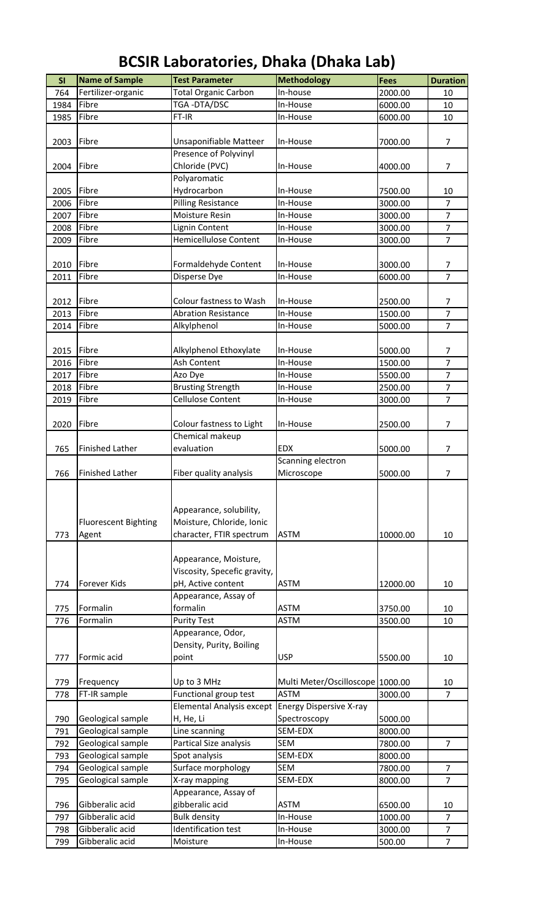# BCSIR Laboratories, Dhaka (Dhaka Lab)

| Sl | Name of Sample | Test Parameter | Methodology | Fees | Duration |
|---|---|---|---|---|---|
| 764 | Fertilizer-organic | Total Organic Carbon | In-house | 2000.00 | 10 |
| 1984 | Fibre | TGA -DTA/DSC | In-House | 6000.00 | 10 |
| 1985 | Fibre | FT-IR | In-House | 6000.00 | 10 |
| 2003 | Fibre | Unsaponifiable Matteer | In-House | 7000.00 | 7 |
| 2004 | Fibre | Presence of Polyvinyl Chloride (PVC) | In-House | 4000.00 | 7 |
| 2005 | Fibre | Polyaromatic Hydrocarbon | In-House | 7500.00 | 10 |
| 2006 | Fibre | Pilling Resistance | In-House | 3000.00 | 7 |
| 2007 | Fibre | Moisture Resin | In-House | 3000.00 | 7 |
| 2008 | Fibre | Lignin Content | In-House | 3000.00 | 7 |
| 2009 | Fibre | Hemicellulose Content | In-House | 3000.00 | 7 |
| 2010 | Fibre | Formaldehyde Content | In-House | 3000.00 | 7 |
| 2011 | Fibre | Disperse Dye | In-House | 6000.00 | 7 |
| 2012 | Fibre | Colour fastness to Wash | In-House | 2500.00 | 7 |
| 2013 | Fibre | Abration Resistance | In-House | 1500.00 | 7 |
| 2014 | Fibre | Alkylphenol | In-House | 5000.00 | 7 |
| 2015 | Fibre | Alkylphenol Ethoxylate | In-House | 5000.00 | 7 |
| 2016 | Fibre | Ash Content | In-House | 1500.00 | 7 |
| 2017 | Fibre | Azo Dye | In-House | 5500.00 | 7 |
| 2018 | Fibre | Brusting Strength | In-House | 2500.00 | 7 |
| 2019 | Fibre | Cellulose Content | In-House | 3000.00 | 7 |
| 2020 | Fibre | Colour fastness to Light | In-House | 2500.00 | 7 |
| 765 | Finished Lather | Chemical makeup evaluation | EDX | 5000.00 | 7 |
| 766 | Finished Lather | Fiber quality analysis | Scanning electron Microscope | 5000.00 | 7 |
| 773 | Fluorescent Bighting Agent | Appearance, solubility, Moisture, Chloride, Ionic character, FTIR spectrum | ASTM | 10000.00 | 10 |
| 774 | Forever Kids | Appearance, Moisture, Viscosity, Specefic gravity, pH, Active content | ASTM | 12000.00 | 10 |
| 775 | Formalin | Appearance, Assay of formalin | ASTM | 3750.00 | 10 |
| 776 | Formalin | Purity Test | ASTM | 3500.00 | 10 |
| 777 | Formic acid | Appearance, Odor, Density, Purity, Boiling point | USP | 5500.00 | 10 |
| 779 | Frequency | Up to 3 MHz | Multi Meter/Oscilloscope | 1000.00 | 10 |
| 778 | FT-IR sample | Functional group test | ASTM | 3000.00 | 7 |
| 790 | Geological sample | Elemental Analysis except H, He, Li | Energy Dispersive X-ray Spectroscopy | 5000.00 | |
| 791 | Geological sample | Line scanning | SEM-EDX | 8000.00 | |
| 792 | Geological sample | Partical Size analysis | SEM | 7800.00 | 7 |
| 793 | Geological sample | Spot analysis | SEM-EDX | 8000.00 | |
| 794 | Geological sample | Surface morphology | SEM | 7800.00 | 7 |
| 795 | Geological sample | X-ray mapping | SEM-EDX | 8000.00 | 7 |
| 796 | Gibberalic acid | Appearance, Assay of gibberalic acid | ASTM | 6500.00 | 10 |
| 797 | Gibberalic acid | Bulk density | In-House | 1000.00 | 7 |
| 798 | Gibberalic acid | Identification test | In-House | 3000.00 | 7 |
| 799 | Gibberalic acid | Moisture | In-House | 500.00 | 7 |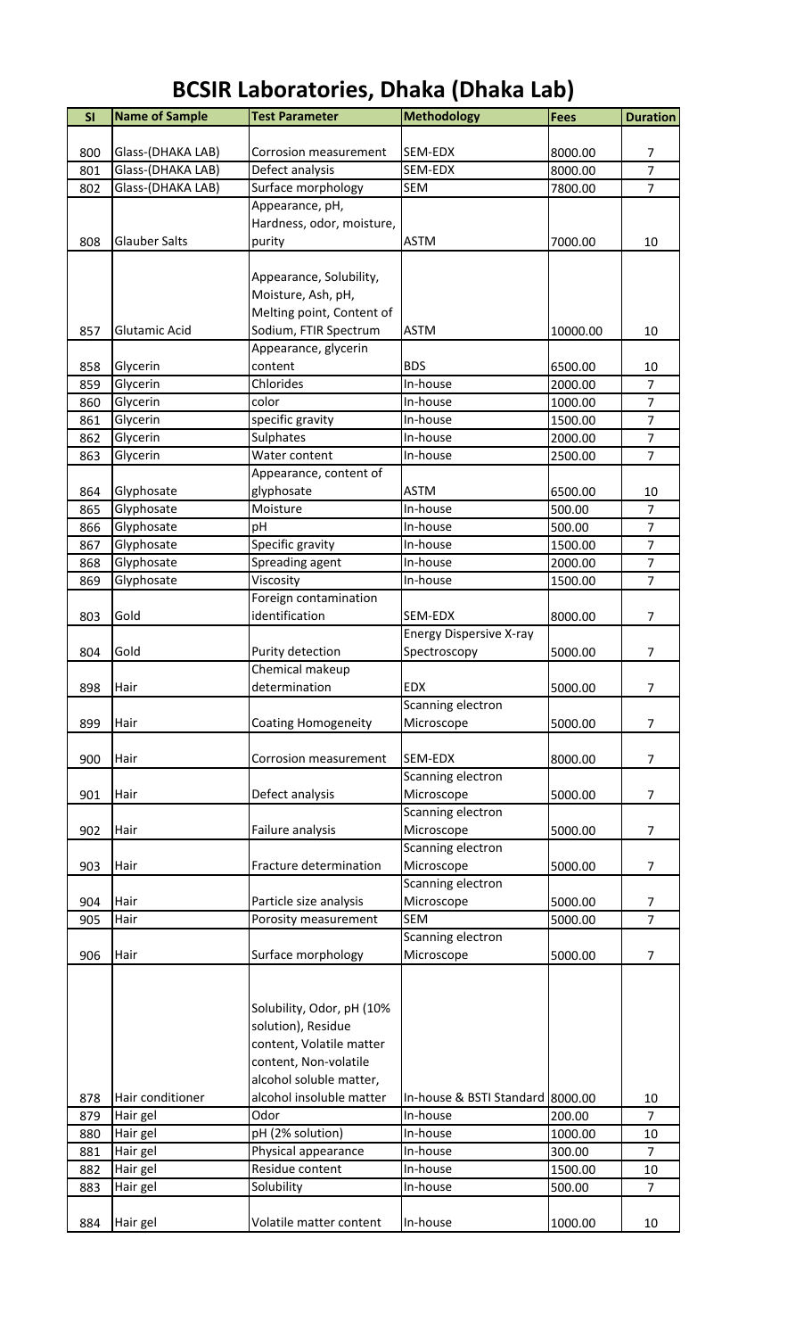# BCSIR Laboratories, Dhaka (Dhaka Lab)

| Sl | Name of Sample | Test Parameter | Methodology | Fees | Duration |
|---|---|---|---|---|---|
| 800 | Glass-(DHAKA LAB) | Corrosion measurement | SEM-EDX | 8000.00 | 7 |
| 801 | Glass-(DHAKA LAB) | Defect analysis | SEM-EDX | 8000.00 | 7 |
| 802 | Glass-(DHAKA LAB) | Surface morphology | SEM | 7800.00 | 7 |
| 808 | Glauber Salts | Appearance, pH, Hardness, odor, moisture, purity | ASTM | 7000.00 | 10 |
| 857 | Glutamic Acid | Appearance, Solubility, Moisture, Ash, pH, Melting point, Content of Sodium, FTIR Spectrum | ASTM | 10000.00 | 10 |
| 858 | Glycerin | Appearance, glycerin content | BDS | 6500.00 | 10 |
| 859 | Glycerin | Chlorides | In-house | 2000.00 | 7 |
| 860 | Glycerin | color | In-house | 1000.00 | 7 |
| 861 | Glycerin | specific gravity | In-house | 1500.00 | 7 |
| 862 | Glycerin | Sulphates | In-house | 2000.00 | 7 |
| 863 | Glycerin | Water content | In-house | 2500.00 | 7 |
| 864 | Glyphosate | Appearance, content of glyphosate | ASTM | 6500.00 | 10 |
| 865 | Glyphosate | Moisture | In-house | 500.00 | 7 |
| 866 | Glyphosate | pH | In-house | 500.00 | 7 |
| 867 | Glyphosate | Specific gravity | In-house | 1500.00 | 7 |
| 868 | Glyphosate | Spreading agent | In-house | 2000.00 | 7 |
| 869 | Glyphosate | Viscosity | In-house | 1500.00 | 7 |
| 803 | Gold | Foreign contamination identification | SEM-EDX | 8000.00 | 7 |
| 804 | Gold | Purity detection | Energy Dispersive X-ray Spectroscopy | 5000.00 | 7 |
| 898 | Hair | Chemical makeup determination | EDX | 5000.00 | 7 |
| 899 | Hair | Coating Homogeneity | Scanning electron Microscope | 5000.00 | 7 |
| 900 | Hair | Corrosion measurement | SEM-EDX | 8000.00 | 7 |
| 901 | Hair | Defect analysis | Scanning electron Microscope | 5000.00 | 7 |
| 902 | Hair | Failure analysis | Scanning electron Microscope | 5000.00 | 7 |
| 903 | Hair | Fracture determination | Scanning electron Microscope | 5000.00 | 7 |
| 904 | Hair | Particle size analysis | Scanning electron Microscope | 5000.00 | 7 |
| 905 | Hair | Porosity measurement | SEM | 5000.00 | 7 |
| 906 | Hair | Surface morphology | Scanning electron Microscope | 5000.00 | 7 |
| 878 | Hair conditioner | Solubility, Odor, pH (10% solution), Residue content, Volatile matter content, Non-volatile alcohol soluble matter, alcohol insoluble matter | In-house & BSTI Standard | 8000.00 | 10 |
| 879 | Hair gel | Odor | In-house | 200.00 | 7 |
| 880 | Hair gel | pH (2% solution) | In-house | 1000.00 | 10 |
| 881 | Hair gel | Physical appearance | In-house | 300.00 | 7 |
| 882 | Hair gel | Residue content | In-house | 1500.00 | 10 |
| 883 | Hair gel | Solubility | In-house | 500.00 | 7 |
| 884 | Hair gel | Volatile matter content | In-house | 1000.00 | 10 |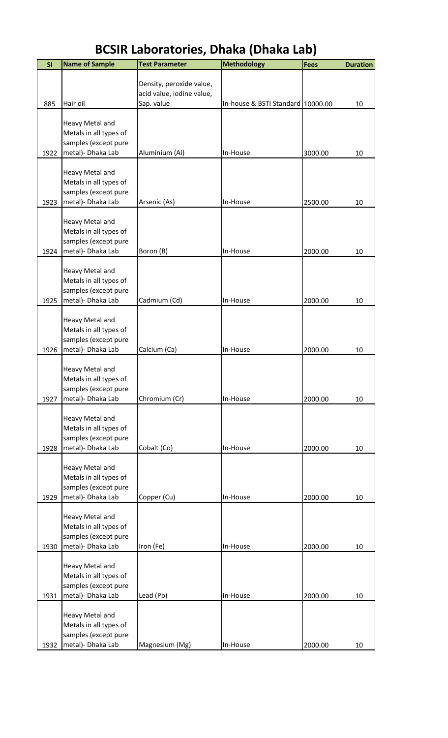# BCSIR Laboratories, Dhaka (Dhaka Lab)

| Sl | Name of Sample | Test Parameter | Methodology | Fees | Duration |
|---|---|---|---|---|---|
| 885 | Hair oil | Density, peroxide value, acid value, iodine value, Sap. value | In-house & BSTI Standard | 10000.00 | 10 |
| 1922 | Heavy Metal and Metals in all types of samples (except pure metal)- Dhaka Lab | Aluminium (Al) | In-House | 3000.00 | 10 |
| 1923 | Heavy Metal and Metals in all types of samples (except pure metal)- Dhaka Lab | Arsenic (As) | In-House | 2500.00 | 10 |
| 1924 | Heavy Metal and Metals in all types of samples (except pure metal)- Dhaka Lab | Boron (B) | In-House | 2000.00 | 10 |
| 1925 | Heavy Metal and Metals in all types of samples (except pure metal)- Dhaka Lab | Cadmium (Cd) | In-House | 2000.00 | 10 |
| 1926 | Heavy Metal and Metals in all types of samples (except pure metal)- Dhaka Lab | Calcium (Ca) | In-House | 2000.00 | 10 |
| 1927 | Heavy Metal and Metals in all types of samples (except pure metal)- Dhaka Lab | Chromium (Cr) | In-House | 2000.00 | 10 |
| 1928 | Heavy Metal and Metals in all types of samples (except pure metal)- Dhaka Lab | Cobalt (Co) | In-House | 2000.00 | 10 |
| 1929 | Heavy Metal and Metals in all types of samples (except pure metal)- Dhaka Lab | Copper (Cu) | In-House | 2000.00 | 10 |
| 1930 | Heavy Metal and Metals in all types of samples (except pure metal)- Dhaka Lab | Iron (Fe) | In-House | 2000.00 | 10 |
| 1931 | Heavy Metal and Metals in all types of samples (except pure metal)- Dhaka Lab | Lead (Pb) | In-House | 2000.00 | 10 |
| 1932 | Heavy Metal and Metals in all types of samples (except pure metal)- Dhaka Lab | Magnesium (Mg) | In-House | 2000.00 | 10 |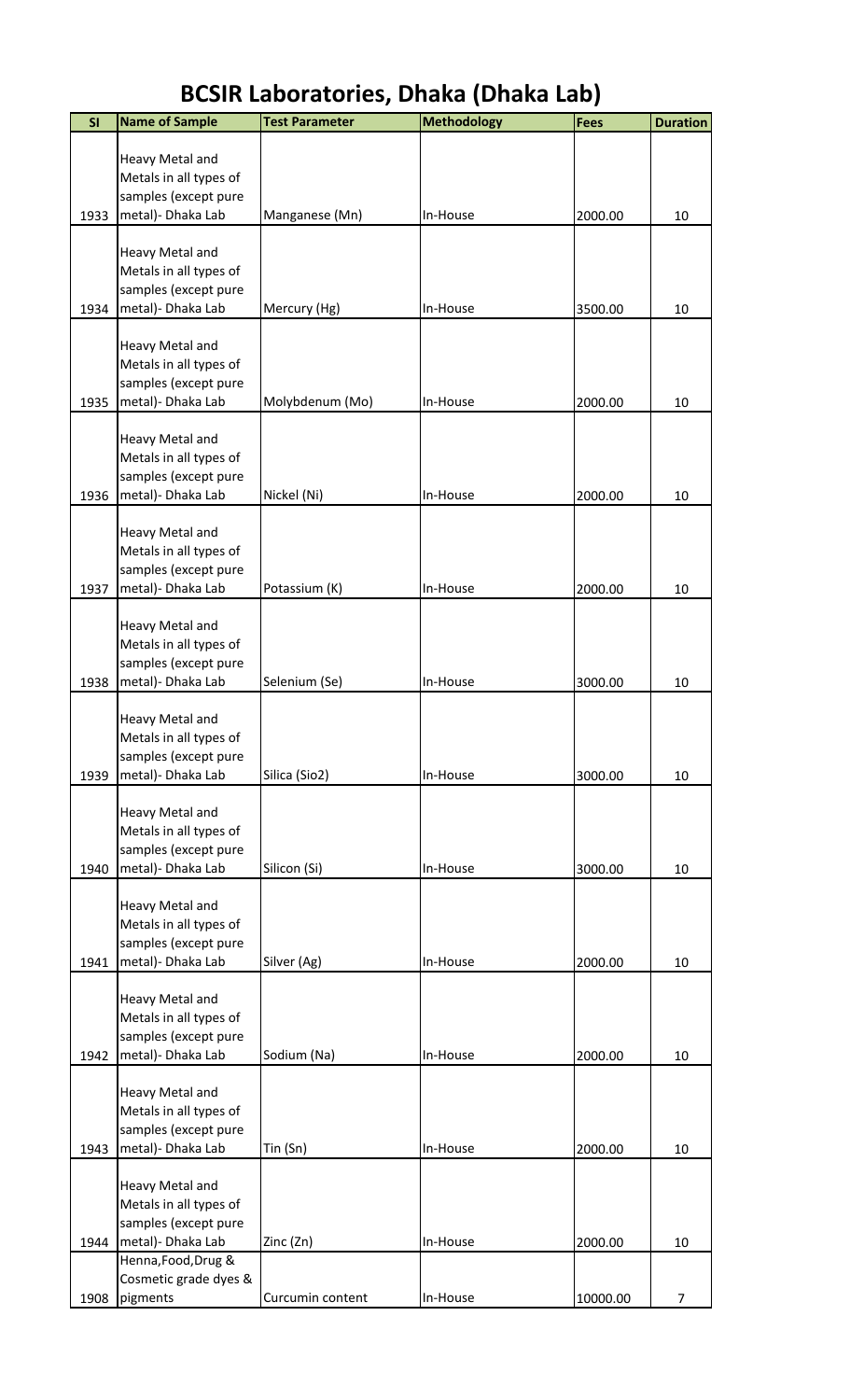# BCSIR Laboratories, Dhaka (Dhaka Lab)

| Sl | Name of Sample | Test Parameter | Methodology | Fees | Duration |
|---|---|---|---|---|---|
| 1933 | Heavy Metal and Metals in all types of samples (except pure metal)- Dhaka Lab | Manganese (Mn) | In-House | 2000.00 | 10 |
| 1934 | Heavy Metal and Metals in all types of samples (except pure metal)- Dhaka Lab | Mercury (Hg) | In-House | 3500.00 | 10 |
| 1935 | Heavy Metal and Metals in all types of samples (except pure metal)- Dhaka Lab | Molybdenum (Mo) | In-House | 2000.00 | 10 |
| 1936 | Heavy Metal and Metals in all types of samples (except pure metal)- Dhaka Lab | Nickel (Ni) | In-House | 2000.00 | 10 |
| 1937 | Heavy Metal and Metals in all types of samples (except pure metal)- Dhaka Lab | Potassium (K) | In-House | 2000.00 | 10 |
| 1938 | Heavy Metal and Metals in all types of samples (except pure metal)- Dhaka Lab | Selenium (Se) | In-House | 3000.00 | 10 |
| 1939 | Heavy Metal and Metals in all types of samples (except pure metal)- Dhaka Lab | Silica (Sio2) | In-House | 3000.00 | 10 |
| 1940 | Heavy Metal and Metals in all types of samples (except pure metal)- Dhaka Lab | Silicon (Si) | In-House | 3000.00 | 10 |
| 1941 | Heavy Metal and Metals in all types of samples (except pure metal)- Dhaka Lab | Silver (Ag) | In-House | 2000.00 | 10 |
| 1942 | Heavy Metal and Metals in all types of samples (except pure metal)- Dhaka Lab | Sodium (Na) | In-House | 2000.00 | 10 |
| 1943 | Heavy Metal and Metals in all types of samples (except pure metal)- Dhaka Lab | Tin (Sn) | In-House | 2000.00 | 10 |
| 1944 | Heavy Metal and Metals in all types of samples (except pure metal)- Dhaka Lab | Zinc (Zn) | In-House | 2000.00 | 10 |
| 1908 | Henna,Food,Drug & Cosmetic grade dyes & pigments | Curcumin content | In-House | 10000.00 | 7 |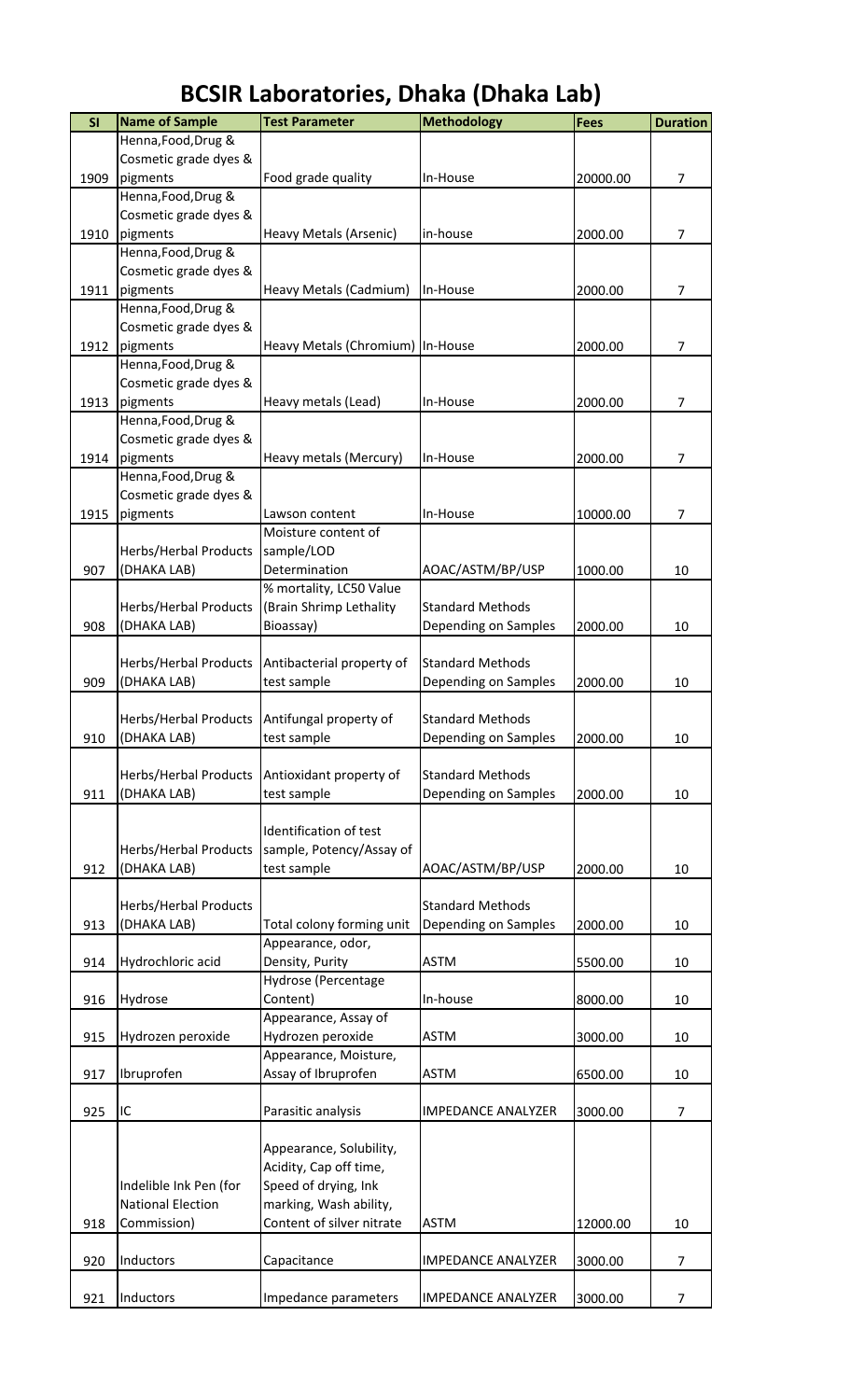# BCSIR Laboratories, Dhaka (Dhaka Lab)

| Sl | Name of Sample | Test Parameter | Methodology | Fees | Duration |
|---|---|---|---|---|---|
| 1909 | Henna,Food,Drug & Cosmetic grade dyes & pigments | Food grade quality | In-House | 20000.00 | 7 |
| 1910 | Henna,Food,Drug & Cosmetic grade dyes & pigments | Heavy Metals (Arsenic) | in-house | 2000.00 | 7 |
| 1911 | Henna,Food,Drug & Cosmetic grade dyes & pigments | Heavy Metals (Cadmium) | In-House | 2000.00 | 7 |
| 1912 | Henna,Food,Drug & Cosmetic grade dyes & pigments | Heavy Metals (Chromium) | In-House | 2000.00 | 7 |
| 1913 | Henna,Food,Drug & Cosmetic grade dyes & pigments | Heavy metals (Lead) | In-House | 2000.00 | 7 |
| 1914 | Henna,Food,Drug & Cosmetic grade dyes & pigments | Heavy metals (Mercury) | In-House | 2000.00 | 7 |
| 1915 | Henna,Food,Drug & Cosmetic grade dyes & pigments | Lawson content | In-House | 10000.00 | 7 |
| 907 | Herbs/Herbal Products (DHAKA LAB) | Moisture content of sample/LOD Determination | AOAC/ASTM/BP/USP | 1000.00 | 10 |
| 908 | Herbs/Herbal Products (DHAKA LAB) | % mortality, LC50 Value (Brain Shrimp Lethality Bioassay) | Standard Methods Depending on Samples | 2000.00 | 10 |
| 909 | Herbs/Herbal Products (DHAKA LAB) | Antibacterial property of test sample | Standard Methods Depending on Samples | 2000.00 | 10 |
| 910 | Herbs/Herbal Products (DHAKA LAB) | Antifungal property of test sample | Standard Methods Depending on Samples | 2000.00 | 10 |
| 911 | Herbs/Herbal Products (DHAKA LAB) | Antioxidant property of test sample | Standard Methods Depending on Samples | 2000.00 | 10 |
| 912 | Herbs/Herbal Products (DHAKA LAB) | Identification of test sample, Potency/Assay of test sample | AOAC/ASTM/BP/USP | 2000.00 | 10 |
| 913 | Herbs/Herbal Products (DHAKA LAB) | Total colony forming unit | Standard Methods Depending on Samples | 2000.00 | 10 |
| 914 | Hydrochloric acid | Appearance, odor, Density, Purity | ASTM | 5500.00 | 10 |
| 916 | Hydrose | Hydrose (Percentage Content) | In-house | 8000.00 | 10 |
| 915 | Hydrozen peroxide | Appearance, Assay of Hydrozen peroxide | ASTM | 3000.00 | 10 |
| 917 | Ibruprofen | Appearance, Moisture, Assay of Ibruprofen | ASTM | 6500.00 | 10 |
| 925 | IC | Parasitic analysis | IMPEDANCE ANALYZER | 3000.00 | 7 |
| 918 | Indelible Ink Pen (for National Election Commission) | Appearance, Solubility, Acidity, Cap off time, Speed of drying, Ink marking, Wash ability, Content of silver nitrate | ASTM | 12000.00 | 10 |
| 920 | Inductors | Capacitance | IMPEDANCE ANALYZER | 3000.00 | 7 |
| 921 | Inductors | Impedance parameters | IMPEDANCE ANALYZER | 3000.00 | 7 |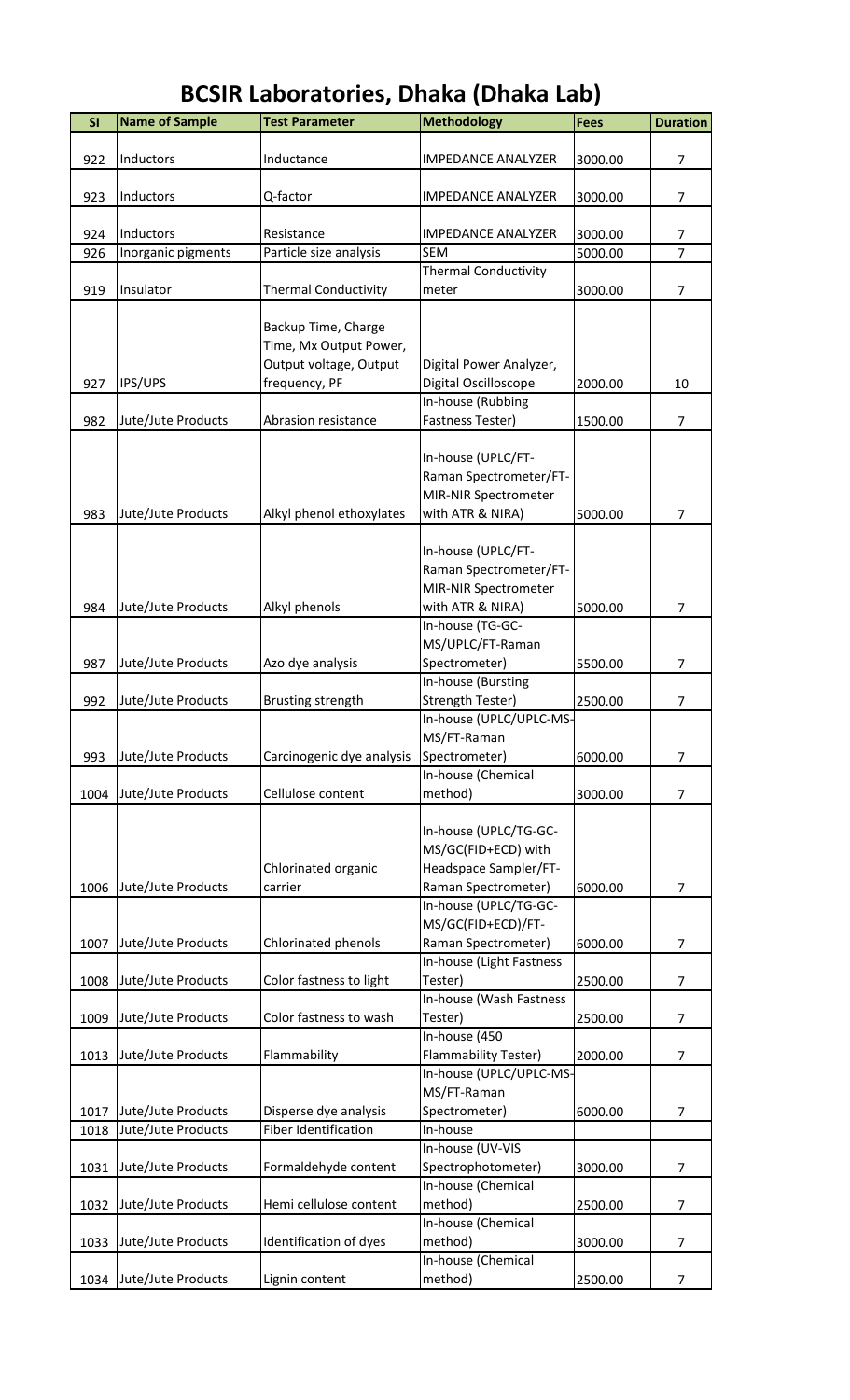# BCSIR Laboratories, Dhaka (Dhaka Lab)

| Sl | Name of Sample | Test Parameter | Methodology | Fees | Duration |
|---|---|---|---|---|---|
| 922 | Inductors | Inductance | IMPEDANCE ANALYZER | 3000.00 | 7 |
| 923 | Inductors | Q-factor | IMPEDANCE ANALYZER | 3000.00 | 7 |
| 924 | Inductors | Resistance | IMPEDANCE ANALYZER | 3000.00 | 7 |
| 926 | Inorganic pigments | Particle size analysis | SEM | 5000.00 | 7 |
| 919 | Insulator | Thermal Conductivity | Thermal Conductivity meter | 3000.00 | 7 |
| 927 | IPS/UPS | Backup Time, Charge Time, Mx Output Power, Output voltage, Output frequency, PF | Digital Power Analyzer, Digital Oscilloscope | 2000.00 | 10 |
| 982 | Jute/Jute Products | Abrasion resistance | In-house (Rubbing Fastness Tester) | 1500.00 | 7 |
| 983 | Jute/Jute Products | Alkyl phenol ethoxylates | In-house (UPLC/FT-Raman Spectrometer/FT-MIR-NIR Spectrometer with ATR & NIRA) | 5000.00 | 7 |
| 984 | Jute/Jute Products | Alkyl phenols | In-house (UPLC/FT-Raman Spectrometer/FT-MIR-NIR Spectrometer with ATR & NIRA) | 5000.00 | 7 |
| 987 | Jute/Jute Products | Azo dye analysis | In-house (TG-GC-MS/UPLC/FT-Raman Spectrometer) | 5500.00 | 7 |
| 992 | Jute/Jute Products | Brusting strength | In-house (Bursting Strength Tester) | 2500.00 | 7 |
| 993 | Jute/Jute Products | Carcinogenic dye analysis | In-house (UPLC/UPLC-MS-MS/FT-Raman Spectrometer) | 6000.00 | 7 |
| 1004 | Jute/Jute Products | Cellulose content | In-house (Chemical method) | 3000.00 | 7 |
| 1006 | Jute/Jute Products | Chlorinated organic carrier | In-house (UPLC/TG-GC-MS/GC(FID+ECD) with Headspace Sampler/FT-Raman Spectrometer) | 6000.00 | 7 |
| 1007 | Jute/Jute Products | Chlorinated phenols | In-house (UPLC/TG-GC-MS/GC(FID+ECD)/FT-Raman Spectrometer) | 6000.00 | 7 |
| 1008 | Jute/Jute Products | Color fastness to light | In-house (Light Fastness Tester) | 2500.00 | 7 |
| 1009 | Jute/Jute Products | Color fastness to wash | In-house (Wash Fastness Tester) | 2500.00 | 7 |
| 1013 | Jute/Jute Products | Flammability | In-house (450 Flammability Tester) | 2000.00 | 7 |
| 1017 | Jute/Jute Products | Disperse dye analysis | In-house (UPLC/UPLC-MS-MS/FT-Raman Spectrometer) | 6000.00 | 7 |
| 1018 | Jute/Jute Products | Fiber Identification | In-house | | |
| 1031 | Jute/Jute Products | Formaldehyde content | In-house (UV-VIS Spectrophotometer) | 3000.00 | 7 |
| 1032 | Jute/Jute Products | Hemi cellulose content | In-house (Chemical method) | 2500.00 | 7 |
| 1033 | Jute/Jute Products | Identification of dyes | In-house (Chemical method) | 3000.00 | 7 |
| 1034 | Jute/Jute Products | Lignin content | In-house (Chemical method) | 2500.00 | 7 |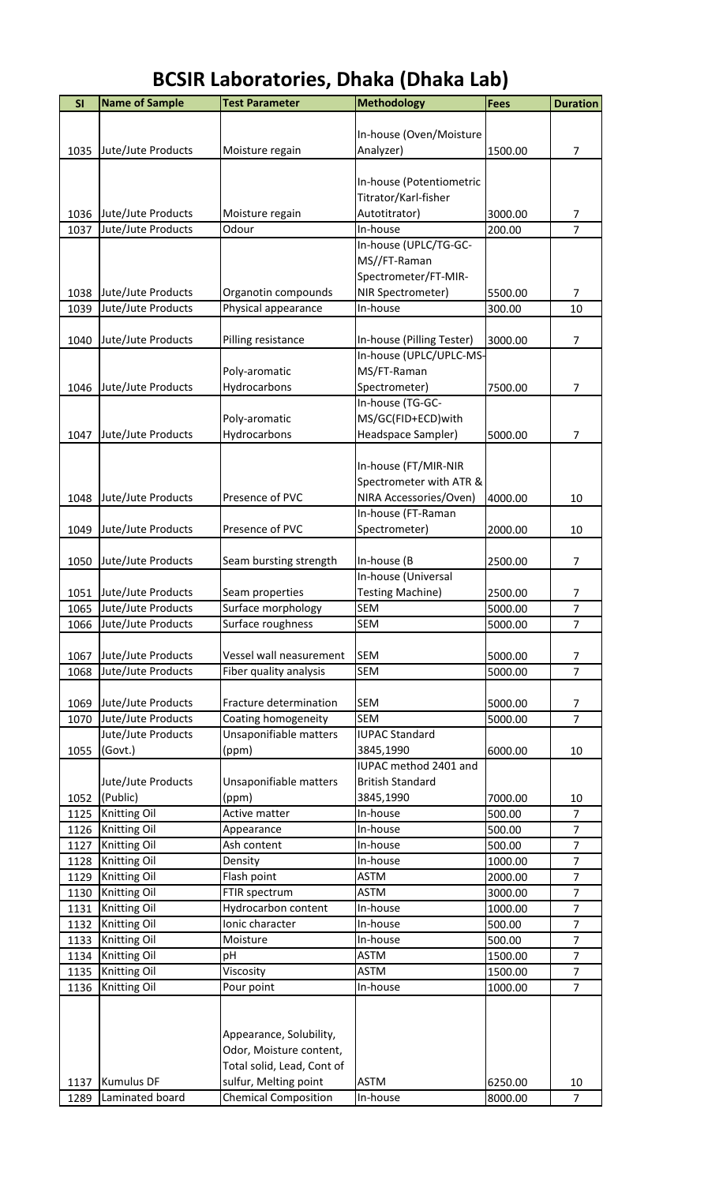# BCSIR Laboratories, Dhaka (Dhaka Lab)

| Sl | Name of Sample | Test Parameter | Methodology | Fees | Duration |
|---|---|---|---|---|---|
| 1035 | Jute/Jute Products | Moisture regain | In-house (Oven/Moisture Analyzer) | 1500.00 | 7 |
| 1036 | Jute/Jute Products | Moisture regain | In-house (Potentiometric Titrator/Karl-fisher Autotitrator) | 3000.00 | 7 |
| 1037 | Jute/Jute Products | Odour | In-house | 200.00 | 7 |
| 1038 | Jute/Jute Products | Organotin compounds | In-house (UPLC/TG-GC-MS//FT-Raman Spectrometer/FT-MIR-NIR Spectrometer) | 5500.00 | 7 |
| 1039 | Jute/Jute Products | Physical appearance | In-house | 300.00 | 10 |
| 1040 | Jute/Jute Products | Pilling resistance | In-house (Pilling Tester) | 3000.00 | 7 |
| 1046 | Jute/Jute Products | Poly-aromatic Hydrocarbons | In-house (UPLC/UPLC-MS-MS/FT-Raman Spectrometer) | 7500.00 | 7 |
| 1047 | Jute/Jute Products | Poly-aromatic Hydrocarbons | In-house (TG-GC-MS/GC(FID+ECD)with Headspace Sampler) | 5000.00 | 7 |
| 1048 | Jute/Jute Products | Presence of PVC | In-house (FT/MIR-NIR Spectrometer with ATR & NIRA Accessories/Oven) | 4000.00 | 10 |
| 1049 | Jute/Jute Products | Presence of PVC | In-house (FT-Raman Spectrometer) | 2000.00 | 10 |
| 1050 | Jute/Jute Products | Seam bursting strength | In-house (B | 2500.00 | 7 |
| 1051 | Jute/Jute Products | Seam properties | In-house (Universal Testing Machine) | 2500.00 | 7 |
| 1065 | Jute/Jute Products | Surface morphology | SEM | 5000.00 | 7 |
| 1066 | Jute/Jute Products | Surface roughness | SEM | 5000.00 | 7 |
| 1067 | Jute/Jute Products | Vessel wall neasurement | SEM | 5000.00 | 7 |
| 1068 | Jute/Jute Products | Fiber quality analysis | SEM | 5000.00 | 7 |
| 1069 | Jute/Jute Products | Fracture determination | SEM | 5000.00 | 7 |
| 1070 | Jute/Jute Products | Coating homogeneity | SEM | 5000.00 | 7 |
| 1055 | Jute/Jute Products (Govt.) | Unsaponifiable matters (ppm) | IUPAC Standard 3845,1990 | 6000.00 | 10 |
| 1052 | Jute/Jute Products (Public) | Unsaponifiable matters (ppm) | IUPAC method 2401 and British Standard 3845,1990 | 7000.00 | 10 |
| 1125 | Knitting Oil | Active matter | In-house | 500.00 | 7 |
| 1126 | Knitting Oil | Appearance | In-house | 500.00 | 7 |
| 1127 | Knitting Oil | Ash content | In-house | 500.00 | 7 |
| 1128 | Knitting Oil | Density | In-house | 1000.00 | 7 |
| 1129 | Knitting Oil | Flash point | ASTM | 2000.00 | 7 |
| 1130 | Knitting Oil | FTIR spectrum | ASTM | 3000.00 | 7 |
| 1131 | Knitting Oil | Hydrocarbon content | In-house | 1000.00 | 7 |
| 1132 | Knitting Oil | Ionic character | In-house | 500.00 | 7 |
| 1133 | Knitting Oil | Moisture | In-house | 500.00 | 7 |
| 1134 | Knitting Oil | pH | ASTM | 1500.00 | 7 |
| 1135 | Knitting Oil | Viscosity | ASTM | 1500.00 | 7 |
| 1136 | Knitting Oil | Pour point | In-house | 1000.00 | 7 |
| 1137 | Kumulus DF | Appearance, Solubility, Odor, Moisture content, Total solid, Lead, Cont of sulfur, Melting point | ASTM | 6250.00 | 10 |
| 1289 | Laminated board | Chemical Composition | In-house | 8000.00 | 7 |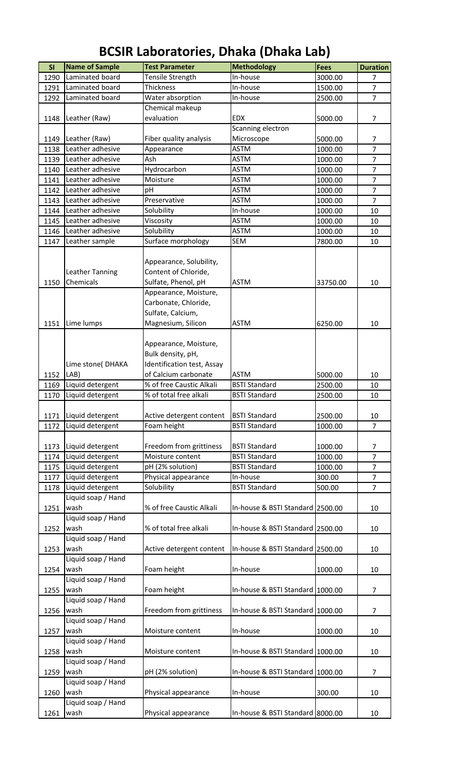# BCSIR Laboratories, Dhaka (Dhaka Lab)

| Sl | Name of Sample | Test Parameter | Methodology | Fees | Duration |
|---|---|---|---|---|---|
| 1290 | Laminated board | Tensile Strength | In-house | 3000.00 | 7 |
| 1291 | Laminated board | Thickness | In-house | 1500.00 | 7 |
| 1292 | Laminated board | Water absorption | In-house | 2500.00 | 7 |
| 1148 | Leather (Raw) | Chemical makeup evaluation | EDX | 5000.00 | 7 |
| 1149 | Leather (Raw) | Fiber quality analysis | Scanning electron Microscope | 5000.00 | 7 |
| 1138 | Leather adhesive | Appearance | ASTM | 1000.00 | 7 |
| 1139 | Leather adhesive | Ash | ASTM | 1000.00 | 7 |
| 1140 | Leather adhesive | Hydrocarbon | ASTM | 1000.00 | 7 |
| 1141 | Leather adhesive | Moisture | ASTM | 1000.00 | 7 |
| 1142 | Leather adhesive | pH | ASTM | 1000.00 | 7 |
| 1143 | Leather adhesive | Preservative | ASTM | 1000.00 | 7 |
| 1144 | Leather adhesive | Solubility | In-house | 1000.00 | 10 |
| 1145 | Leather adhesive | Viscosity | ASTM | 1000.00 | 10 |
| 1146 | Leather adhesive | Solubility | ASTM | 1000.00 | 10 |
| 1147 | Leather sample | Surface morphology | SEM | 7800.00 | 10 |
| 1150 | Leather Tanning Chemicals | Appearance, Solubility, Content of Chloride, Sulfate, Phenol, pH | ASTM | 33750.00 | 10 |
| 1151 | Lime lumps | Appearance, Moisture, Carbonate, Chloride, Sulfate, Calcium, Magnesium, Silicon | ASTM | 6250.00 | 10 |
| 1152 | Lime stone( DHAKA LAB) | Appearance, Moisture, Bulk density, pH, Identification test, Assay of Calcium carbonate | ASTM | 5000.00 | 10 |
| 1169 | Liquid detergent | % of free Caustic Alkali | BSTI Standard | 2500.00 | 10 |
| 1170 | Liquid detergent | % of total free alkali | BSTI Standard | 2500.00 | 10 |
| 1171 | Liquid detergent | Active detergent content | BSTI Standard | 2500.00 | 10 |
| 1172 | Liquid detergent | Foam height | BSTI Standard | 1000.00 | 7 |
| 1173 | Liquid detergent | Freedom from grittiness | BSTI Standard | 1000.00 | 7 |
| 1174 | Liquid detergent | Moisture content | BSTI Standard | 1000.00 | 7 |
| 1175 | Liquid detergent | pH (2% solution) | BSTI Standard | 1000.00 | 7 |
| 1177 | Liquid detergent | Physical appearance | In-house | 300.00 | 7 |
| 1178 | Liquid detergent | Solubility | BSTI Standard | 500.00 | 7 |
| 1251 | Liquid soap / Hand wash | % of free Caustic Alkali | In-house & BSTI Standard | 2500.00 | 10 |
| 1252 | Liquid soap / Hand wash | % of total free alkali | In-house & BSTI Standard | 2500.00 | 10 |
| 1253 | Liquid soap / Hand wash | Active detergent content | In-house & BSTI Standard | 2500.00 | 10 |
| 1254 | Liquid soap / Hand wash | Foam height | In-house | 1000.00 | 10 |
| 1255 | Liquid soap / Hand wash | Foam height | In-house & BSTI Standard | 1000.00 | 7 |
| 1256 | Liquid soap / Hand wash | Freedom from grittiness | In-house & BSTI Standard | 1000.00 | 7 |
| 1257 | Liquid soap / Hand wash | Moisture content | In-house | 1000.00 | 10 |
| 1258 | Liquid soap / Hand wash | Moisture content | In-house & BSTI Standard | 1000.00 | 10 |
| 1259 | Liquid soap / Hand wash | pH (2% solution) | In-house & BSTI Standard | 1000.00 | 7 |
| 1260 | Liquid soap / Hand wash | Physical appearance | In-house | 300.00 | 10 |
| 1261 | Liquid soap / Hand wash | Physical appearance | In-house & BSTI Standard | 8000.00 | 10 |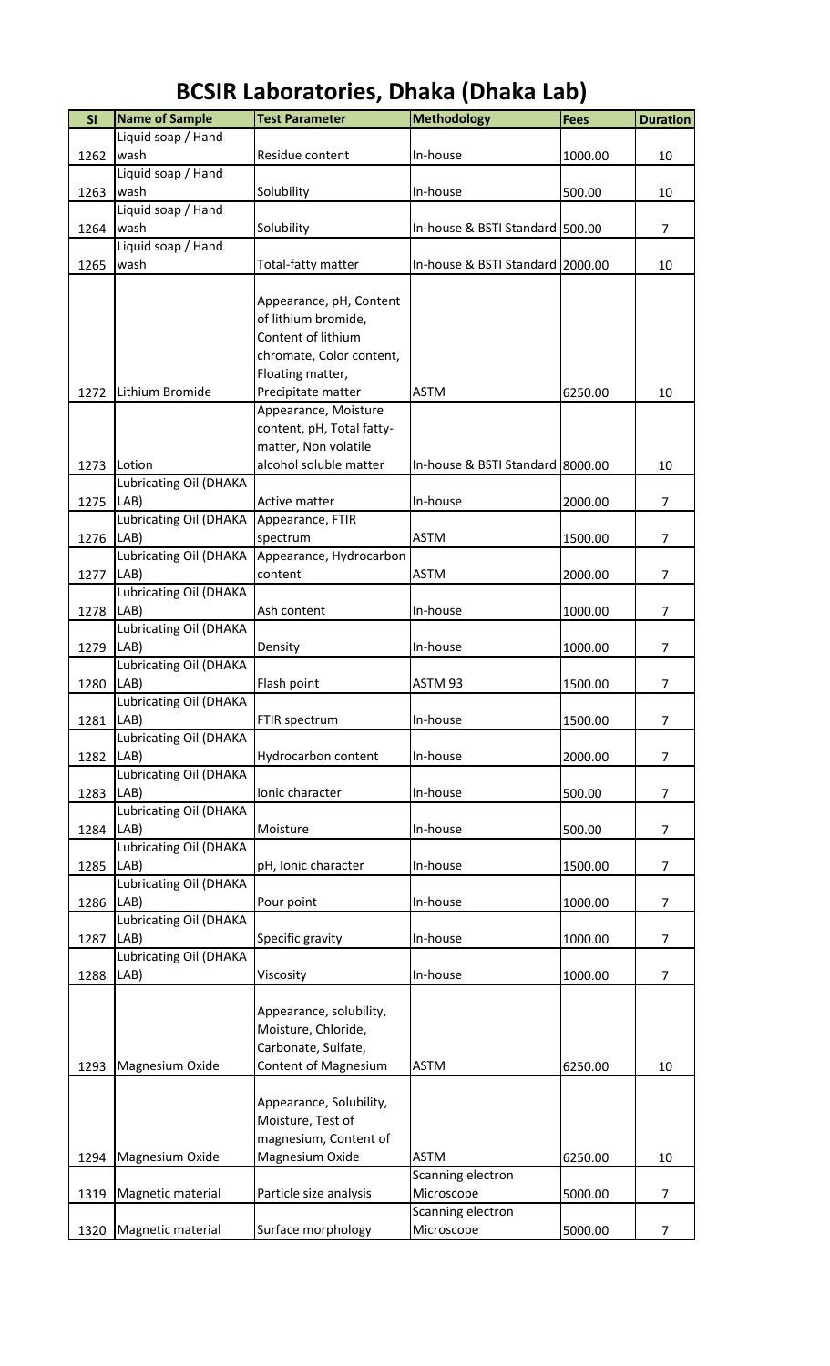# BCSIR Laboratories, Dhaka (Dhaka Lab)

| Sl | Name of Sample | Test Parameter | Methodology | Fees | Duration |
|---|---|---|---|---|---|
| 1262 | Liquid soap / Hand wash | Residue content | In-house | 1000.00 | 10 |
| 1263 | Liquid soap / Hand wash | Solubility | In-house | 500.00 | 10 |
| 1264 | Liquid soap / Hand wash | Solubility | In-house & BSTI Standard | 500.00 | 7 |
| 1265 | Liquid soap / Hand wash | Total-fatty matter | In-house & BSTI Standard | 2000.00 | 10 |
| 1272 | Lithium Bromide | Appearance, pH, Content of lithium bromide, Content of lithium chromate, Color content, Floating matter, Precipitate matter | ASTM | 6250.00 | 10 |
| 1273 | Lotion | Appearance, Moisture content, pH, Total fatty-matter, Non volatile alcohol soluble matter | In-house & BSTI Standard | 8000.00 | 10 |
| 1275 | Lubricating Oil (DHAKA LAB) | Active matter | In-house | 2000.00 | 7 |
| 1276 | Lubricating Oil (DHAKA LAB) | Appearance, FTIR spectrum | ASTM | 1500.00 | 7 |
| 1277 | Lubricating Oil (DHAKA LAB) | Appearance, Hydrocarbon content | ASTM | 2000.00 | 7 |
| 1278 | Lubricating Oil (DHAKA LAB) | Ash content | In-house | 1000.00 | 7 |
| 1279 | Lubricating Oil (DHAKA LAB) | Density | In-house | 1000.00 | 7 |
| 1280 | Lubricating Oil (DHAKA LAB) | Flash point | ASTM 93 | 1500.00 | 7 |
| 1281 | Lubricating Oil (DHAKA LAB) | FTIR spectrum | In-house | 1500.00 | 7 |
| 1282 | Lubricating Oil (DHAKA LAB) | Hydrocarbon content | In-house | 2000.00 | 7 |
| 1283 | Lubricating Oil (DHAKA LAB) | Ionic character | In-house | 500.00 | 7 |
| 1284 | Lubricating Oil (DHAKA LAB) | Moisture | In-house | 500.00 | 7 |
| 1285 | Lubricating Oil (DHAKA LAB) | pH, Ionic character | In-house | 1500.00 | 7 |
| 1286 | Lubricating Oil (DHAKA LAB) | Pour point | In-house | 1000.00 | 7 |
| 1287 | Lubricating Oil (DHAKA LAB) | Specific gravity | In-house | 1000.00 | 7 |
| 1288 | Lubricating Oil (DHAKA LAB) | Viscosity | In-house | 1000.00 | 7 |
| 1293 | Magnesium Oxide | Appearance, solubility, Moisture, Chloride, Carbonate, Sulfate, Content of Magnesium | ASTM | 6250.00 | 10 |
| 1294 | Magnesium Oxide | Appearance, Solubility, Moisture, Test of magnesium, Content of Magnesium Oxide | ASTM | 6250.00 | 10 |
| 1319 | Magnetic material | Particle size analysis | Scanning electron Microscope | 5000.00 | 7 |
| 1320 | Magnetic material | Surface morphology | Scanning electron Microscope | 5000.00 | 7 |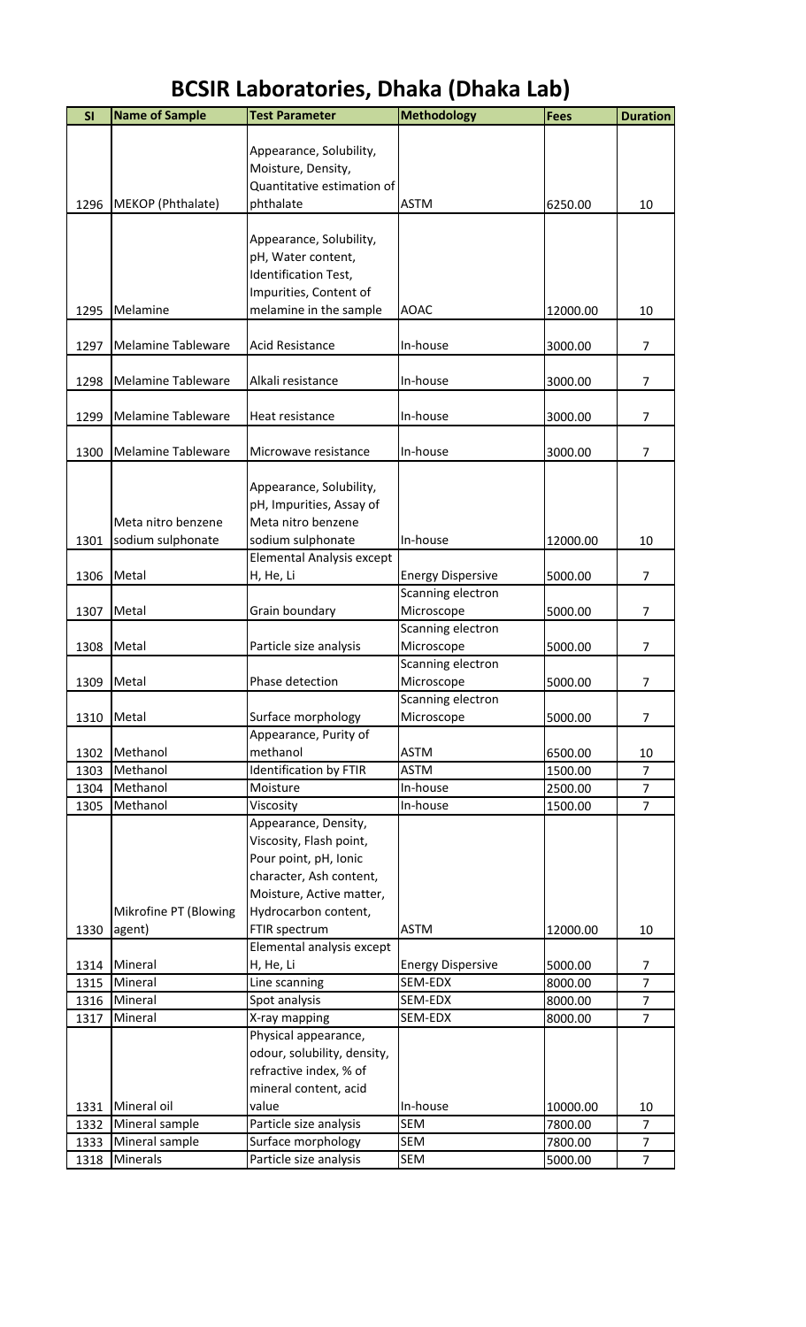# BCSIR Laboratories, Dhaka (Dhaka Lab)

| Sl | Name of Sample | Test Parameter | Methodology | Fees | Duration |
|---|---|---|---|---|---|
| 1296 | MEKOP (Phthalate) | Appearance, Solubility, Moisture, Density, Quantitative estimation of phthalate | ASTM | 6250.00 | 10 |
| 1295 | Melamine | Appearance, Solubility, pH, Water content, Identification Test, Impurities, Content of melamine in the sample | AOAC | 12000.00 | 10 |
| 1297 | Melamine Tableware | Acid Resistance | In-house | 3000.00 | 7 |
| 1298 | Melamine Tableware | Alkali resistance | In-house | 3000.00 | 7 |
| 1299 | Melamine Tableware | Heat resistance | In-house | 3000.00 | 7 |
| 1300 | Melamine Tableware | Microwave resistance | In-house | 3000.00 | 7 |
| 1301 | Meta nitro benzene sodium sulphonate | Appearance, Solubility, pH, Impurities, Assay of Meta nitro benzene sodium sulphonate | In-house | 12000.00 | 10 |
| 1306 | Metal | Elemental Analysis except H, He, Li | Energy Dispersive | 5000.00 | 7 |
| 1307 | Metal | Grain boundary | Scanning electron Microscope | 5000.00 | 7 |
| 1308 | Metal | Particle size analysis | Scanning electron Microscope | 5000.00 | 7 |
| 1309 | Metal | Phase detection | Scanning electron Microscope | 5000.00 | 7 |
| 1310 | Metal | Surface morphology | Scanning electron Microscope | 5000.00 | 7 |
| 1302 | Methanol | Appearance, Purity of methanol | ASTM | 6500.00 | 10 |
| 1303 | Methanol | Identification by FTIR | ASTM | 1500.00 | 7 |
| 1304 | Methanol | Moisture | In-house | 2500.00 | 7 |
| 1305 | Methanol | Viscosity | In-house | 1500.00 | 7 |
| 1330 | Mikrofine PT (Blowing agent) | Appearance, Density, Viscosity, Flash point, Pour point, pH, Ionic character, Ash content, Moisture, Active matter, Hydrocarbon content, FTIR spectrum | ASTM | 12000.00 | 10 |
| 1314 | Mineral | Elemental analysis except H, He, Li | Energy Dispersive | 5000.00 | 7 |
| 1315 | Mineral | Line scanning | SEM-EDX | 8000.00 | 7 |
| 1316 | Mineral | Spot analysis | SEM-EDX | 8000.00 | 7 |
| 1317 | Mineral | X-ray mapping | SEM-EDX | 8000.00 | 7 |
| 1331 | Mineral oil | Physical appearance, odour, solubility, density, refractive index, % of mineral content, acid value | In-house | 10000.00 | 10 |
| 1332 | Mineral sample | Particle size analysis | SEM | 7800.00 | 7 |
| 1333 | Mineral sample | Surface morphology | SEM | 7800.00 | 7 |
| 1318 | Minerals | Particle size analysis | SEM | 5000.00 | 7 |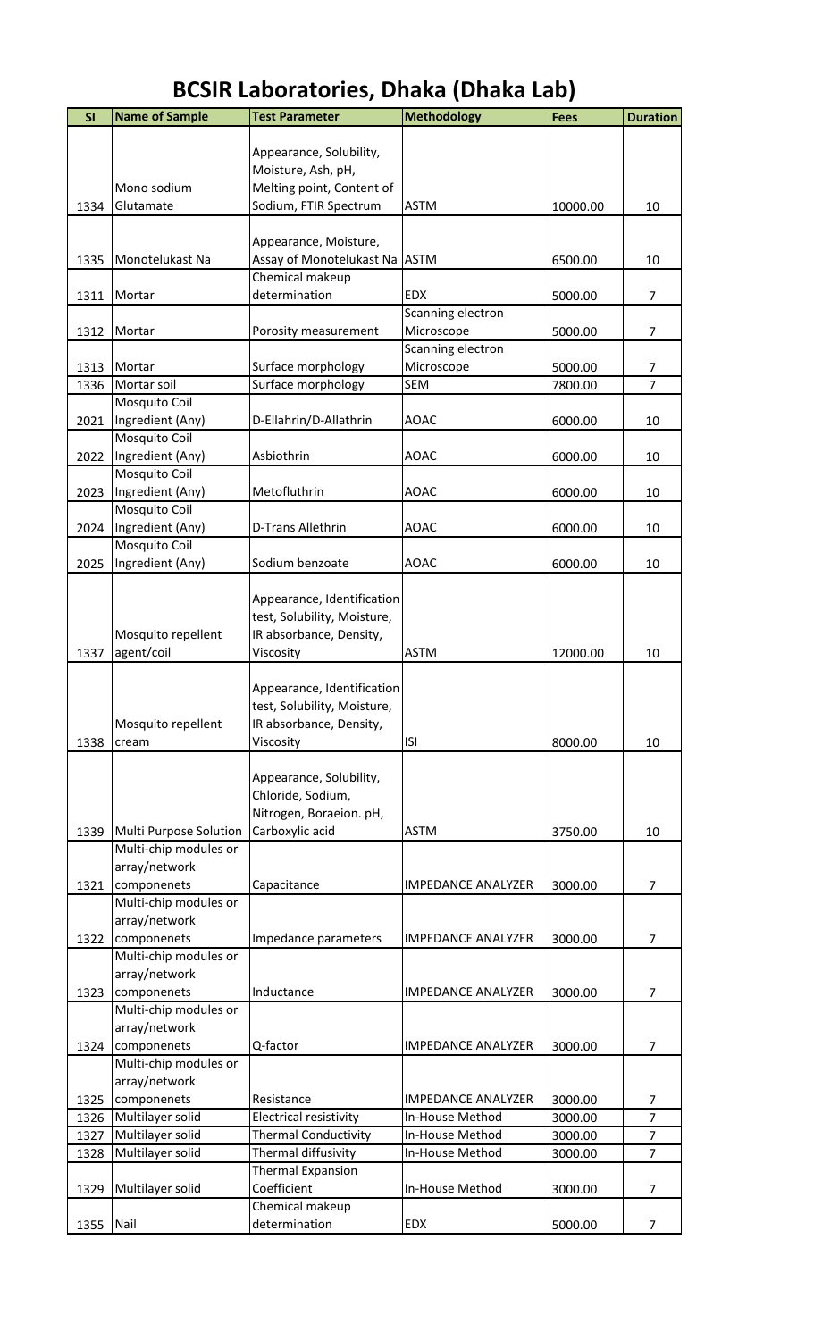# BCSIR Laboratories, Dhaka (Dhaka Lab)

| Sl | Name of Sample | Test Parameter | Methodology | Fees | Duration |
|---|---|---|---|---|---|
| 1334 | Mono sodium Glutamate | Appearance, Solubility, Moisture, Ash, pH, Melting point, Content of Sodium, FTIR Spectrum | ASTM | 10000.00 | 10 |
| 1335 | Monotelukast Na | Appearance, Moisture, Assay of Monotelukast Na | ASTM | 6500.00 | 10 |
| 1311 | Mortar | Chemical makeup determination | EDX | 5000.00 | 7 |
| 1312 | Mortar | Porosity measurement | Scanning electron Microscope | 5000.00 | 7 |
| 1313 | Mortar | Surface morphology | Scanning electron Microscope | 5000.00 | 7 |
| 1336 | Mortar soil | Surface morphology | SEM | 7800.00 | 7 |
| 2021 | Mosquito Coil Ingredient (Any) | D-Ellahrin/D-Allathrin | AOAC | 6000.00 | 10 |
| 2022 | Mosquito Coil Ingredient (Any) | Asbiothrin | AOAC | 6000.00 | 10 |
| 2023 | Mosquito Coil Ingredient (Any) | Metofluthrin | AOAC | 6000.00 | 10 |
| 2024 | Mosquito Coil Ingredient (Any) | D-Trans Allethrin | AOAC | 6000.00 | 10 |
| 2025 | Mosquito Coil Ingredient (Any) | Sodium benzoate | AOAC | 6000.00 | 10 |
| 1337 | Mosquito repellent agent/coil | Appearance, Identification test, Solubility, Moisture, IR absorbance, Density, Viscosity | ASTM | 12000.00 | 10 |
| 1338 | Mosquito repellent cream | Appearance, Identification test, Solubility, Moisture, IR absorbance, Density, Viscosity | ISI | 8000.00 | 10 |
| 1339 | Multi Purpose Solution | Appearance, Solubility, Chloride, Sodium, Nitrogen, Boraeion. pH, Carboxylic acid | ASTM | 3750.00 | 10 |
| 1321 | Multi-chip modules or array/network componenets | Capacitance | IMPEDANCE ANALYZER | 3000.00 | 7 |
| 1322 | Multi-chip modules or array/network componenets | Impedance parameters | IMPEDANCE ANALYZER | 3000.00 | 7 |
| 1323 | Multi-chip modules or array/network componenets | Inductance | IMPEDANCE ANALYZER | 3000.00 | 7 |
| 1324 | Multi-chip modules or array/network componenets | Q-factor | IMPEDANCE ANALYZER | 3000.00 | 7 |
| 1325 | Multi-chip modules or array/network componenets | Resistance | IMPEDANCE ANALYZER | 3000.00 | 7 |
| 1326 | Multilayer solid | Electrical resistivity | In-House Method | 3000.00 | 7 |
| 1327 | Multilayer solid | Thermal Conductivity | In-House Method | 3000.00 | 7 |
| 1328 | Multilayer solid | Thermal diffusivity | In-House Method | 3000.00 | 7 |
| 1329 | Multilayer solid | Thermal Expansion Coefficient | In-House Method | 3000.00 | 7 |
| 1355 | Nail | Chemical makeup determination | EDX | 5000.00 | 7 |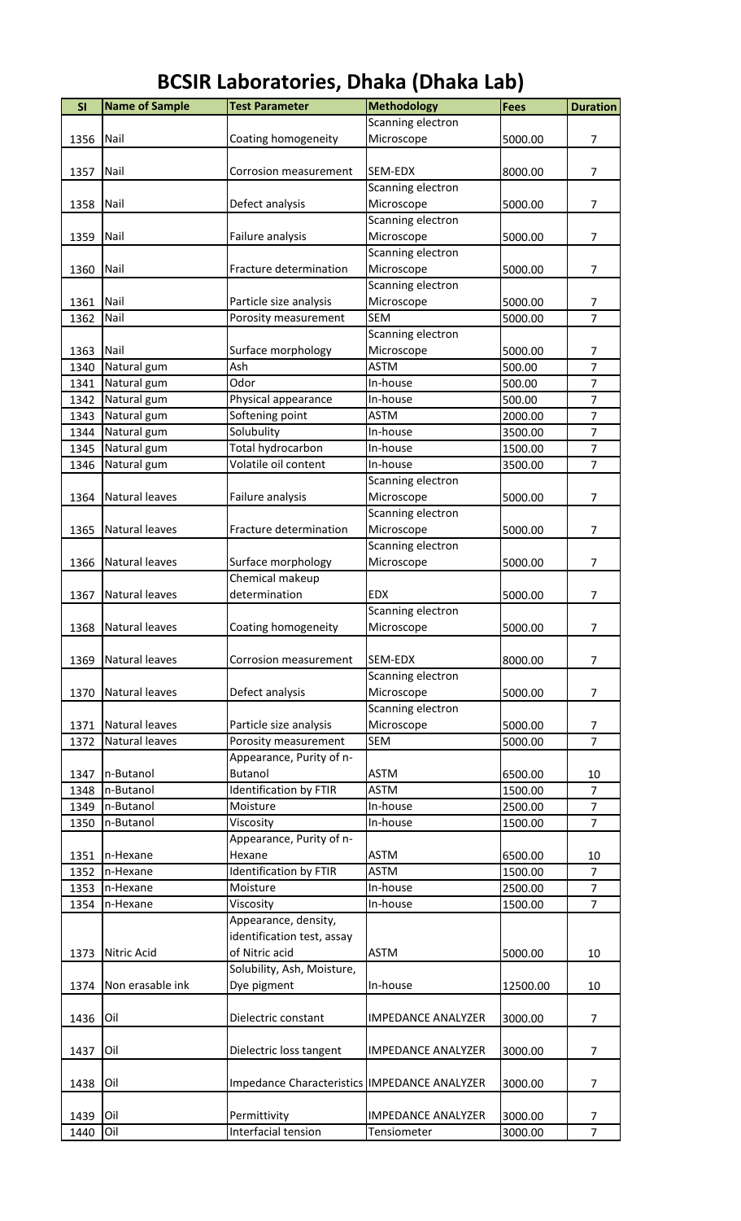# BCSIR Laboratories, Dhaka (Dhaka Lab)

| Sl | Name of Sample | Test Parameter | Methodology | Fees | Duration |
|---|---|---|---|---|---|
| 1356 | Nail | Coating homogeneity | Scanning electron Microscope | 5000.00 | 7 |
| 1357 | Nail | Corrosion measurement | SEM-EDX | 8000.00 | 7 |
| 1358 | Nail | Defect analysis | Scanning electron Microscope | 5000.00 | 7 |
| 1359 | Nail | Failure analysis | Scanning electron Microscope | 5000.00 | 7 |
| 1360 | Nail | Fracture determination | Scanning electron Microscope | 5000.00 | 7 |
| 1361 | Nail | Particle size analysis | Scanning electron Microscope | 5000.00 | 7 |
| 1362 | Nail | Porosity measurement | SEM | 5000.00 | 7 |
| 1363 | Nail | Surface morphology | Scanning electron Microscope | 5000.00 | 7 |
| 1340 | Natural gum | Ash | ASTM | 500.00 | 7 |
| 1341 | Natural gum | Odor | In-house | 500.00 | 7 |
| 1342 | Natural gum | Physical appearance | In-house | 500.00 | 7 |
| 1343 | Natural gum | Softening point | ASTM | 2000.00 | 7 |
| 1344 | Natural gum | Solubulity | In-house | 3500.00 | 7 |
| 1345 | Natural gum | Total hydrocarbon | In-house | 1500.00 | 7 |
| 1346 | Natural gum | Volatile oil content | In-house | 3500.00 | 7 |
| 1364 | Natural leaves | Failure analysis | Scanning electron Microscope | 5000.00 | 7 |
| 1365 | Natural leaves | Fracture determination | Scanning electron Microscope | 5000.00 | 7 |
| 1366 | Natural leaves | Surface morphology | Scanning electron Microscope | 5000.00 | 7 |
| 1367 | Natural leaves | Chemical makeup determination | EDX | 5000.00 | 7 |
| 1368 | Natural leaves | Coating homogeneity | Scanning electron Microscope | 5000.00 | 7 |
| 1369 | Natural leaves | Corrosion measurement | SEM-EDX | 8000.00 | 7 |
| 1370 | Natural leaves | Defect analysis | Scanning electron Microscope | 5000.00 | 7 |
| 1371 | Natural leaves | Particle size analysis | Scanning electron Microscope | 5000.00 | 7 |
| 1372 | Natural leaves | Porosity measurement | SEM | 5000.00 | 7 |
| 1347 | n-Butanol | Appearance, Purity of n-Butanol | ASTM | 6500.00 | 10 |
| 1348 | n-Butanol | Identification by FTIR | ASTM | 1500.00 | 7 |
| 1349 | n-Butanol | Moisture | In-house | 2500.00 | 7 |
| 1350 | n-Butanol | Viscosity | In-house | 1500.00 | 7 |
| 1351 | n-Hexane | Appearance, Purity of n-Hexane | ASTM | 6500.00 | 10 |
| 1352 | n-Hexane | Identification by FTIR | ASTM | 1500.00 | 7 |
| 1353 | n-Hexane | Moisture | In-house | 2500.00 | 7 |
| 1354 | n-Hexane | Viscosity | In-house | 1500.00 | 7 |
| 1373 | Nitric Acid | Appearance, density, identification test, assay of Nitric acid | ASTM | 5000.00 | 10 |
| 1374 | Non erasable ink | Solubility, Ash, Moisture, Dye pigment | In-house | 12500.00 | 10 |
| 1436 | Oil | Dielectric constant | IMPEDANCE ANALYZER | 3000.00 | 7 |
| 1437 | Oil | Dielectric loss tangent | IMPEDANCE ANALYZER | 3000.00 | 7 |
| 1438 | Oil | Impedance Characteristics | IMPEDANCE ANALYZER | 3000.00 | 7 |
| 1439 | Oil | Permittivity | IMPEDANCE ANALYZER | 3000.00 | 7 |
| 1440 | Oil | Interfacial tension | Tensiometer | 3000.00 | 7 |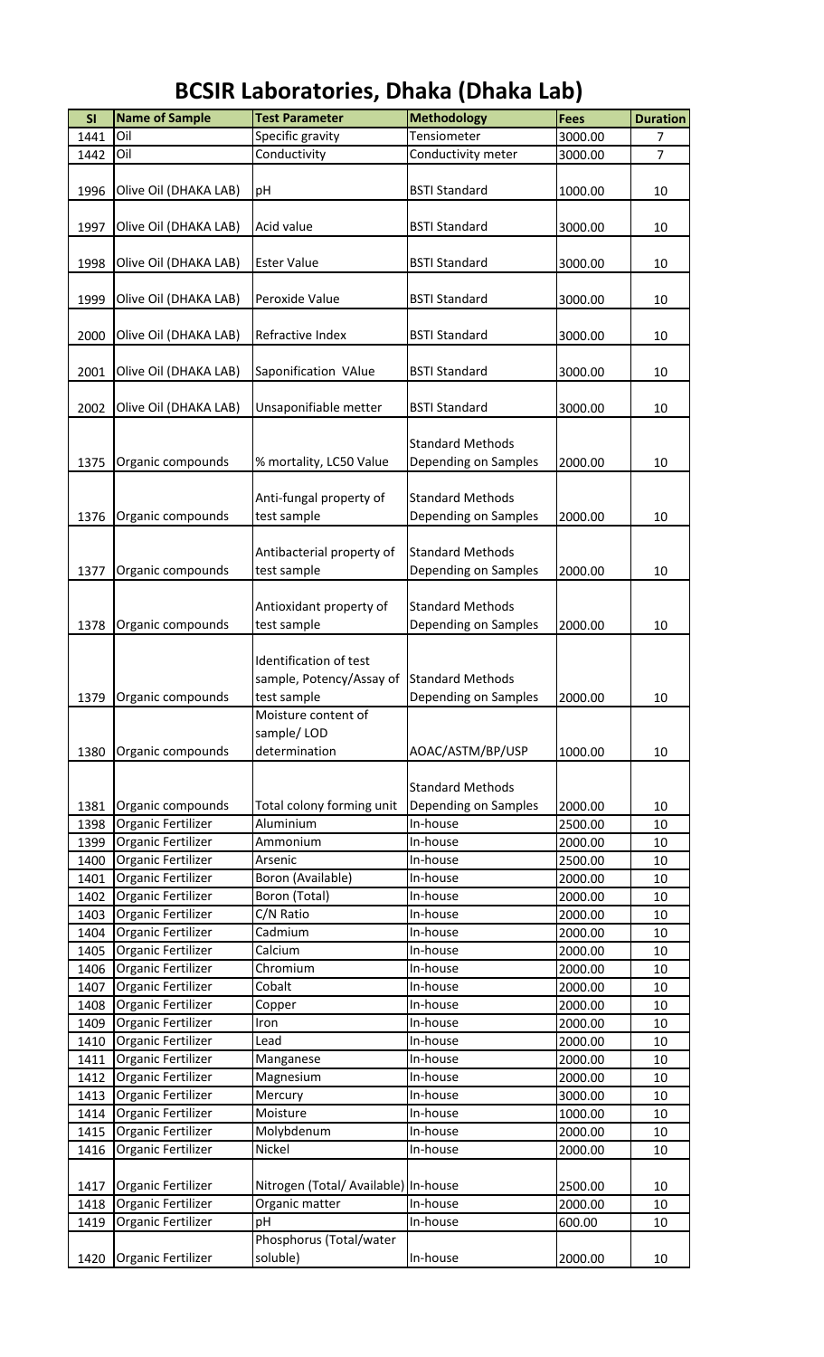# BCSIR Laboratories, Dhaka (Dhaka Lab)

| Sl | Name of Sample | Test Parameter | Methodology | Fees | Duration |
|---|---|---|---|---|---|
| 1441 | Oil | Specific gravity | Tensiometer | 3000.00 | 7 |
| 1442 | Oil | Conductivity | Conductivity meter | 3000.00 | 7 |
| 1996 | Olive Oil (DHAKA LAB) | pH | BSTI Standard | 1000.00 | 10 |
| 1997 | Olive Oil (DHAKA LAB) | Acid value | BSTI Standard | 3000.00 | 10 |
| 1998 | Olive Oil (DHAKA LAB) | Ester Value | BSTI Standard | 3000.00 | 10 |
| 1999 | Olive Oil (DHAKA LAB) | Peroxide Value | BSTI Standard | 3000.00 | 10 |
| 2000 | Olive Oil (DHAKA LAB) | Refractive Index | BSTI Standard | 3000.00 | 10 |
| 2001 | Olive Oil (DHAKA LAB) | Saponification VAlue | BSTI Standard | 3000.00 | 10 |
| 2002 | Olive Oil (DHAKA LAB) | Unsaponifiable metter | BSTI Standard | 3000.00 | 10 |
| 1375 | Organic compounds | % mortality, LC50 Value | Standard Methods Depending on Samples | 2000.00 | 10 |
| 1376 | Organic compounds | Anti-fungal property of test sample | Standard Methods Depending on Samples | 2000.00 | 10 |
| 1377 | Organic compounds | Antibacterial property of test sample | Standard Methods Depending on Samples | 2000.00 | 10 |
| 1378 | Organic compounds | Antioxidant property of test sample | Standard Methods Depending on Samples | 2000.00 | 10 |
| 1379 | Organic compounds | Identification of test sample, Potency/Assay of test sample | Standard Methods Depending on Samples | 2000.00 | 10 |
| 1380 | Organic compounds | Moisture content of sample/ LOD determination | AOAC/ASTM/BP/USP | 1000.00 | 10 |
| 1381 | Organic compounds | Total colony forming unit | Standard Methods Depending on Samples | 2000.00 | 10 |
| 1398 | Organic Fertilizer | Aluminium | In-house | 2500.00 | 10 |
| 1399 | Organic Fertilizer | Ammonium | In-house | 2000.00 | 10 |
| 1400 | Organic Fertilizer | Arsenic | In-house | 2500.00 | 10 |
| 1401 | Organic Fertilizer | Boron (Available) | In-house | 2000.00 | 10 |
| 1402 | Organic Fertilizer | Boron (Total) | In-house | 2000.00 | 10 |
| 1403 | Organic Fertilizer | C/N Ratio | In-house | 2000.00 | 10 |
| 1404 | Organic Fertilizer | Cadmium | In-house | 2000.00 | 10 |
| 1405 | Organic Fertilizer | Calcium | In-house | 2000.00 | 10 |
| 1406 | Organic Fertilizer | Chromium | In-house | 2000.00 | 10 |
| 1407 | Organic Fertilizer | Cobalt | In-house | 2000.00 | 10 |
| 1408 | Organic Fertilizer | Copper | In-house | 2000.00 | 10 |
| 1409 | Organic Fertilizer | Iron | In-house | 2000.00 | 10 |
| 1410 | Organic Fertilizer | Lead | In-house | 2000.00 | 10 |
| 1411 | Organic Fertilizer | Manganese | In-house | 2000.00 | 10 |
| 1412 | Organic Fertilizer | Magnesium | In-house | 2000.00 | 10 |
| 1413 | Organic Fertilizer | Mercury | In-house | 3000.00 | 10 |
| 1414 | Organic Fertilizer | Moisture | In-house | 1000.00 | 10 |
| 1415 | Organic Fertilizer | Molybdenum | In-house | 2000.00 | 10 |
| 1416 | Organic Fertilizer | Nickel | In-house | 2000.00 | 10 |
| 1417 | Organic Fertilizer | Nitrogen (Total/ Available) | In-house | 2500.00 | 10 |
| 1418 | Organic Fertilizer | Organic matter | In-house | 2000.00 | 10 |
| 1419 | Organic Fertilizer | pH | In-house | 600.00 | 10 |
| 1420 | Organic Fertilizer | Phosphorus (Total/water soluble) | In-house | 2000.00 | 10 |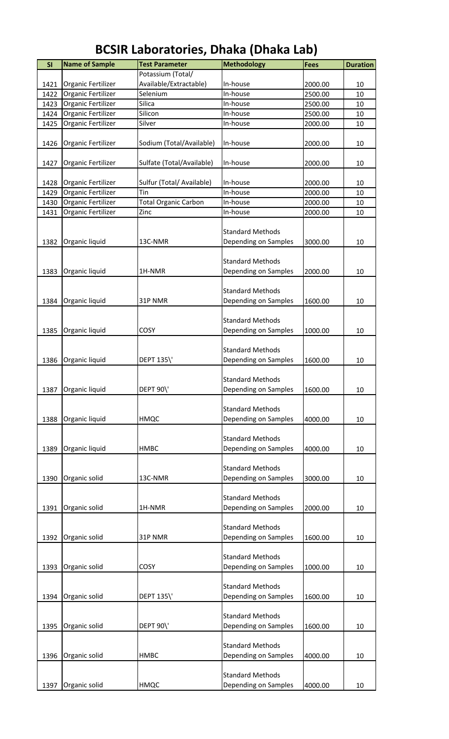# BCSIR Laboratories, Dhaka (Dhaka Lab)

| Sl | Name of Sample | Test Parameter | Methodology | Fees | Duration |
|---|---|---|---|---|---|
| 1421 | Organic Fertilizer | Potassium (Total/ Available/Extractable) | In-house | 2000.00 | 10 |
| 1422 | Organic Fertilizer | Selenium | In-house | 2500.00 | 10 |
| 1423 | Organic Fertilizer | Silica | In-house | 2500.00 | 10 |
| 1424 | Organic Fertilizer | Silicon | In-house | 2500.00 | 10 |
| 1425 | Organic Fertilizer | Silver | In-house | 2000.00 | 10 |
| 1426 | Organic Fertilizer | Sodium (Total/Available) | In-house | 2000.00 | 10 |
| 1427 | Organic Fertilizer | Sulfate (Total/Available) | In-house | 2000.00 | 10 |
| 1428 | Organic Fertilizer | Sulfur (Total/ Available) | In-house | 2000.00 | 10 |
| 1429 | Organic Fertilizer | Tin | In-house | 2000.00 | 10 |
| 1430 | Organic Fertilizer | Total Organic Carbon | In-house | 2000.00 | 10 |
| 1431 | Organic Fertilizer | Zinc | In-house | 2000.00 | 10 |
| 1382 | Organic liquid | 13C-NMR | Standard Methods Depending on Samples | 3000.00 | 10 |
| 1383 | Organic liquid | 1H-NMR | Standard Methods Depending on Samples | 2000.00 | 10 |
| 1384 | Organic liquid | 31P NMR | Standard Methods Depending on Samples | 1600.00 | 10 |
| 1385 | Organic liquid | COSY | Standard Methods Depending on Samples | 1000.00 | 10 |
| 1386 | Organic liquid | DEPT 135\' | Standard Methods Depending on Samples | 1600.00 | 10 |
| 1387 | Organic liquid | DEPT 90\' | Standard Methods Depending on Samples | 1600.00 | 10 |
| 1388 | Organic liquid | HMQC | Standard Methods Depending on Samples | 4000.00 | 10 |
| 1389 | Organic liquid | HMBC | Standard Methods Depending on Samples | 4000.00 | 10 |
| 1390 | Organic solid | 13C-NMR | Standard Methods Depending on Samples | 3000.00 | 10 |
| 1391 | Organic solid | 1H-NMR | Standard Methods Depending on Samples | 2000.00 | 10 |
| 1392 | Organic solid | 31P NMR | Standard Methods Depending on Samples | 1600.00 | 10 |
| 1393 | Organic solid | COSY | Standard Methods Depending on Samples | 1000.00 | 10 |
| 1394 | Organic solid | DEPT 135\' | Standard Methods Depending on Samples | 1600.00 | 10 |
| 1395 | Organic solid | DEPT 90\' | Standard Methods Depending on Samples | 1600.00 | 10 |
| 1396 | Organic solid | HMBC | Standard Methods Depending on Samples | 4000.00 | 10 |
| 1397 | Organic solid | HMQC | Standard Methods Depending on Samples | 4000.00 | 10 |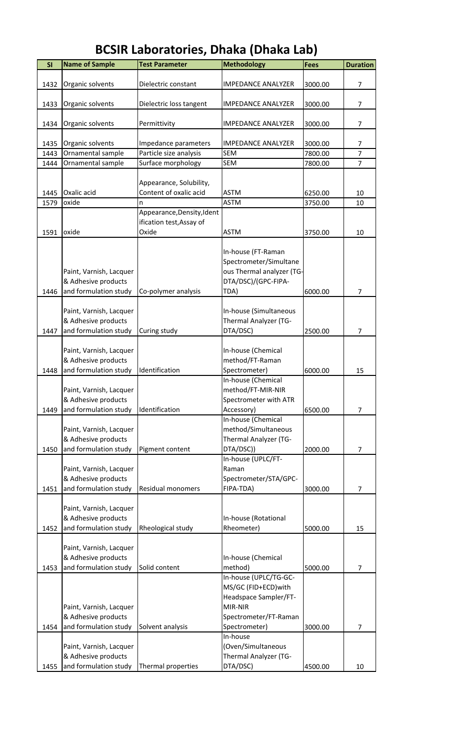# BCSIR Laboratories, Dhaka (Dhaka Lab)

| Sl | Name of Sample | Test Parameter | Methodology | Fees | Duration |
|---|---|---|---|---|---|
| 1432 | Organic solvents | Dielectric constant | IMPEDANCE ANALYZER | 3000.00 | 7 |
| 1433 | Organic solvents | Dielectric loss tangent | IMPEDANCE ANALYZER | 3000.00 | 7 |
| 1434 | Organic solvents | Permittivity | IMPEDANCE ANALYZER | 3000.00 | 7 |
| 1435 | Organic solvents | Impedance parameters | IMPEDANCE ANALYZER | 3000.00 | 7 |
| 1443 | Ornamental sample | Particle size analysis | SEM | 7800.00 | 7 |
| 1444 | Ornamental sample | Surface morphology | SEM | 7800.00 | 7 |
| 1445 | Oxalic acid | Appearance, Solubility, Content of oxalic acid | ASTM | 6250.00 | 10 |
| 1579 | oxide | n | ASTM | 3750.00 | 10 |
| 1591 | oxide | Appearance,Density,Identification test,Assay of Oxide | ASTM | 3750.00 | 10 |
| 1446 | Paint, Varnish, Lacquer & Adhesive products and formulation study | Co-polymer analysis | In-house (FT-Raman Spectrometer/Simultaneous Thermal analyzer (TG-DTA/DSC)/(GPC-FIPA-TDA) | 6000.00 | 7 |
| 1447 | Paint, Varnish, Lacquer & Adhesive products and formulation study | Curing study | In-house (Simultaneous Thermal Analyzer (TG-DTA/DSC) | 2500.00 | 7 |
| 1448 | Paint, Varnish, Lacquer & Adhesive products and formulation study | Identification | In-house (Chemical method/FT-Raman Spectrometer) | 6000.00 | 15 |
| 1449 | Paint, Varnish, Lacquer & Adhesive products and formulation study | Identification | In-house (Chemical method/FT-MIR-NIR Spectrometer with ATR Accessory) | 6500.00 | 7 |
| 1450 | Paint, Varnish, Lacquer & Adhesive products and formulation study | Pigment content | In-house (Chemical method/Simultaneous Thermal Analyzer (TG-DTA/DSC)) | 2000.00 | 7 |
| 1451 | Paint, Varnish, Lacquer & Adhesive products and formulation study | Residual monomers | In-house (UPLC/FT-Raman Spectrometer/STA/GPC-FIPA-TDA) | 3000.00 | 7 |
| 1452 | Paint, Varnish, Lacquer & Adhesive products and formulation study | Rheological study | In-house (Rotational Rheometer) | 5000.00 | 15 |
| 1453 | Paint, Varnish, Lacquer & Adhesive products and formulation study | Solid content | In-house (Chemical method) | 5000.00 | 7 |
| 1454 | Paint, Varnish, Lacquer & Adhesive products and formulation study | Solvent analysis | In-house (UPLC/TG-GC-MS/GC (FID+ECD)with Headspace Sampler/FT-MIR-NIR Spectrometer/FT-Raman Spectrometer) | 3000.00 | 7 |
| 1455 | Paint, Varnish, Lacquer & Adhesive products and formulation study | Thermal properties | In-house (Oven/Simultaneous Thermal Analyzer (TG-DTA/DSC) | 4500.00 | 10 |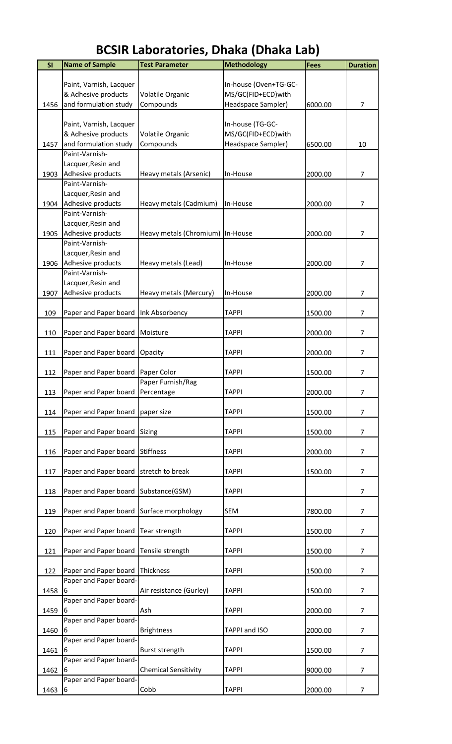# BCSIR Laboratories, Dhaka (Dhaka Lab)

| Sl | Name of Sample | Test Parameter | Methodology | Fees | Duration |
|---|---|---|---|---|---|
| 1456 | Paint, Varnish, Lacquer & Adhesive products and formulation study | Volatile Organic Compounds | In-house (Oven+TG-GC-MS/GC(FID+ECD)with Headspace Sampler) | 6000.00 | 7 |
| 1457 | Paint, Varnish, Lacquer & Adhesive products and formulation study | Volatile Organic Compounds | In-house (TG-GC-MS/GC(FID+ECD)with Headspace Sampler) | 6500.00 | 10 |
| 1903 | Paint-Varnish-Lacquer,Resin and Adhesive products | Heavy metals (Arsenic) | In-House | 2000.00 | 7 |
| 1904 | Paint-Varnish-Lacquer,Resin and Adhesive products | Heavy metals (Cadmium) | In-House | 2000.00 | 7 |
| 1905 | Paint-Varnish-Lacquer,Resin and Adhesive products | Heavy metals (Chromium) | In-House | 2000.00 | 7 |
| 1906 | Paint-Varnish-Lacquer,Resin and Adhesive products | Heavy metals (Lead) | In-House | 2000.00 | 7 |
| 1907 | Paint-Varnish-Lacquer,Resin and Adhesive products | Heavy metals (Mercury) | In-House | 2000.00 | 7 |
| 109 | Paper and Paper board | Ink Absorbency | TAPPI | 1500.00 | 7 |
| 110 | Paper and Paper board | Moisture | TAPPI | 2000.00 | 7 |
| 111 | Paper and Paper board | Opacity | TAPPI | 2000.00 | 7 |
| 112 | Paper and Paper board | Paper Color | TAPPI | 1500.00 | 7 |
| 113 | Paper and Paper board | Paper Furnish/Rag Percentage | TAPPI | 2000.00 | 7 |
| 114 | Paper and Paper board | paper size | TAPPI | 1500.00 | 7 |
| 115 | Paper and Paper board | Sizing | TAPPI | 1500.00 | 7 |
| 116 | Paper and Paper board | Stiffness | TAPPI | 2000.00 | 7 |
| 117 | Paper and Paper board | stretch to break | TAPPI | 1500.00 | 7 |
| 118 | Paper and Paper board | Substance(GSM) | TAPPI | | 7 |
| 119 | Paper and Paper board | Surface morphology | SEM | 7800.00 | 7 |
| 120 | Paper and Paper board | Tear strength | TAPPI | 1500.00 | 7 |
| 121 | Paper and Paper board | Tensile strength | TAPPI | 1500.00 | 7 |
| 122 | Paper and Paper board | Thickness | TAPPI | 1500.00 | 7 |
| 1458 | Paper and Paper board-6 | Air resistance (Gurley) | TAPPI | 1500.00 | 7 |
| 1459 | Paper and Paper board-6 | Ash | TAPPI | 2000.00 | 7 |
| 1460 | Paper and Paper board-6 | Brightness | TAPPI and ISO | 2000.00 | 7 |
| 1461 | Paper and Paper board-6 | Burst strength | TAPPI | 1500.00 | 7 |
| 1462 | Paper and Paper board-6 | Chemical Sensitivity | TAPPI | 9000.00 | 7 |
| 1463 | Paper and Paper board-6 | Cobb | TAPPI | 2000.00 | 7 |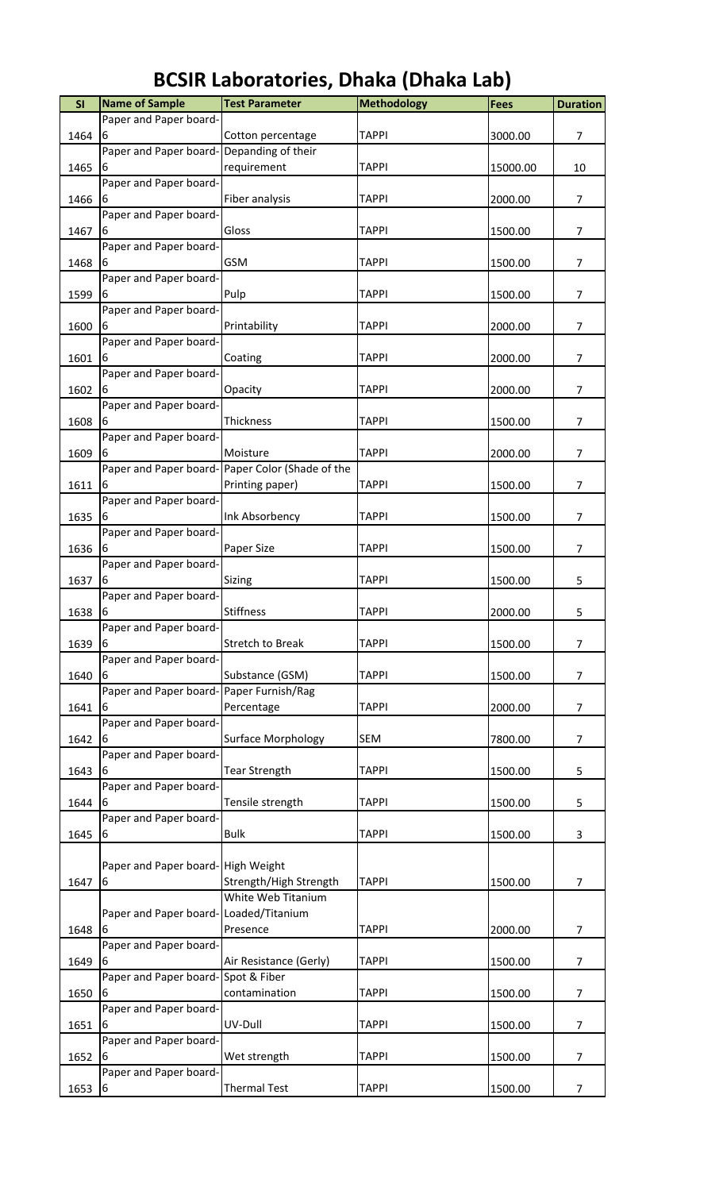# BCSIR Laboratories, Dhaka (Dhaka Lab)

| Sl | Name of Sample | Test Parameter | Methodology | Fees | Duration |
|---|---|---|---|---|---|
| 1464 | Paper and Paper board-6 | Cotton percentage | TAPPI | 3000.00 | 7 |
| 1465 | Paper and Paper board-6 | Depanding of their requirement | TAPPI | 15000.00 | 10 |
| 1466 | Paper and Paper board-6 | Fiber analysis | TAPPI | 2000.00 | 7 |
| 1467 | Paper and Paper board-6 | Gloss | TAPPI | 1500.00 | 7 |
| 1468 | Paper and Paper board-6 | GSM | TAPPI | 1500.00 | 7 |
| 1599 | Paper and Paper board-6 | Pulp | TAPPI | 1500.00 | 7 |
| 1600 | Paper and Paper board-6 | Printability | TAPPI | 2000.00 | 7 |
| 1601 | Paper and Paper board-6 | Coating | TAPPI | 2000.00 | 7 |
| 1602 | Paper and Paper board-6 | Opacity | TAPPI | 2000.00 | 7 |
| 1608 | Paper and Paper board-6 | Thickness | TAPPI | 1500.00 | 7 |
| 1609 | Paper and Paper board-6 | Moisture | TAPPI | 2000.00 | 7 |
| 1611 | Paper and Paper board-6 | Paper Color (Shade of the Printing paper) | TAPPI | 1500.00 | 7 |
| 1635 | Paper and Paper board-6 | Ink Absorbency | TAPPI | 1500.00 | 7 |
| 1636 | Paper and Paper board-6 | Paper Size | TAPPI | 1500.00 | 7 |
| 1637 | Paper and Paper board-6 | Sizing | TAPPI | 1500.00 | 5 |
| 1638 | Paper and Paper board-6 | Stiffness | TAPPI | 2000.00 | 5 |
| 1639 | Paper and Paper board-6 | Stretch to Break | TAPPI | 1500.00 | 7 |
| 1640 | Paper and Paper board-6 | Substance (GSM) | TAPPI | 1500.00 | 7 |
| 1641 | Paper and Paper board-6 | Paper Furnish/Rag Percentage | TAPPI | 2000.00 | 7 |
| 1642 | Paper and Paper board-6 | Surface Morphology | SEM | 7800.00 | 7 |
| 1643 | Paper and Paper board-6 | Tear Strength | TAPPI | 1500.00 | 5 |
| 1644 | Paper and Paper board-6 | Tensile strength | TAPPI | 1500.00 | 5 |
| 1645 | Paper and Paper board-6 | Bulk | TAPPI | 1500.00 | 3 |
| 1647 | Paper and Paper board-6 | High Weight Strength/High Strength | TAPPI | 1500.00 | 7 |
| 1648 | Paper and Paper board-6 | White Web Titanium Loaded/Titanium Presence | TAPPI | 2000.00 | 7 |
| 1649 | Paper and Paper board-6 | Air Resistance (Gerly) | TAPPI | 1500.00 | 7 |
| 1650 | Paper and Paper board-6 | Spot & Fiber contamination | TAPPI | 1500.00 | 7 |
| 1651 | Paper and Paper board-6 | UV-Dull | TAPPI | 1500.00 | 7 |
| 1652 | Paper and Paper board-6 | Wet strength | TAPPI | 1500.00 | 7 |
| 1653 | Paper and Paper board-6 | Thermal Test | TAPPI | 1500.00 | 7 |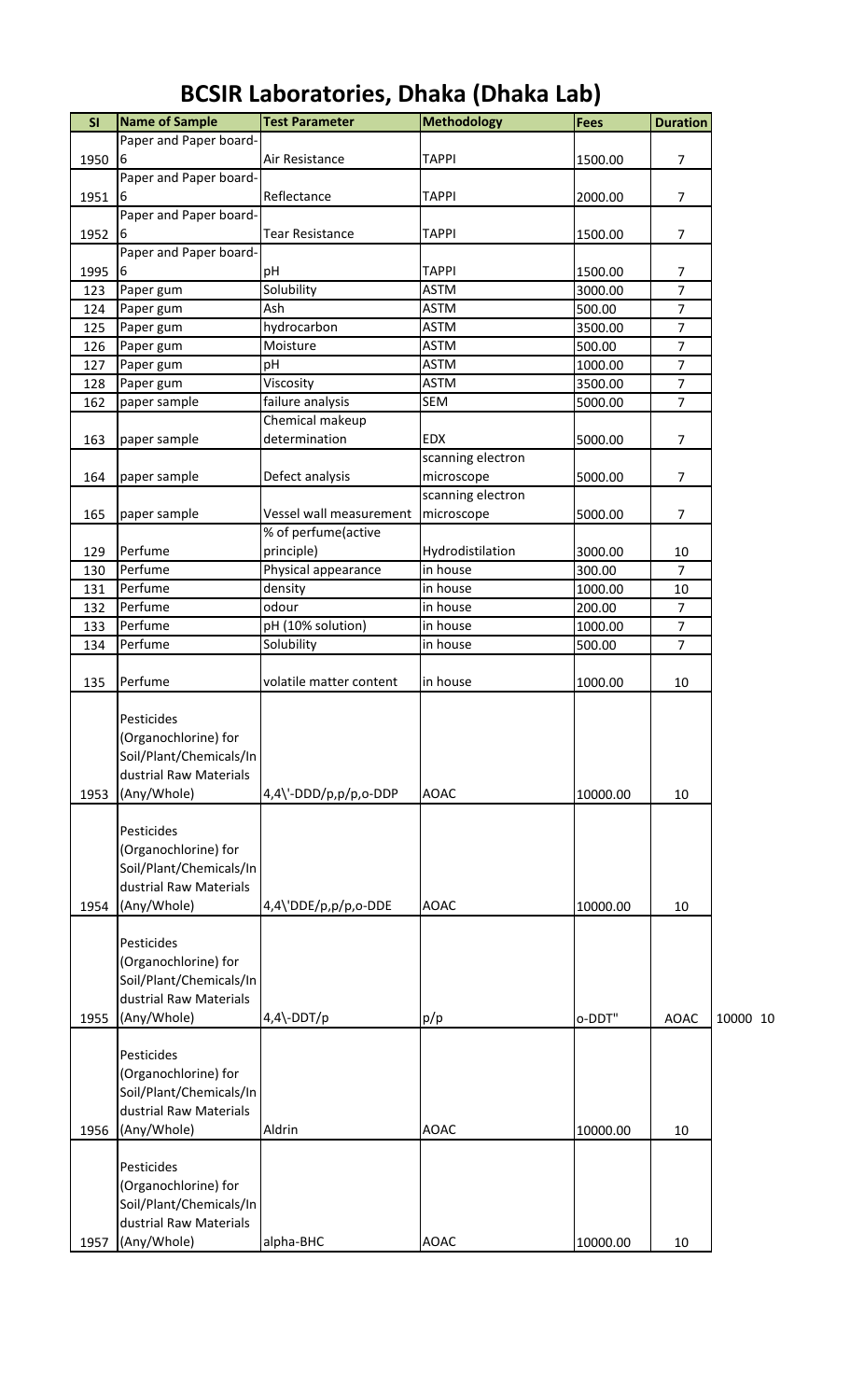# BCSIR Laboratories, Dhaka (Dhaka Lab)

| SI | Name of Sample | Test Parameter | Methodology | Fees | Duration | |
|---|---|---|---|---|---|---|
| 1950 | Paper and Paper board-6 | Air Resistance | TAPPI | 1500.00 | 7 | |
| 1951 | Paper and Paper board-6 | Reflectance | TAPPI | 2000.00 | 7 | |
| 1952 | Paper and Paper board-6 | Tear Resistance | TAPPI | 1500.00 | 7 | |
| 1995 | Paper and Paper board-6 | pH | TAPPI | 1500.00 | 7 | |
| 123 | Paper gum | Solubility | ASTM | 3000.00 | 7 | |
| 124 | Paper gum | Ash | ASTM | 500.00 | 7 | |
| 125 | Paper gum | hydrocarbon | ASTM | 3500.00 | 7 | |
| 126 | Paper gum | Moisture | ASTM | 500.00 | 7 | |
| 127 | Paper gum | pH | ASTM | 1000.00 | 7 | |
| 128 | Paper gum | Viscosity | ASTM | 3500.00 | 7 | |
| 162 | paper sample | failure analysis | SEM | 5000.00 | 7 | |
| 163 | paper sample | Chemical makeup determination | EDX | 5000.00 | 7 | |
| 164 | paper sample | Defect analysis | scanning electron microscope | 5000.00 | 7 | |
| 165 | paper sample | Vessel wall measurement | scanning electron microscope | 5000.00 | 7 | |
| 129 | Perfume | % of perfume(active principle) | Hydrodistilation | 3000.00 | 10 | |
| 130 | Perfume | Physical appearance | in house | 300.00 | 7 | |
| 131 | Perfume | density | in house | 1000.00 | 10 | |
| 132 | Perfume | odour | in house | 200.00 | 7 | |
| 133 | Perfume | pH (10% solution) | in house | 1000.00 | 7 | |
| 134 | Perfume | Solubility | in house | 500.00 | 7 | |
| 135 | Perfume | volatile matter content | in house | 1000.00 | 10 | |
| 1953 | Pesticides (Organochlorine) for Soil/Plant/Chemicals/Industrial Raw Materials (Any/Whole) | 4,4\'-DDD/p,p/p,o-DDP | AOAC | 10000.00 | 10 | |
| 1954 | Pesticides (Organochlorine) for Soil/Plant/Chemicals/Industrial Raw Materials (Any/Whole) | 4,4\'DDE/p,p/p,o-DDE | AOAC | 10000.00 | 10 | |
| 1955 | Pesticides (Organochlorine) for Soil/Plant/Chemicals/Industrial Raw Materials (Any/Whole) | 4,4\-DDT/p | p/p | o-DDT" | AOAC | 10000 10 |
| 1956 | Pesticides (Organochlorine) for Soil/Plant/Chemicals/Industrial Raw Materials (Any/Whole) | Aldrin | AOAC | 10000.00 | 10 | |
| 1957 | Pesticides (Organochlorine) for Soil/Plant/Chemicals/Industrial Raw Materials (Any/Whole) | alpha-BHC | AOAC | 10000.00 | 10 | |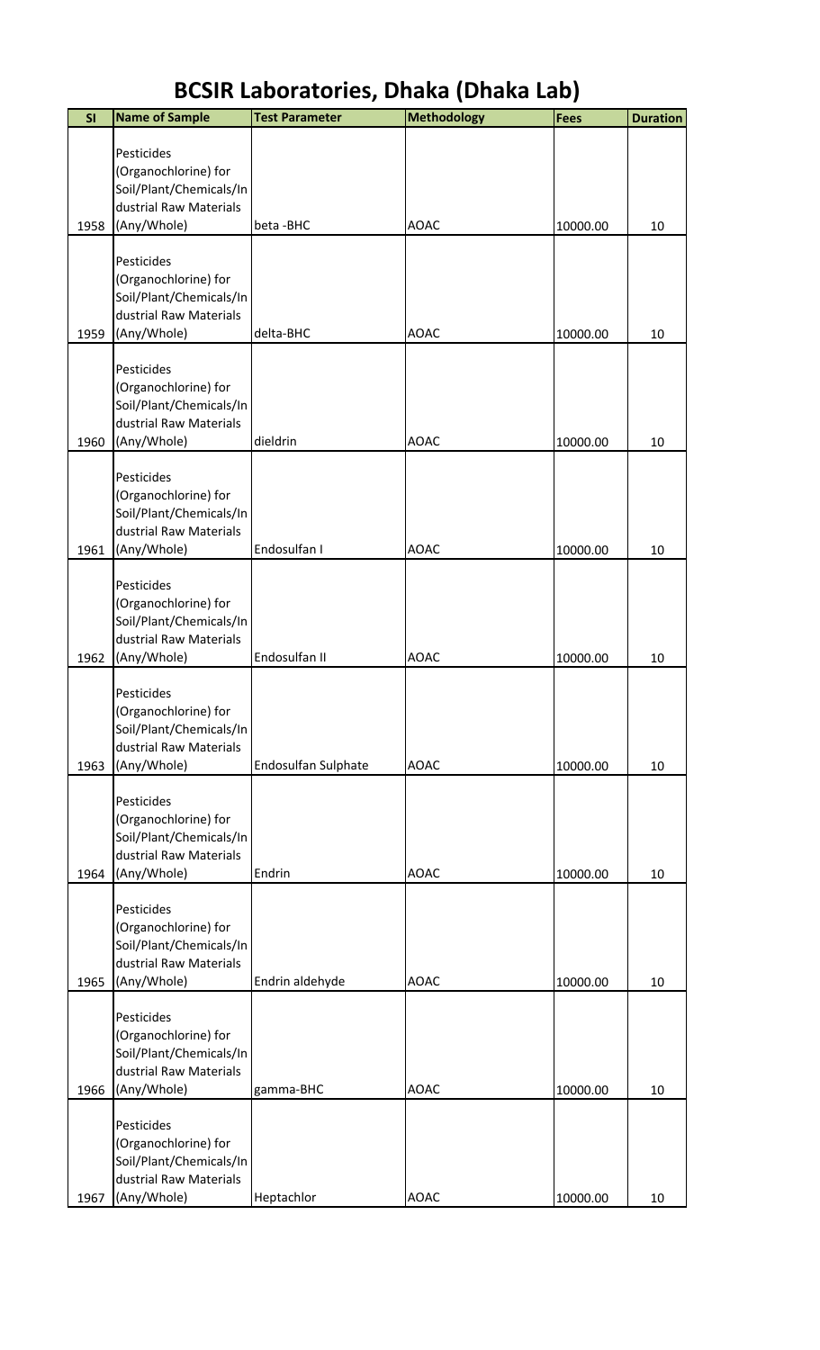# BCSIR Laboratories, Dhaka (Dhaka Lab)

| Sl | Name of Sample | Test Parameter | Methodology | Fees | Duration |
|---|---|---|---|---|---|
| 1958 | Pesticides (Organochlorine) for Soil/Plant/Chemicals/Industrial Raw Materials (Any/Whole) | beta -BHC | AOAC | 10000.00 | 10 |
| 1959 | Pesticides (Organochlorine) for Soil/Plant/Chemicals/Industrial Raw Materials (Any/Whole) | delta-BHC | AOAC | 10000.00 | 10 |
| 1960 | Pesticides (Organochlorine) for Soil/Plant/Chemicals/Industrial Raw Materials (Any/Whole) | dieldrin | AOAC | 10000.00 | 10 |
| 1961 | Pesticides (Organochlorine) for Soil/Plant/Chemicals/Industrial Raw Materials (Any/Whole) | Endosulfan I | AOAC | 10000.00 | 10 |
| 1962 | Pesticides (Organochlorine) for Soil/Plant/Chemicals/Industrial Raw Materials (Any/Whole) | Endosulfan II | AOAC | 10000.00 | 10 |
| 1963 | Pesticides (Organochlorine) for Soil/Plant/Chemicals/Industrial Raw Materials (Any/Whole) | Endosulfan Sulphate | AOAC | 10000.00 | 10 |
| 1964 | Pesticides (Organochlorine) for Soil/Plant/Chemicals/Industrial Raw Materials (Any/Whole) | Endrin | AOAC | 10000.00 | 10 |
| 1965 | Pesticides (Organochlorine) for Soil/Plant/Chemicals/Industrial Raw Materials (Any/Whole) | Endrin aldehyde | AOAC | 10000.00 | 10 |
| 1966 | Pesticides (Organochlorine) for Soil/Plant/Chemicals/Industrial Raw Materials (Any/Whole) | gamma-BHC | AOAC | 10000.00 | 10 |
| 1967 | Pesticides (Organochlorine) for Soil/Plant/Chemicals/Industrial Raw Materials (Any/Whole) | Heptachlor | AOAC | 10000.00 | 10 |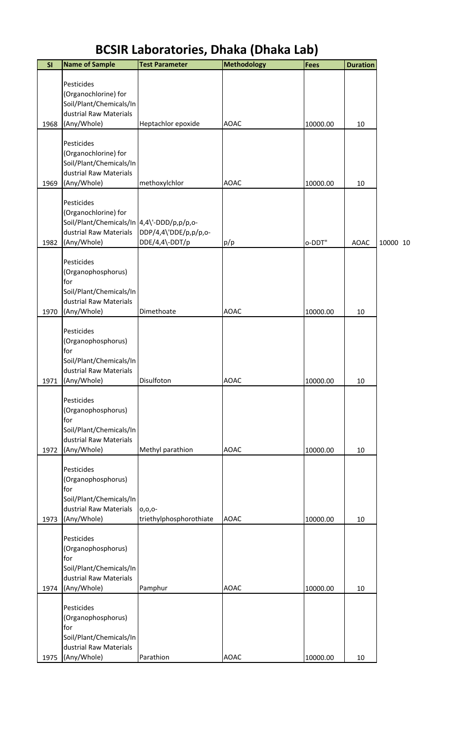# BCSIR Laboratories, Dhaka (Dhaka Lab)

| Sl | Name of Sample | Test Parameter | Methodology | Fees | Duration | |
|---|---|---|---|---|---|---|
| 1968 | Pesticides (Organochlorine) for Soil/Plant/Chemicals/Industrial Raw Materials (Any/Whole) | Heptachlor epoxide | AOAC | 10000.00 | 10 | |
| 1969 | Pesticides (Organochlorine) for Soil/Plant/Chemicals/Industrial Raw Materials (Any/Whole) | methoxylchlor | AOAC | 10000.00 | 10 | |
| 1982 | Pesticides (Organochlorine) for Soil/Plant/Chemicals/Industrial Raw Materials (Any/Whole) | 4,4\'-DDD/p,p/p,o-DDP/4,4\'DDE/p,p/p,o-DDE/4,4\-DDT/p | p/p | o-DDT" | AOAC | 10000 10 |
| 1970 | Pesticides (Organophosphorus) for Soil/Plant/Chemicals/Industrial Raw Materials (Any/Whole) | Dimethoate | AOAC | 10000.00 | 10 | |
| 1971 | Pesticides (Organophosphorus) for Soil/Plant/Chemicals/Industrial Raw Materials (Any/Whole) | Disulfoton | AOAC | 10000.00 | 10 | |
| 1972 | Pesticides (Organophosphorus) for Soil/Plant/Chemicals/Industrial Raw Materials (Any/Whole) | Methyl parathion | AOAC | 10000.00 | 10 | |
| 1973 | Pesticides (Organophosphorus) for Soil/Plant/Chemicals/Industrial Raw Materials (Any/Whole) | o,o,o-triethylphosphorothiate | AOAC | 10000.00 | 10 | |
| 1974 | Pesticides (Organophosphorus) for Soil/Plant/Chemicals/Industrial Raw Materials (Any/Whole) | Pamphur | AOAC | 10000.00 | 10 | |
| 1975 | Pesticides (Organophosphorus) for Soil/Plant/Chemicals/Industrial Raw Materials (Any/Whole) | Parathion | AOAC | 10000.00 | 10 | |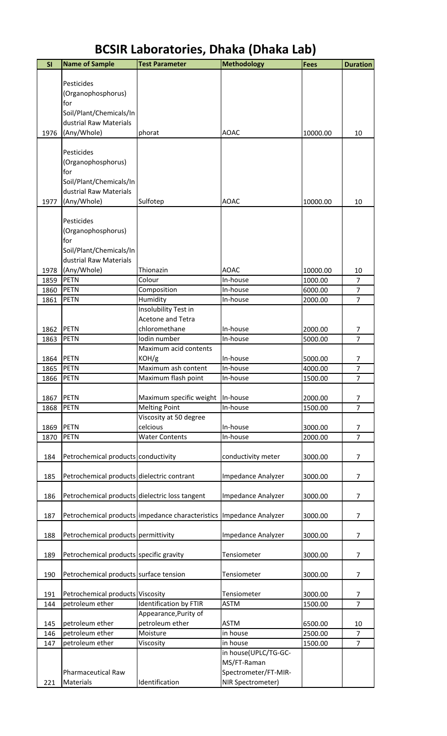# BCSIR Laboratories, Dhaka (Dhaka Lab)

| Sl | Name of Sample | Test Parameter | Methodology | Fees | Duration |
|---|---|---|---|---|---|
| 1976 | Pesticides (Organophosphorus) for Soil/Plant/Chemicals/Industrial Raw Materials (Any/Whole) | phorat | AOAC | 10000.00 | 10 |
| 1977 | Pesticides (Organophosphorus) for Soil/Plant/Chemicals/Industrial Raw Materials (Any/Whole) | Sulfotep | AOAC | 10000.00 | 10 |
| 1978 | Pesticides (Organophosphorus) for Soil/Plant/Chemicals/Industrial Raw Materials (Any/Whole) | Thionazin | AOAC | 10000.00 | 10 |
| 1859 | PETN | Colour | In-house | 1000.00 | 7 |
| 1860 | PETN | Composition | In-house | 6000.00 | 7 |
| 1861 | PETN | Humidity | In-house | 2000.00 | 7 |
| 1862 | PETN | Insolubility Test in Acetone and Tetra chloromethane | In-house | 2000.00 | 7 |
| 1863 | PETN | Iodin number | In-house | 5000.00 | 7 |
| 1864 | PETN | Maximum acid contents KOH/g | In-house | 5000.00 | 7 |
| 1865 | PETN | Maximum ash content | In-house | 4000.00 | 7 |
| 1866 | PETN | Maximum flash point | In-house | 1500.00 | 7 |
| 1867 | PETN | Maximum specific weight | In-house | 2000.00 | 7 |
| 1868 | PETN | Melting Point | In-house | 1500.00 | 7 |
| 1869 | PETN | Viscosity at 50 degree celcious | In-house | 3000.00 | 7 |
| 1870 | PETN | Water Contents | In-house | 2000.00 | 7 |
| 184 | Petrochemical products | conductivity | conductivity meter | 3000.00 | 7 |
| 185 | Petrochemical products | dielectric contrant | Impedance Analyzer | 3000.00 | 7 |
| 186 | Petrochemical products | dielectric loss tangent | Impedance Analyzer | 3000.00 | 7 |
| 187 | Petrochemical products | impedance characteristics | Impedance Analyzer | 3000.00 | 7 |
| 188 | Petrochemical products | permittivity | Impedance Analyzer | 3000.00 | 7 |
| 189 | Petrochemical products | specific gravity | Tensiometer | 3000.00 | 7 |
| 190 | Petrochemical products | surface tension | Tensiometer | 3000.00 | 7 |
| 191 | Petrochemical products | Viscosity | Tensiometer | 3000.00 | 7 |
| 144 | petroleum ether | Identification by FTIR | ASTM | 1500.00 | 7 |
| 145 | petroleum ether | Appearance,Purity of petroleum ether | ASTM | 6500.00 | 10 |
| 146 | petroleum ether | Moisture | in house | 2500.00 | 7 |
| 147 | petroleum ether | Viscosity | in house | 1500.00 | 7 |
| 221 | Pharmaceutical Raw Materials | Identification | in house(UPLC/TG-GC-MS/FT-Raman Spectrometer/FT-MIR-NIR Spectrometer) | | |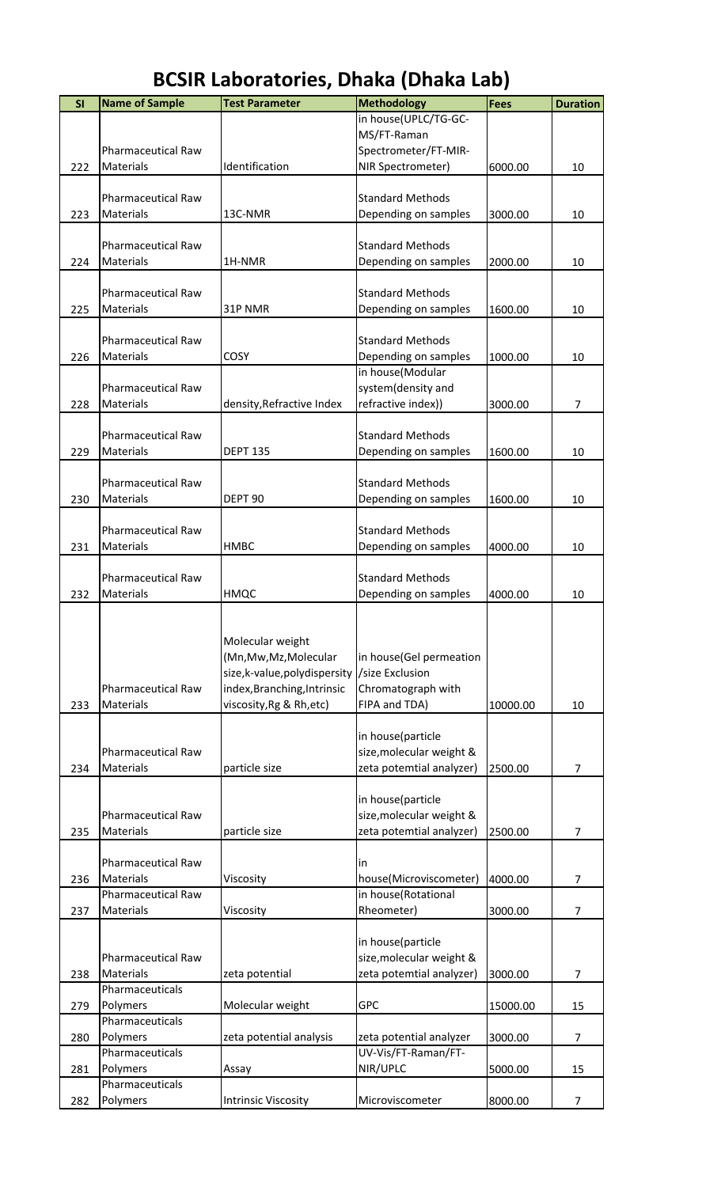# BCSIR Laboratories, Dhaka (Dhaka Lab)

| Sl | Name of Sample | Test Parameter | Methodology | Fees | Duration |
|---|---|---|---|---|---|
| 222 | Pharmaceutical Raw Materials | Identification | in house(UPLC/TG-GC-MS/FT-Raman Spectrometer/FT-MIR-NIR Spectrometer) | 6000.00 | 10 |
| 223 | Pharmaceutical Raw Materials | 13C-NMR | Standard Methods Depending on samples | 3000.00 | 10 |
| 224 | Pharmaceutical Raw Materials | 1H-NMR | Standard Methods Depending on samples | 2000.00 | 10 |
| 225 | Pharmaceutical Raw Materials | 31P NMR | Standard Methods Depending on samples | 1600.00 | 10 |
| 226 | Pharmaceutical Raw Materials | COSY | Standard Methods Depending on samples | 1000.00 | 10 |
| 228 | Pharmaceutical Raw Materials | density,Refractive Index | in house(Modular system(density and refractive index)) | 3000.00 | 7 |
| 229 | Pharmaceutical Raw Materials | DEPT 135 | Standard Methods Depending on samples | 1600.00 | 10 |
| 230 | Pharmaceutical Raw Materials | DEPT 90 | Standard Methods Depending on samples | 1600.00 | 10 |
| 231 | Pharmaceutical Raw Materials | HMBC | Standard Methods Depending on samples | 4000.00 | 10 |
| 232 | Pharmaceutical Raw Materials | HMQC | Standard Methods Depending on samples | 4000.00 | 10 |
| 233 | Pharmaceutical Raw Materials | Molecular weight (Mn,Mw,Mz,Molecular size,k-value,polydispersity index,Branching,Intrinsic viscosity,Rg & Rh,etc) | in house(Gel permeation /size Exclusion Chromatograph with FIPA and TDA) | 10000.00 | 10 |
| 234 | Pharmaceutical Raw Materials | particle size | in house(particle size,molecular weight & zeta potemtial analyzer) | 2500.00 | 7 |
| 235 | Pharmaceutical Raw Materials | particle size | in house(particle size,molecular weight & zeta potemtial analyzer) | 2500.00 | 7 |
| 236 | Pharmaceutical Raw Materials | Viscosity | in house(Microviscometer) | 4000.00 | 7 |
| 237 | Pharmaceutical Raw Materials | Viscosity | in house(Rotational Rheometer) | 3000.00 | 7 |
| 238 | Pharmaceutical Raw Materials | zeta potential | in house(particle size,molecular weight & zeta potemtial analyzer) | 3000.00 | 7 |
| 279 | Pharmaceuticals Polymers | Molecular weight | GPC | 15000.00 | 15 |
| 280 | Pharmaceuticals Polymers | zeta potential analysis | zeta potential analyzer | 3000.00 | 7 |
| 281 | Pharmaceuticals Polymers | Assay | UV-Vis/FT-Raman/FT-NIR/UPLC | 5000.00 | 15 |
| 282 | Pharmaceuticals Polymers | Intrinsic Viscosity | Microviscometer | 8000.00 | 7 |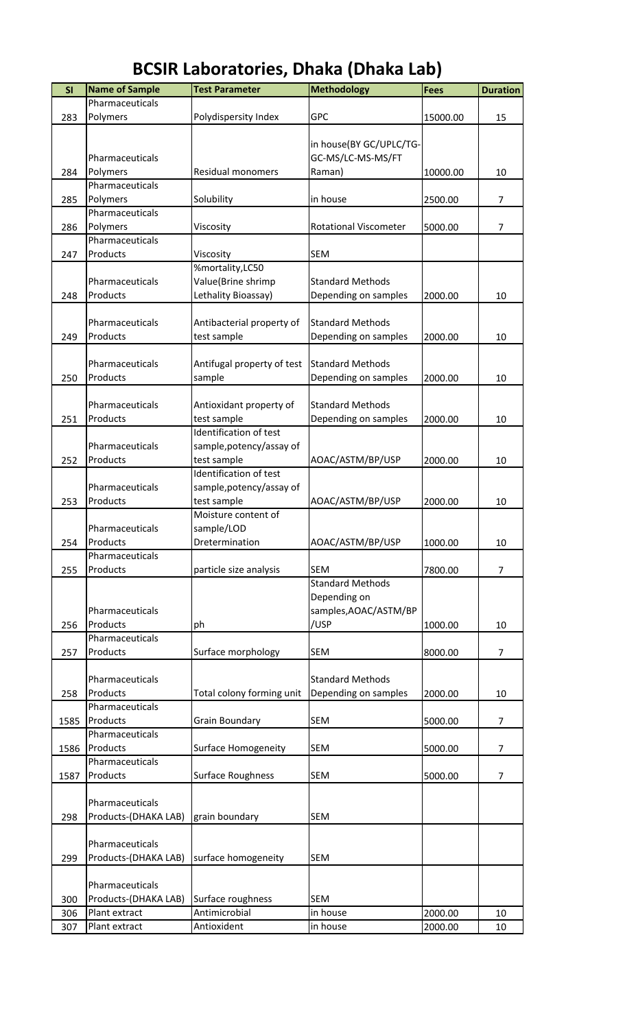# BCSIR Laboratories, Dhaka (Dhaka Lab)

| Sl | Name of Sample | Test Parameter | Methodology | Fees | Duration |
|---|---|---|---|---|---|
| 283 | Pharmaceuticals Polymers | Polydispersity Index | GPC | 15000.00 | 15 |
| 284 | Pharmaceuticals Polymers | Residual monomers | in house(BY GC/UPLC/TG-GC-MS/LC-MS-MS/FT Raman) | 10000.00 | 10 |
| 285 | Pharmaceuticals Polymers | Solubility | in house | 2500.00 | 7 |
| 286 | Pharmaceuticals Polymers | Viscosity | Rotational Viscometer | 5000.00 | 7 |
| 247 | Pharmaceuticals Products | Viscosity | SEM | | |
| 248 | Pharmaceuticals Products | %mortality,LC50 Value(Brine shrimp Lethality Bioassay) | Standard Methods Depending on samples | 2000.00 | 10 |
| 249 | Pharmaceuticals Products | Antibacterial property of test sample | Standard Methods Depending on samples | 2000.00 | 10 |
| 250 | Pharmaceuticals Products | Antifugal property of test sample | Standard Methods Depending on samples | 2000.00 | 10 |
| 251 | Pharmaceuticals Products | Antioxidant property of test sample | Standard Methods Depending on samples | 2000.00 | 10 |
| 252 | Pharmaceuticals Products | Identification of test sample,potency/assay of test sample | AOAC/ASTM/BP/USP | 2000.00 | 10 |
| 253 | Pharmaceuticals Products | Identification of test sample,potency/assay of test sample | AOAC/ASTM/BP/USP | 2000.00 | 10 |
| 254 | Pharmaceuticals Products | Moisture content of sample/LOD Dretermination | AOAC/ASTM/BP/USP | 1000.00 | 10 |
| 255 | Pharmaceuticals Products | particle size analysis | SEM | 7800.00 | 7 |
| 256 | Pharmaceuticals Products | ph | Standard Methods Depending on samples,AOAC/ASTM/BP /USP | 1000.00 | 10 |
| 257 | Pharmaceuticals Products | Surface morphology | SEM | 8000.00 | 7 |
| 258 | Pharmaceuticals Products | Total colony forming unit | Standard Methods Depending on samples | 2000.00 | 10 |
| 1585 | Pharmaceuticals Products | Grain Boundary | SEM | 5000.00 | 7 |
| 1586 | Pharmaceuticals Products | Surface Homogeneity | SEM | 5000.00 | 7 |
| 1587 | Pharmaceuticals Products | Surface Roughness | SEM | 5000.00 | 7 |
| 298 | Pharmaceuticals Products-(DHAKA LAB) | grain boundary | SEM | | |
| 299 | Pharmaceuticals Products-(DHAKA LAB) | surface homogeneity | SEM | | |
| 300 | Pharmaceuticals Products-(DHAKA LAB) | Surface roughness | SEM | | |
| 306 | Plant extract | Antimicrobial | in house | 2000.00 | 10 |
| 307 | Plant extract | Antioxident | in house | 2000.00 | 10 |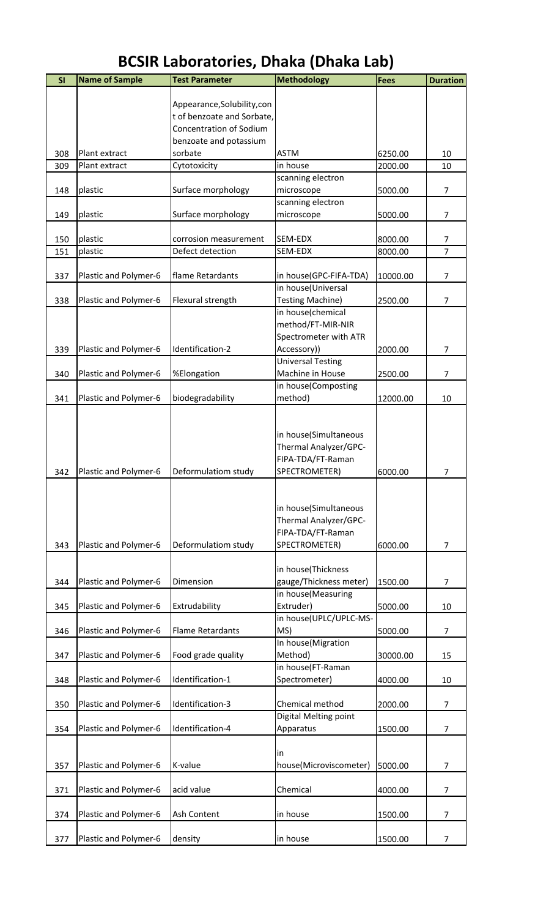# BCSIR Laboratories, Dhaka (Dhaka Lab)

| Sl | Name of Sample | Test Parameter | Methodology | Fees | Duration |
|---|---|---|---|---|---|
| 308 | Plant extract | Appearance,Solubility,cont of benzoate and Sorbate, Concentration of Sodium benzoate and potassium sorbate | ASTM | 6250.00 | 10 |
| 309 | Plant extract | Cytotoxicity | in house | 2000.00 | 10 |
| 148 | plastic | Surface morphology | scanning electron microscope | 5000.00 | 7 |
| 149 | plastic | Surface morphology | scanning electron microscope | 5000.00 | 7 |
| 150 | plastic | corrosion measurement | SEM-EDX | 8000.00 | 7 |
| 151 | plastic | Defect detection | SEM-EDX | 8000.00 | 7 |
| 337 | Plastic and Polymer-6 | flame Retardants | in house(GPC-FIFA-TDA) | 10000.00 | 7 |
| 338 | Plastic and Polymer-6 | Flexural strength | in house(Universal Testing Machine) | 2500.00 | 7 |
| 339 | Plastic and Polymer-6 | Identification-2 | in house(chemical method/FT-MIR-NIR Spectrometer with ATR Accessory)) | 2000.00 | 7 |
| 340 | Plastic and Polymer-6 | %Elongation | Universal Testing Machine in House | 2500.00 | 7 |
| 341 | Plastic and Polymer-6 | biodegradability | in house(Composting method) | 12000.00 | 10 |
| 342 | Plastic and Polymer-6 | Deformulatiom study | in house(Simultaneous Thermal Analyzer/GPC-FIPA-TDA/FT-Raman SPECTROMETER) | 6000.00 | 7 |
| 343 | Plastic and Polymer-6 | Deformulatiom study | in house(Simultaneous Thermal Analyzer/GPC-FIPA-TDA/FT-Raman SPECTROMETER) | 6000.00 | 7 |
| 344 | Plastic and Polymer-6 | Dimension | in house(Thickness gauge/Thickness meter) | 1500.00 | 7 |
| 345 | Plastic and Polymer-6 | Extrudability | in house(Measuring Extruder) | 5000.00 | 10 |
| 346 | Plastic and Polymer-6 | Flame Retardants | in house(UPLC/UPLC-MS-MS) | 5000.00 | 7 |
| 347 | Plastic and Polymer-6 | Food grade quality | In house(Migration Method) | 30000.00 | 15 |
| 348 | Plastic and Polymer-6 | Identification-1 | in house(FT-Raman Spectrometer) | 4000.00 | 10 |
| 350 | Plastic and Polymer-6 | Identification-3 | Chemical method | 2000.00 | 7 |
| 354 | Plastic and Polymer-6 | Identification-4 | Digital Melting point Apparatus | 1500.00 | 7 |
| 357 | Plastic and Polymer-6 | K-value | in house(Microviscometer) | 5000.00 | 7 |
| 371 | Plastic and Polymer-6 | acid value | Chemical | 4000.00 | 7 |
| 374 | Plastic and Polymer-6 | Ash Content | in house | 1500.00 | 7 |
| 377 | Plastic and Polymer-6 | density | in house | 1500.00 | 7 |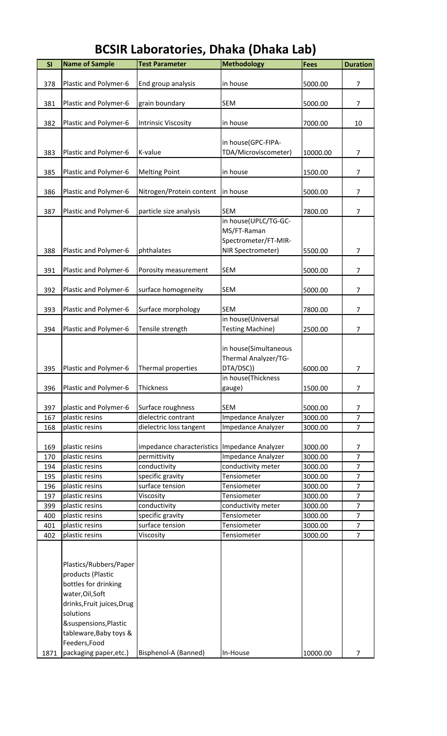# BCSIR Laboratories, Dhaka (Dhaka Lab)

| Sl | Name of Sample | Test Parameter | Methodology | Fees | Duration |
|---|---|---|---|---|---|
| 378 | Plastic and Polymer-6 | End group analysis | in house | 5000.00 | 7 |
| 381 | Plastic and Polymer-6 | grain boundary | SEM | 5000.00 | 7 |
| 382 | Plastic and Polymer-6 | Intrinsic Viscosity | in house | 7000.00 | 10 |
| 383 | Plastic and Polymer-6 | K-value | in house(GPC-FIPA-TDA/Microviscometer) | 10000.00 | 7 |
| 385 | Plastic and Polymer-6 | Melting Point | in house | 1500.00 | 7 |
| 386 | Plastic and Polymer-6 | Nitrogen/Protein content | in house | 5000.00 | 7 |
| 387 | Plastic and Polymer-6 | particle size analysis | SEM | 7800.00 | 7 |
| 388 | Plastic and Polymer-6 | phthalates | in house(UPLC/TG-GC-MS/FT-Raman Spectrometer/FT-MIR-NIR Spectrometer) | 5500.00 | 7 |
| 391 | Plastic and Polymer-6 | Porosity measurement | SEM | 5000.00 | 7 |
| 392 | Plastic and Polymer-6 | surface homogeneity | SEM | 5000.00 | 7 |
| 393 | Plastic and Polymer-6 | Surface morphology | SEM | 7800.00 | 7 |
| 394 | Plastic and Polymer-6 | Tensile strength | in house(Universal Testing Machine) | 2500.00 | 7 |
| 395 | Plastic and Polymer-6 | Thermal properties | in house(Simultaneous Thermal Analyzer/TG-DTA/DSC)) | 6000.00 | 7 |
| 396 | Plastic and Polymer-6 | Thickness | in house(Thickness gauge) | 1500.00 | 7 |
| 397 | plastic and Polymer-6 | Surface roughness | SEM | 5000.00 | 7 |
| 167 | plastic resins | dielectric contrant | Impedance Analyzer | 3000.00 | 7 |
| 168 | plastic resins | dielectric loss tangent | Impedance Analyzer | 3000.00 | 7 |
| 169 | plastic resins | impedance characteristics | Impedance Analyzer | 3000.00 | 7 |
| 170 | plastic resins | permittivity | Impedance Analyzer | 3000.00 | 7 |
| 194 | plastic resins | conductivity | conductivity meter | 3000.00 | 7 |
| 195 | plastic resins | specific gravity | Tensiometer | 3000.00 | 7 |
| 196 | plastic resins | surface tension | Tensiometer | 3000.00 | 7 |
| 197 | plastic resins | Viscosity | Tensiometer | 3000.00 | 7 |
| 399 | plastic resins | conductivity | conductivity meter | 3000.00 | 7 |
| 400 | plastic resins | specific gravity | Tensiometer | 3000.00 | 7 |
| 401 | plastic resins | surface tension | Tensiometer | 3000.00 | 7 |
| 402 | plastic resins | Viscosity | Tensiometer | 3000.00 | 7 |
| 1871 | Plastics/Rubbers/Paper products (Plastic bottles for drinking water,Oil,Soft drinks,Fruit juices,Drug solutions &suspensions,Plastic tableware,Baby toys & Feeders,Food packaging paper,etc.) | Bisphenol-A (Banned) | In-House | 10000.00 | 7 |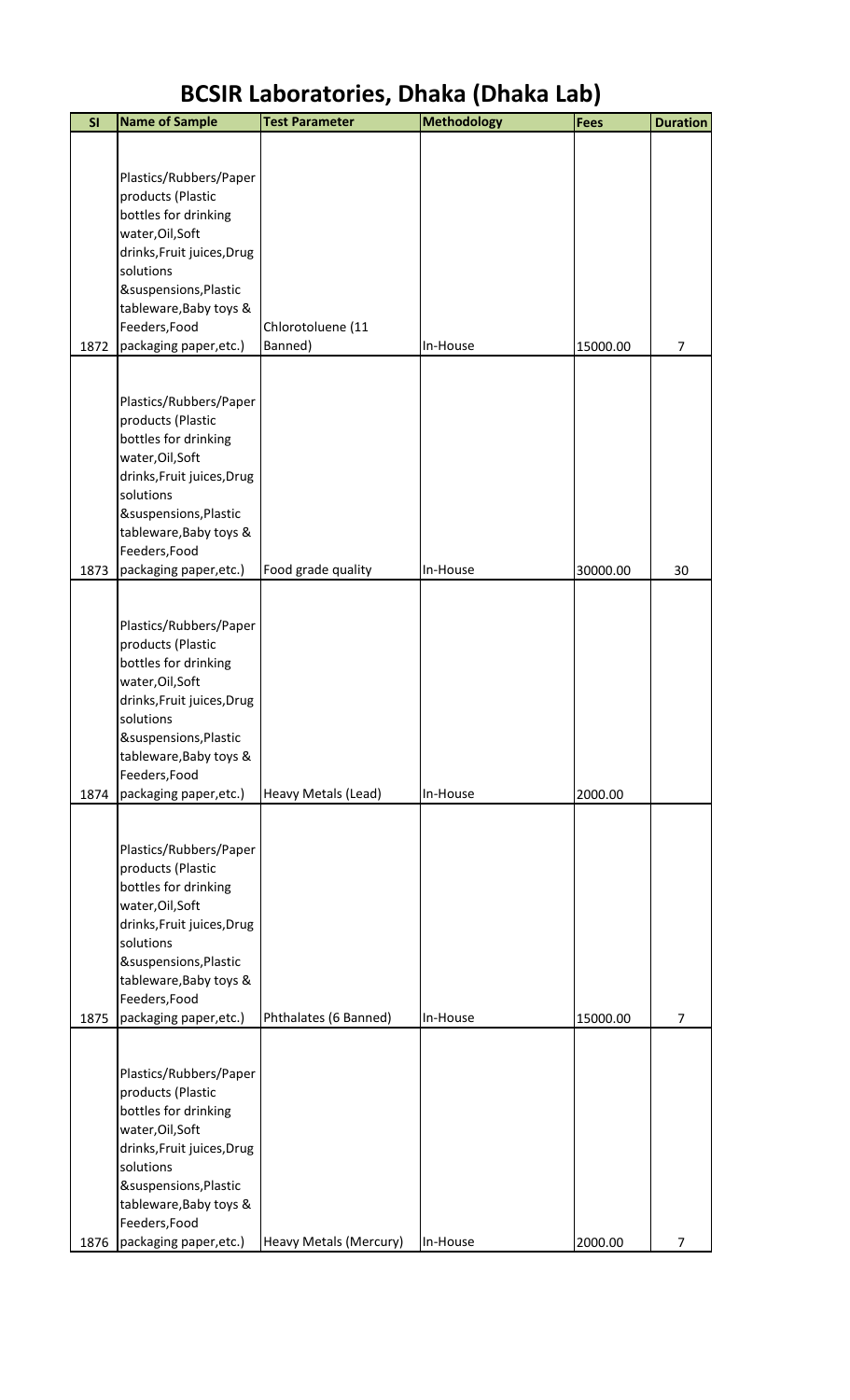# BCSIR Laboratories, Dhaka (Dhaka Lab)

| Sl | Name of Sample | Test Parameter | Methodology | Fees | Duration |
|---|---|---|---|---|---|
| 1872 | Plastics/Rubbers/Paper products (Plastic bottles for drinking water,Oil,Soft drinks,Fruit juices,Drug solutions &suspensions,Plastic tableware,Baby toys & Feeders,Food packaging paper,etc.) | Chlorotoluene (11 Banned) | In-House | 15000.00 | 7 |
| 1873 | Plastics/Rubbers/Paper products (Plastic bottles for drinking water,Oil,Soft drinks,Fruit juices,Drug solutions &suspensions,Plastic tableware,Baby toys & Feeders,Food packaging paper,etc.) | Food grade quality | In-House | 30000.00 | 30 |
| 1874 | Plastics/Rubbers/Paper products (Plastic bottles for drinking water,Oil,Soft drinks,Fruit juices,Drug solutions &suspensions,Plastic tableware,Baby toys & Feeders,Food packaging paper,etc.) | Heavy Metals (Lead) | In-House | 2000.00 | |
| 1875 | Plastics/Rubbers/Paper products (Plastic bottles for drinking water,Oil,Soft drinks,Fruit juices,Drug solutions &suspensions,Plastic tableware,Baby toys & Feeders,Food packaging paper,etc.) | Phthalates (6 Banned) | In-House | 15000.00 | 7 |
| 1876 | Plastics/Rubbers/Paper products (Plastic bottles for drinking water,Oil,Soft drinks,Fruit juices,Drug solutions &suspensions,Plastic tableware,Baby toys & Feeders,Food packaging paper,etc.) | Heavy Metals (Mercury) | In-House | 2000.00 | 7 |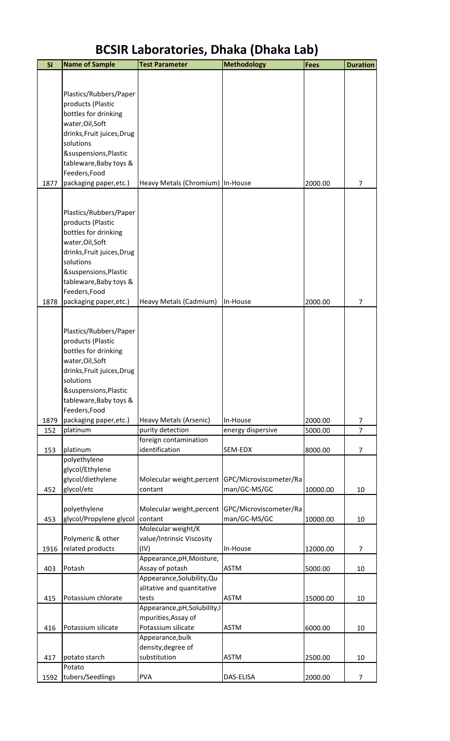# BCSIR Laboratories, Dhaka (Dhaka Lab)

| Sl | Name of Sample | Test Parameter | Methodology | Fees | Duration |
|---|---|---|---|---|---|
| 1877 | Plastics/Rubbers/Paper products (Plastic bottles for drinking water,Oil,Soft drinks,Fruit juices,Drug solutions &suspensions,Plastic tableware,Baby toys & Feeders,Food packaging paper,etc.) | Heavy Metals (Chromium) | In-House | 2000.00 | 7 |
| 1878 | Plastics/Rubbers/Paper products (Plastic bottles for drinking water,Oil,Soft drinks,Fruit juices,Drug solutions &suspensions,Plastic tableware,Baby toys & Feeders,Food packaging paper,etc.) | Heavy Metals (Cadmium) | In-House | 2000.00 | 7 |
| 1879 | Plastics/Rubbers/Paper products (Plastic bottles for drinking water,Oil,Soft drinks,Fruit juices,Drug solutions &suspensions,Plastic tableware,Baby toys & Feeders,Food packaging paper,etc.) | Heavy Metals (Arsenic) | In-House | 2000.00 | 7 |
| 152 | platinum | purity detection | energy dispersive | 5000.00 | 7 |
| 153 | platinum | foreign contamination identification | SEM-EDX | 8000.00 | 7 |
| 452 | polyethylene glycol/Ethylene glycol/diethylene glycol/etc | Molecular weight,percent contant | GPC/Microviscometer/Raman/GC-MS/GC | 10000.00 | 10 |
| 453 | polyethylene glycol/Propylene glycol | Molecular weight,percent contant | GPC/Microviscometer/Raman/GC-MS/GC | 10000.00 | 10 |
| 1916 | Polymeric & other related products | Molecular weight/K value/Intrinsic Viscosity (IV) | In-House | 12000.00 | 7 |
| 403 | Potash | Appearance,pH,Moisture, Assay of potash | ASTM | 5000.00 | 10 |
| 415 | Potassium chlorate | Appearance,Solubility,Qualitative and quantitative tests | ASTM | 15000.00 | 10 |
| 416 | Potassium silicate | Appearance,pH,Solubility,Impurities,Assay of Potassium silicate | ASTM | 6000.00 | 10 |
| 417 | potato starch | Appearance,bulk density,degree of substitution | ASTM | 2500.00 | 10 |
| 1592 | Potato tubers/Seedlings | PVA | DAS-ELISA | 2000.00 | 7 |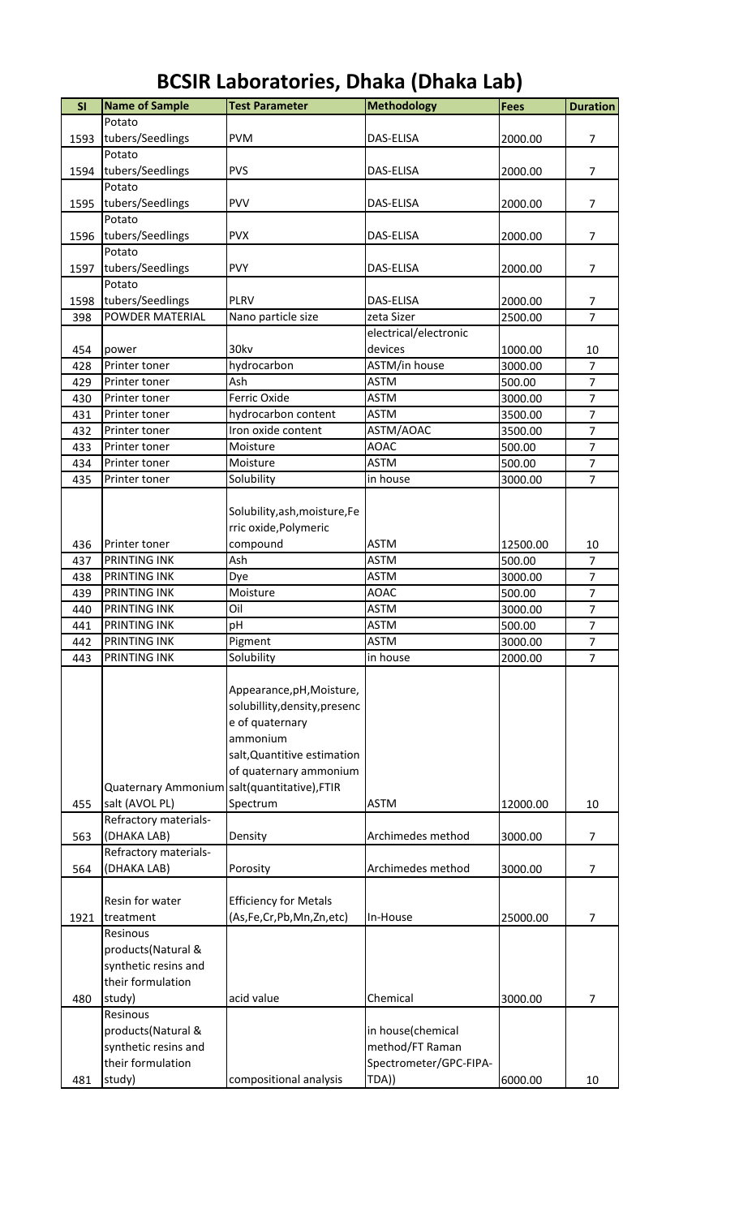# BCSIR Laboratories, Dhaka (Dhaka Lab)

| Sl | Name of Sample | Test Parameter | Methodology | Fees | Duration |
|---|---|---|---|---|---|
| 1593 | Potato tubers/Seedlings | PVM | DAS-ELISA | 2000.00 | 7 |
| 1594 | Potato tubers/Seedlings | PVS | DAS-ELISA | 2000.00 | 7 |
| 1595 | Potato tubers/Seedlings | PVV | DAS-ELISA | 2000.00 | 7 |
| 1596 | Potato tubers/Seedlings | PVX | DAS-ELISA | 2000.00 | 7 |
| 1597 | Potato tubers/Seedlings | PVY | DAS-ELISA | 2000.00 | 7 |
| 1598 | Potato tubers/Seedlings | PLRV | DAS-ELISA | 2000.00 | 7 |
| 398 | POWDER MATERIAL | Nano particle size | zeta Sizer | 2500.00 | 7 |
| 454 | power | 30kv | electrical/electronic devices | 1000.00 | 10 |
| 428 | Printer toner | hydrocarbon | ASTM/in house | 3000.00 | 7 |
| 429 | Printer toner | Ash | ASTM | 500.00 | 7 |
| 430 | Printer toner | Ferric Oxide | ASTM | 3000.00 | 7 |
| 431 | Printer toner | hydrocarbon content | ASTM | 3500.00 | 7 |
| 432 | Printer toner | Iron oxide content | ASTM/AOAC | 3500.00 | 7 |
| 433 | Printer toner | Moisture | AOAC | 500.00 | 7 |
| 434 | Printer toner | Moisture | ASTM | 500.00 | 7 |
| 435 | Printer toner | Solubility | in house | 3000.00 | 7 |
| 436 | Printer toner | Solubility,ash,moisture,Ferric oxide,Polymeric compound | ASTM | 12500.00 | 10 |
| 437 | PRINTING INK | Ash | ASTM | 500.00 | 7 |
| 438 | PRINTING INK | Dye | ASTM | 3000.00 | 7 |
| 439 | PRINTING INK | Moisture | AOAC | 500.00 | 7 |
| 440 | PRINTING INK | Oil | ASTM | 3000.00 | 7 |
| 441 | PRINTING INK | pH | ASTM | 500.00 | 7 |
| 442 | PRINTING INK | Pigment | ASTM | 3000.00 | 7 |
| 443 | PRINTING INK | Solubility | in house | 2000.00 | 7 |
| 455 | Quaternary Ammonium salt (AVOL PL) | Appearance,pH,Moisture, solubillity,density,presence of quaternary ammonium salt,Quantitive estimation of quaternary ammonium salt(quantitative),FTIR Spectrum | ASTM | 12000.00 | 10 |
| 563 | Refractory materials-(DHAKA LAB) | Density | Archimedes method | 3000.00 | 7 |
| 564 | Refractory materials-(DHAKA LAB) | Porosity | Archimedes method | 3000.00 | 7 |
| 1921 | Resin for water treatment | Efficiency for Metals (As,Fe,Cr,Pb,Mn,Zn,etc) | In-House | 25000.00 | 7 |
| 480 | Resinous products(Natural & synthetic resins and their formulation study) | acid value | Chemical | 3000.00 | 7 |
| 481 | Resinous products(Natural & synthetic resins and their formulation study) | compositional analysis | in house(chemical method/FT Raman Spectrometer/GPC-FIPA-TDA)) | 6000.00 | 10 |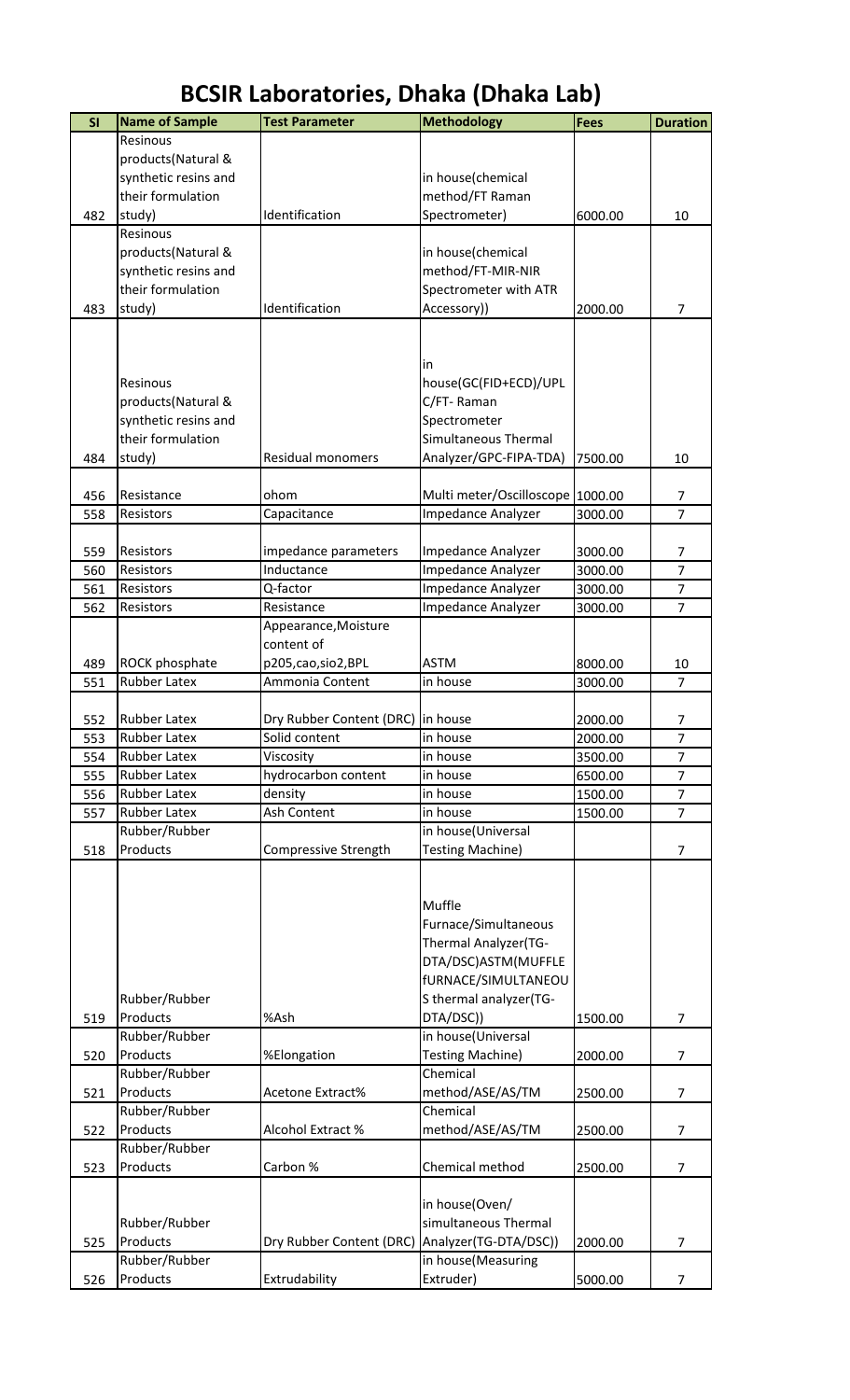# BCSIR Laboratories, Dhaka (Dhaka Lab)

| Sl | Name of Sample | Test Parameter | Methodology | Fees | Duration |
|---|---|---|---|---|---|
| 482 | Resinous products(Natural & synthetic resins and their formulation study) | Identification | in house(chemical method/FT Raman Spectrometer) | 6000.00 | 10 |
| 483 | Resinous products(Natural & synthetic resins and their formulation study) | Identification | in house(chemical method/FT-MIR-NIR Spectrometer with ATR Accessory)) | 2000.00 | 7 |
| 484 | Resinous products(Natural & synthetic resins and their formulation study) | Residual monomers | in house(GC(FID+ECD)/UPLC/FT- Raman Spectrometer Simultaneous Thermal Analyzer/GPC-FIPA-TDA) | 7500.00 | 10 |
| 456 | Resistance | ohom | Multi meter/Oscilloscope | 1000.00 | 7 |
| 558 | Resistors | Capacitance | Impedance Analyzer | 3000.00 | 7 |
| 559 | Resistors | impedance parameters | Impedance Analyzer | 3000.00 | 7 |
| 560 | Resistors | Inductance | Impedance Analyzer | 3000.00 | 7 |
| 561 | Resistors | Q-factor | Impedance Analyzer | 3000.00 | 7 |
| 562 | Resistors | Resistance | Impedance Analyzer | 3000.00 | 7 |
| 489 | ROCK phosphate | Appearance,Moisture content of p205,cao,sio2,BPL | ASTM | 8000.00 | 10 |
| 551 | Rubber Latex | Ammonia Content | in house | 3000.00 | 7 |
| 552 | Rubber Latex | Dry Rubber Content (DRC) | in house | 2000.00 | 7 |
| 553 | Rubber Latex | Solid content | in house | 2000.00 | 7 |
| 554 | Rubber Latex | Viscosity | in house | 3500.00 | 7 |
| 555 | Rubber Latex | hydrocarbon content | in house | 6500.00 | 7 |
| 556 | Rubber Latex | density | in house | 1500.00 | 7 |
| 557 | Rubber Latex | Ash Content | in house | 1500.00 | 7 |
| 518 | Rubber/Rubber Products | Compressive Strength | in house(Universal Testing Machine) | | 7 |
| 519 | Rubber/Rubber Products | %Ash | Muffle Furnace/Simultaneous Thermal Analyzer(TG-DTA/DSC)ASTM(MUFFLE fURNACE/SIMULTANEOUS thermal analyzer(TG-DTA/DSC)) | 1500.00 | 7 |
| 520 | Rubber/Rubber Products | %Elongation | in house(Universal Testing Machine) | 2000.00 | 7 |
| 521 | Rubber/Rubber Products | Acetone Extract% | Chemical method/ASE/AS/TM | 2500.00 | 7 |
| 522 | Rubber/Rubber Products | Alcohol Extract % | Chemical method/ASE/AS/TM | 2500.00 | 7 |
| 523 | Rubber/Rubber Products | Carbon % | Chemical method | 2500.00 | 7 |
| 525 | Rubber/Rubber Products | Dry Rubber Content (DRC) | in house(Oven/ simultaneous Thermal Analyzer(TG-DTA/DSC)) | 2000.00 | 7 |
| 526 | Rubber/Rubber Products | Extrudability | in house(Measuring Extruder) | 5000.00 | 7 |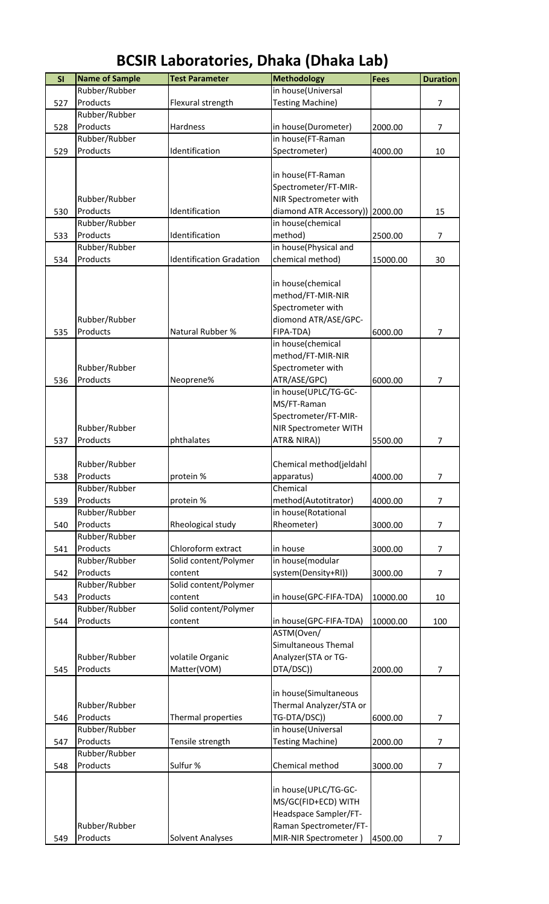# BCSIR Laboratories, Dhaka (Dhaka Lab)

| Sl | Name of Sample | Test Parameter | Methodology | Fees | Duration |
|---|---|---|---|---|---|
| 527 | Rubber/Rubber Products | Flexural strength | in house(Universal Testing Machine) | | 7 |
| 528 | Rubber/Rubber Products | Hardness | in house(Durometer) | 2000.00 | 7 |
| 529 | Rubber/Rubber Products | Identification | in house(FT-Raman Spectrometer) | 4000.00 | 10 |
| 530 | Rubber/Rubber Products | Identification | in house(FT-Raman Spectrometer/FT-MIR-NIR Spectrometer with diamond ATR Accessory)) | 2000.00 | 15 |
| 533 | Rubber/Rubber Products | Identification | in house(chemical method) | 2500.00 | 7 |
| 534 | Rubber/Rubber Products | Identification Gradation | in house(Physical and chemical method) | 15000.00 | 30 |
| 535 | Rubber/Rubber Products | Natural Rubber % | in house(chemical method/FT-MIR-NIR Spectrometer with diomond ATR/ASE/GPC-FIPA-TDA) | 6000.00 | 7 |
| 536 | Rubber/Rubber Products | Neoprene% | in house(chemical method/FT-MIR-NIR Spectrometer with ATR/ASE/GPC) | 6000.00 | 7 |
| 537 | Rubber/Rubber Products | phthalates | in house(UPLC/TG-GC-MS/FT-Raman Spectrometer/FT-MIR-NIR Spectrometer WITH ATR& NIRA)) | 5500.00 | 7 |
| 538 | Rubber/Rubber Products | protein % | Chemical method(jeldahl apparatus) | 4000.00 | 7 |
| 539 | Rubber/Rubber Products | protein % | Chemical method(Autotitrator) | 4000.00 | 7 |
| 540 | Rubber/Rubber Products | Rheological study | in house(Rotational Rheometer) | 3000.00 | 7 |
| 541 | Rubber/Rubber Products | Chloroform extract | in house | 3000.00 | 7 |
| 542 | Rubber/Rubber Products | Solid content/Polymer content | in house(modular system(Density+RI)) | 3000.00 | 7 |
| 543 | Rubber/Rubber Products | Solid content/Polymer content | in house(GPC-FIFA-TDA) | 10000.00 | 10 |
| 544 | Rubber/Rubber Products | Solid content/Polymer content | in house(GPC-FIFA-TDA) | 10000.00 | 100 |
| 545 | Rubber/Rubber Products | volatile Organic Matter(VOM) | ASTM(Oven/ Simultaneous Themal Analyzer(STA or TG-DTA/DSC)) | 2000.00 | 7 |
| 546 | Rubber/Rubber Products | Thermal properties | in house(Simultaneous Thermal Analyzer/STA or TG-DTA/DSC)) | 6000.00 | 7 |
| 547 | Rubber/Rubber Products | Tensile strength | in house(Universal Testing Machine) | 2000.00 | 7 |
| 548 | Rubber/Rubber Products | Sulfur % | Chemical method | 3000.00 | 7 |
| 549 | Rubber/Rubber Products | Solvent Analyses | in house(UPLC/TG-GC-MS/GC(FID+ECD) WITH Headspace Sampler/FT-Raman Spectrometer/FT-MIR-NIR Spectrometer ) | 4500.00 | 7 |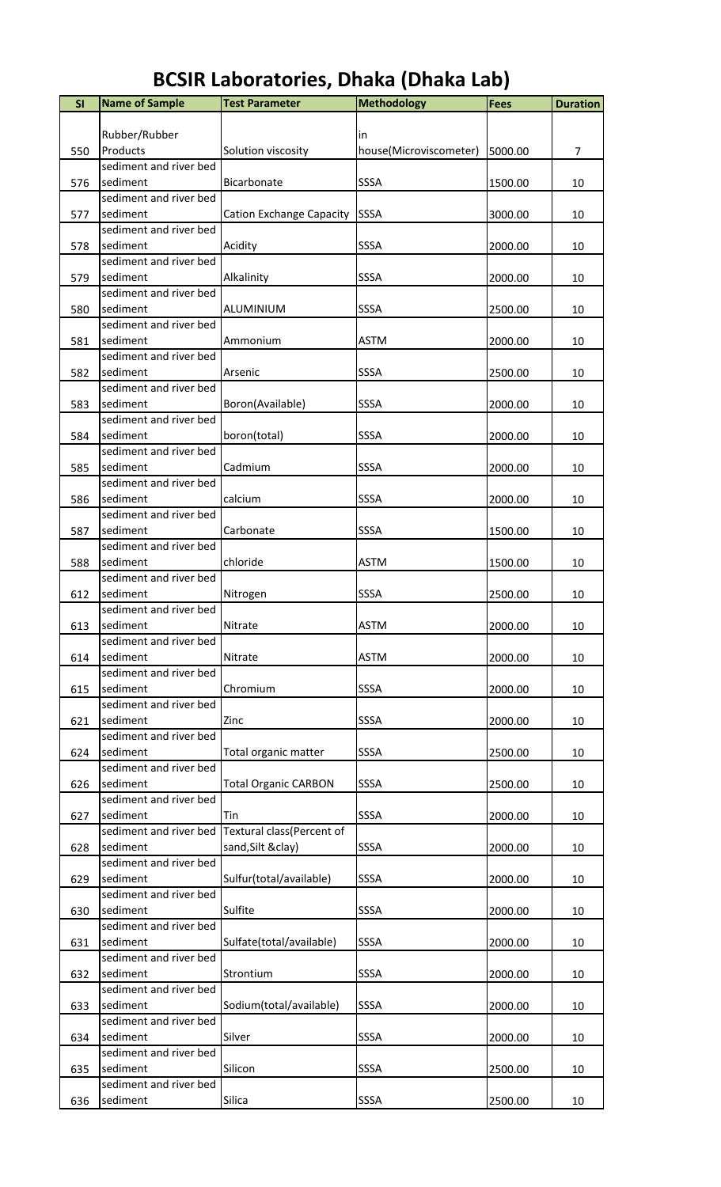# BCSIR Laboratories, Dhaka (Dhaka Lab)

| Sl | Name of Sample | Test Parameter | Methodology | Fees | Duration |
|---|---|---|---|---|---|
| 550 | Rubber/Rubber Products | Solution viscosity | in house(Microviscometer) | 5000.00 | 7 |
| 576 | sediment and river bed sediment | Bicarbonate | SSSA | 1500.00 | 10 |
| 577 | sediment and river bed sediment | Cation Exchange Capacity | SSSA | 3000.00 | 10 |
| 578 | sediment and river bed sediment | Acidity | SSSA | 2000.00 | 10 |
| 579 | sediment and river bed sediment | Alkalinity | SSSA | 2000.00 | 10 |
| 580 | sediment and river bed sediment | ALUMINIUM | SSSA | 2500.00 | 10 |
| 581 | sediment and river bed sediment | Ammonium | ASTM | 2000.00 | 10 |
| 582 | sediment and river bed sediment | Arsenic | SSSA | 2500.00 | 10 |
| 583 | sediment and river bed sediment | Boron(Available) | SSSA | 2000.00 | 10 |
| 584 | sediment and river bed sediment | boron(total) | SSSA | 2000.00 | 10 |
| 585 | sediment and river bed sediment | Cadmium | SSSA | 2000.00 | 10 |
| 586 | sediment and river bed sediment | calcium | SSSA | 2000.00 | 10 |
| 587 | sediment and river bed sediment | Carbonate | SSSA | 1500.00 | 10 |
| 588 | sediment and river bed sediment | chloride | ASTM | 1500.00 | 10 |
| 612 | sediment and river bed sediment | Nitrogen | SSSA | 2500.00 | 10 |
| 613 | sediment and river bed sediment | Nitrate | ASTM | 2000.00 | 10 |
| 614 | sediment and river bed sediment | Nitrate | ASTM | 2000.00 | 10 |
| 615 | sediment and river bed sediment | Chromium | SSSA | 2000.00 | 10 |
| 621 | sediment and river bed sediment | Zinc | SSSA | 2000.00 | 10 |
| 624 | sediment and river bed sediment | Total organic matter | SSSA | 2500.00 | 10 |
| 626 | sediment and river bed sediment | Total Organic CARBON | SSSA | 2500.00 | 10 |
| 627 | sediment and river bed sediment | Tin | SSSA | 2000.00 | 10 |
| 628 | sediment and river bed sediment | Textural class(Percent of sand,Silt &clay) | SSSA | 2000.00 | 10 |
| 629 | sediment and river bed sediment | Sulfur(total/available) | SSSA | 2000.00 | 10 |
| 630 | sediment and river bed sediment | Sulfite | SSSA | 2000.00 | 10 |
| 631 | sediment and river bed sediment | Sulfate(total/available) | SSSA | 2000.00 | 10 |
| 632 | sediment and river bed sediment | Strontium | SSSA | 2000.00 | 10 |
| 633 | sediment and river bed sediment | Sodium(total/available) | SSSA | 2000.00 | 10 |
| 634 | sediment and river bed sediment | Silver | SSSA | 2000.00 | 10 |
| 635 | sediment and river bed sediment | Silicon | SSSA | 2500.00 | 10 |
| 636 | sediment and river bed sediment | Silica | SSSA | 2500.00 | 10 |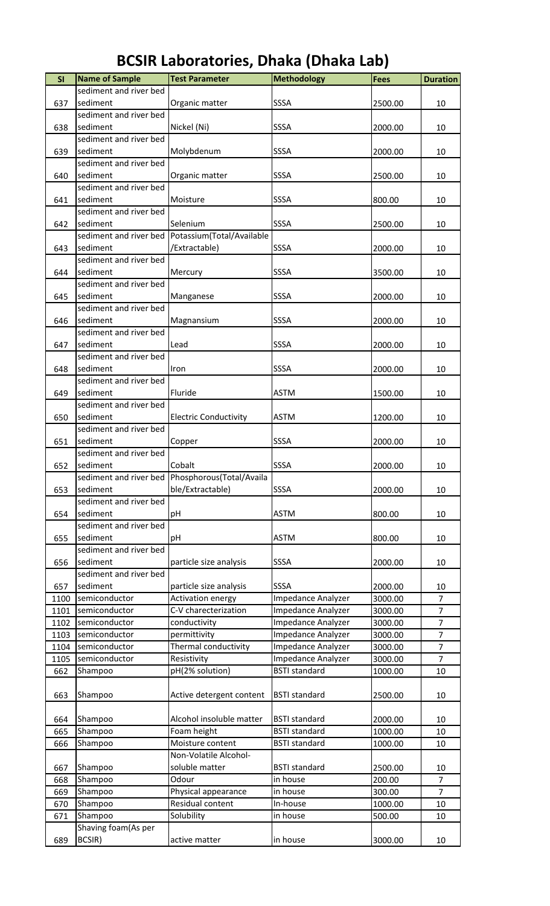# BCSIR Laboratories, Dhaka (Dhaka Lab)

| Sl | Name of Sample | Test Parameter | Methodology | Fees | Duration |
|---|---|---|---|---|---|
| 637 | sediment and river bed sediment | Organic matter | SSSA | 2500.00 | 10 |
| 638 | sediment and river bed sediment | Nickel (Ni) | SSSA | 2000.00 | 10 |
| 639 | sediment and river bed sediment | Molybdenum | SSSA | 2000.00 | 10 |
| 640 | sediment and river bed sediment | Organic matter | SSSA | 2500.00 | 10 |
| 641 | sediment and river bed sediment | Moisture | SSSA | 800.00 | 10 |
| 642 | sediment and river bed sediment | Selenium | SSSA | 2500.00 | 10 |
| 643 | sediment and river bed sediment | Potassium(Total/Available/Extractable) | SSSA | 2000.00 | 10 |
| 644 | sediment and river bed sediment | Mercury | SSSA | 3500.00 | 10 |
| 645 | sediment and river bed sediment | Manganese | SSSA | 2000.00 | 10 |
| 646 | sediment and river bed sediment | Magnansium | SSSA | 2000.00 | 10 |
| 647 | sediment and river bed sediment | Lead | SSSA | 2000.00 | 10 |
| 648 | sediment and river bed sediment | Iron | SSSA | 2000.00 | 10 |
| 649 | sediment and river bed sediment | Fluride | ASTM | 1500.00 | 10 |
| 650 | sediment and river bed sediment | Electric Conductivity | ASTM | 1200.00 | 10 |
| 651 | sediment and river bed sediment | Copper | SSSA | 2000.00 | 10 |
| 652 | sediment and river bed sediment | Cobalt | SSSA | 2000.00 | 10 |
| 653 | sediment and river bed sediment | Phosphorous(Total/Available/Extractable) | SSSA | 2000.00 | 10 |
| 654 | sediment and river bed sediment | pH | ASTM | 800.00 | 10 |
| 655 | sediment and river bed sediment | pH | ASTM | 800.00 | 10 |
| 656 | sediment and river bed sediment | particle size analysis | SSSA | 2000.00 | 10 |
| 657 | sediment and river bed sediment | particle size analysis | SSSA | 2000.00 | 10 |
| 1100 | semiconductor | Activation energy | Impedance Analyzer | 3000.00 | 7 |
| 1101 | semiconductor | C-V charecterization | Impedance Analyzer | 3000.00 | 7 |
| 1102 | semiconductor | conductivity | Impedance Analyzer | 3000.00 | 7 |
| 1103 | semiconductor | permittivity | Impedance Analyzer | 3000.00 | 7 |
| 1104 | semiconductor | Thermal conductivity | Impedance Analyzer | 3000.00 | 7 |
| 1105 | semiconductor | Resistivity | Impedance Analyzer | 3000.00 | 7 |
| 662 | Shampoo | pH(2% solution) | BSTI standard | 1000.00 | 10 |
| 663 | Shampoo | Active detergent content | BSTI standard | 2500.00 | 10 |
| 664 | Shampoo | Alcohol insoluble matter | BSTI standard | 2000.00 | 10 |
| 665 | Shampoo | Foam height | BSTI standard | 1000.00 | 10 |
| 666 | Shampoo | Moisture content | BSTI standard | 1000.00 | 10 |
| 667 | Shampoo | Non-Volatile Alcohol-soluble matter | BSTI standard | 2500.00 | 10 |
| 668 | Shampoo | Odour | in house | 200.00 | 7 |
| 669 | Shampoo | Physical appearance | in house | 300.00 | 7 |
| 670 | Shampoo | Residual content | In-house | 1000.00 | 10 |
| 671 | Shampoo | Solubility | in house | 500.00 | 10 |
| 689 | Shaving foam(As per BCSIR) | active matter | in house | 3000.00 | 10 |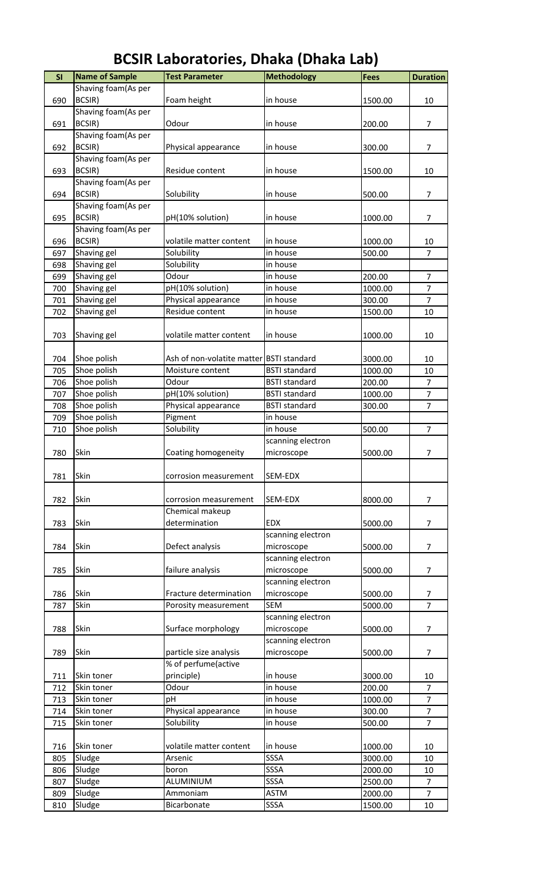# BCSIR Laboratories, Dhaka (Dhaka Lab)

| SI | Name of Sample | Test Parameter | Methodology | Fees | Duration |
|---|---|---|---|---|---|
| 690 | Shaving foam(As per BCSIR) | Foam height | in house | 1500.00 | 10 |
| 691 | Shaving foam(As per BCSIR) | Odour | in house | 200.00 | 7 |
| 692 | Shaving foam(As per BCSIR) | Physical appearance | in house | 300.00 | 7 |
| 693 | Shaving foam(As per BCSIR) | Residue content | in house | 1500.00 | 10 |
| 694 | Shaving foam(As per BCSIR) | Solubility | in house | 500.00 | 7 |
| 695 | Shaving foam(As per BCSIR) | pH(10% solution) | in house | 1000.00 | 7 |
| 696 | Shaving foam(As per BCSIR) | volatile matter content | in house | 1000.00 | 10 |
| 697 | Shaving gel | Solubility | in house | 500.00 | 7 |
| 698 | Shaving gel | Solubility | in house | | |
| 699 | Shaving gel | Odour | in house | 200.00 | 7 |
| 700 | Shaving gel | pH(10% solution) | in house | 1000.00 | 7 |
| 701 | Shaving gel | Physical appearance | in house | 300.00 | 7 |
| 702 | Shaving gel | Residue content | in house | 1500.00 | 10 |
| 703 | Shaving gel | volatile matter content | in house | 1000.00 | 10 |
| 704 | Shoe polish | Ash of non-volatite matter | BSTI standard | 3000.00 | 10 |
| 705 | Shoe polish | Moisture content | BSTI standard | 1000.00 | 10 |
| 706 | Shoe polish | Odour | BSTI standard | 200.00 | 7 |
| 707 | Shoe polish | pH(10% solution) | BSTI standard | 1000.00 | 7 |
| 708 | Shoe polish | Physical appearance | BSTI standard | 300.00 | 7 |
| 709 | Shoe polish | Pigment | in house | | |
| 710 | Shoe polish | Solubility | in house | 500.00 | 7 |
| 780 | Skin | Coating homogeneity | scanning electron microscope | 5000.00 | 7 |
| 781 | Skin | corrosion measurement | SEM-EDX | | |
| 782 | Skin | corrosion measurement | SEM-EDX | 8000.00 | 7 |
| 783 | Skin | Chemical makeup determination | EDX | 5000.00 | 7 |
| 784 | Skin | Defect analysis | scanning electron microscope | 5000.00 | 7 |
| 785 | Skin | failure analysis | scanning electron microscope | 5000.00 | 7 |
| 786 | Skin | Fracture determination | scanning electron microscope | 5000.00 | 7 |
| 787 | Skin | Porosity measurement | SEM | 5000.00 | 7 |
| 788 | Skin | Surface morphology | scanning electron microscope | 5000.00 | 7 |
| 789 | Skin | particle size analysis | scanning electron microscope | 5000.00 | 7 |
| 711 | Skin toner | % of perfume(active principle) | in house | 3000.00 | 10 |
| 712 | Skin toner | Odour | in house | 200.00 | 7 |
| 713 | Skin toner | pH | in house | 1000.00 | 7 |
| 714 | Skin toner | Physical appearance | in house | 300.00 | 7 |
| 715 | Skin toner | Solubility | in house | 500.00 | 7 |
| 716 | Skin toner | volatile matter content | in house | 1000.00 | 10 |
| 805 | Sludge | Arsenic | SSSA | 3000.00 | 10 |
| 806 | Sludge | boron | SSSA | 2000.00 | 10 |
| 807 | Sludge | ALUMINIUM | SSSA | 2500.00 | 7 |
| 809 | Sludge | Ammoniam | ASTM | 2000.00 | 7 |
| 810 | Sludge | Bicarbonate | SSSA | 1500.00 | 10 |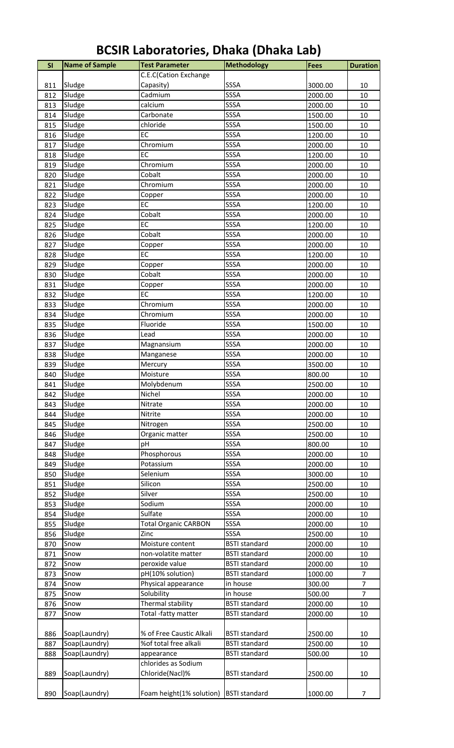# BCSIR Laboratories, Dhaka (Dhaka Lab)

| Sl | Name of Sample | Test Parameter | Methodology | Fees | Duration |
|---|---|---|---|---|---|
| 811 | Sludge | C.E.C(Cation Exchange Capasity) | SSSA | 3000.00 | 10 |
| 812 | Sludge | Cadmium | SSSA | 2000.00 | 10 |
| 813 | Sludge | calcium | SSSA | 2000.00 | 10 |
| 814 | Sludge | Carbonate | SSSA | 1500.00 | 10 |
| 815 | Sludge | chloride | SSSA | 1500.00 | 10 |
| 816 | Sludge | EC | SSSA | 1200.00 | 10 |
| 817 | Sludge | Chromium | SSSA | 2000.00 | 10 |
| 818 | Sludge | EC | SSSA | 1200.00 | 10 |
| 819 | Sludge | Chromium | SSSA | 2000.00 | 10 |
| 820 | Sludge | Cobalt | SSSA | 2000.00 | 10 |
| 821 | Sludge | Chromium | SSSA | 2000.00 | 10 |
| 822 | Sludge | Copper | SSSA | 2000.00 | 10 |
| 823 | Sludge | EC | SSSA | 1200.00 | 10 |
| 824 | Sludge | Cobalt | SSSA | 2000.00 | 10 |
| 825 | Sludge | EC | SSSA | 1200.00 | 10 |
| 826 | Sludge | Cobalt | SSSA | 2000.00 | 10 |
| 827 | Sludge | Copper | SSSA | 2000.00 | 10 |
| 828 | Sludge | EC | SSSA | 1200.00 | 10 |
| 829 | Sludge | Copper | SSSA | 2000.00 | 10 |
| 830 | Sludge | Cobalt | SSSA | 2000.00 | 10 |
| 831 | Sludge | Copper | SSSA | 2000.00 | 10 |
| 832 | Sludge | EC | SSSA | 1200.00 | 10 |
| 833 | Sludge | Chromium | SSSA | 2000.00 | 10 |
| 834 | Sludge | Chromium | SSSA | 2000.00 | 10 |
| 835 | Sludge | Fluoride | SSSA | 1500.00 | 10 |
| 836 | Sludge | Lead | SSSA | 2000.00 | 10 |
| 837 | Sludge | Magnansium | SSSA | 2000.00 | 10 |
| 838 | Sludge | Manganese | SSSA | 2000.00 | 10 |
| 839 | Sludge | Mercury | SSSA | 3500.00 | 10 |
| 840 | Sludge | Moisture | SSSA | 800.00 | 10 |
| 841 | Sludge | Molybdenum | SSSA | 2500.00 | 10 |
| 842 | Sludge | Nichel | SSSA | 2000.00 | 10 |
| 843 | Sludge | Nitrate | SSSA | 2000.00 | 10 |
| 844 | Sludge | Nitrite | SSSA | 2000.00 | 10 |
| 845 | Sludge | Nitrogen | SSSA | 2500.00 | 10 |
| 846 | Sludge | Organic matter | SSSA | 2500.00 | 10 |
| 847 | Sludge | pH | SSSA | 800.00 | 10 |
| 848 | Sludge | Phosphorous | SSSA | 2000.00 | 10 |
| 849 | Sludge | Potassium | SSSA | 2000.00 | 10 |
| 850 | Sludge | Selenium | SSSA | 3000.00 | 10 |
| 851 | Sludge | Silicon | SSSA | 2500.00 | 10 |
| 852 | Sludge | Silver | SSSA | 2500.00 | 10 |
| 853 | Sludge | Sodium | SSSA | 2000.00 | 10 |
| 854 | Sludge | Sulfate | SSSA | 2000.00 | 10 |
| 855 | Sludge | Total Organic CARBON | SSSA | 2000.00 | 10 |
| 856 | Sludge | Zinc | SSSA | 2500.00 | 10 |
| 870 | Snow | Moisture content | BSTI standard | 2000.00 | 10 |
| 871 | Snow | non-volatite matter | BSTI standard | 2000.00 | 10 |
| 872 | Snow | peroxide value | BSTI standard | 2000.00 | 10 |
| 873 | Snow | pH(10% solution) | BSTI standard | 1000.00 | 7 |
| 874 | Snow | Physical appearance | in house | 300.00 | 7 |
| 875 | Snow | Solubility | in house | 500.00 | 7 |
| 876 | Snow | Thermal stability | BSTI standard | 2000.00 | 10 |
| 877 | Snow | Total -fatty matter | BSTI standard | 2000.00 | 10 |
| 886 | Soap(Laundry) | % of Free Caustic Alkali | BSTI standard | 2500.00 | 10 |
| 887 | Soap(Laundry) | %of total free alkali | BSTI standard | 2500.00 | 10 |
| 888 | Soap(Laundry) | appearance | BSTI standard | 500.00 | 10 |
| 889 | Soap(Laundry) | chlorides as Sodium Chloride(Nacl)% | BSTI standard | 2500.00 | 10 |
| 890 | Soap(Laundry) | Foam height(1% solution) | BSTI standard | 1000.00 | 7 |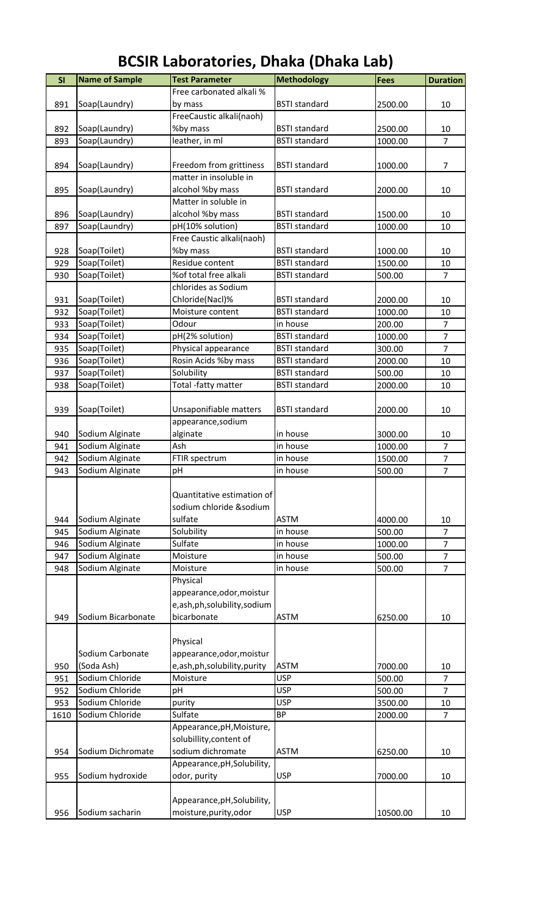# BCSIR Laboratories, Dhaka (Dhaka Lab)

| Sl | Name of Sample | Test Parameter | Methodology | Fees | Duration |
|---|---|---|---|---|---|
| 891 | Soap(Laundry) | Free carbonated alkali % by mass | BSTI standard | 2500.00 | 10 |
| 892 | Soap(Laundry) | FreeCaustic alkali(naoh) %by mass | BSTI standard | 2500.00 | 10 |
| 893 | Soap(Laundry) | leather, in ml | BSTI standard | 1000.00 | 7 |
| 894 | Soap(Laundry) | Freedom from grittiness | BSTI standard | 1000.00 | 7 |
| 895 | Soap(Laundry) | matter in insoluble in alcohol %by mass | BSTI standard | 2000.00 | 10 |
| 896 | Soap(Laundry) | Matter in soluble in alcohol %by mass | BSTI standard | 1500.00 | 10 |
| 897 | Soap(Laundry) | pH(10% solution) | BSTI standard | 1000.00 | 10 |
| 928 | Soap(Toilet) | Free Caustic alkali(naoh) %by mass | BSTI standard | 1000.00 | 10 |
| 929 | Soap(Toilet) | Residue content | BSTI standard | 1500.00 | 10 |
| 930 | Soap(Toilet) | %of total free alkali | BSTI standard | 500.00 | 7 |
| 931 | Soap(Toilet) | chlorides as Sodium Chloride(Nacl)% | BSTI standard | 2000.00 | 10 |
| 932 | Soap(Toilet) | Moisture content | BSTI standard | 1000.00 | 10 |
| 933 | Soap(Toilet) | Odour | in house | 200.00 | 7 |
| 934 | Soap(Toilet) | pH(2% solution) | BSTI standard | 1000.00 | 7 |
| 935 | Soap(Toilet) | Physical appearance | BSTI standard | 300.00 | 7 |
| 936 | Soap(Toilet) | Rosin Acids %by mass | BSTI standard | 2000.00 | 10 |
| 937 | Soap(Toilet) | Solubility | BSTI standard | 500.00 | 10 |
| 938 | Soap(Toilet) | Total -fatty matter | BSTI standard | 2000.00 | 10 |
| 939 | Soap(Toilet) | Unsaponifiable matters | BSTI standard | 2000.00 | 10 |
| 940 | Sodium Alginate | appearance,sodium alginate | in house | 3000.00 | 10 |
| 941 | Sodium Alginate | Ash | in house | 1000.00 | 7 |
| 942 | Sodium Alginate | FTIR spectrum | in house | 1500.00 | 7 |
| 943 | Sodium Alginate | pH | in house | 500.00 | 7 |
| 944 | Sodium Alginate | Quantitative estimation of sodium chloride &sodium sulfate | ASTM | 4000.00 | 10 |
| 945 | Sodium Alginate | Solubility | in house | 500.00 | 7 |
| 946 | Sodium Alginate | Sulfate | in house | 1000.00 | 7 |
| 947 | Sodium Alginate | Moisture | in house | 500.00 | 7 |
| 948 | Sodium Alginate | Moisture | in house | 500.00 | 7 |
| 949 | Sodium Bicarbonate | Physical appearance,odor,moistur e,ash,ph,solubility,sodium bicarbonate | ASTM | 6250.00 | 10 |
| 950 | Sodium Carbonate (Soda Ash) | Physical appearance,odor,moistur e,ash,ph,solubility,purity | ASTM | 7000.00 | 10 |
| 951 | Sodium Chloride | Moisture | USP | 500.00 | 7 |
| 952 | Sodium Chloride | pH | USP | 500.00 | 7 |
| 953 | Sodium Chloride | purity | USP | 3500.00 | 10 |
| 1610 | Sodium Chloride | Sulfate | BP | 2000.00 | 7 |
| 954 | Sodium Dichromate | Appearance,pH,Moisture, solubillity,content of sodium dichromate | ASTM | 6250.00 | 10 |
| 955 | Sodium hydroxide | Appearance,pH,Solubility, odor, purity | USP | 7000.00 | 10 |
| 956 | Sodium sacharin | Appearance,pH,Solubility, moisture,purity,odor | USP | 10500.00 | 10 |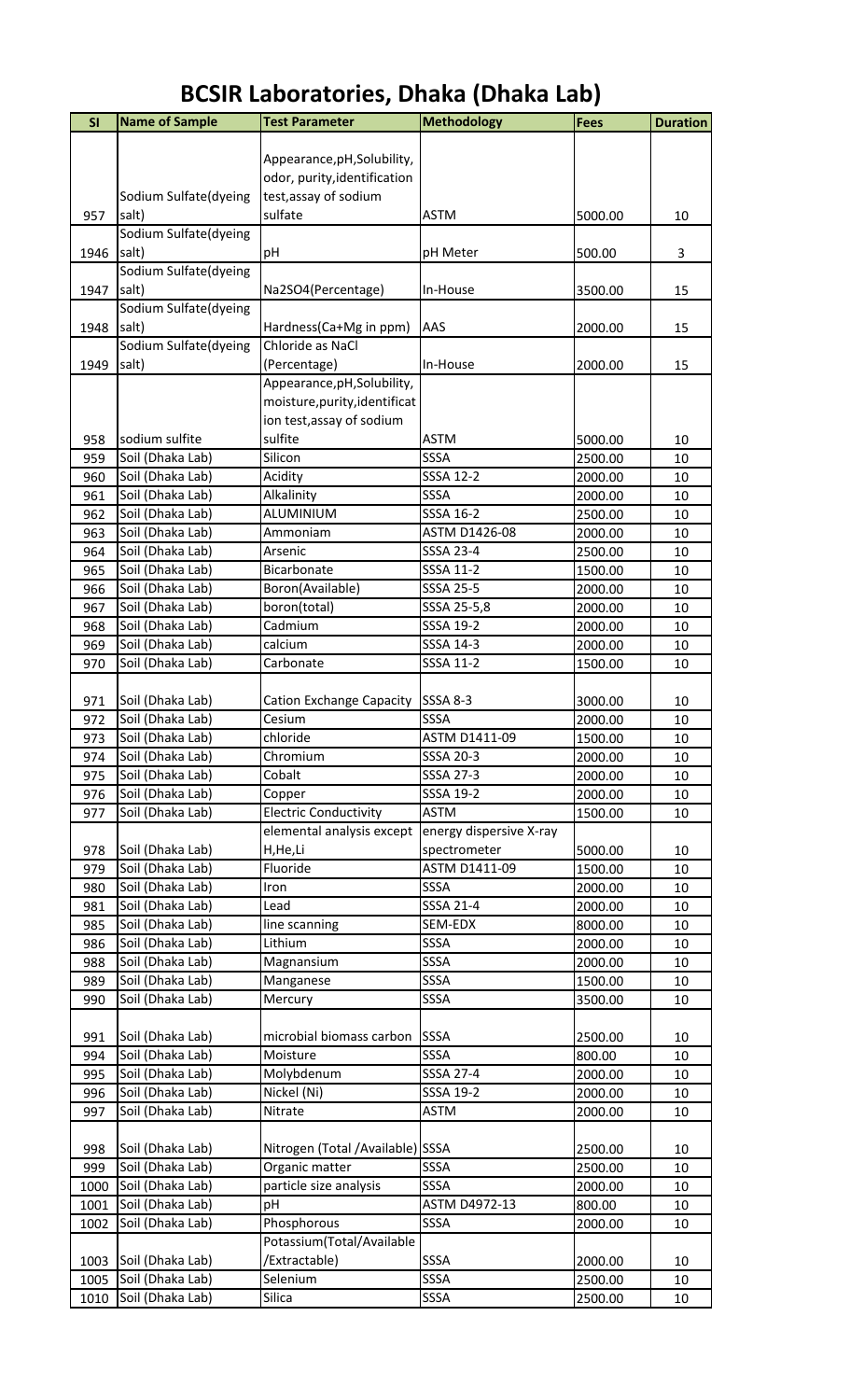# BCSIR Laboratories, Dhaka (Dhaka Lab)

| Sl | Name of Sample | Test Parameter | Methodology | Fees | Duration |
|---|---|---|---|---|---|
| 957 | Sodium Sulfate(dyeing salt) | Appearance,pH,Solubility, odor, purity,identification test,assay of sodium sulfate | ASTM | 5000.00 | 10 |
| 1946 | Sodium Sulfate(dyeing salt) | pH | pH Meter | 500.00 | 3 |
| 1947 | Sodium Sulfate(dyeing salt) | Na2SO4(Percentage) | In-House | 3500.00 | 15 |
| 1948 | Sodium Sulfate(dyeing salt) | Hardness(Ca+Mg in ppm) | AAS | 2000.00 | 15 |
| 1949 | Sodium Sulfate(dyeing salt) | Chloride as NaCl (Percentage) | In-House | 2000.00 | 15 |
| 958 | sodium sulfite | Appearance,pH,Solubility, moisture,purity,identification test,assay of sodium sulfite | ASTM | 5000.00 | 10 |
| 959 | Soil (Dhaka Lab) | Silicon | SSSA | 2500.00 | 10 |
| 960 | Soil (Dhaka Lab) | Acidity | SSSA 12-2 | 2000.00 | 10 |
| 961 | Soil (Dhaka Lab) | Alkalinity | SSSA | 2000.00 | 10 |
| 962 | Soil (Dhaka Lab) | ALUMINIUM | SSSA 16-2 | 2500.00 | 10 |
| 963 | Soil (Dhaka Lab) | Ammoniam | ASTM D1426-08 | 2000.00 | 10 |
| 964 | Soil (Dhaka Lab) | Arsenic | SSSA 23-4 | 2500.00 | 10 |
| 965 | Soil (Dhaka Lab) | Bicarbonate | SSSA 11-2 | 1500.00 | 10 |
| 966 | Soil (Dhaka Lab) | Boron(Available) | SSSA 25-5 | 2000.00 | 10 |
| 967 | Soil (Dhaka Lab) | boron(total) | SSSA 25-5,8 | 2000.00 | 10 |
| 968 | Soil (Dhaka Lab) | Cadmium | SSSA 19-2 | 2000.00 | 10 |
| 969 | Soil (Dhaka Lab) | calcium | SSSA 14-3 | 2000.00 | 10 |
| 970 | Soil (Dhaka Lab) | Carbonate | SSSA 11-2 | 1500.00 | 10 |
| 971 | Soil (Dhaka Lab) | Cation Exchange Capacity | SSSA 8-3 | 3000.00 | 10 |
| 972 | Soil (Dhaka Lab) | Cesium | SSSA | 2000.00 | 10 |
| 973 | Soil (Dhaka Lab) | chloride | ASTM D1411-09 | 1500.00 | 10 |
| 974 | Soil (Dhaka Lab) | Chromium | SSSA 20-3 | 2000.00 | 10 |
| 975 | Soil (Dhaka Lab) | Cobalt | SSSA 27-3 | 2000.00 | 10 |
| 976 | Soil (Dhaka Lab) | Copper | SSSA 19-2 | 2000.00 | 10 |
| 977 | Soil (Dhaka Lab) | Electric Conductivity | ASTM | 1500.00 | 10 |
| 978 | Soil (Dhaka Lab) | elemental analysis except H,He,Li | energy dispersive X-ray spectrometer | 5000.00 | 10 |
| 979 | Soil (Dhaka Lab) | Fluoride | ASTM D1411-09 | 1500.00 | 10 |
| 980 | Soil (Dhaka Lab) | Iron | SSSA | 2000.00 | 10 |
| 981 | Soil (Dhaka Lab) | Lead | SSSA 21-4 | 2000.00 | 10 |
| 985 | Soil (Dhaka Lab) | line scanning | SEM-EDX | 8000.00 | 10 |
| 986 | Soil (Dhaka Lab) | Lithium | SSSA | 2000.00 | 10 |
| 988 | Soil (Dhaka Lab) | Magnansium | SSSA | 2000.00 | 10 |
| 989 | Soil (Dhaka Lab) | Manganese | SSSA | 1500.00 | 10 |
| 990 | Soil (Dhaka Lab) | Mercury | SSSA | 3500.00 | 10 |
| 991 | Soil (Dhaka Lab) | microbial biomass carbon | SSSA | 2500.00 | 10 |
| 994 | Soil (Dhaka Lab) | Moisture | SSSA | 800.00 | 10 |
| 995 | Soil (Dhaka Lab) | Molybdenum | SSSA 27-4 | 2000.00 | 10 |
| 996 | Soil (Dhaka Lab) | Nickel (Ni) | SSSA 19-2 | 2000.00 | 10 |
| 997 | Soil (Dhaka Lab) | Nitrate | ASTM | 2000.00 | 10 |
| 998 | Soil (Dhaka Lab) | Nitrogen (Total /Available) | SSSA | 2500.00 | 10 |
| 999 | Soil (Dhaka Lab) | Organic matter | SSSA | 2500.00 | 10 |
| 1000 | Soil (Dhaka Lab) | particle size analysis | SSSA | 2000.00 | 10 |
| 1001 | Soil (Dhaka Lab) | pH | ASTM D4972-13 | 800.00 | 10 |
| 1002 | Soil (Dhaka Lab) | Phosphorous | SSSA | 2000.00 | 10 |
| 1003 | Soil (Dhaka Lab) | Potassium(Total/Available /Extractable) | SSSA | 2000.00 | 10 |
| 1005 | Soil (Dhaka Lab) | Selenium | SSSA | 2500.00 | 10 |
| 1010 | Soil (Dhaka Lab) | Silica | SSSA | 2500.00 | 10 |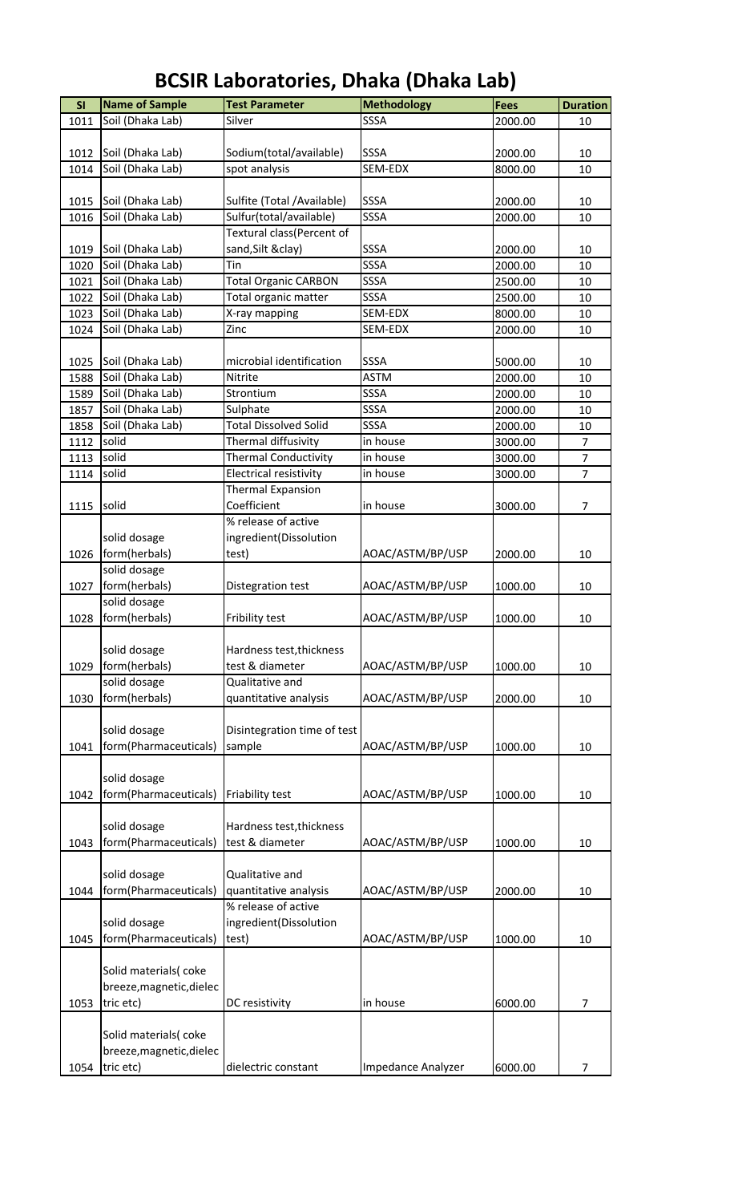# BCSIR Laboratories, Dhaka (Dhaka Lab)

| Sl | Name of Sample | Test Parameter | Methodology | Fees | Duration |
|---|---|---|---|---|---|
| 1011 | Soil (Dhaka Lab) | Silver | SSSA | 2000.00 | 10 |
| 1012 | Soil (Dhaka Lab) | Sodium(total/available) | SSSA | 2000.00 | 10 |
| 1014 | Soil (Dhaka Lab) | spot analysis | SEM-EDX | 8000.00 | 10 |
| 1015 | Soil (Dhaka Lab) | Sulfite (Total /Available) | SSSA | 2000.00 | 10 |
| 1016 | Soil (Dhaka Lab) | Sulfur(total/available) | SSSA | 2000.00 | 10 |
| 1019 | Soil (Dhaka Lab) | Textural class(Percent of sand,Silt &clay) | SSSA | 2000.00 | 10 |
| 1020 | Soil (Dhaka Lab) | Tin | SSSA | 2000.00 | 10 |
| 1021 | Soil (Dhaka Lab) | Total Organic CARBON | SSSA | 2500.00 | 10 |
| 1022 | Soil (Dhaka Lab) | Total organic matter | SSSA | 2500.00 | 10 |
| 1023 | Soil (Dhaka Lab) | X-ray mapping | SEM-EDX | 8000.00 | 10 |
| 1024 | Soil (Dhaka Lab) | Zinc | SEM-EDX | 2000.00 | 10 |
| 1025 | Soil (Dhaka Lab) | microbial identification | SSSA | 5000.00 | 10 |
| 1588 | Soil (Dhaka Lab) | Nitrite | ASTM | 2000.00 | 10 |
| 1589 | Soil (Dhaka Lab) | Strontium | SSSA | 2000.00 | 10 |
| 1857 | Soil (Dhaka Lab) | Sulphate | SSSA | 2000.00 | 10 |
| 1858 | Soil (Dhaka Lab) | Total Dissolved Solid | SSSA | 2000.00 | 10 |
| 1112 | solid | Thermal diffusivity | in house | 3000.00 | 7 |
| 1113 | solid | Thermal Conductivity | in house | 3000.00 | 7 |
| 1114 | solid | Electrical resistivity | in house | 3000.00 | 7 |
| 1115 | solid | Thermal Expansion Coefficient | in house | 3000.00 | 7 |
| 1026 | solid dosage form(herbals) | % release of active ingredient(Dissolution test) | AOAC/ASTM/BP/USP | 2000.00 | 10 |
| 1027 | solid dosage form(herbals) | Distegration test | AOAC/ASTM/BP/USP | 1000.00 | 10 |
| 1028 | solid dosage form(herbals) | Fribility test | AOAC/ASTM/BP/USP | 1000.00 | 10 |
| 1029 | solid dosage form(herbals) | Hardness test,thickness test & diameter | AOAC/ASTM/BP/USP | 1000.00 | 10 |
| 1030 | solid dosage form(herbals) | Qualitative and quantitative analysis | AOAC/ASTM/BP/USP | 2000.00 | 10 |
| 1041 | solid dosage form(Pharmaceuticals) | Disintegration time of test sample | AOAC/ASTM/BP/USP | 1000.00 | 10 |
| 1042 | solid dosage form(Pharmaceuticals) | Friability test | AOAC/ASTM/BP/USP | 1000.00 | 10 |
| 1043 | solid dosage form(Pharmaceuticals) | Hardness test,thickness test & diameter | AOAC/ASTM/BP/USP | 1000.00 | 10 |
| 1044 | solid dosage form(Pharmaceuticals) | Qualitative and quantitative analysis | AOAC/ASTM/BP/USP | 2000.00 | 10 |
| 1045 | solid dosage form(Pharmaceuticals) | % release of active ingredient(Dissolution test) | AOAC/ASTM/BP/USP | 1000.00 | 10 |
| 1053 | Solid materials( coke breeze,magnetic,dielectric etc) | DC resistivity | in house | 6000.00 | 7 |
| 1054 | Solid materials( coke breeze,magnetic,dielectric etc) | dielectric constant | Impedance Analyzer | 6000.00 | 7 |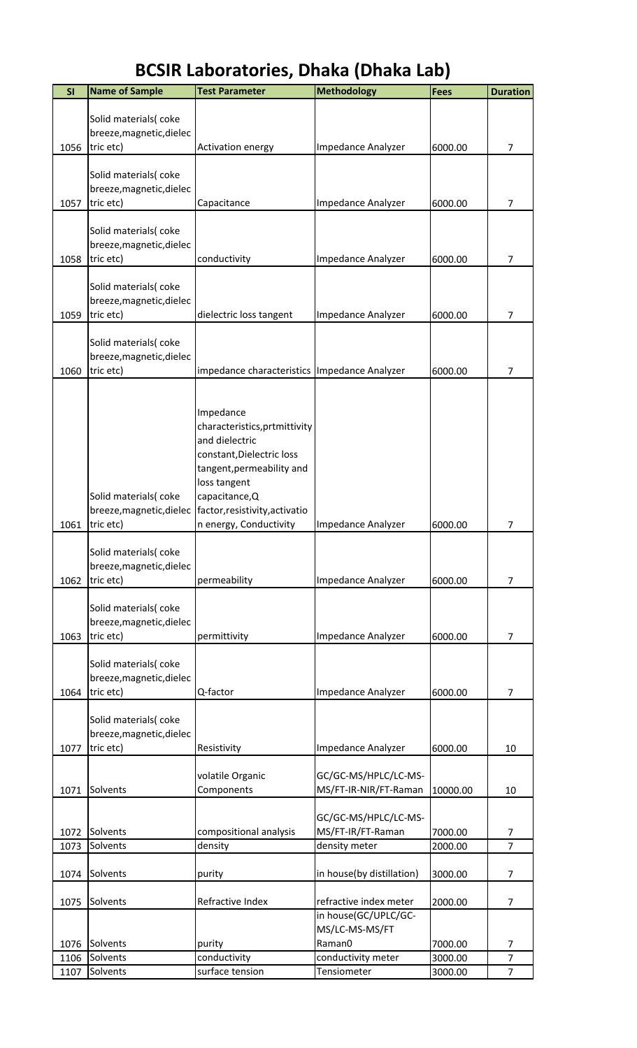# BCSIR Laboratories, Dhaka (Dhaka Lab)

| Sl | Name of Sample | Test Parameter | Methodology | Fees | Duration |
|---|---|---|---|---|---|
| 1056 | Solid materials( coke breeze,magnetic,dielectric etc) | Activation energy | Impedance Analyzer | 6000.00 | 7 |
| 1057 | Solid materials( coke breeze,magnetic,dielectric etc) | Capacitance | Impedance Analyzer | 6000.00 | 7 |
| 1058 | Solid materials( coke breeze,magnetic,dielectric etc) | conductivity | Impedance Analyzer | 6000.00 | 7 |
| 1059 | Solid materials( coke breeze,magnetic,dielectric etc) | dielectric loss tangent | Impedance Analyzer | 6000.00 | 7 |
| 1060 | Solid materials( coke breeze,magnetic,dielectric etc) | impedance characteristics | Impedance Analyzer | 6000.00 | 7 |
| 1061 | Solid materials( coke breeze,magnetic,dielectric etc) | Impedance characteristics,prtmittivity and dielectric constant,Dielectric loss tangent,permeability and loss tangent capacitance,Q factor,resistivity,activation energy, Conductivity | Impedance Analyzer | 6000.00 | 7 |
| 1062 | Solid materials( coke breeze,magnetic,dielectric etc) | permeability | Impedance Analyzer | 6000.00 | 7 |
| 1063 | Solid materials( coke breeze,magnetic,dielectric etc) | permittivity | Impedance Analyzer | 6000.00 | 7 |
| 1064 | Solid materials( coke breeze,magnetic,dielectric etc) | Q-factor | Impedance Analyzer | 6000.00 | 7 |
| 1077 | Solid materials( coke breeze,magnetic,dielectric etc) | Resistivity | Impedance Analyzer | 6000.00 | 10 |
| 1071 | Solvents | volatile Organic Components | GC/GC-MS/HPLC/LC-MS-MS/FT-IR-NIR/FT-Raman | 10000.00 | 10 |
| 1072 | Solvents | compositional analysis | GC/GC-MS/HPLC/LC-MS-MS/FT-IR/FT-Raman | 7000.00 | 7 |
| 1073 | Solvents | density | density meter | 2000.00 | 7 |
| 1074 | Solvents | purity | in house(by distillation) | 3000.00 | 7 |
| 1075 | Solvents | Refractive Index | refractive index meter | 2000.00 | 7 |
| 1076 | Solvents | purity | in house(GC/UPLC/GC-MS/LC-MS-MS/FT Raman0 | 7000.00 | 7 |
| 1106 | Solvents | conductivity | conductivity meter | 3000.00 | 7 |
| 1107 | Solvents | surface tension | Tensiometer | 3000.00 | 7 |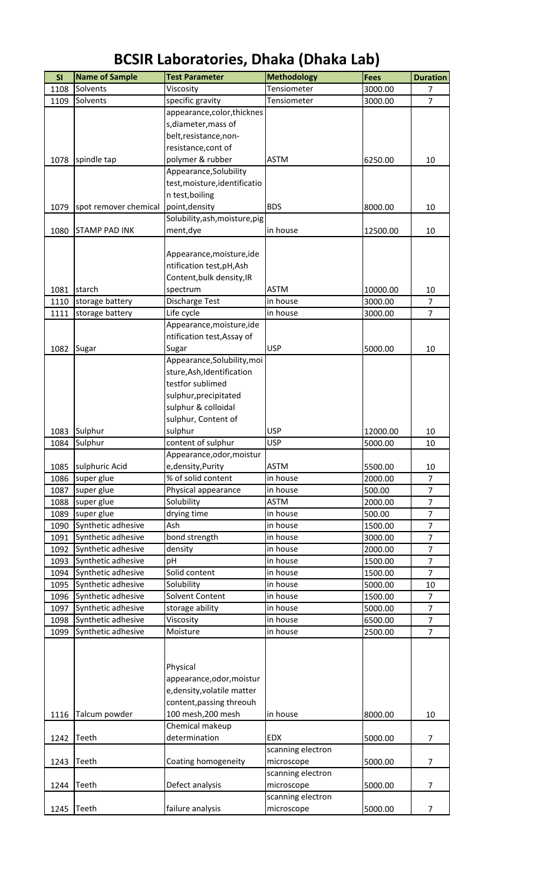# BCSIR Laboratories, Dhaka (Dhaka Lab)

| Sl | Name of Sample | Test Parameter | Methodology | Fees | Duration |
|---|---|---|---|---|---|
| 1108 | Solvents | Viscosity | Tensiometer | 3000.00 | 7 |
| 1109 | Solvents | specific gravity | Tensiometer | 3000.00 | 7 |
| 1078 | spindle tap | appearance,color,thickness,diameter,mass of belt,resistance,non-resistance,cont of polymer & rubber | ASTM | 6250.00 | 10 |
| 1079 | spot remover chemical | Appearance,Solubility test,moisture,identification test,boiling point,density | BDS | 8000.00 | 10 |
| 1080 | STAMP PAD INK | Solubility,ash,moisture,pigment,dye | in house | 12500.00 | 10 |
| 1081 | starch | Appearance,moisture,identification test,pH,Ash Content,bulk density,IR spectrum | ASTM | 10000.00 | 10 |
| 1110 | storage battery | Discharge Test | in house | 3000.00 | 7 |
| 1111 | storage battery | Life cycle | in house | 3000.00 | 7 |
| 1082 | Sugar | Appearance,moisture,identification test,Assay of Sugar | USP | 5000.00 | 10 |
| 1083 | Sulphur | Appearance,Solubility,moisture,Ash,Identification testfor sublimed sulphur,precipitated sulphur & colloidal sulphur, Content of sulphur | USP | 12000.00 | 10 |
| 1084 | Sulphur | content of sulphur | USP | 5000.00 | 10 |
| 1085 | sulphuric Acid | Appearance,odor,moisture,density,Purity | ASTM | 5500.00 | 10 |
| 1086 | super glue | % of solid content | in house | 2000.00 | 7 |
| 1087 | super glue | Physical appearance | in house | 500.00 | 7 |
| 1088 | super glue | Solubility | ASTM | 2000.00 | 7 |
| 1089 | super glue | drying time | in house | 500.00 | 7 |
| 1090 | Synthetic adhesive | Ash | in house | 1500.00 | 7 |
| 1091 | Synthetic adhesive | bond strength | in house | 3000.00 | 7 |
| 1092 | Synthetic adhesive | density | in house | 2000.00 | 7 |
| 1093 | Synthetic adhesive | pH | in house | 1500.00 | 7 |
| 1094 | Synthetic adhesive | Solid content | in house | 1500.00 | 7 |
| 1095 | Synthetic adhesive | Solubility | in house | 5000.00 | 10 |
| 1096 | Synthetic adhesive | Solvent Content | in house | 1500.00 | 7 |
| 1097 | Synthetic adhesive | storage ability | in house | 5000.00 | 7 |
| 1098 | Synthetic adhesive | Viscosity | in house | 6500.00 | 7 |
| 1099 | Synthetic adhesive | Moisture | in house | 2500.00 | 7 |
| 1116 | Talcum powder | Physical appearance,odor,moisture,density,volatile matter content,passing threouh 100 mesh,200 mesh | in house | 8000.00 | 10 |
| 1242 | Teeth | Chemical makeup determination | EDX | 5000.00 | 7 |
| 1243 | Teeth | Coating homogeneity | scanning electron microscope | 5000.00 | 7 |
| 1244 | Teeth | Defect analysis | scanning electron microscope | 5000.00 | 7 |
| 1245 | Teeth | failure analysis | scanning electron microscope | 5000.00 | 7 |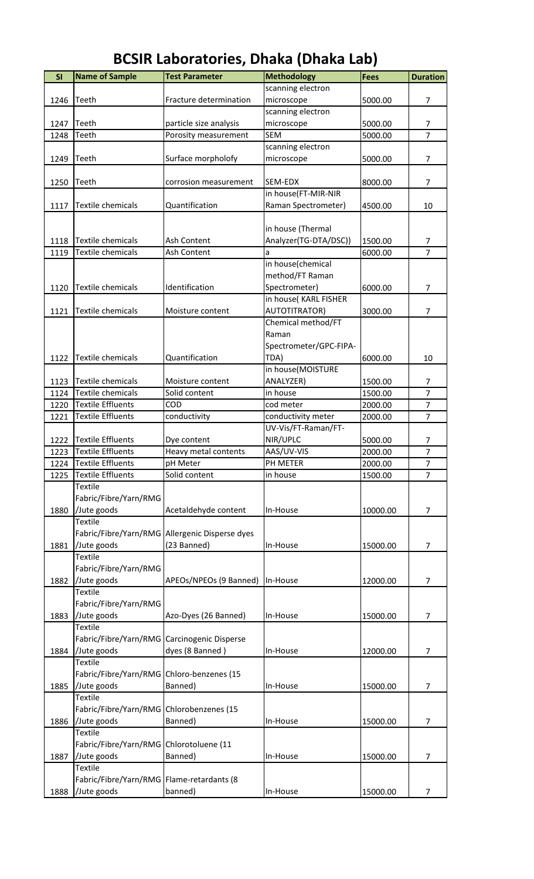# BCSIR Laboratories, Dhaka (Dhaka Lab)

| Sl | Name of Sample | Test Parameter | Methodology | Fees | Duration |
|---|---|---|---|---|---|
| 1246 | Teeth | Fracture determination | scanning electron microscope | 5000.00 | 7 |
| 1247 | Teeth | particle size analysis | scanning electron microscope | 5000.00 | 7 |
| 1248 | Teeth | Porosity measurement | SEM | 5000.00 | 7 |
| 1249 | Teeth | Surface morpholofy | scanning electron microscope | 5000.00 | 7 |
| 1250 | Teeth | corrosion measurement | SEM-EDX | 8000.00 | 7 |
| 1117 | Textile chemicals | Quantification | in house(FT-MIR-NIR Raman Spectrometer) | 4500.00 | 10 |
| 1118 | Textile chemicals | Ash Content | in house (Thermal Analyzer(TG-DTA/DSC)) | 1500.00 | 7 |
| 1119 | Textile chemicals | Ash Content | a | 6000.00 | 7 |
| 1120 | Textile chemicals | Identification | in house(chemical method/FT Raman Spectrometer) | 6000.00 | 7 |
| 1121 | Textile chemicals | Moisture content | in house( KARL FISHER AUTOTITRATOR) | 3000.00 | 7 |
| 1122 | Textile chemicals | Quantification | Chemical method/FT Raman Spectrometer/GPC-FIPA-TDA) | 6000.00 | 10 |
| 1123 | Textile chemicals | Moisture content | in house(MOISTURE ANALYZER) | 1500.00 | 7 |
| 1124 | Textile chemicals | Solid content | in house | 1500.00 | 7 |
| 1220 | Textile Effluents | COD | cod meter | 2000.00 | 7 |
| 1221 | Textile Effluents | conductivity | conductivity meter | 2000.00 | 7 |
| 1222 | Textile Effluents | Dye content | UV-Vis/FT-Raman/FT-NIR/UPLC | 5000.00 | 7 |
| 1223 | Textile Effluents | Heavy metal contents | AAS/UV-VIS | 2000.00 | 7 |
| 1224 | Textile Effluents | pH Meter | PH METER | 2000.00 | 7 |
| 1225 | Textile Effluents | Solid content | in house | 1500.00 | 7 |
| 1880 | Textile Fabric/Fibre/Yarn/RMG /Jute goods | Acetaldehyde content | In-House | 10000.00 | 7 |
| 1881 | Textile Fabric/Fibre/Yarn/RMG /Jute goods | Allergenic Disperse dyes (23 Banned) | In-House | 15000.00 | 7 |
| 1882 | Textile Fabric/Fibre/Yarn/RMG /Jute goods | APEOs/NPEOs (9 Banned) | In-House | 12000.00 | 7 |
| 1883 | Textile Fabric/Fibre/Yarn/RMG /Jute goods | Azo-Dyes (26 Banned) | In-House | 15000.00 | 7 |
| 1884 | Textile Fabric/Fibre/Yarn/RMG /Jute goods | Carcinogenic Disperse dyes (8 Banned ) | In-House | 12000.00 | 7 |
| 1885 | Textile Fabric/Fibre/Yarn/RMG /Jute goods | Chloro-benzenes (15 Banned) | In-House | 15000.00 | 7 |
| 1886 | Textile Fabric/Fibre/Yarn/RMG /Jute goods | Chlorobenzenes (15 Banned) | In-House | 15000.00 | 7 |
| 1887 | Textile Fabric/Fibre/Yarn/RMG /Jute goods | Chlorotoluene (11 Banned) | In-House | 15000.00 | 7 |
| 1888 | Textile Fabric/Fibre/Yarn/RMG /Jute goods | Flame-retardants (8 banned) | In-House | 15000.00 | 7 |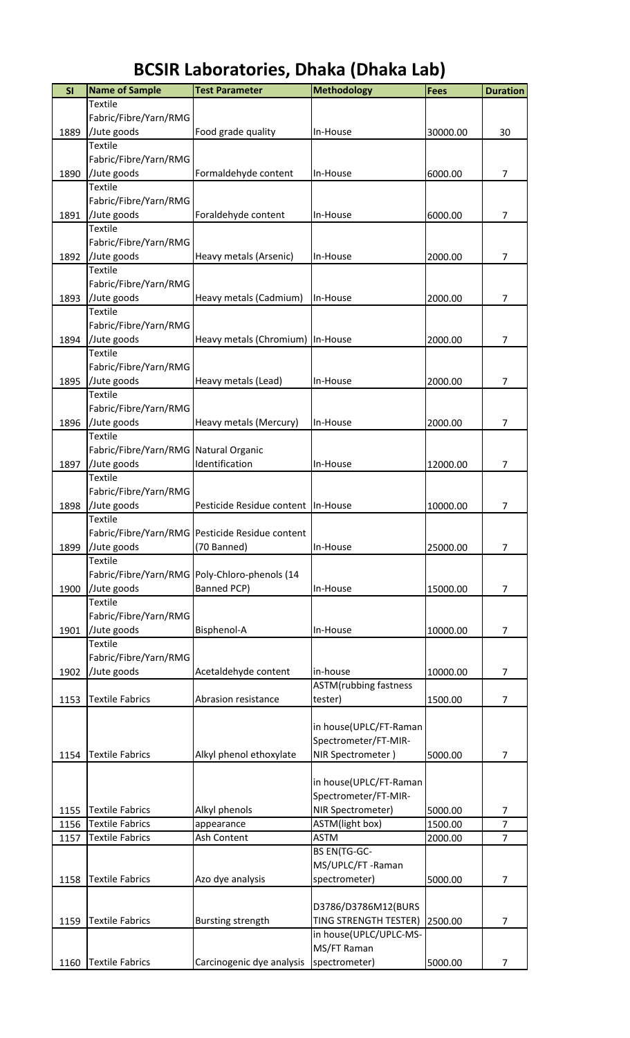# BCSIR Laboratories, Dhaka (Dhaka Lab)

| Sl | Name of Sample | Test Parameter | Methodology | Fees | Duration |
|---|---|---|---|---|---|
| 1889 | Textile Fabric/Fibre/Yarn/RMG /Jute goods | Food grade quality | In-House | 30000.00 | 30 |
| 1890 | Textile Fabric/Fibre/Yarn/RMG /Jute goods | Formaldehyde content | In-House | 6000.00 | 7 |
| 1891 | Textile Fabric/Fibre/Yarn/RMG /Jute goods | Foraldehyde content | In-House | 6000.00 | 7 |
| 1892 | Textile Fabric/Fibre/Yarn/RMG /Jute goods | Heavy metals (Arsenic) | In-House | 2000.00 | 7 |
| 1893 | Textile Fabric/Fibre/Yarn/RMG /Jute goods | Heavy metals (Cadmium) | In-House | 2000.00 | 7 |
| 1894 | Textile Fabric/Fibre/Yarn/RMG /Jute goods | Heavy metals (Chromium) | In-House | 2000.00 | 7 |
| 1895 | Textile Fabric/Fibre/Yarn/RMG /Jute goods | Heavy metals (Lead) | In-House | 2000.00 | 7 |
| 1896 | Textile Fabric/Fibre/Yarn/RMG /Jute goods | Heavy metals (Mercury) | In-House | 2000.00 | 7 |
| 1897 | Textile Fabric/Fibre/Yarn/RMG /Jute goods | Natural Organic Identification | In-House | 12000.00 | 7 |
| 1898 | Textile Fabric/Fibre/Yarn/RMG /Jute goods | Pesticide Residue content | In-House | 10000.00 | 7 |
| 1899 | Textile Fabric/Fibre/Yarn/RMG /Jute goods | Pesticide Residue content (70 Banned) | In-House | 25000.00 | 7 |
| 1900 | Textile Fabric/Fibre/Yarn/RMG /Jute goods | Poly-Chloro-phenols (14 Banned PCP) | In-House | 15000.00 | 7 |
| 1901 | Textile Fabric/Fibre/Yarn/RMG /Jute goods | Bisphenol-A | In-House | 10000.00 | 7 |
| 1902 | Textile Fabric/Fibre/Yarn/RMG /Jute goods | Acetaldehyde content | in-house | 10000.00 | 7 |
| 1153 | Textile Fabrics | Abrasion resistance | ASTM(rubbing fastness tester) | 1500.00 | 7 |
| 1154 | Textile Fabrics | Alkyl phenol ethoxylate | in house(UPLC/FT-Raman Spectrometer/FT-MIR-NIR Spectrometer ) | 5000.00 | 7 |
| 1155 | Textile Fabrics | Alkyl phenols | in house(UPLC/FT-Raman Spectrometer/FT-MIR-NIR Spectrometer) | 5000.00 | 7 |
| 1156 | Textile Fabrics | appearance | ASTM(light box) | 1500.00 | 7 |
| 1157 | Textile Fabrics | Ash Content | ASTM | 2000.00 | 7 |
| 1158 | Textile Fabrics | Azo dye analysis | BS EN(TG-GC-MS/UPLC/FT -Raman spectrometer) | 5000.00 | 7 |
| 1159 | Textile Fabrics | Bursting strength | D3786/D3786M12(BURSTING STRENGTH TESTER) | 2500.00 | 7 |
| 1160 | Textile Fabrics | Carcinogenic dye analysis | in house(UPLC/UPLC-MS-MS/FT Raman spectrometer) | 5000.00 | 7 |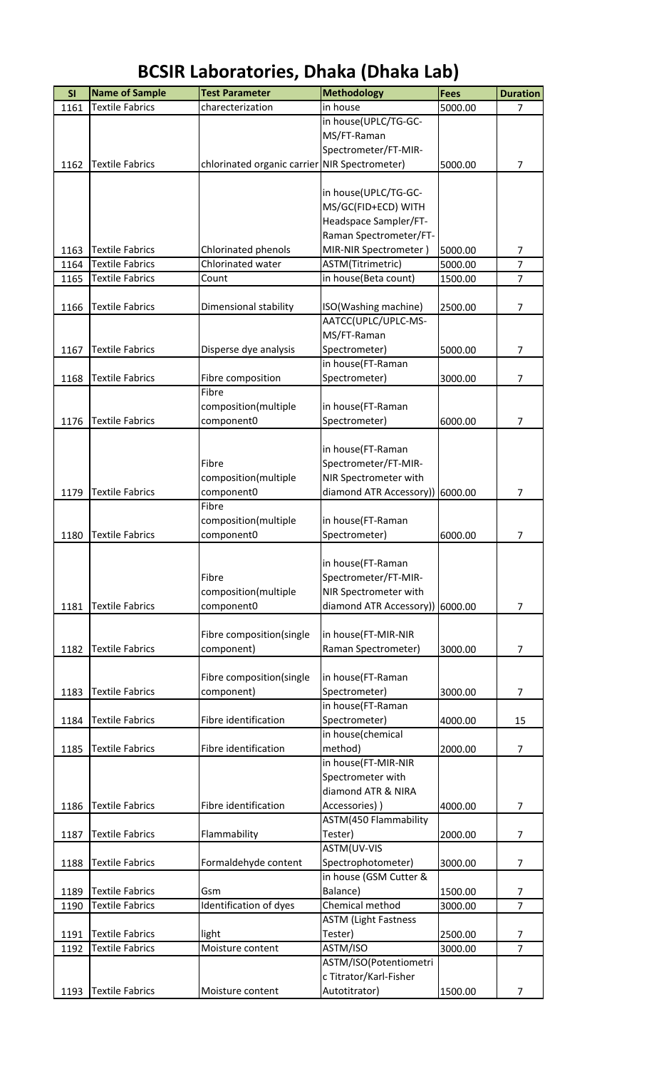# BCSIR Laboratories, Dhaka (Dhaka Lab)

| Sl | Name of Sample | Test Parameter | Methodology | Fees | Duration |
|---|---|---|---|---|---|
| 1161 | Textile Fabrics | charecterization | in house | 5000.00 | 7 |
| 1162 | Textile Fabrics | chlorinated organic carrier | in house(UPLC/TG-GC-MS/FT-Raman Spectrometer/FT-MIR-NIR Spectrometer) | 5000.00 | 7 |
| 1163 | Textile Fabrics | Chlorinated phenols | in house(UPLC/TG-GC-MS/GC(FID+ECD) WITH Headspace Sampler/FT-Raman Spectrometer/FT-MIR-NIR Spectrometer ) | 5000.00 | 7 |
| 1164 | Textile Fabrics | Chlorinated water | ASTM(Titrimetric) | 5000.00 | 7 |
| 1165 | Textile Fabrics | Count | in house(Beta count) | 1500.00 | 7 |
| 1166 | Textile Fabrics | Dimensional stability | ISO(Washing machine) | 2500.00 | 7 |
| 1167 | Textile Fabrics | Disperse dye analysis | AATCC(UPLC/UPLC-MS-MS/FT-Raman Spectrometer) | 5000.00 | 7 |
| 1168 | Textile Fabrics | Fibre composition | in house(FT-Raman Spectrometer) | 3000.00 | 7 |
| 1176 | Textile Fabrics | Fibre composition(multiple component0 | in house(FT-Raman Spectrometer) | 6000.00 | 7 |
| 1179 | Textile Fabrics | Fibre composition(multiple component0 | in house(FT-Raman Spectrometer/FT-MIR-NIR Spectrometer with diamond ATR Accessory)) | 6000.00 | 7 |
| 1180 | Textile Fabrics | Fibre composition(multiple component0 | in house(FT-Raman Spectrometer) | 6000.00 | 7 |
| 1181 | Textile Fabrics | Fibre composition(multiple component0 | in house(FT-Raman Spectrometer/FT-MIR-NIR Spectrometer with diamond ATR Accessory)) | 6000.00 | 7 |
| 1182 | Textile Fabrics | Fibre composition(single component) | in house(FT-MIR-NIR Raman Spectrometer) | 3000.00 | 7 |
| 1183 | Textile Fabrics | Fibre composition(single component) | in house(FT-Raman Spectrometer) | 3000.00 | 7 |
| 1184 | Textile Fabrics | Fibre identification | in house(FT-Raman Spectrometer) | 4000.00 | 15 |
| 1185 | Textile Fabrics | Fibre identification | in house(chemical method) | 2000.00 | 7 |
| 1186 | Textile Fabrics | Fibre identification | in house(FT-MIR-NIR Spectrometer with diamond ATR & NIRA Accessories) ) | 4000.00 | 7 |
| 1187 | Textile Fabrics | Flammability | ASTM(450 Flammability Tester) | 2000.00 | 7 |
| 1188 | Textile Fabrics | Formaldehyde content | ASTM(UV-VIS Spectrophotometer) | 3000.00 | 7 |
| 1189 | Textile Fabrics | Gsm | in house (GSM Cutter & Balance) | 1500.00 | 7 |
| 1190 | Textile Fabrics | Identification of dyes | Chemical method | 3000.00 | 7 |
| 1191 | Textile Fabrics | light | ASTM (Light Fastness Tester) | 2500.00 | 7 |
| 1192 | Textile Fabrics | Moisture content | ASTM/ISO | 3000.00 | 7 |
| 1193 | Textile Fabrics | Moisture content | ASTM/ISO(Potentiometric Titrator/Karl-Fisher Autotitrator) | 1500.00 | 7 |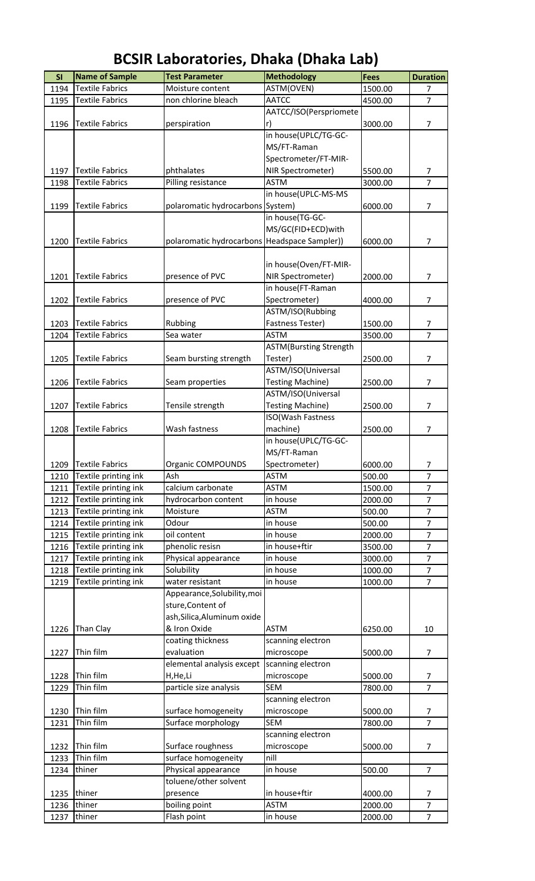# BCSIR Laboratories, Dhaka (Dhaka Lab)

| Sl | Name of Sample | Test Parameter | Methodology | Fees | Duration |
|---|---|---|---|---|---|
| 1194 | Textile Fabrics | Moisture content | ASTM(OVEN) | 1500.00 | 7 |
| 1195 | Textile Fabrics | non chlorine bleach | AATCC | 4500.00 | 7 |
| 1196 | Textile Fabrics | perspiration | AATCC/ISO(Perspriometer) | 3000.00 | 7 |
| 1197 | Textile Fabrics | phthalates | in house(UPLC/TG-GC-MS/FT-Raman Spectrometer/FT-MIR-NIR Spectrometer) | 5500.00 | 7 |
| 1198 | Textile Fabrics | Pilling resistance | ASTM | 3000.00 | 7 |
| 1199 | Textile Fabrics | polaromatic hydrocarbons | in house(UPLC-MS-MS System) | 6000.00 | 7 |
| 1200 | Textile Fabrics | polaromatic hydrocarbons | in house(TG-GC-MS/GC(FID+ECD)with Headspace Sampler)) | 6000.00 | 7 |
| 1201 | Textile Fabrics | presence of PVC | in house(Oven/FT-MIR-NIR Spectrometer) | 2000.00 | 7 |
| 1202 | Textile Fabrics | presence of PVC | in house(FT-Raman Spectrometer) | 4000.00 | 7 |
| 1203 | Textile Fabrics | Rubbing | ASTM/ISO(Rubbing Fastness Tester) | 1500.00 | 7 |
| 1204 | Textile Fabrics | Sea water | ASTM | 3500.00 | 7 |
| 1205 | Textile Fabrics | Seam bursting strength | ASTM(Bursting Strength Tester) | 2500.00 | 7 |
| 1206 | Textile Fabrics | Seam properties | ASTM/ISO(Universal Testing Machine) | 2500.00 | 7 |
| 1207 | Textile Fabrics | Tensile strength | ASTM/ISO(Universal Testing Machine) | 2500.00 | 7 |
| 1208 | Textile Fabrics | Wash fastness | ISO(Wash Fastness machine) | 2500.00 | 7 |
| 1209 | Textile Fabrics | Organic COMPOUNDS | in house(UPLC/TG-GC-MS/FT-Raman Spectrometer) | 6000.00 | 7 |
| 1210 | Textile printing ink | Ash | ASTM | 500.00 | 7 |
| 1211 | Textile printing ink | calcium carbonate | ASTM | 1500.00 | 7 |
| 1212 | Textile printing ink | hydrocarbon content | in house | 2000.00 | 7 |
| 1213 | Textile printing ink | Moisture | ASTM | 500.00 | 7 |
| 1214 | Textile printing ink | Odour | in house | 500.00 | 7 |
| 1215 | Textile printing ink | oil content | in house | 2000.00 | 7 |
| 1216 | Textile printing ink | phenolic resisn | in house+ftir | 3500.00 | 7 |
| 1217 | Textile printing ink | Physical appearance | in house | 3000.00 | 7 |
| 1218 | Textile printing ink | Solubility | in house | 1000.00 | 7 |
| 1219 | Textile printing ink | water resistant | in house | 1000.00 | 7 |
| 1226 | Than Clay | Appearance,Solubility,moisture,Content of ash,Silica,Aluminum oxide & Iron Oxide | ASTM | 6250.00 | 10 |
| 1227 | Thin film | coating thickness evaluation | scanning electron microscope | 5000.00 | 7 |
| 1228 | Thin film | elemental analysis except H,He,Li | scanning electron microscope | 5000.00 | 7 |
| 1229 | Thin film | particle size analysis | SEM | 7800.00 | 7 |
| 1230 | Thin film | surface homogeneity | scanning electron microscope | 5000.00 | 7 |
| 1231 | Thin film | Surface morphology | SEM | 7800.00 | 7 |
| 1232 | Thin film | Surface roughness | scanning electron microscope | 5000.00 | 7 |
| 1233 | Thin film | surface homogeneity | nill | | |
| 1234 | thiner | Physical appearance | in house | 500.00 | 7 |
| 1235 | thiner | toluene/other solvent presence | in house+ftir | 4000.00 | 7 |
| 1236 | thiner | boiling point | ASTM | 2000.00 | 7 |
| 1237 | thiner | Flash point | in house | 2000.00 | 7 |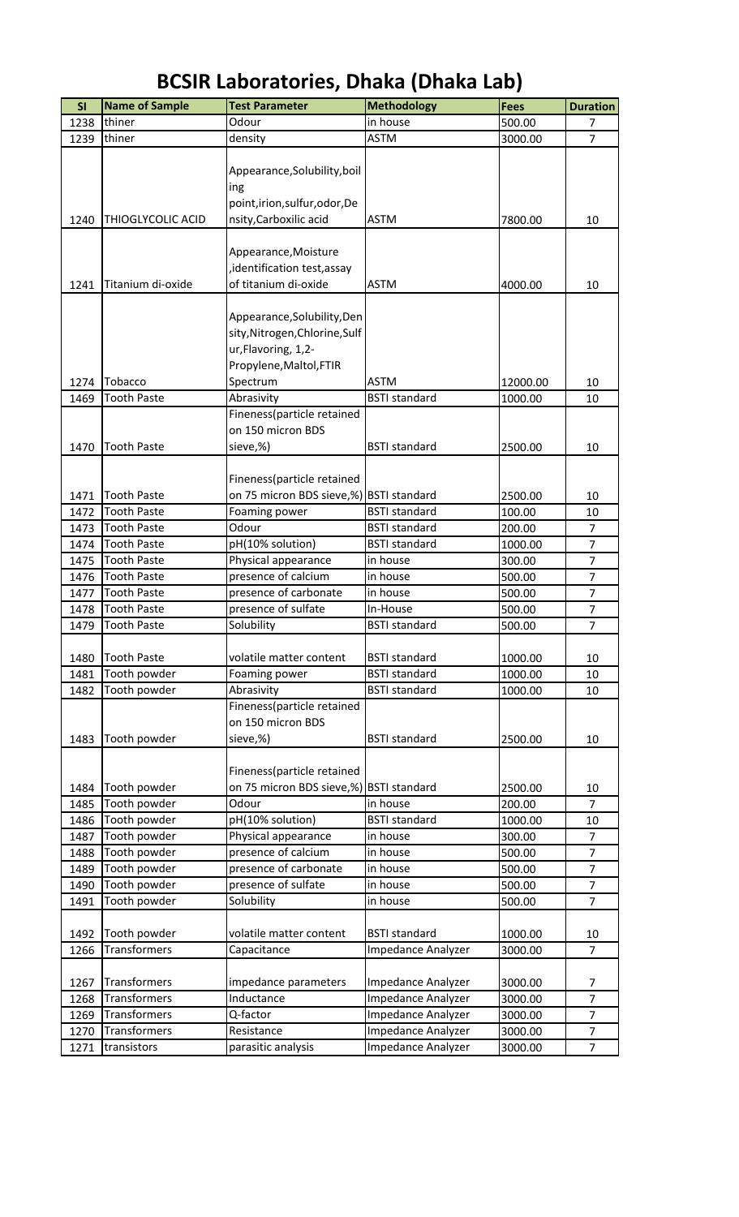# BCSIR Laboratories, Dhaka (Dhaka Lab)

| Sl | Name of Sample | Test Parameter | Methodology | Fees | Duration |
|---|---|---|---|---|---|
| 1238 | thiner | Odour | in house | 500.00 | 7 |
| 1239 | thiner | density | ASTM | 3000.00 | 7 |
| 1240 | THIOGLYCOLIC ACID | Appearance,Solubility,boiling point,irion,sulfur,odor,Density,Carboxilic acid | ASTM | 7800.00 | 10 |
| 1241 | Titanium di-oxide | Appearance,Moisture ,identification test,assay of titanium di-oxide | ASTM | 4000.00 | 10 |
| 1274 | Tobacco | Appearance,Solubility,Density,Nitrogen,Chlorine,Sulfur,Flavoring, 1,2-Propylene,Maltol,FTIR Spectrum | ASTM | 12000.00 | 10 |
| 1469 | Tooth Paste | Abrasivity | BSTI standard | 1000.00 | 10 |
| 1470 | Tooth Paste | Fineness(particle retained on 150 micron BDS sieve,%) | BSTI standard | 2500.00 | 10 |
| 1471 | Tooth Paste | Fineness(particle retained on 75 micron BDS sieve,%) | BSTI standard | 2500.00 | 10 |
| 1472 | Tooth Paste | Foaming power | BSTI standard | 100.00 | 10 |
| 1473 | Tooth Paste | Odour | BSTI standard | 200.00 | 7 |
| 1474 | Tooth Paste | pH(10% solution) | BSTI standard | 1000.00 | 7 |
| 1475 | Tooth Paste | Physical appearance | in house | 300.00 | 7 |
| 1476 | Tooth Paste | presence of calcium | in house | 500.00 | 7 |
| 1477 | Tooth Paste | presence of carbonate | in house | 500.00 | 7 |
| 1478 | Tooth Paste | presence of sulfate | In-House | 500.00 | 7 |
| 1479 | Tooth Paste | Solubility | BSTI standard | 500.00 | 7 |
| 1480 | Tooth Paste | volatile matter content | BSTI standard | 1000.00 | 10 |
| 1481 | Tooth powder | Foaming power | BSTI standard | 1000.00 | 10 |
| 1482 | Tooth powder | Abrasivity | BSTI standard | 1000.00 | 10 |
| 1483 | Tooth powder | Fineness(particle retained on 150 micron BDS sieve,%) | BSTI standard | 2500.00 | 10 |
| 1484 | Tooth powder | Fineness(particle retained on 75 micron BDS sieve,%) | BSTI standard | 2500.00 | 10 |
| 1485 | Tooth powder | Odour | in house | 200.00 | 7 |
| 1486 | Tooth powder | pH(10% solution) | BSTI standard | 1000.00 | 10 |
| 1487 | Tooth powder | Physical appearance | in house | 300.00 | 7 |
| 1488 | Tooth powder | presence of calcium | in house | 500.00 | 7 |
| 1489 | Tooth powder | presence of carbonate | in house | 500.00 | 7 |
| 1490 | Tooth powder | presence of sulfate | in house | 500.00 | 7 |
| 1491 | Tooth powder | Solubility | in house | 500.00 | 7 |
| 1492 | Tooth powder | volatile matter content | BSTI standard | 1000.00 | 10 |
| 1266 | Transformers | Capacitance | Impedance Analyzer | 3000.00 | 7 |
| 1267 | Transformers | impedance parameters | Impedance Analyzer | 3000.00 | 7 |
| 1268 | Transformers | Inductance | Impedance Analyzer | 3000.00 | 7 |
| 1269 | Transformers | Q-factor | Impedance Analyzer | 3000.00 | 7 |
| 1270 | Transformers | Resistance | Impedance Analyzer | 3000.00 | 7 |
| 1271 | transistors | parasitic analysis | Impedance Analyzer | 3000.00 | 7 |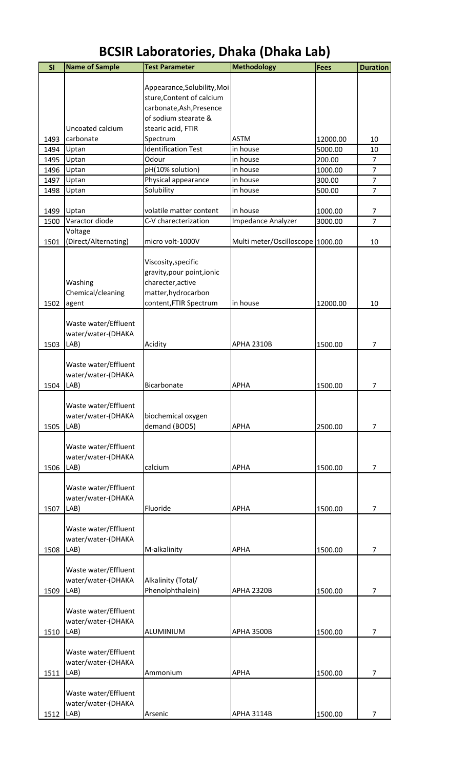# BCSIR Laboratories, Dhaka (Dhaka Lab)

| Sl | Name of Sample | Test Parameter | Methodology | Fees | Duration |
|---|---|---|---|---|---|
| 1493 | Uncoated calcium carbonate | Appearance,Solubility,Moisture,Content of calcium carbonate,Ash,Presence of sodium stearate & stearic acid, FTIR Spectrum | ASTM | 12000.00 | 10 |
| 1494 | Uptan | Identification Test | in house | 5000.00 | 10 |
| 1495 | Uptan | Odour | in house | 200.00 | 7 |
| 1496 | Uptan | pH(10% solution) | in house | 1000.00 | 7 |
| 1497 | Uptan | Physical appearance | in house | 300.00 | 7 |
| 1498 | Uptan | Solubility | in house | 500.00 | 7 |
| 1499 | Uptan | volatile matter content | in house | 1000.00 | 7 |
| 1500 | Varactor diode | C-V charecterization | Impedance Analyzer | 3000.00 | 7 |
| 1501 | Voltage (Direct/Alternating) | micro volt-1000V | Multi meter/Oscilloscope | 1000.00 | 10 |
| 1502 | Washing Chemical/cleaning agent | Viscosity,specific gravity,pour point,ionic charecter,active matter,hydrocarbon content,FTIR Spectrum | in house | 12000.00 | 10 |
| 1503 | Waste water/Effluent water/water-(DHAKA LAB) | Acidity | APHA 2310B | 1500.00 | 7 |
| 1504 | Waste water/Effluent water/water-(DHAKA LAB) | Bicarbonate | APHA | 1500.00 | 7 |
| 1505 | Waste water/Effluent water/water-(DHAKA LAB) | biochemical oxygen demand (BOD5) | APHA | 2500.00 | 7 |
| 1506 | Waste water/Effluent water/water-(DHAKA LAB) | calcium | APHA | 1500.00 | 7 |
| 1507 | Waste water/Effluent water/water-(DHAKA LAB) | Fluoride | APHA | 1500.00 | 7 |
| 1508 | Waste water/Effluent water/water-(DHAKA LAB) | M-alkalinity | APHA | 1500.00 | 7 |
| 1509 | Waste water/Effluent water/water-(DHAKA LAB) | Alkalinity (Total/ Phenolphthalein) | APHA 2320B | 1500.00 | 7 |
| 1510 | Waste water/Effluent water/water-(DHAKA LAB) | ALUMINIUM | APHA 3500B | 1500.00 | 7 |
| 1511 | Waste water/Effluent water/water-(DHAKA LAB) | Ammonium | APHA | 1500.00 | 7 |
| 1512 | Waste water/Effluent water/water-(DHAKA LAB) | Arsenic | APHA 3114B | 1500.00 | 7 |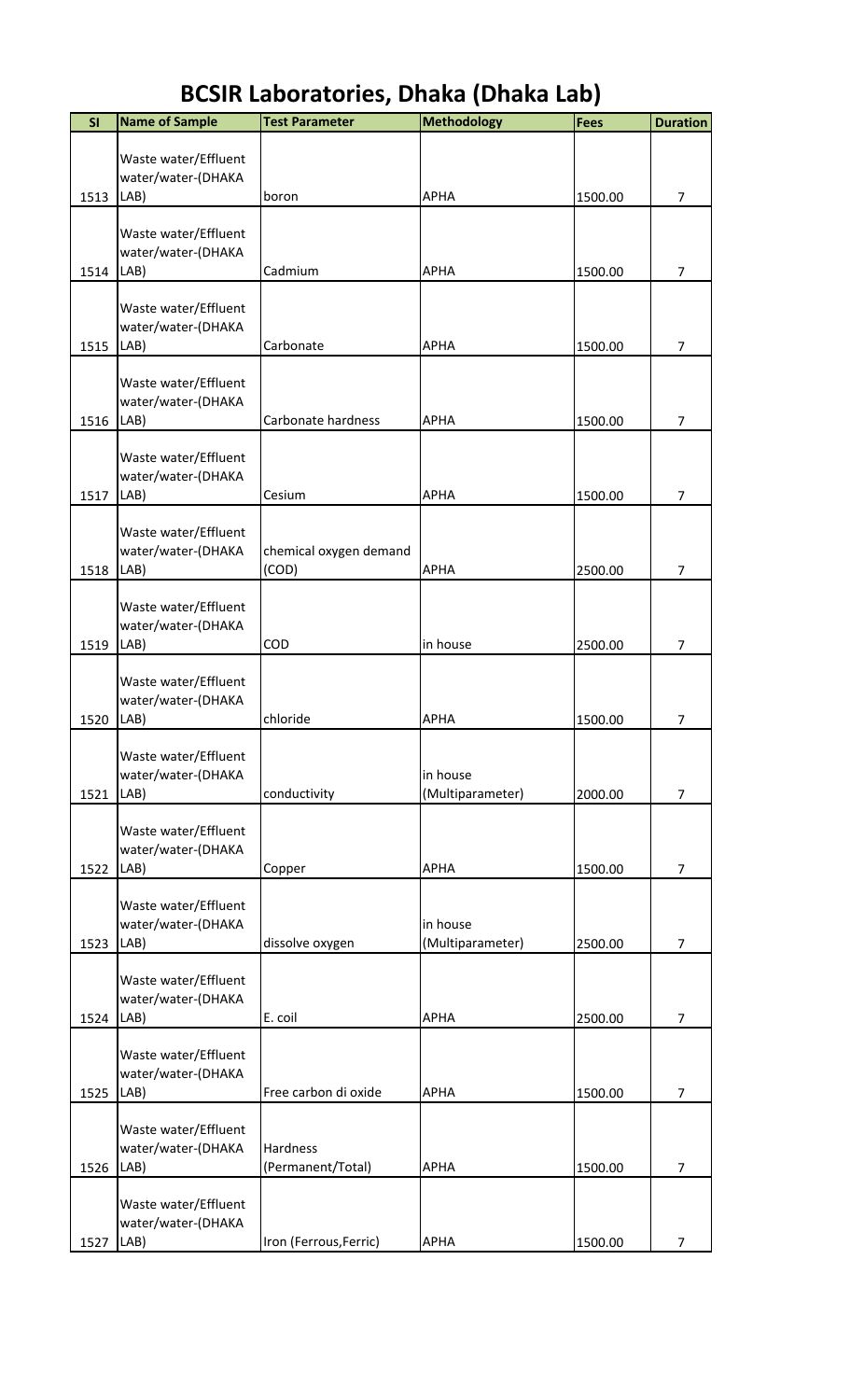# BCSIR Laboratories, Dhaka (Dhaka Lab)

| Sl | Name of Sample | Test Parameter | Methodology | Fees | Duration |
|---|---|---|---|---|---|
| 1513 | Waste water/Effluent water/water-(DHAKA LAB) | boron | APHA | 1500.00 | 7 |
| 1514 | Waste water/Effluent water/water-(DHAKA LAB) | Cadmium | APHA | 1500.00 | 7 |
| 1515 | Waste water/Effluent water/water-(DHAKA LAB) | Carbonate | APHA | 1500.00 | 7 |
| 1516 | Waste water/Effluent water/water-(DHAKA LAB) | Carbonate hardness | APHA | 1500.00 | 7 |
| 1517 | Waste water/Effluent water/water-(DHAKA LAB) | Cesium | APHA | 1500.00 | 7 |
| 1518 | Waste water/Effluent water/water-(DHAKA LAB) | chemical oxygen demand (COD) | APHA | 2500.00 | 7 |
| 1519 | Waste water/Effluent water/water-(DHAKA LAB) | COD | in house | 2500.00 | 7 |
| 1520 | Waste water/Effluent water/water-(DHAKA LAB) | chloride | APHA | 1500.00 | 7 |
| 1521 | Waste water/Effluent water/water-(DHAKA LAB) | conductivity | in house (Multiparameter) | 2000.00 | 7 |
| 1522 | Waste water/Effluent water/water-(DHAKA LAB) | Copper | APHA | 1500.00 | 7 |
| 1523 | Waste water/Effluent water/water-(DHAKA LAB) | dissolve oxygen | in house (Multiparameter) | 2500.00 | 7 |
| 1524 | Waste water/Effluent water/water-(DHAKA LAB) | E. coil | APHA | 2500.00 | 7 |
| 1525 | Waste water/Effluent water/water-(DHAKA LAB) | Free carbon di oxide | APHA | 1500.00 | 7 |
| 1526 | Waste water/Effluent water/water-(DHAKA LAB) | Hardness (Permanent/Total) | APHA | 1500.00 | 7 |
| 1527 | Waste water/Effluent water/water-(DHAKA LAB) | Iron (Ferrous,Ferric) | APHA | 1500.00 | 7 |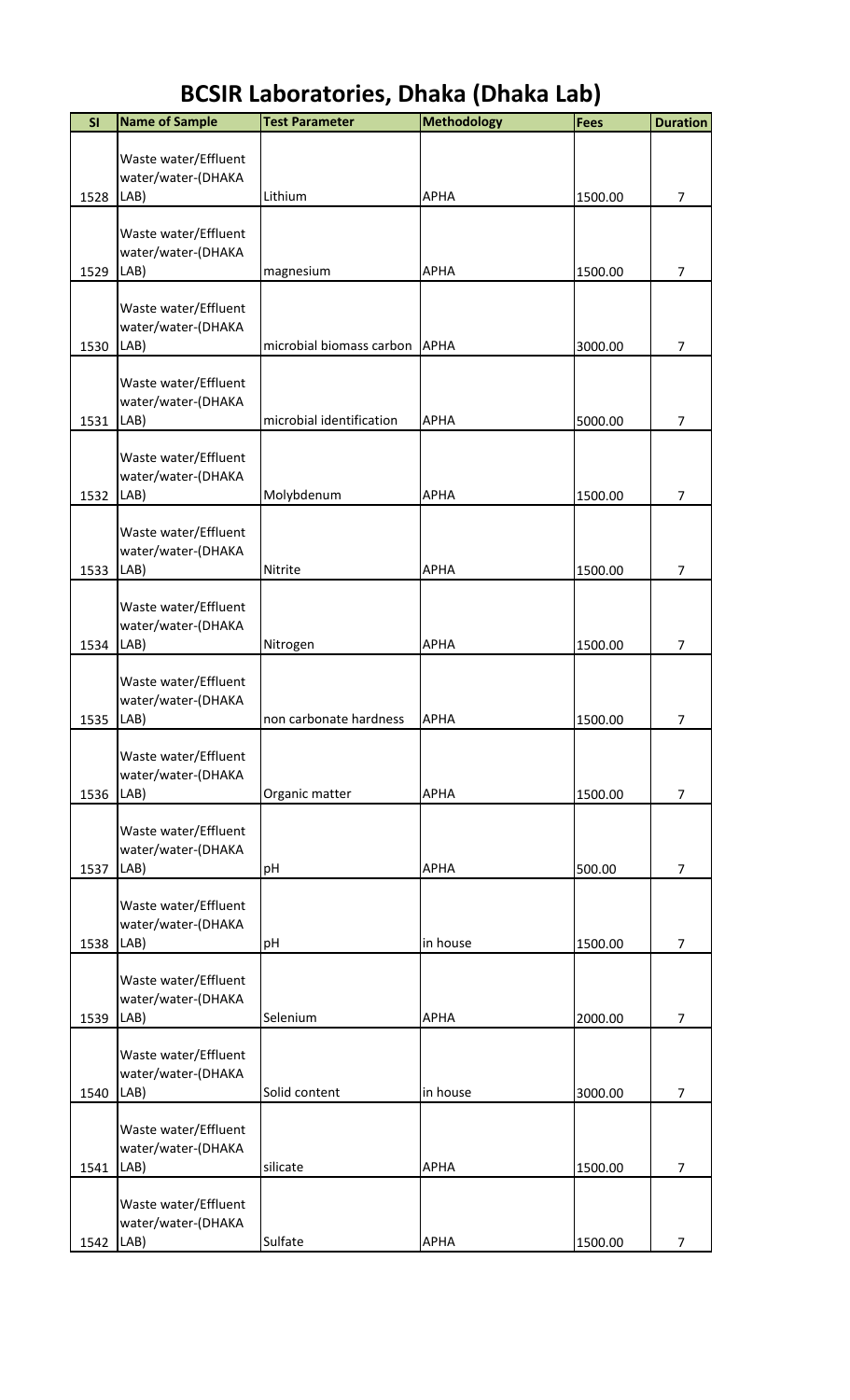# BCSIR Laboratories, Dhaka (Dhaka Lab)

| Sl | Name of Sample | Test Parameter | Methodology | Fees | Duration |
|---|---|---|---|---|---|
| 1528 | Waste water/Effluent water/water-(DHAKA LAB) | Lithium | APHA | 1500.00 | 7 |
| 1529 | Waste water/Effluent water/water-(DHAKA LAB) | magnesium | APHA | 1500.00 | 7 |
| 1530 | Waste water/Effluent water/water-(DHAKA LAB) | microbial biomass carbon | APHA | 3000.00 | 7 |
| 1531 | Waste water/Effluent water/water-(DHAKA LAB) | microbial identification | APHA | 5000.00 | 7 |
| 1532 | Waste water/Effluent water/water-(DHAKA LAB) | Molybdenum | APHA | 1500.00 | 7 |
| 1533 | Waste water/Effluent water/water-(DHAKA LAB) | Nitrite | APHA | 1500.00 | 7 |
| 1534 | Waste water/Effluent water/water-(DHAKA LAB) | Nitrogen | APHA | 1500.00 | 7 |
| 1535 | Waste water/Effluent water/water-(DHAKA LAB) | non carbonate hardness | APHA | 1500.00 | 7 |
| 1536 | Waste water/Effluent water/water-(DHAKA LAB) | Organic matter | APHA | 1500.00 | 7 |
| 1537 | Waste water/Effluent water/water-(DHAKA LAB) | pH | APHA | 500.00 | 7 |
| 1538 | Waste water/Effluent water/water-(DHAKA LAB) | pH | in house | 1500.00 | 7 |
| 1539 | Waste water/Effluent water/water-(DHAKA LAB) | Selenium | APHA | 2000.00 | 7 |
| 1540 | Waste water/Effluent water/water-(DHAKA LAB) | Solid content | in house | 3000.00 | 7 |
| 1541 | Waste water/Effluent water/water-(DHAKA LAB) | silicate | APHA | 1500.00 | 7 |
| 1542 | Waste water/Effluent water/water-(DHAKA LAB) | Sulfate | APHA | 1500.00 | 7 |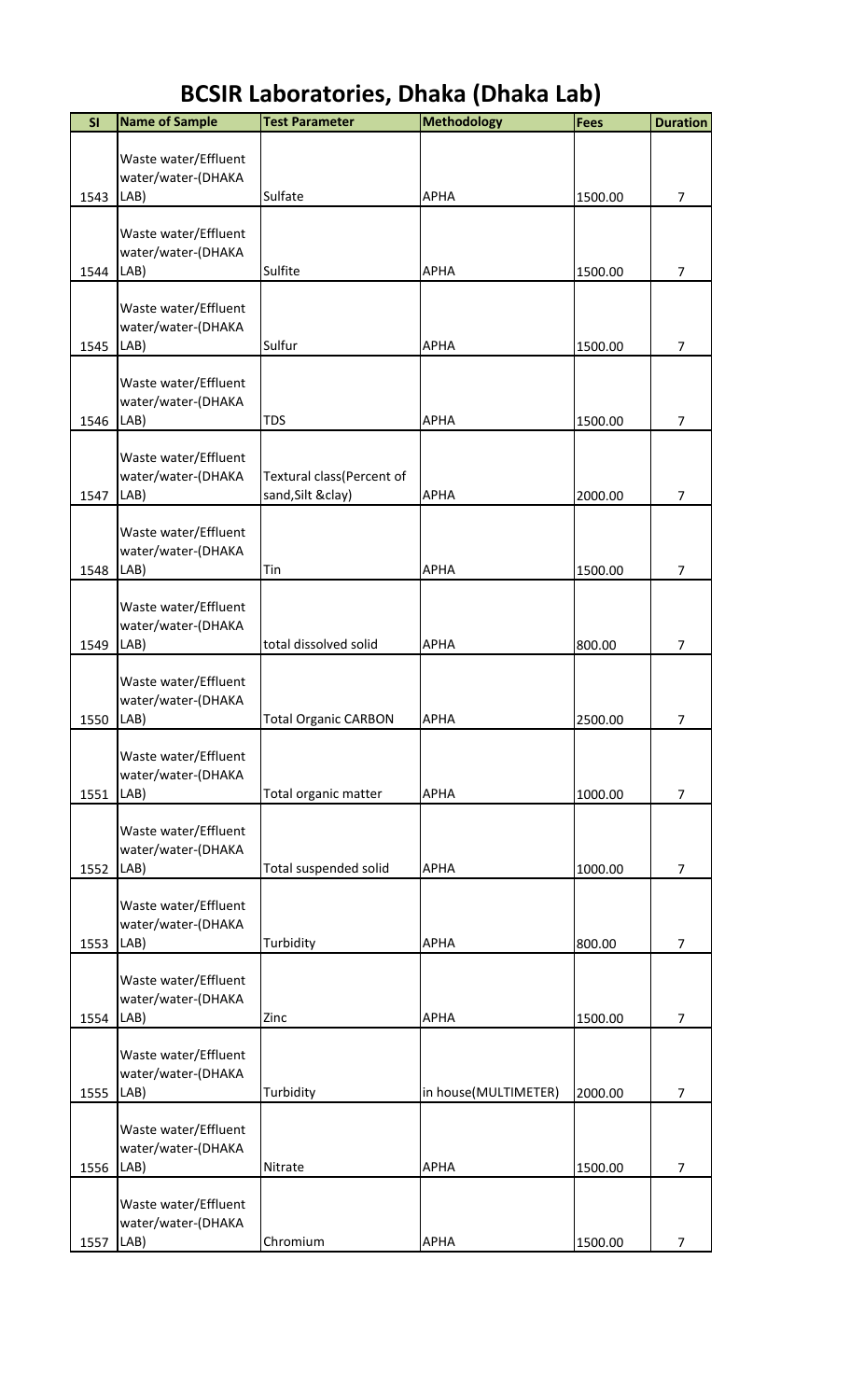# BCSIR Laboratories, Dhaka (Dhaka Lab)

| Sl | Name of Sample | Test Parameter | Methodology | Fees | Duration |
|---|---|---|---|---|---|
| 1543 | Waste water/Effluent water/water-(DHAKA LAB) | Sulfate | APHA | 1500.00 | 7 |
| 1544 | Waste water/Effluent water/water-(DHAKA LAB) | Sulfite | APHA | 1500.00 | 7 |
| 1545 | Waste water/Effluent water/water-(DHAKA LAB) | Sulfur | APHA | 1500.00 | 7 |
| 1546 | Waste water/Effluent water/water-(DHAKA LAB) | TDS | APHA | 1500.00 | 7 |
| 1547 | Waste water/Effluent water/water-(DHAKA LAB) | Textural class(Percent of sand,Silt &clay) | APHA | 2000.00 | 7 |
| 1548 | Waste water/Effluent water/water-(DHAKA LAB) | Tin | APHA | 1500.00 | 7 |
| 1549 | Waste water/Effluent water/water-(DHAKA LAB) | total dissolved solid | APHA | 800.00 | 7 |
| 1550 | Waste water/Effluent water/water-(DHAKA LAB) | Total Organic CARBON | APHA | 2500.00 | 7 |
| 1551 | Waste water/Effluent water/water-(DHAKA LAB) | Total organic matter | APHA | 1000.00 | 7 |
| 1552 | Waste water/Effluent water/water-(DHAKA LAB) | Total suspended solid | APHA | 1000.00 | 7 |
| 1553 | Waste water/Effluent water/water-(DHAKA LAB) | Turbidity | APHA | 800.00 | 7 |
| 1554 | Waste water/Effluent water/water-(DHAKA LAB) | Zinc | APHA | 1500.00 | 7 |
| 1555 | Waste water/Effluent water/water-(DHAKA LAB) | Turbidity | in house(MULTIMETER) | 2000.00 | 7 |
| 1556 | Waste water/Effluent water/water-(DHAKA LAB) | Nitrate | APHA | 1500.00 | 7 |
| 1557 | Waste water/Effluent water/water-(DHAKA LAB) | Chromium | APHA | 1500.00 | 7 |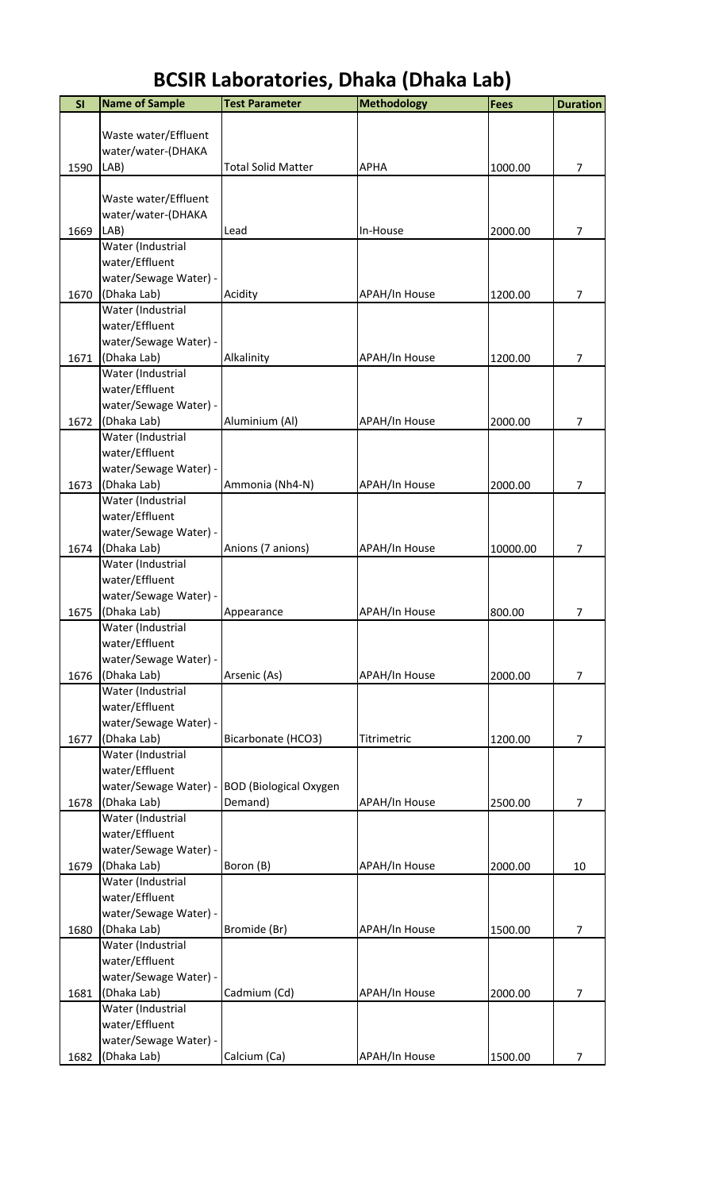# BCSIR Laboratories, Dhaka (Dhaka Lab)

| Sl | Name of Sample | Test Parameter | Methodology | Fees | Duration |
|---|---|---|---|---|---|
| 1590 | Waste water/Effluent water/water-(DHAKA LAB) | Total Solid Matter | APHA | 1000.00 | 7 |
| 1669 | Waste water/Effluent water/water-(DHAKA LAB) | Lead | In-House | 2000.00 | 7 |
| 1670 | Water (Industrial water/Effluent water/Sewage Water) - (Dhaka Lab) | Acidity | APAH/In House | 1200.00 | 7 |
| 1671 | Water (Industrial water/Effluent water/Sewage Water) - (Dhaka Lab) | Alkalinity | APAH/In House | 1200.00 | 7 |
| 1672 | Water (Industrial water/Effluent water/Sewage Water) - (Dhaka Lab) | Aluminium (Al) | APAH/In House | 2000.00 | 7 |
| 1673 | Water (Industrial water/Effluent water/Sewage Water) - (Dhaka Lab) | Ammonia (Nh4-N) | APAH/In House | 2000.00 | 7 |
| 1674 | Water (Industrial water/Effluent water/Sewage Water) - (Dhaka Lab) | Anions (7 anions) | APAH/In House | 10000.00 | 7 |
| 1675 | Water (Industrial water/Effluent water/Sewage Water) - (Dhaka Lab) | Appearance | APAH/In House | 800.00 | 7 |
| 1676 | Water (Industrial water/Effluent water/Sewage Water) - (Dhaka Lab) | Arsenic (As) | APAH/In House | 2000.00 | 7 |
| 1677 | Water (Industrial water/Effluent water/Sewage Water) - (Dhaka Lab) | Bicarbonate (HCO3) | Titrimetric | 1200.00 | 7 |
| 1678 | Water (Industrial water/Effluent water/Sewage Water) - (Dhaka Lab) | BOD (Biological Oxygen Demand) | APAH/In House | 2500.00 | 7 |
| 1679 | Water (Industrial water/Effluent water/Sewage Water) - (Dhaka Lab) | Boron (B) | APAH/In House | 2000.00 | 10 |
| 1680 | Water (Industrial water/Effluent water/Sewage Water) - (Dhaka Lab) | Bromide (Br) | APAH/In House | 1500.00 | 7 |
| 1681 | Water (Industrial water/Effluent water/Sewage Water) - (Dhaka Lab) | Cadmium (Cd) | APAH/In House | 2000.00 | 7 |
| 1682 | Water (Industrial water/Effluent water/Sewage Water) - (Dhaka Lab) | Calcium (Ca) | APAH/In House | 1500.00 | 7 |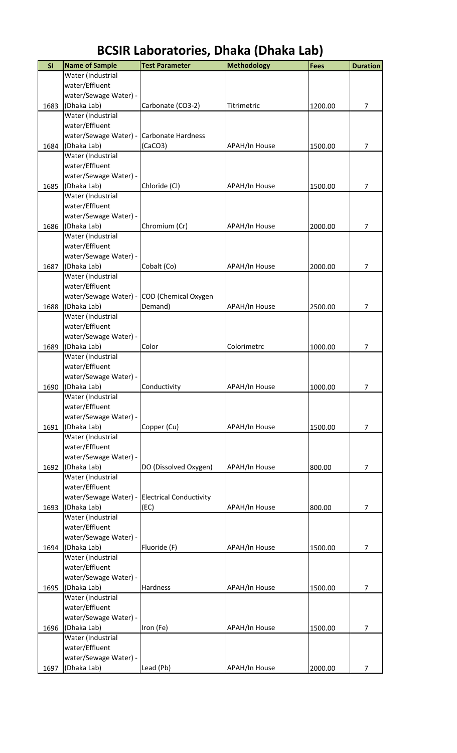# BCSIR Laboratories, Dhaka (Dhaka Lab)

| Sl | Name of Sample | Test Parameter | Methodology | Fees | Duration |
|---|---|---|---|---|---|
| 1683 | Water (Industrial water/Effluent water/Sewage Water) - (Dhaka Lab) | Carbonate ($CO_3^{-2}$) | Titrimetric | 1200.00 | 7 |
| 1684 | Water (Industrial water/Effluent water/Sewage Water) - (Dhaka Lab) | Carbonate Hardness ($CaCO_3$) | APAH/In House | 1500.00 | 7 |
| 1685 | Water (Industrial water/Effluent water/Sewage Water) - (Dhaka Lab) | Chloride (Cl) | APAH/In House | 1500.00 | 7 |
| 1686 | Water (Industrial water/Effluent water/Sewage Water) - (Dhaka Lab) | Chromium (Cr) | APAH/In House | 2000.00 | 7 |
| 1687 | Water (Industrial water/Effluent water/Sewage Water) - (Dhaka Lab) | Cobalt (Co) | APAH/In House | 2000.00 | 7 |
| 1688 | Water (Industrial water/Effluent water/Sewage Water) - (Dhaka Lab) | COD (Chemical Oxygen Demand) | APAH/In House | 2500.00 | 7 |
| 1689 | Water (Industrial water/Effluent water/Sewage Water) - (Dhaka Lab) | Color | Colorimetrc | 1000.00 | 7 |
| 1690 | Water (Industrial water/Effluent water/Sewage Water) - (Dhaka Lab) | Conductivity | APAH/In House | 1000.00 | 7 |
| 1691 | Water (Industrial water/Effluent water/Sewage Water) - (Dhaka Lab) | Copper (Cu) | APAH/In House | 1500.00 | 7 |
| 1692 | Water (Industrial water/Effluent water/Sewage Water) - (Dhaka Lab) | DO (Dissolved Oxygen) | APAH/In House | 800.00 | 7 |
| 1693 | Water (Industrial water/Effluent water/Sewage Water) - (Dhaka Lab) | Electrical Conductivity (EC) | APAH/In House | 800.00 | 7 |
| 1694 | Water (Industrial water/Effluent water/Sewage Water) - (Dhaka Lab) | Fluoride (F) | APAH/In House | 1500.00 | 7 |
| 1695 | Water (Industrial water/Effluent water/Sewage Water) - (Dhaka Lab) | Hardness | APAH/In House | 1500.00 | 7 |
| 1696 | Water (Industrial water/Effluent water/Sewage Water) - (Dhaka Lab) | Iron (Fe) | APAH/In House | 1500.00 | 7 |
| 1697 | Water (Industrial water/Effluent water/Sewage Water) - (Dhaka Lab) | Lead (Pb) | APAH/In House | 2000.00 | 7 |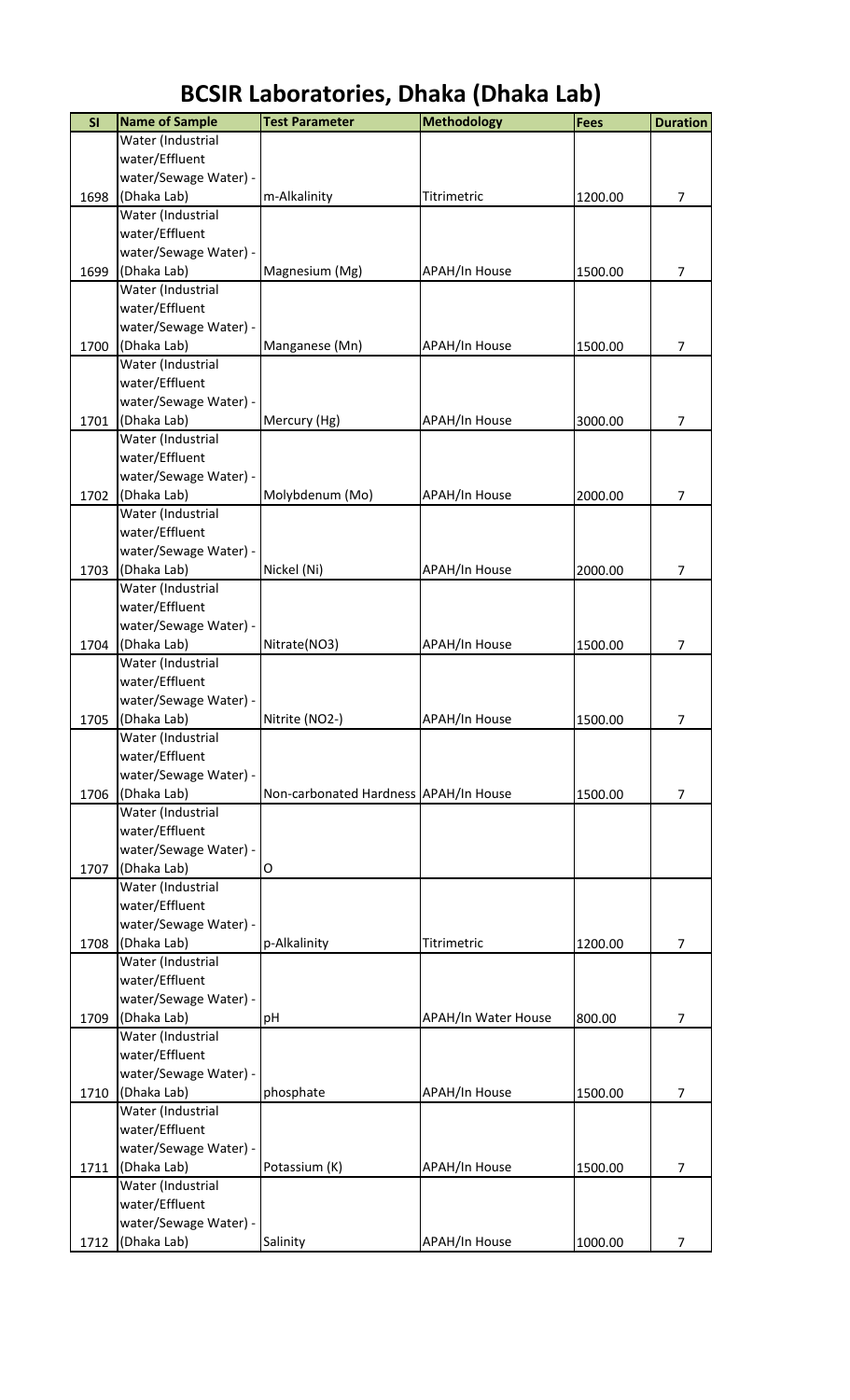# BCSIR Laboratories, Dhaka (Dhaka Lab)

| Sl | Name of Sample | Test Parameter | Methodology | Fees | Duration |
|---|---|---|---|---|---|
| 1698 | Water (Industrial water/Effluent water/Sewage Water) - (Dhaka Lab) | m-Alkalinity | Titrimetric | 1200.00 | 7 |
| 1699 | Water (Industrial water/Effluent water/Sewage Water) - (Dhaka Lab) | Magnesium (Mg) | APAH/In House | 1500.00 | 7 |
| 1700 | Water (Industrial water/Effluent water/Sewage Water) - (Dhaka Lab) | Manganese (Mn) | APAH/In House | 1500.00 | 7 |
| 1701 | Water (Industrial water/Effluent water/Sewage Water) - (Dhaka Lab) | Mercury (Hg) | APAH/In House | 3000.00 | 7 |
| 1702 | Water (Industrial water/Effluent water/Sewage Water) - (Dhaka Lab) | Molybdenum (Mo) | APAH/In House | 2000.00 | 7 |
| 1703 | Water (Industrial water/Effluent water/Sewage Water) - (Dhaka Lab) | Nickel (Ni) | APAH/In House | 2000.00 | 7 |
| 1704 | Water (Industrial water/Effluent water/Sewage Water) - (Dhaka Lab) | Nitrate(NO3) | APAH/In House | 1500.00 | 7 |
| 1705 | Water (Industrial water/Effluent water/Sewage Water) - (Dhaka Lab) | Nitrite (NO2-) | APAH/In House | 1500.00 | 7 |
| 1706 | Water (Industrial water/Effluent water/Sewage Water) - (Dhaka Lab) | Non-carbonated Hardness | APAH/In House | 1500.00 | 7 |
| 1707 | Water (Industrial water/Effluent water/Sewage Water) - (Dhaka Lab) | O | | | |
| 1708 | Water (Industrial water/Effluent water/Sewage Water) - (Dhaka Lab) | p-Alkalinity | Titrimetric | 1200.00 | 7 |
| 1709 | Water (Industrial water/Effluent water/Sewage Water) - (Dhaka Lab) | pH | APAH/In Water House | 800.00 | 7 |
| 1710 | Water (Industrial water/Effluent water/Sewage Water) - (Dhaka Lab) | phosphate | APAH/In House | 1500.00 | 7 |
| 1711 | Water (Industrial water/Effluent water/Sewage Water) - (Dhaka Lab) | Potassium (K) | APAH/In House | 1500.00 | 7 |
| 1712 | Water (Industrial water/Effluent water/Sewage Water) - (Dhaka Lab) | Salinity | APAH/In House | 1000.00 | 7 |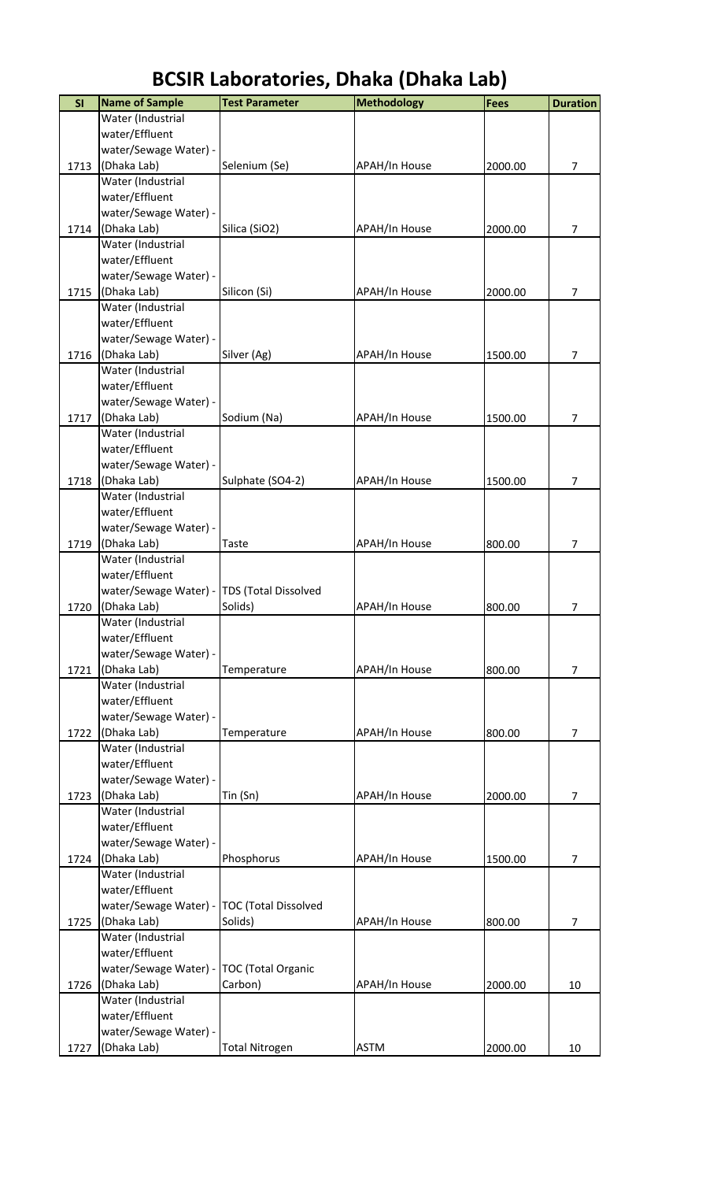# BCSIR Laboratories, Dhaka (Dhaka Lab)

| Sl | Name of Sample | Test Parameter | Methodology | Fees | Duration |
|---|---|---|---|---|---|
| 1713 | Water (Industrial water/Effluent water/Sewage Water) - (Dhaka Lab) | Selenium (Se) | APAH/In House | 2000.00 | 7 |
| 1714 | Water (Industrial water/Effluent water/Sewage Water) - (Dhaka Lab) | Silica ($SiO_2$) | APAH/In House | 2000.00 | 7 |
| 1715 | Water (Industrial water/Effluent water/Sewage Water) - (Dhaka Lab) | Silicon (Si) | APAH/In House | 2000.00 | 7 |
| 1716 | Water (Industrial water/Effluent water/Sewage Water) - (Dhaka Lab) | Silver (Ag) | APAH/In House | 1500.00 | 7 |
| 1717 | Water (Industrial water/Effluent water/Sewage Water) - (Dhaka Lab) | Sodium (Na) | APAH/In House | 1500.00 | 7 |
| 1718 | Water (Industrial water/Effluent water/Sewage Water) - (Dhaka Lab) | Sulphate ($SO_4^{-2}$) | APAH/In House | 1500.00 | 7 |
| 1719 | Water (Industrial water/Effluent water/Sewage Water) - (Dhaka Lab) | Taste | APAH/In House | 800.00 | 7 |
| 1720 | Water (Industrial water/Effluent water/Sewage Water) - (Dhaka Lab) | TDS (Total Dissolved Solids) | APAH/In House | 800.00 | 7 |
| 1721 | Water (Industrial water/Effluent water/Sewage Water) - (Dhaka Lab) | Temperature | APAH/In House | 800.00 | 7 |
| 1722 | Water (Industrial water/Effluent water/Sewage Water) - (Dhaka Lab) | Temperature | APAH/In House | 800.00 | 7 |
| 1723 | Water (Industrial water/Effluent water/Sewage Water) - (Dhaka Lab) | Tin (Sn) | APAH/In House | 2000.00 | 7 |
| 1724 | Water (Industrial water/Effluent water/Sewage Water) - (Dhaka Lab) | Phosphorus | APAH/In House | 1500.00 | 7 |
| 1725 | Water (Industrial water/Effluent water/Sewage Water) - (Dhaka Lab) | TOC (Total Dissolved Solids) | APAH/In House | 800.00 | 7 |
| 1726 | Water (Industrial water/Effluent water/Sewage Water) - (Dhaka Lab) | TOC (Total Organic Carbon) | APAH/In House | 2000.00 | 10 |
| 1727 | Water (Industrial water/Effluent water/Sewage Water) - (Dhaka Lab) | Total Nitrogen | ASTM | 2000.00 | 10 |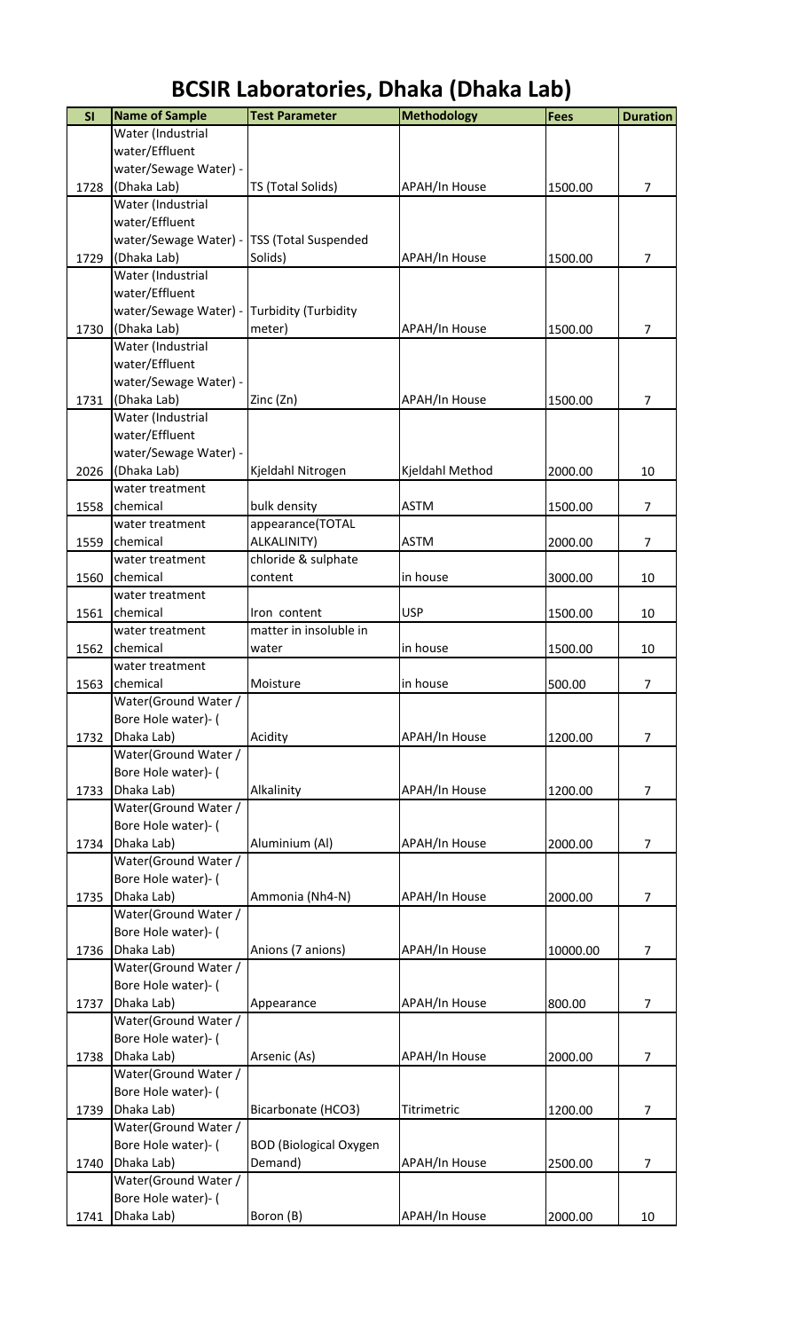# BCSIR Laboratories, Dhaka (Dhaka Lab)

| Sl | Name of Sample | Test Parameter | Methodology | Fees | Duration |
|---|---|---|---|---|---|
| 1728 | Water (Industrial water/Effluent water/Sewage Water) - (Dhaka Lab) | TS (Total Solids) | APAH/In House | 1500.00 | 7 |
| 1729 | Water (Industrial water/Effluent water/Sewage Water) - (Dhaka Lab) | TSS (Total Suspended Solids) | APAH/In House | 1500.00 | 7 |
| 1730 | Water (Industrial water/Effluent water/Sewage Water) - (Dhaka Lab) | Turbidity (Turbidity meter) | APAH/In House | 1500.00 | 7 |
| 1731 | Water (Industrial water/Effluent water/Sewage Water) - (Dhaka Lab) | Zinc (Zn) | APAH/In House | 1500.00 | 7 |
| 2026 | Water (Industrial water/Effluent water/Sewage Water) - (Dhaka Lab) | Kjeldahl Nitrogen | Kjeldahl Method | 2000.00 | 10 |
| 1558 | water treatment chemical | bulk density | ASTM | 1500.00 | 7 |
| 1559 | water treatment chemical | appearance(TOTAL ALKALINITY) | ASTM | 2000.00 | 7 |
| 1560 | water treatment chemical | chloride & sulphate content | in house | 3000.00 | 10 |
| 1561 | water treatment chemical | Iron content | USP | 1500.00 | 10 |
| 1562 | water treatment chemical | matter in insoluble in water | in house | 1500.00 | 10 |
| 1563 | water treatment chemical | Moisture | in house | 500.00 | 7 |
| 1732 | Water(Ground Water / Bore Hole water)- ( Dhaka Lab) | Acidity | APAH/In House | 1200.00 | 7 |
| 1733 | Water(Ground Water / Bore Hole water)- ( Dhaka Lab) | Alkalinity | APAH/In House | 1200.00 | 7 |
| 1734 | Water(Ground Water / Bore Hole water)- ( Dhaka Lab) | Aluminium (Al) | APAH/In House | 2000.00 | 7 |
| 1735 | Water(Ground Water / Bore Hole water)- ( Dhaka Lab) | Ammonia (Nh4-N) | APAH/In House | 2000.00 | 7 |
| 1736 | Water(Ground Water / Bore Hole water)- ( Dhaka Lab) | Anions (7 anions) | APAH/In House | 10000.00 | 7 |
| 1737 | Water(Ground Water / Bore Hole water)- ( Dhaka Lab) | Appearance | APAH/In House | 800.00 | 7 |
| 1738 | Water(Ground Water / Bore Hole water)- ( Dhaka Lab) | Arsenic (As) | APAH/In House | 2000.00 | 7 |
| 1739 | Water(Ground Water / Bore Hole water)- ( Dhaka Lab) | Bicarbonate (HCO3) | Titrimetric | 1200.00 | 7 |
| 1740 | Water(Ground Water / Bore Hole water)- ( Dhaka Lab) | BOD (Biological Oxygen Demand) | APAH/In House | 2500.00 | 7 |
| 1741 | Water(Ground Water / Bore Hole water)- ( Dhaka Lab) | Boron (B) | APAH/In House | 2000.00 | 10 |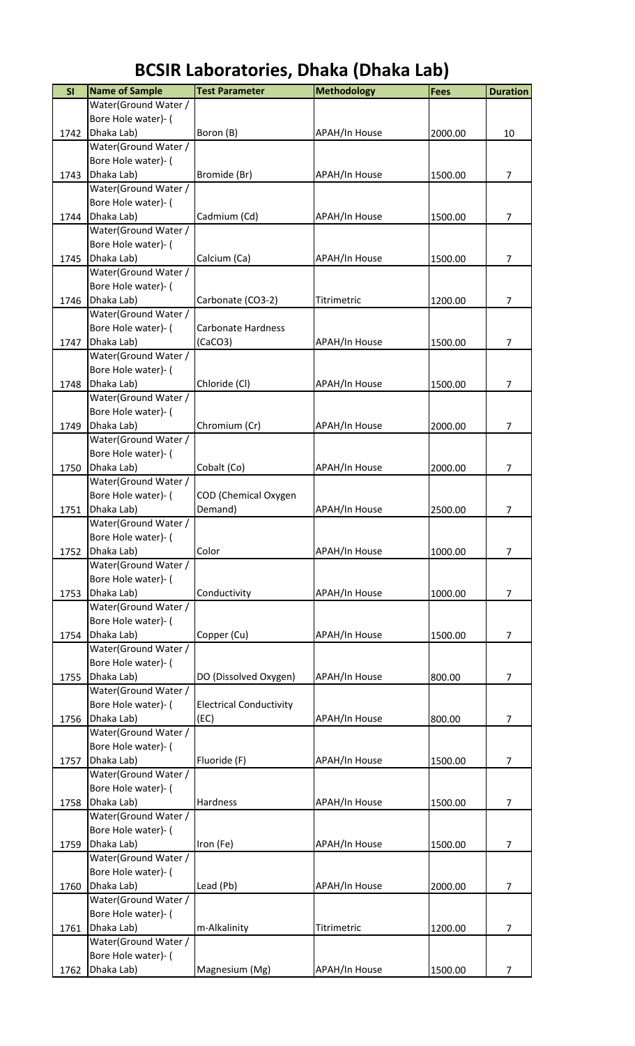# BCSIR Laboratories, Dhaka (Dhaka Lab)

| Sl | Name of Sample | Test Parameter | Methodology | Fees | Duration |
|---|---|---|---|---|---|
| 1742 | Water(Ground Water / Bore Hole water)- ( Dhaka Lab) | Boron (B) | APAH/In House | 2000.00 | 10 |
| 1743 | Water(Ground Water / Bore Hole water)- ( Dhaka Lab) | Bromide (Br) | APAH/In House | 1500.00 | 7 |
| 1744 | Water(Ground Water / Bore Hole water)- ( Dhaka Lab) | Cadmium (Cd) | APAH/In House | 1500.00 | 7 |
| 1745 | Water(Ground Water / Bore Hole water)- ( Dhaka Lab) | Calcium (Ca) | APAH/In House | 1500.00 | 7 |
| 1746 | Water(Ground Water / Bore Hole water)- ( Dhaka Lab) | Carbonate ($CO_3$-2) | Titrimetric | 1200.00 | 7 |
| 1747 | Water(Ground Water / Bore Hole water)- ( Dhaka Lab) | Carbonate Hardness ($CaCO_3$) | APAH/In House | 1500.00 | 7 |
| 1748 | Water(Ground Water / Bore Hole water)- ( Dhaka Lab) | Chloride (Cl) | APAH/In House | 1500.00 | 7 |
| 1749 | Water(Ground Water / Bore Hole water)- ( Dhaka Lab) | Chromium (Cr) | APAH/In House | 2000.00 | 7 |
| 1750 | Water(Ground Water / Bore Hole water)- ( Dhaka Lab) | Cobalt (Co) | APAH/In House | 2000.00 | 7 |
| 1751 | Water(Ground Water / Bore Hole water)- ( Dhaka Lab) | COD (Chemical Oxygen Demand) | APAH/In House | 2500.00 | 7 |
| 1752 | Water(Ground Water / Bore Hole water)- ( Dhaka Lab) | Color | APAH/In House | 1000.00 | 7 |
| 1753 | Water(Ground Water / Bore Hole water)- ( Dhaka Lab) | Conductivity | APAH/In House | 1000.00 | 7 |
| 1754 | Water(Ground Water / Bore Hole water)- ( Dhaka Lab) | Copper (Cu) | APAH/In House | 1500.00 | 7 |
| 1755 | Water(Ground Water / Bore Hole water)- ( Dhaka Lab) | DO (Dissolved Oxygen) | APAH/In House | 800.00 | 7 |
| 1756 | Water(Ground Water / Bore Hole water)- ( Dhaka Lab) | Electrical Conductivity (EC) | APAH/In House | 800.00 | 7 |
| 1757 | Water(Ground Water / Bore Hole water)- ( Dhaka Lab) | Fluoride (F) | APAH/In House | 1500.00 | 7 |
| 1758 | Water(Ground Water / Bore Hole water)- ( Dhaka Lab) | Hardness | APAH/In House | 1500.00 | 7 |
| 1759 | Water(Ground Water / Bore Hole water)- ( Dhaka Lab) | Iron (Fe) | APAH/In House | 1500.00 | 7 |
| 1760 | Water(Ground Water / Bore Hole water)- ( Dhaka Lab) | Lead (Pb) | APAH/In House | 2000.00 | 7 |
| 1761 | Water(Ground Water / Bore Hole water)- ( Dhaka Lab) | m-Alkalinity | Titrimetric | 1200.00 | 7 |
| 1762 | Water(Ground Water / Bore Hole water)- ( Dhaka Lab) | Magnesium (Mg) | APAH/In House | 1500.00 | 7 |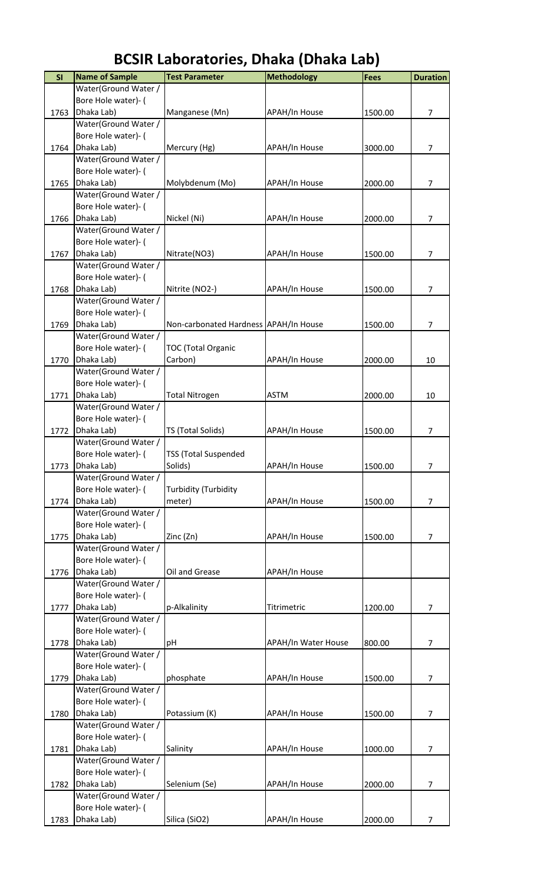# BCSIR Laboratories, Dhaka (Dhaka Lab)

| Sl | Name of Sample | Test Parameter | Methodology | Fees | Duration |
|---|---|---|---|---|---|
| 1763 | Water(Ground Water / Bore Hole water)- ( Dhaka Lab) | Manganese (Mn) | APAH/In House | 1500.00 | 7 |
| 1764 | Water(Ground Water / Bore Hole water)- ( Dhaka Lab) | Mercury (Hg) | APAH/In House | 3000.00 | 7 |
| 1765 | Water(Ground Water / Bore Hole water)- ( Dhaka Lab) | Molybdenum (Mo) | APAH/In House | 2000.00 | 7 |
| 1766 | Water(Ground Water / Bore Hole water)- ( Dhaka Lab) | Nickel (Ni) | APAH/In House | 2000.00 | 7 |
| 1767 | Water(Ground Water / Bore Hole water)- ( Dhaka Lab) | Nitrate(NO3) | APAH/In House | 1500.00 | 7 |
| 1768 | Water(Ground Water / Bore Hole water)- ( Dhaka Lab) | Nitrite (NO2-) | APAH/In House | 1500.00 | 7 |
| 1769 | Water(Ground Water / Bore Hole water)- ( Dhaka Lab) | Non-carbonated Hardness | APAH/In House | 1500.00 | 7 |
| 1770 | Water(Ground Water / Bore Hole water)- ( Dhaka Lab) | TOC (Total Organic Carbon) | APAH/In House | 2000.00 | 10 |
| 1771 | Water(Ground Water / Bore Hole water)- ( Dhaka Lab) | Total Nitrogen | ASTM | 2000.00 | 10 |
| 1772 | Water(Ground Water / Bore Hole water)- ( Dhaka Lab) | TS (Total Solids) | APAH/In House | 1500.00 | 7 |
| 1773 | Water(Ground Water / Bore Hole water)- ( Dhaka Lab) | TSS (Total Suspended Solids) | APAH/In House | 1500.00 | 7 |
| 1774 | Water(Ground Water / Bore Hole water)- ( Dhaka Lab) | Turbidity (Turbidity meter) | APAH/In House | 1500.00 | 7 |
| 1775 | Water(Ground Water / Bore Hole water)- ( Dhaka Lab) | Zinc (Zn) | APAH/In House | 1500.00 | 7 |
| 1776 | Water(Ground Water / Bore Hole water)- ( Dhaka Lab) | Oil and Grease | APAH/In House | | |
| 1777 | Water(Ground Water / Bore Hole water)- ( Dhaka Lab) | p-Alkalinity | Titrimetric | 1200.00 | 7 |
| 1778 | Water(Ground Water / Bore Hole water)- ( Dhaka Lab) | pH | APAH/In Water House | 800.00 | 7 |
| 1779 | Water(Ground Water / Bore Hole water)- ( Dhaka Lab) | phosphate | APAH/In House | 1500.00 | 7 |
| 1780 | Water(Ground Water / Bore Hole water)- ( Dhaka Lab) | Potassium (K) | APAH/In House | 1500.00 | 7 |
| 1781 | Water(Ground Water / Bore Hole water)- ( Dhaka Lab) | Salinity | APAH/In House | 1000.00 | 7 |
| 1782 | Water(Ground Water / Bore Hole water)- ( Dhaka Lab) | Selenium (Se) | APAH/In House | 2000.00 | 7 |
| 1783 | Water(Ground Water / Bore Hole water)- ( Dhaka Lab) | Silica (SiO2) | APAH/In House | 2000.00 | 7 |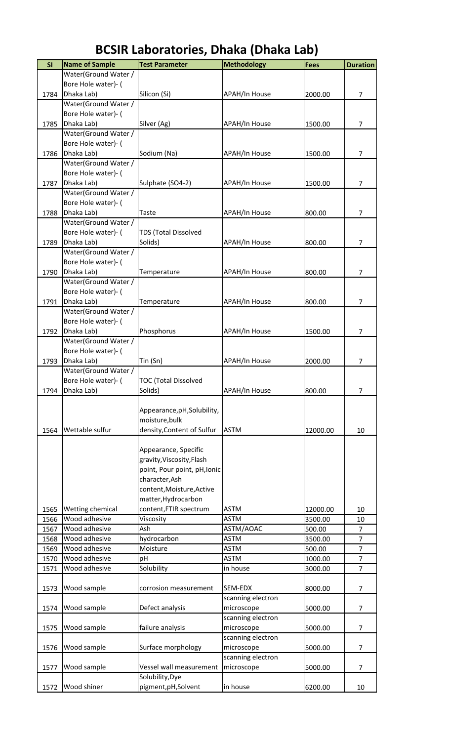# BCSIR Laboratories, Dhaka (Dhaka Lab)

| Sl | Name of Sample | Test Parameter | Methodology | Fees | Duration |
|---|---|---|---|---|---|
| 1784 | Water(Ground Water / Bore Hole water)- ( Dhaka Lab) | Silicon (Si) | APAH/In House | 2000.00 | 7 |
| 1785 | Water(Ground Water / Bore Hole water)- ( Dhaka Lab) | Silver (Ag) | APAH/In House | 1500.00 | 7 |
| 1786 | Water(Ground Water / Bore Hole water)- ( Dhaka Lab) | Sodium (Na) | APAH/In House | 1500.00 | 7 |
| 1787 | Water(Ground Water / Bore Hole water)- ( Dhaka Lab) | Sulphate (SO4-2) | APAH/In House | 1500.00 | 7 |
| 1788 | Water(Ground Water / Bore Hole water)- ( Dhaka Lab) | Taste | APAH/In House | 800.00 | 7 |
| 1789 | Water(Ground Water / Bore Hole water)- ( Dhaka Lab) | TDS (Total Dissolved Solids) | APAH/In House | 800.00 | 7 |
| 1790 | Water(Ground Water / Bore Hole water)- ( Dhaka Lab) | Temperature | APAH/In House | 800.00 | 7 |
| 1791 | Water(Ground Water / Bore Hole water)- ( Dhaka Lab) | Temperature | APAH/In House | 800.00 | 7 |
| 1792 | Water(Ground Water / Bore Hole water)- ( Dhaka Lab) | Phosphorus | APAH/In House | 1500.00 | 7 |
| 1793 | Water(Ground Water / Bore Hole water)- ( Dhaka Lab) | Tin (Sn) | APAH/In House | 2000.00 | 7 |
| 1794 | Water(Ground Water / Bore Hole water)- ( Dhaka Lab) | TOC (Total Dissolved Solids) | APAH/In House | 800.00 | 7 |
| 1564 | Wettable sulfur | Appearance,pH,Solubility, moisture,bulk density,Content of Sulfur | ASTM | 12000.00 | 10 |
| 1565 | Wetting chemical | Appearance, Specific gravity,Viscosity,Flash point, Pour point, pH,Ionic character,Ash content,Moisture,Active matter,Hydrocarbon content,FTIR spectrum | ASTM | 12000.00 | 10 |
| 1566 | Wood adhesive | Viscosity | ASTM | 3500.00 | 10 |
| 1567 | Wood adhesive | Ash | ASTM/AOAC | 500.00 | 7 |
| 1568 | Wood adhesive | hydrocarbon | ASTM | 3500.00 | 7 |
| 1569 | Wood adhesive | Moisture | ASTM | 500.00 | 7 |
| 1570 | Wood adhesive | pH | ASTM | 1000.00 | 7 |
| 1571 | Wood adhesive | Solubility | in house | 3000.00 | 7 |
| 1573 | Wood sample | corrosion measurement | SEM-EDX | 8000.00 | 7 |
| 1574 | Wood sample | Defect analysis | scanning electron microscope | 5000.00 | 7 |
| 1575 | Wood sample | failure analysis | scanning electron microscope | 5000.00 | 7 |
| 1576 | Wood sample | Surface morphology | scanning electron microscope | 5000.00 | 7 |
| 1577 | Wood sample | Vessel wall measurement | scanning electron microscope | 5000.00 | 7 |
| 1572 | Wood shiner | Solubility,Dye pigment,pH,Solvent | in house | 6200.00 | 10 |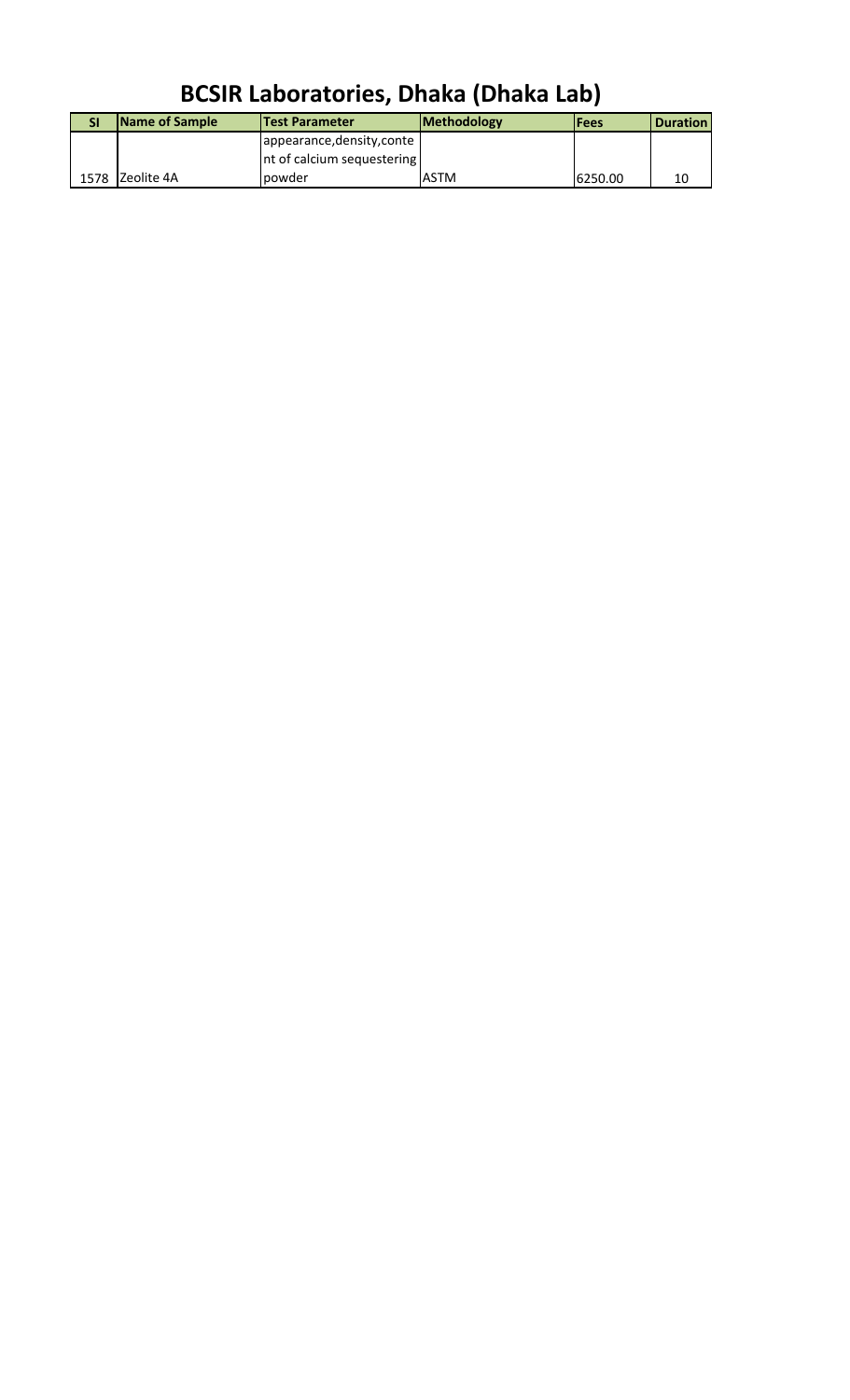# BCSIR Laboratories, Dhaka (Dhaka Lab)

| Sl | Name of Sample | Test Parameter | Methodology | Fees | Duration |
|---|---|---|---|---|---|
| 1578 | Zeolite 4A | appearance,density,content of calcium sequestering powder | ASTM | 6250.00 | 10 |